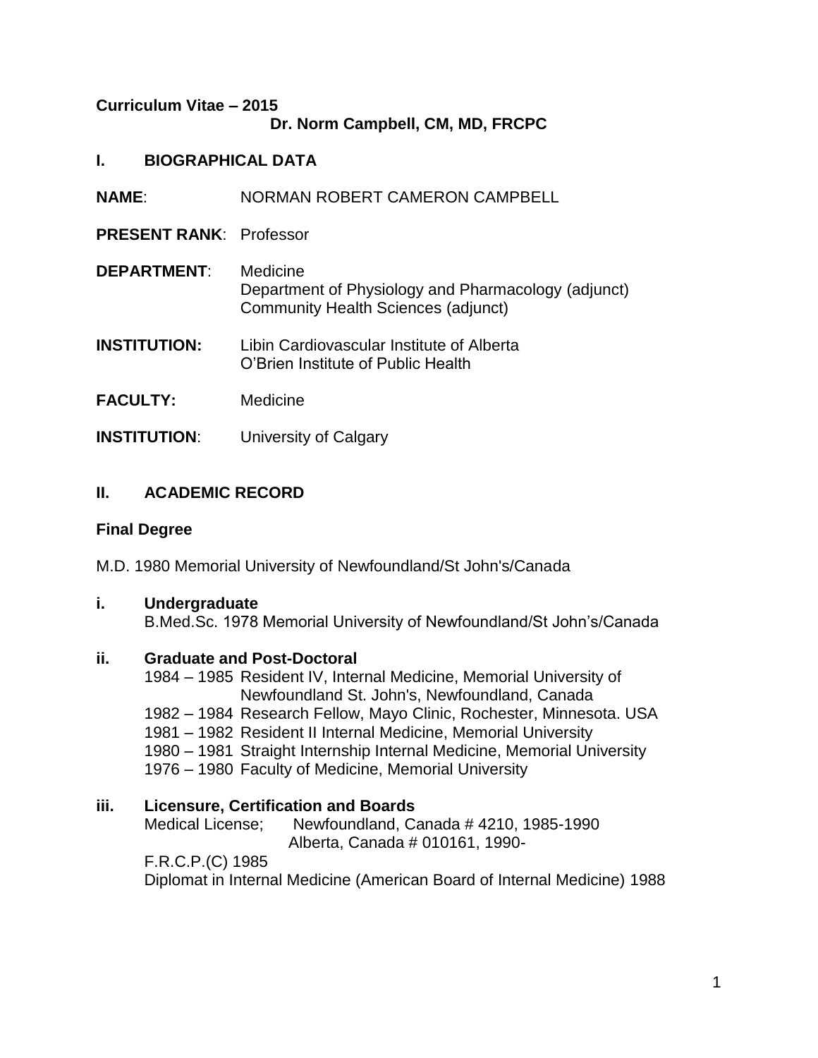**Curriculum Vitae – 2015**

**Dr. Norm Campbell, CM, MD, FRCPC**

## I. BIOGRAPHICAL DATA

**NAME**: NORMAN ROBERT CAMERON CAMPBELL

**PRESENT RANK**: Professor

**DEPARTMENT**: Medicine
Department of Physiology and Pharmacology (adjunct)
Community Health Sciences (adjunct)

**INSTITUTION:** Libin Cardiovascular Institute of Alberta
O'Brien Institute of Public Health

**FACULTY:** Medicine

**INSTITUTION**: University of Calgary

## II. ACADEMIC RECORD

**Final Degree**

M.D. 1980 Memorial University of Newfoundland/St John's/Canada

**i. Undergraduate**

B.Med.Sc. 1978 Memorial University of Newfoundland/St John's/Canada

**ii. Graduate and Post-Doctoral**

1984 – 1985 Resident IV, Internal Medicine, Memorial University of Newfoundland St. John's, Newfoundland, Canada
1982 – 1984 Research Fellow, Mayo Clinic, Rochester, Minnesota. USA
1981 – 1982 Resident II Internal Medicine, Memorial University
1980 – 1981 Straight Internship Internal Medicine, Memorial University
1976 – 1980 Faculty of Medicine, Memorial University

**iii. Licensure, Certification and Boards**

Medical License; Newfoundland, Canada # 4210, 1985-1990
Alberta, Canada # 010161, 1990-

F.R.C.P.(C) 1985

Diplomat in Internal Medicine (American Board of Internal Medicine) 1988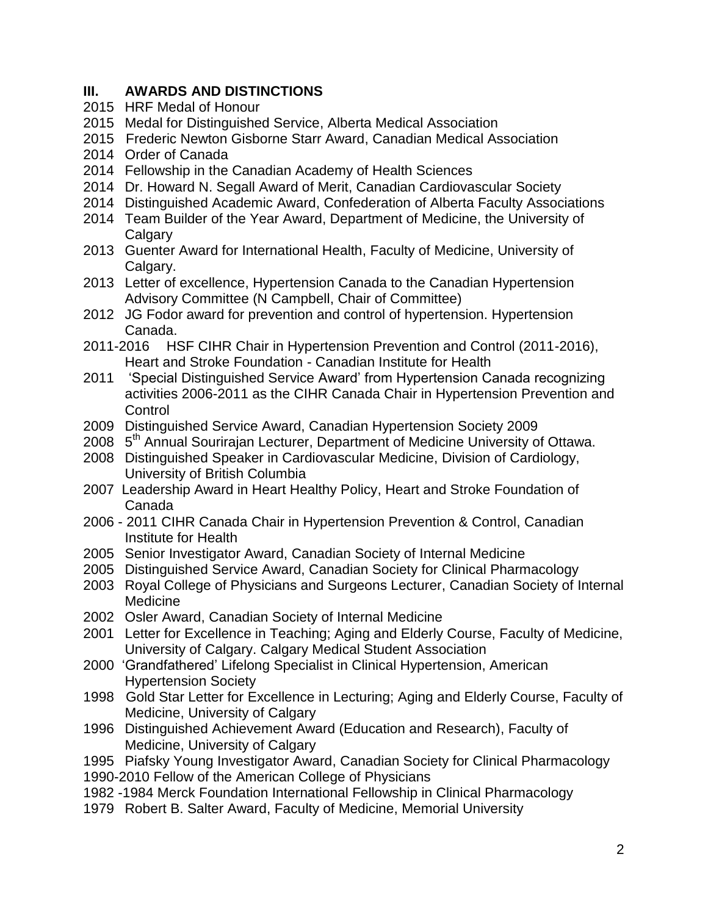## III. AWARDS AND DISTINCTIONS

2015 HRF Medal of Honour
2015 Medal for Distinguished Service, Alberta Medical Association
2015 Frederic Newton Gisborne Starr Award, Canadian Medical Association
2014 Order of Canada
2014 Fellowship in the Canadian Academy of Health Sciences
2014 Dr. Howard N. Segall Award of Merit, Canadian Cardiovascular Society
2014 Distinguished Academic Award, Confederation of Alberta Faculty Associations
2014 Team Builder of the Year Award, Department of Medicine, the University of Calgary
2013 Guenter Award for International Health, Faculty of Medicine, University of Calgary.
2013 Letter of excellence, Hypertension Canada to the Canadian Hypertension Advisory Committee (N Campbell, Chair of Committee)
2012 JG Fodor award for prevention and control of hypertension. Hypertension Canada.
2011-2016 HSF CIHR Chair in Hypertension Prevention and Control (2011-2016), Heart and Stroke Foundation - Canadian Institute for Health
2011 'Special Distinguished Service Award' from Hypertension Canada recognizing activities 2006-2011 as the CIHR Canada Chair in Hypertension Prevention and Control
2009 Distinguished Service Award, Canadian Hypertension Society 2009
2008 5th Annual Sourirajan Lecturer, Department of Medicine University of Ottawa.
2008 Distinguished Speaker in Cardiovascular Medicine, Division of Cardiology, University of British Columbia
2007 Leadership Award in Heart Healthy Policy, Heart and Stroke Foundation of Canada
2006 - 2011 CIHR Canada Chair in Hypertension Prevention & Control, Canadian Institute for Health
2005 Senior Investigator Award, Canadian Society of Internal Medicine
2005 Distinguished Service Award, Canadian Society for Clinical Pharmacology
2003 Royal College of Physicians and Surgeons Lecturer, Canadian Society of Internal Medicine
2002 Osler Award, Canadian Society of Internal Medicine
2001 Letter for Excellence in Teaching; Aging and Elderly Course, Faculty of Medicine, University of Calgary. Calgary Medical Student Association
2000 'Grandfathered' Lifelong Specialist in Clinical Hypertension, American Hypertension Society
1998 Gold Star Letter for Excellence in Lecturing; Aging and Elderly Course, Faculty of Medicine, University of Calgary
1996 Distinguished Achievement Award (Education and Research), Faculty of Medicine, University of Calgary
1995 Piafsky Young Investigator Award, Canadian Society for Clinical Pharmacology
1990-2010 Fellow of the American College of Physicians
1982 -1984 Merck Foundation International Fellowship in Clinical Pharmacology
1979 Robert B. Salter Award, Faculty of Medicine, Memorial University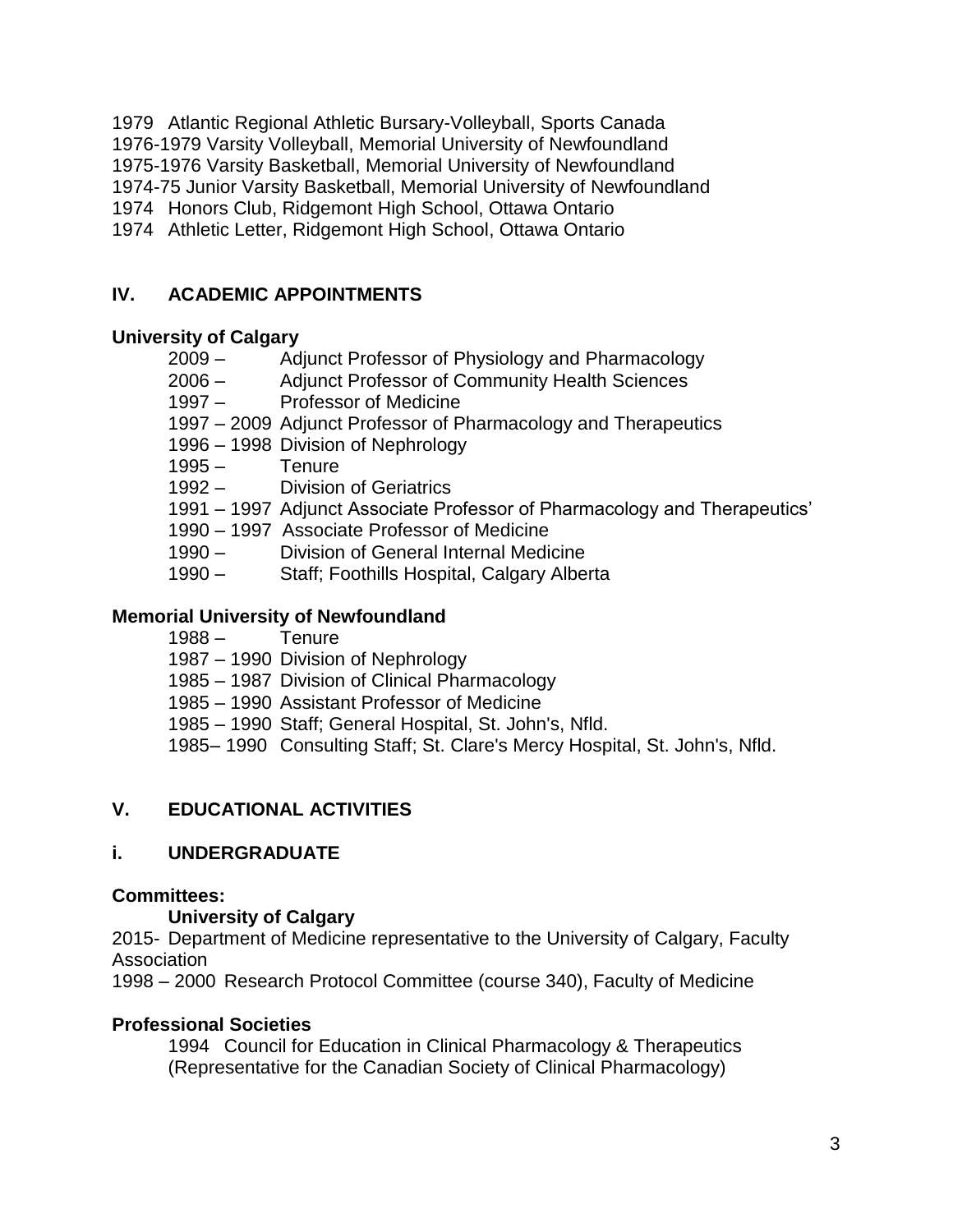1979 Atlantic Regional Athletic Bursary-Volleyball, Sports Canada
1976-1979 Varsity Volleyball, Memorial University of Newfoundland
1975-1976 Varsity Basketball, Memorial University of Newfoundland
1974-75 Junior Varsity Basketball, Memorial University of Newfoundland
1974 Honors Club, Ridgemont High School, Ottawa Ontario
1974 Athletic Letter, Ridgemont High School, Ottawa Ontario

## IV. ACADEMIC APPOINTMENTS

**University of Calgary**

2009 – Adjunct Professor of Physiology and Pharmacology
2006 – Adjunct Professor of Community Health Sciences
1997 – Professor of Medicine
1997 – 2009 Adjunct Professor of Pharmacology and Therapeutics
1996 – 1998 Division of Nephrology
1995 – Tenure
1992 – Division of Geriatrics
1991 – 1997 Adjunct Associate Professor of Pharmacology and Therapeutics'
1990 – 1997 Associate Professor of Medicine
1990 – Division of General Internal Medicine
1990 – Staff; Foothills Hospital, Calgary Alberta

**Memorial University of Newfoundland**

1988 – Tenure
1987 – 1990 Division of Nephrology
1985 – 1987 Division of Clinical Pharmacology
1985 – 1990 Assistant Professor of Medicine
1985 – 1990 Staff; General Hospital, St. John's, Nfld.
1985– 1990 Consulting Staff; St. Clare's Mercy Hospital, St. John's, Nfld.

## V. EDUCATIONAL ACTIVITIES

### i. UNDERGRADUATE

**Committees:**

**University of Calgary**

2015- Department of Medicine representative to the University of Calgary, Faculty Association
1998 – 2000 Research Protocol Committee (course 340), Faculty of Medicine

**Professional Societies**

1994 Council for Education in Clinical Pharmacology & Therapeutics (Representative for the Canadian Society of Clinical Pharmacology)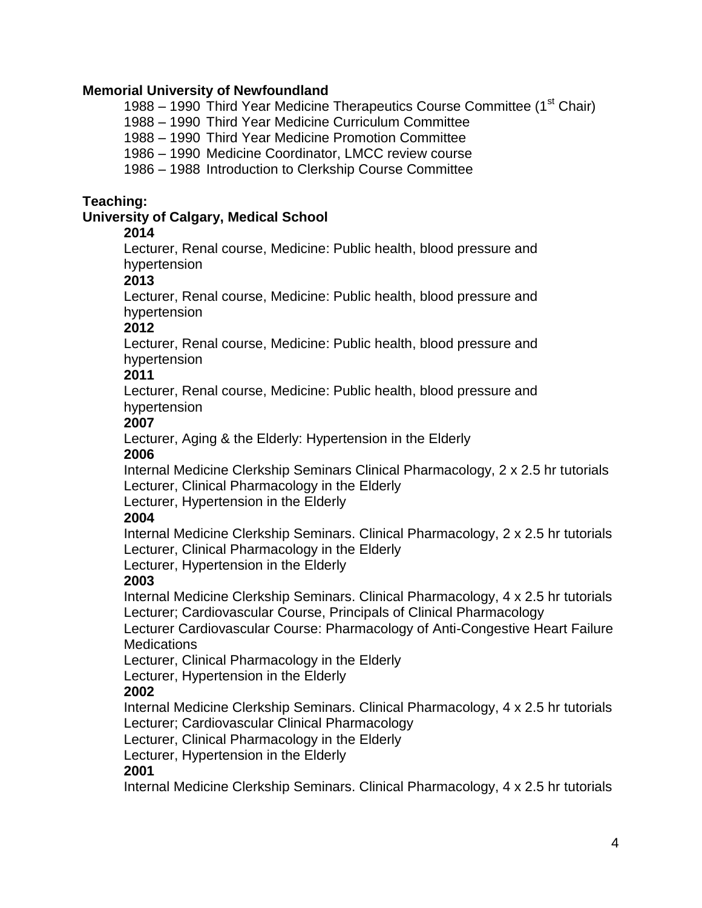**Memorial University of Newfoundland**

1988 – 1990 Third Year Medicine Therapeutics Course Committee (1st Chair)
1988 – 1990 Third Year Medicine Curriculum Committee
1988 – 1990 Third Year Medicine Promotion Committee
1986 – 1990 Medicine Coordinator, LMCC review course
1986 – 1988 Introduction to Clerkship Course Committee

**Teaching:**
**University of Calgary, Medical School**

**2014**
Lecturer, Renal course, Medicine: Public health, blood pressure and hypertension

**2013**
Lecturer, Renal course, Medicine: Public health, blood pressure and hypertension

**2012**
Lecturer, Renal course, Medicine: Public health, blood pressure and hypertension

**2011**
Lecturer, Renal course, Medicine: Public health, blood pressure and hypertension

**2007**
Lecturer, Aging & the Elderly: Hypertension in the Elderly

**2006**
Internal Medicine Clerkship Seminars Clinical Pharmacology, 2 x 2.5 hr tutorials
Lecturer, Clinical Pharmacology in the Elderly
Lecturer, Hypertension in the Elderly

**2004**
Internal Medicine Clerkship Seminars. Clinical Pharmacology, 2 x 2.5 hr tutorials
Lecturer, Clinical Pharmacology in the Elderly
Lecturer, Hypertension in the Elderly

**2003**
Internal Medicine Clerkship Seminars. Clinical Pharmacology, 4 x 2.5 hr tutorials
Lecturer; Cardiovascular Course, Principals of Clinical Pharmacology
Lecturer Cardiovascular Course: Pharmacology of Anti-Congestive Heart Failure Medications
Lecturer, Clinical Pharmacology in the Elderly
Lecturer, Hypertension in the Elderly

**2002**
Internal Medicine Clerkship Seminars. Clinical Pharmacology, 4 x 2.5 hr tutorials
Lecturer; Cardiovascular Clinical Pharmacology
Lecturer, Clinical Pharmacology in the Elderly
Lecturer, Hypertension in the Elderly

**2001**
Internal Medicine Clerkship Seminars. Clinical Pharmacology, 4 x 2.5 hr tutorials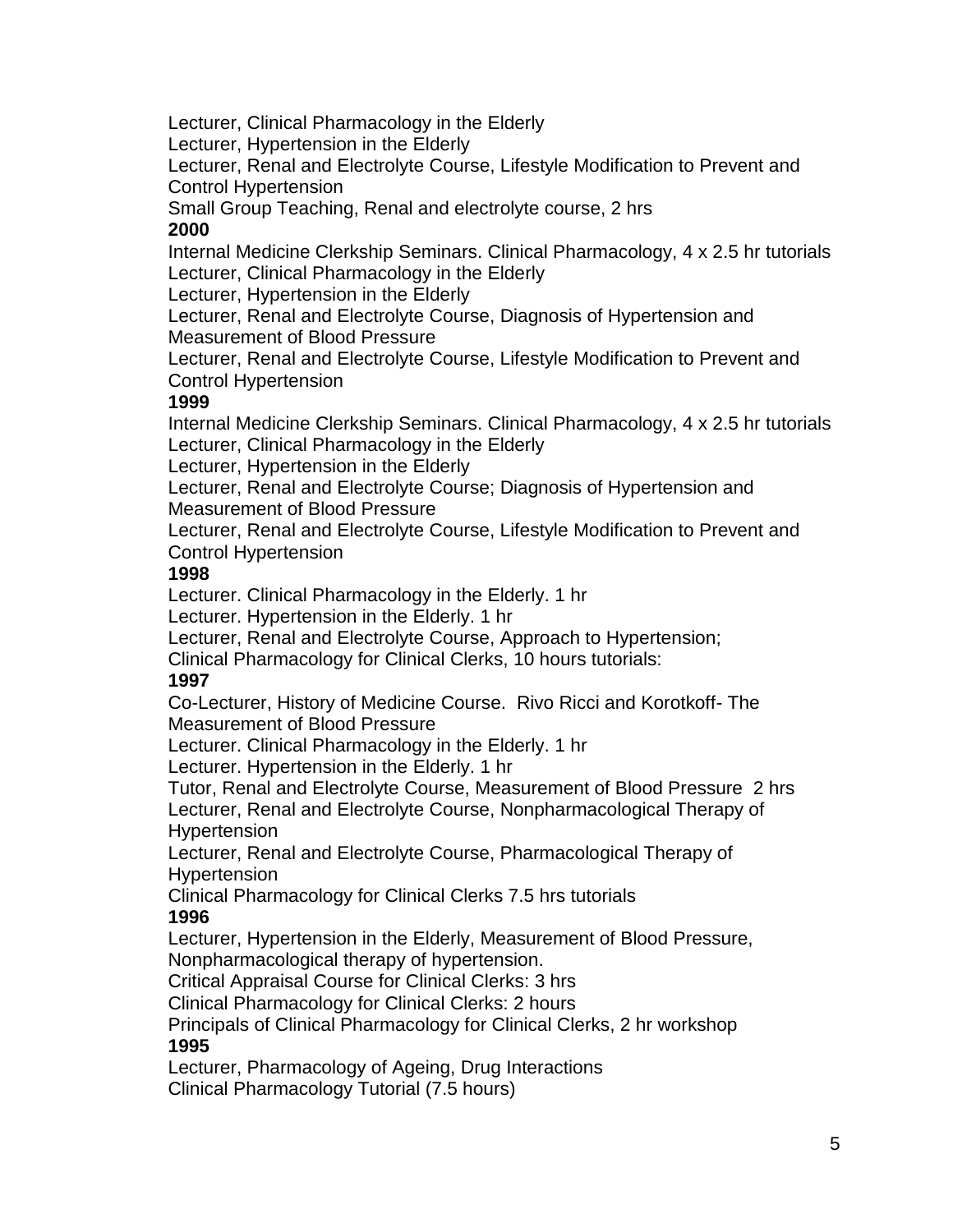Lecturer, Clinical Pharmacology in the Elderly
Lecturer, Hypertension in the Elderly
Lecturer, Renal and Electrolyte Course, Lifestyle Modification to Prevent and Control Hypertension
Small Group Teaching, Renal and electrolyte course, 2 hrs

**2000**

Internal Medicine Clerkship Seminars. Clinical Pharmacology, 4 x 2.5 hr tutorials
Lecturer, Clinical Pharmacology in the Elderly
Lecturer, Hypertension in the Elderly
Lecturer, Renal and Electrolyte Course, Diagnosis of Hypertension and Measurement of Blood Pressure
Lecturer, Renal and Electrolyte Course, Lifestyle Modification to Prevent and Control Hypertension

**1999**

Internal Medicine Clerkship Seminars. Clinical Pharmacology, 4 x 2.5 hr tutorials
Lecturer, Clinical Pharmacology in the Elderly
Lecturer, Hypertension in the Elderly
Lecturer, Renal and Electrolyte Course; Diagnosis of Hypertension and Measurement of Blood Pressure
Lecturer, Renal and Electrolyte Course, Lifestyle Modification to Prevent and Control Hypertension

**1998**

Lecturer. Clinical Pharmacology in the Elderly. 1 hr
Lecturer. Hypertension in the Elderly. 1 hr
Lecturer, Renal and Electrolyte Course, Approach to Hypertension;
Clinical Pharmacology for Clinical Clerks, 10 hours tutorials:

**1997**

Co-Lecturer, History of Medicine Course. Rivo Ricci and Korotkoff- The Measurement of Blood Pressure
Lecturer. Clinical Pharmacology in the Elderly. 1 hr
Lecturer. Hypertension in the Elderly. 1 hr
Tutor, Renal and Electrolyte Course, Measurement of Blood Pressure 2 hrs
Lecturer, Renal and Electrolyte Course, Nonpharmacological Therapy of Hypertension
Lecturer, Renal and Electrolyte Course, Pharmacological Therapy of Hypertension
Clinical Pharmacology for Clinical Clerks 7.5 hrs tutorials

**1996**

Lecturer, Hypertension in the Elderly, Measurement of Blood Pressure, Nonpharmacological therapy of hypertension.
Critical Appraisal Course for Clinical Clerks: 3 hrs
Clinical Pharmacology for Clinical Clerks: 2 hours
Principals of Clinical Pharmacology for Clinical Clerks, 2 hr workshop

**1995**

Lecturer, Pharmacology of Ageing, Drug Interactions
Clinical Pharmacology Tutorial (7.5 hours)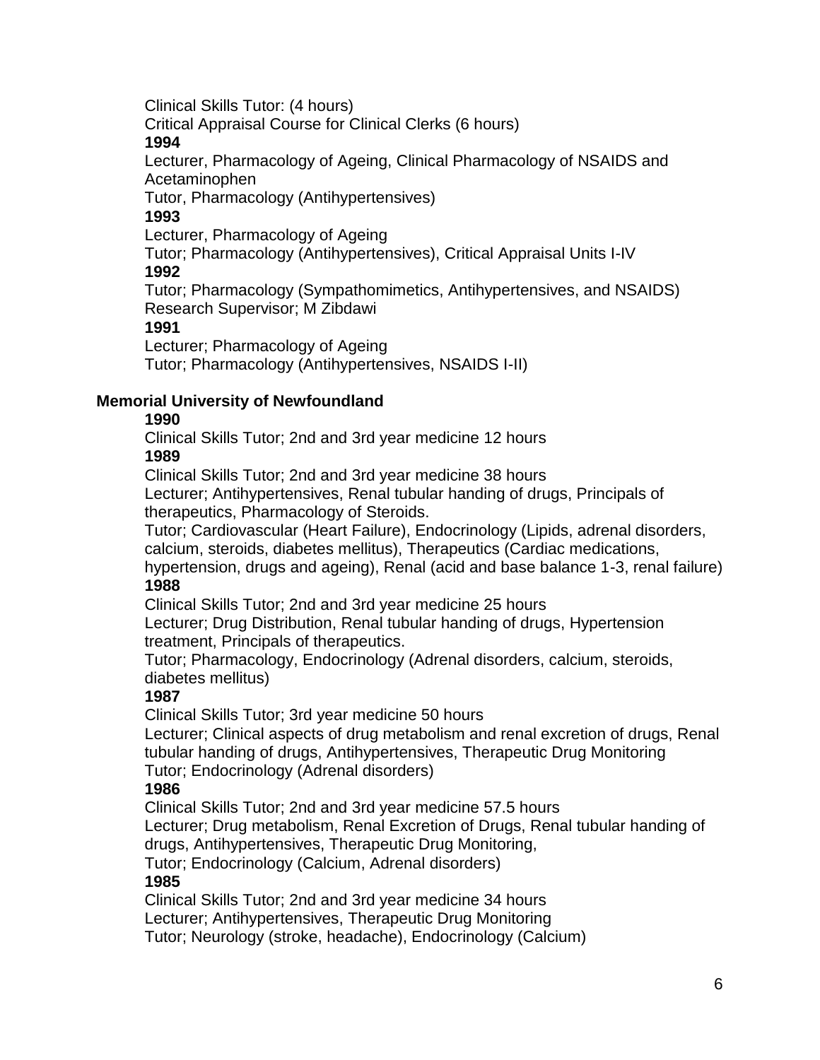Clinical Skills Tutor: (4 hours)
Critical Appraisal Course for Clinical Clerks (6 hours)

**1994**

Lecturer, Pharmacology of Ageing, Clinical Pharmacology of NSAIDS and Acetaminophen
Tutor, Pharmacology (Antihypertensives)

**1993**

Lecturer, Pharmacology of Ageing
Tutor; Pharmacology (Antihypertensives), Critical Appraisal Units I-IV

**1992**

Tutor; Pharmacology (Sympathomimetics, Antihypertensives, and NSAIDS)
Research Supervisor; M Zibdawi

**1991**

Lecturer; Pharmacology of Ageing
Tutor; Pharmacology (Antihypertensives, NSAIDS I-II)

**Memorial University of Newfoundland**

**1990**

Clinical Skills Tutor; 2nd and 3rd year medicine 12 hours

**1989**

Clinical Skills Tutor; 2nd and 3rd year medicine 38 hours
Lecturer; Antihypertensives, Renal tubular handing of drugs, Principals of therapeutics, Pharmacology of Steroids.
Tutor; Cardiovascular (Heart Failure), Endocrinology (Lipids, adrenal disorders, calcium, steroids, diabetes mellitus), Therapeutics (Cardiac medications, hypertension, drugs and ageing), Renal (acid and base balance 1-3, renal failure)

**1988**

Clinical Skills Tutor; 2nd and 3rd year medicine 25 hours
Lecturer; Drug Distribution, Renal tubular handing of drugs, Hypertension treatment, Principals of therapeutics.
Tutor; Pharmacology, Endocrinology (Adrenal disorders, calcium, steroids, diabetes mellitus)

**1987**

Clinical Skills Tutor; 3rd year medicine 50 hours
Lecturer; Clinical aspects of drug metabolism and renal excretion of drugs, Renal tubular handing of drugs, Antihypertensives, Therapeutic Drug Monitoring
Tutor; Endocrinology (Adrenal disorders)

**1986**

Clinical Skills Tutor; 2nd and 3rd year medicine 57.5 hours
Lecturer; Drug metabolism, Renal Excretion of Drugs, Renal tubular handing of drugs, Antihypertensives, Therapeutic Drug Monitoring,
Tutor; Endocrinology (Calcium, Adrenal disorders)

**1985**

Clinical Skills Tutor; 2nd and 3rd year medicine 34 hours
Lecturer; Antihypertensives, Therapeutic Drug Monitoring
Tutor; Neurology (stroke, headache), Endocrinology (Calcium)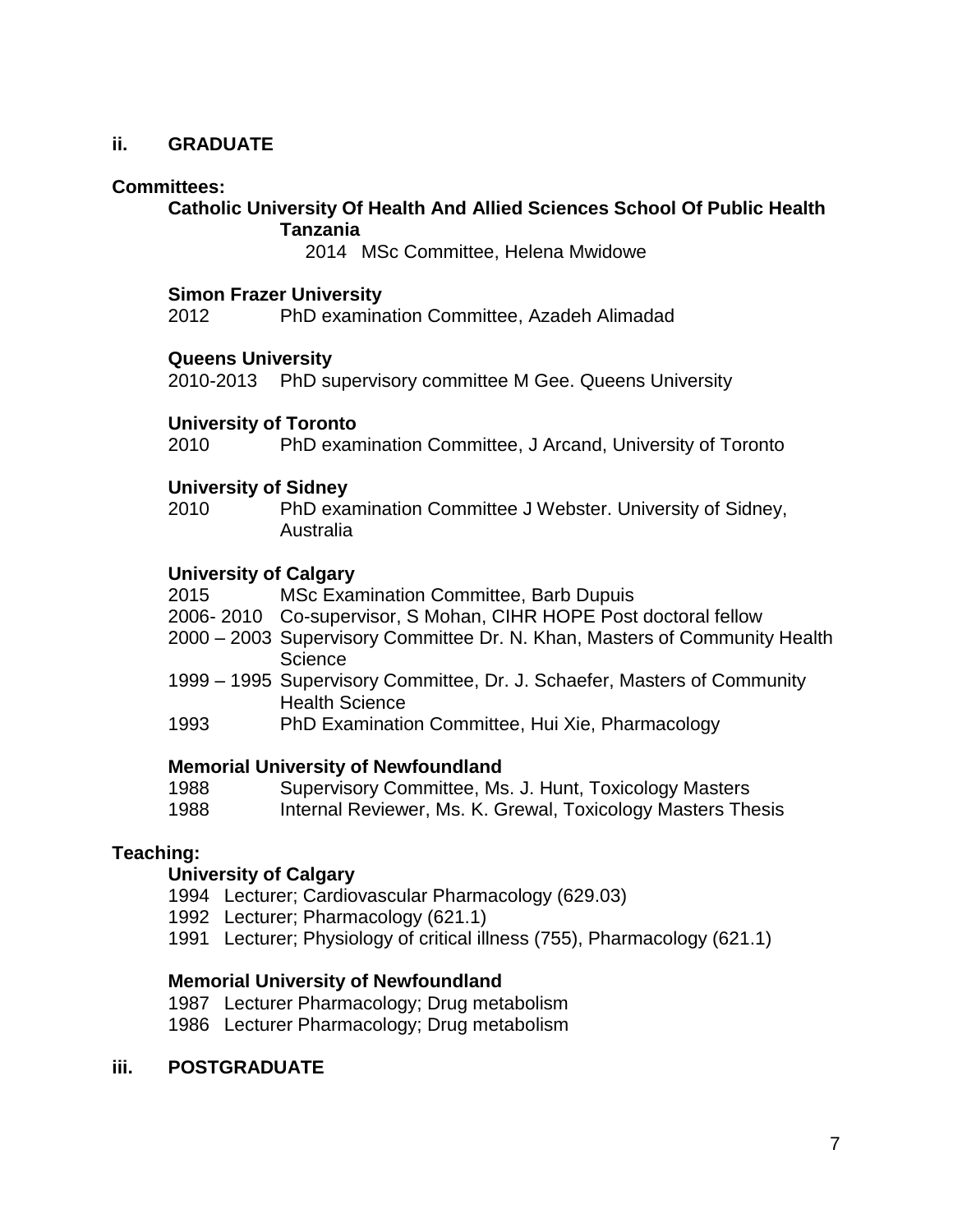## ii. GRADUATE

**Committees:**

**Catholic University Of Health And Allied Sciences School Of Public Health Tanzania**

2014 MSc Committee, Helena Mwidowe

**Simon Frazer University**

2012 PhD examination Committee, Azadeh Alimadad

**Queens University**

2010-2013 PhD supervisory committee M Gee. Queens University

**University of Toronto**

2010 PhD examination Committee, J Arcand, University of Toronto

**University of Sidney**

2010 PhD examination Committee J Webster. University of Sidney, Australia

**University of Calgary**

2015 MSc Examination Committee, Barb Dupuis

2006- 2010 Co-supervisor, S Mohan, CIHR HOPE Post doctoral fellow

2000 – 2003 Supervisory Committee Dr. N. Khan, Masters of Community Health Science

1999 – 1995 Supervisory Committee, Dr. J. Schaefer, Masters of Community Health Science

1993 PhD Examination Committee, Hui Xie, Pharmacology

**Memorial University of Newfoundland**

1988 Supervisory Committee, Ms. J. Hunt, Toxicology Masters

1988 Internal Reviewer, Ms. K. Grewal, Toxicology Masters Thesis

**Teaching:**

**University of Calgary**

1994 Lecturer; Cardiovascular Pharmacology (629.03)

1992 Lecturer; Pharmacology (621.1)

1991 Lecturer; Physiology of critical illness (755), Pharmacology (621.1)

**Memorial University of Newfoundland**

1987 Lecturer Pharmacology; Drug metabolism

1986 Lecturer Pharmacology; Drug metabolism

## iii. POSTGRADUATE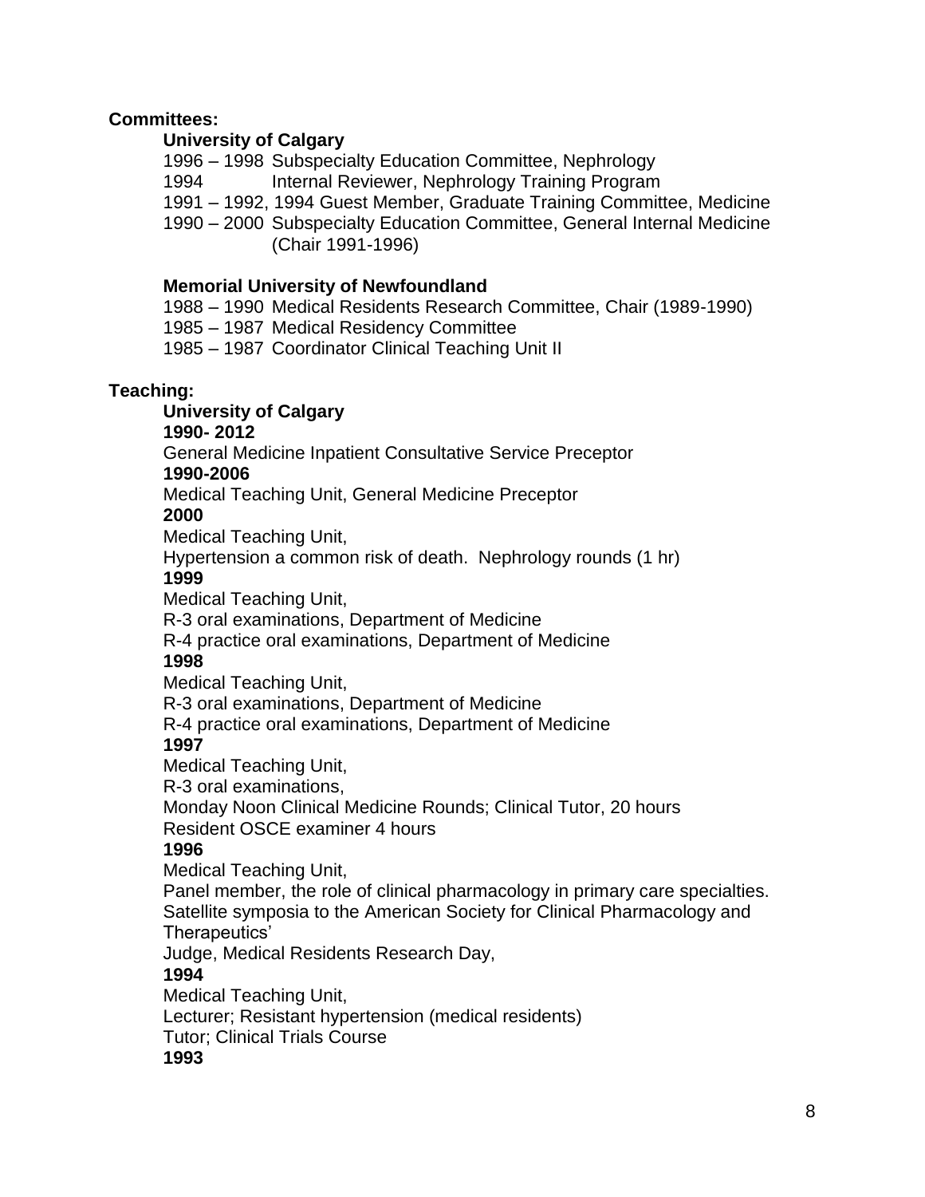**Committees:**

**University of Calgary**

1996 – 1998 Subspecialty Education Committee, Nephrology
1994 Internal Reviewer, Nephrology Training Program
1991 – 1992, 1994 Guest Member, Graduate Training Committee, Medicine
1990 – 2000 Subspecialty Education Committee, General Internal Medicine (Chair 1991-1996)

**Memorial University of Newfoundland**

1988 – 1990 Medical Residents Research Committee, Chair (1989-1990)
1985 – 1987 Medical Residency Committee
1985 – 1987 Coordinator Clinical Teaching Unit II

**Teaching:**

**University of Calgary**

**1990- 2012**

General Medicine Inpatient Consultative Service Preceptor

**1990-2006**

Medical Teaching Unit, General Medicine Preceptor

**2000**

Medical Teaching Unit,
Hypertension a common risk of death. Nephrology rounds (1 hr)

**1999**

Medical Teaching Unit,
R-3 oral examinations, Department of Medicine
R-4 practice oral examinations, Department of Medicine

**1998**

Medical Teaching Unit,
R-3 oral examinations, Department of Medicine
R-4 practice oral examinations, Department of Medicine

**1997**

Medical Teaching Unit,
R-3 oral examinations,
Monday Noon Clinical Medicine Rounds; Clinical Tutor, 20 hours
Resident OSCE examiner 4 hours

**1996**

Medical Teaching Unit,
Panel member, the role of clinical pharmacology in primary care specialties. Satellite symposia to the American Society for Clinical Pharmacology and Therapeutics'
Judge, Medical Residents Research Day,

**1994**

Medical Teaching Unit,
Lecturer; Resistant hypertension (medical residents)
Tutor; Clinical Trials Course

**1993**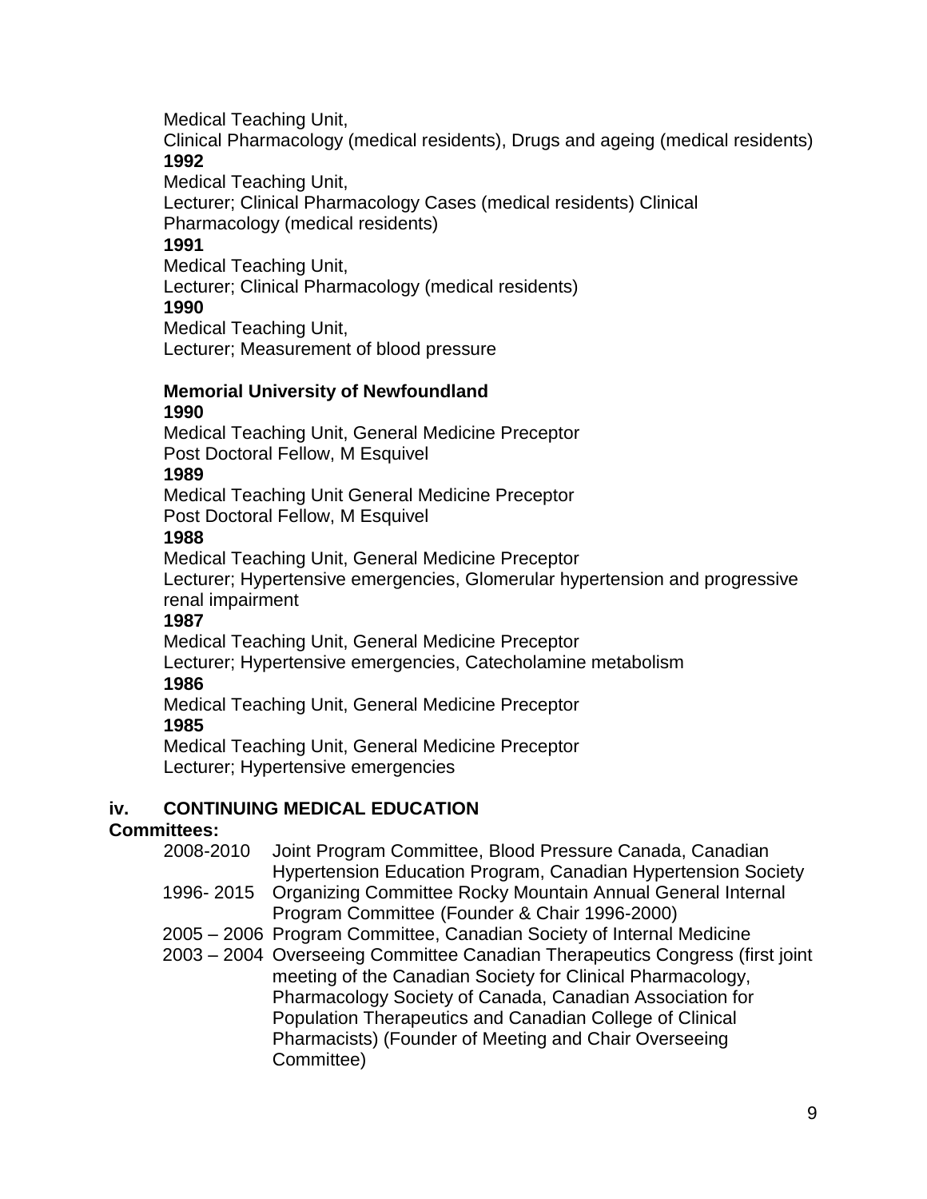Medical Teaching Unit,
Clinical Pharmacology (medical residents), Drugs and ageing (medical residents)

**1992**

Medical Teaching Unit,
Lecturer; Clinical Pharmacology Cases (medical residents) Clinical Pharmacology (medical residents)

**1991**

Medical Teaching Unit,
Lecturer; Clinical Pharmacology (medical residents)

**1990**

Medical Teaching Unit,
Lecturer; Measurement of blood pressure

**Memorial University of Newfoundland**

**1990**

Medical Teaching Unit, General Medicine Preceptor
Post Doctoral Fellow, M Esquivel

**1989**

Medical Teaching Unit General Medicine Preceptor
Post Doctoral Fellow, M Esquivel

**1988**

Medical Teaching Unit, General Medicine Preceptor
Lecturer; Hypertensive emergencies, Glomerular hypertension and progressive renal impairment

**1987**

Medical Teaching Unit, General Medicine Preceptor
Lecturer; Hypertensive emergencies, Catecholamine metabolism

**1986**

Medical Teaching Unit, General Medicine Preceptor

**1985**

Medical Teaching Unit, General Medicine Preceptor
Lecturer; Hypertensive emergencies

## iv. CONTINUING MEDICAL EDUCATION

**Committees:**

2008-2010 Joint Program Committee, Blood Pressure Canada, Canadian Hypertension Education Program, Canadian Hypertension Society

1996- 2015 Organizing Committee Rocky Mountain Annual General Internal Program Committee (Founder & Chair 1996-2000)

2005 – 2006 Program Committee, Canadian Society of Internal Medicine

2003 – 2004 Overseeing Committee Canadian Therapeutics Congress (first joint meeting of the Canadian Society for Clinical Pharmacology, Pharmacology Society of Canada, Canadian Association for Population Therapeutics and Canadian College of Clinical Pharmacists) (Founder of Meeting and Chair Overseeing Committee)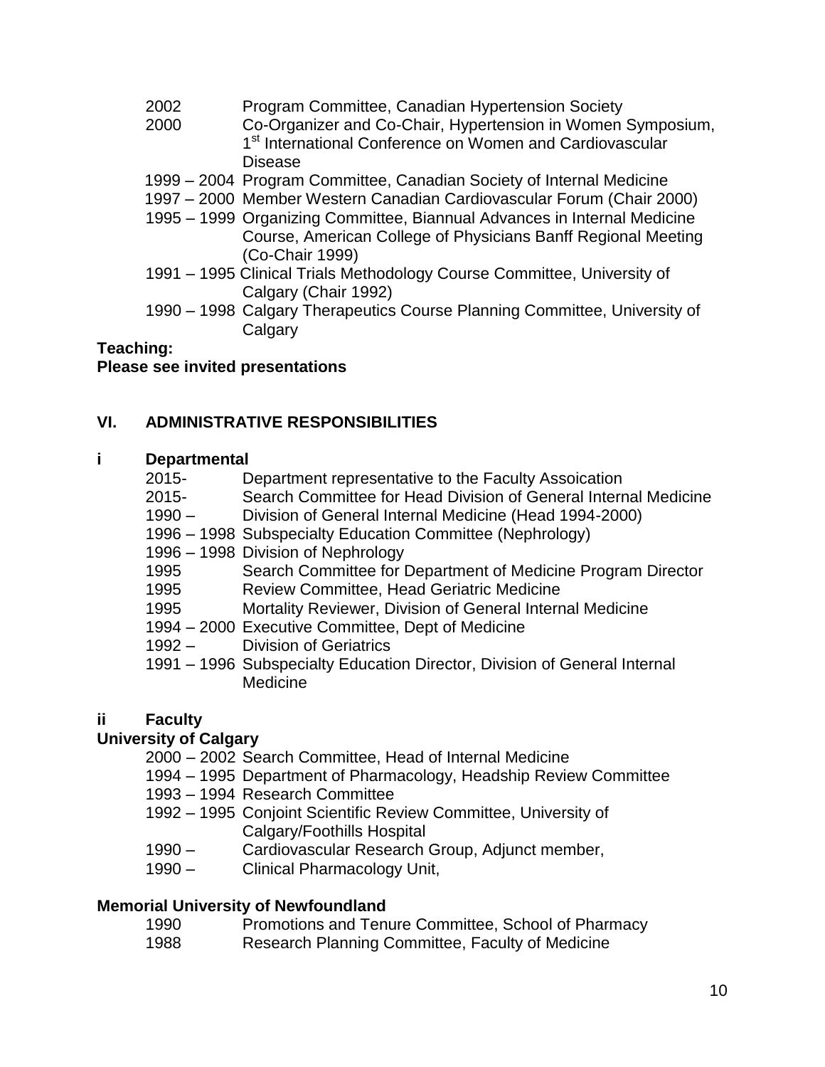2002 Program Committee, Canadian Hypertension Society

2000 Co-Organizer and Co-Chair, Hypertension in Women Symposium, 1st International Conference on Women and Cardiovascular Disease

1999 – 2004 Program Committee, Canadian Society of Internal Medicine

1997 – 2000 Member Western Canadian Cardiovascular Forum (Chair 2000)

1995 – 1999 Organizing Committee, Biannual Advances in Internal Medicine Course, American College of Physicians Banff Regional Meeting (Co-Chair 1999)

1991 – 1995 Clinical Trials Methodology Course Committee, University of Calgary (Chair 1992)

1990 – 1998 Calgary Therapeutics Course Planning Committee, University of Calgary

**Teaching:**

**Please see invited presentations**

## VI. ADMINISTRATIVE RESPONSIBILITIES

### i Departmental

2015- Department representative to the Faculty Assoication

2015- Search Committee for Head Division of General Internal Medicine

1990 – Division of General Internal Medicine (Head 1994-2000)

1996 – 1998 Subspecialty Education Committee (Nephrology)

1996 – 1998 Division of Nephrology

1995 Search Committee for Department of Medicine Program Director

1995 Review Committee, Head Geriatric Medicine

1995 Mortality Reviewer, Division of General Internal Medicine

1994 – 2000 Executive Committee, Dept of Medicine

1992 – Division of Geriatrics

1991 – 1996 Subspecialty Education Director, Division of General Internal Medicine

### ii Faculty

**University of Calgary**

2000 – 2002 Search Committee, Head of Internal Medicine

1994 – 1995 Department of Pharmacology, Headship Review Committee

1993 – 1994 Research Committee

1992 – 1995 Conjoint Scientific Review Committee, University of Calgary/Foothills Hospital

1990 – Cardiovascular Research Group, Adjunct member,

1990 – Clinical Pharmacology Unit,

**Memorial University of Newfoundland**

1990 Promotions and Tenure Committee, School of Pharmacy

1988 Research Planning Committee, Faculty of Medicine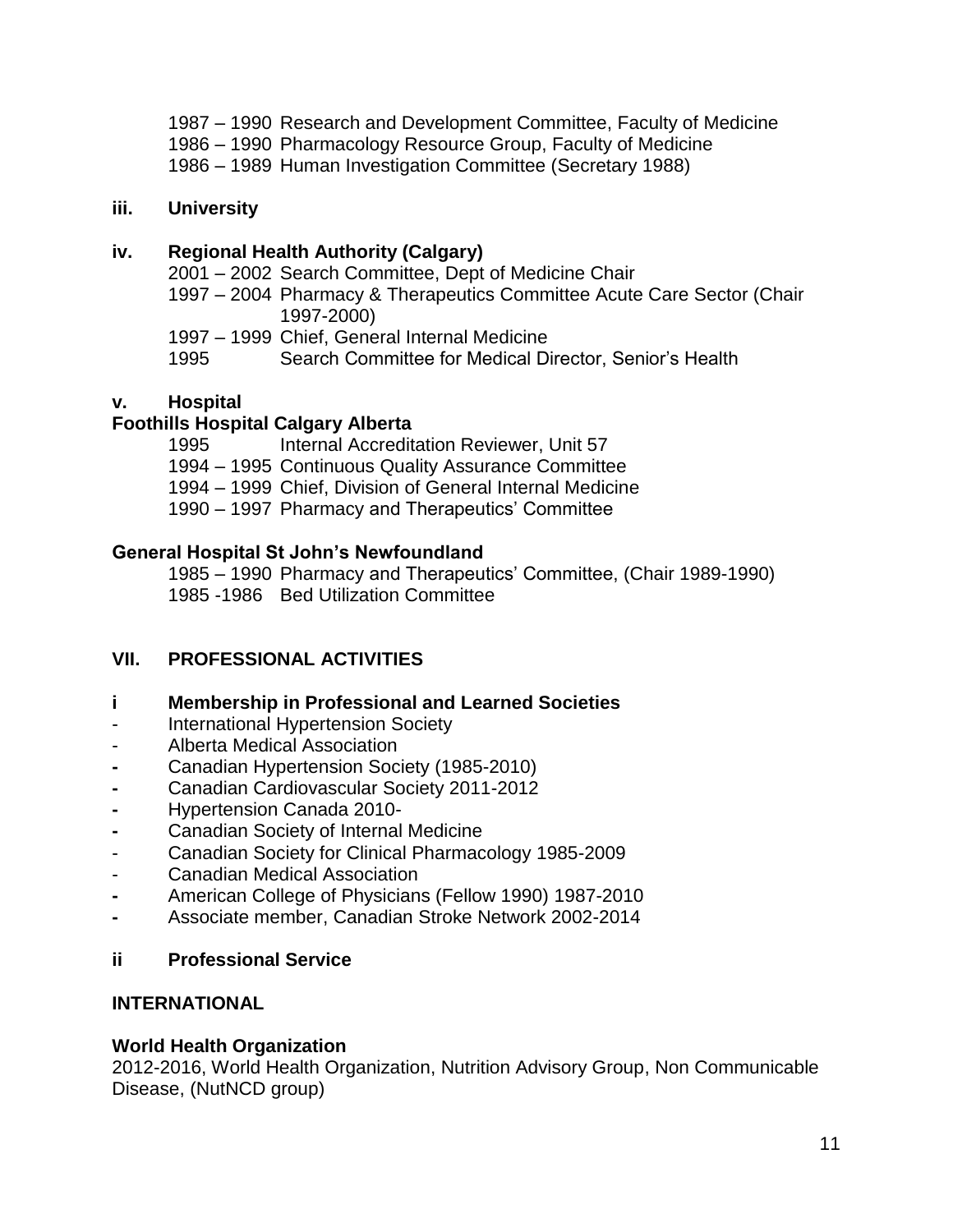1987 – 1990 Research and Development Committee, Faculty of Medicine
1986 – 1990 Pharmacology Resource Group, Faculty of Medicine
1986 – 1989 Human Investigation Committee (Secretary 1988)

### iii. University

### iv. Regional Health Authority (Calgary)

2001 – 2002 Search Committee, Dept of Medicine Chair
1997 – 2004 Pharmacy & Therapeutics Committee Acute Care Sector (Chair 1997-2000)
1997 – 1999 Chief, General Internal Medicine
1995 Search Committee for Medical Director, Senior's Health

### v. Hospital

**Foothills Hospital Calgary Alberta**

1995 Internal Accreditation Reviewer, Unit 57
1994 – 1995 Continuous Quality Assurance Committee
1994 – 1999 Chief, Division of General Internal Medicine
1990 – 1997 Pharmacy and Therapeutics' Committee

**General Hospital St John's Newfoundland**

1985 – 1990 Pharmacy and Therapeutics' Committee, (Chair 1989-1990)
1985 -1986 Bed Utilization Committee

## VII. PROFESSIONAL ACTIVITIES

### i Membership in Professional and Learned Societies

- International Hypertension Society
- Alberta Medical Association
- Canadian Hypertension Society (1985-2010)
- Canadian Cardiovascular Society 2011-2012
- Hypertension Canada 2010-
- Canadian Society of Internal Medicine
- Canadian Society for Clinical Pharmacology 1985-2009
- Canadian Medical Association
- American College of Physicians (Fellow 1990) 1987-2010
- Associate member, Canadian Stroke Network 2002-2014

### ii Professional Service

**INTERNATIONAL**

**World Health Organization**

2012-2016, World Health Organization, Nutrition Advisory Group, Non Communicable Disease, (NutNCD group)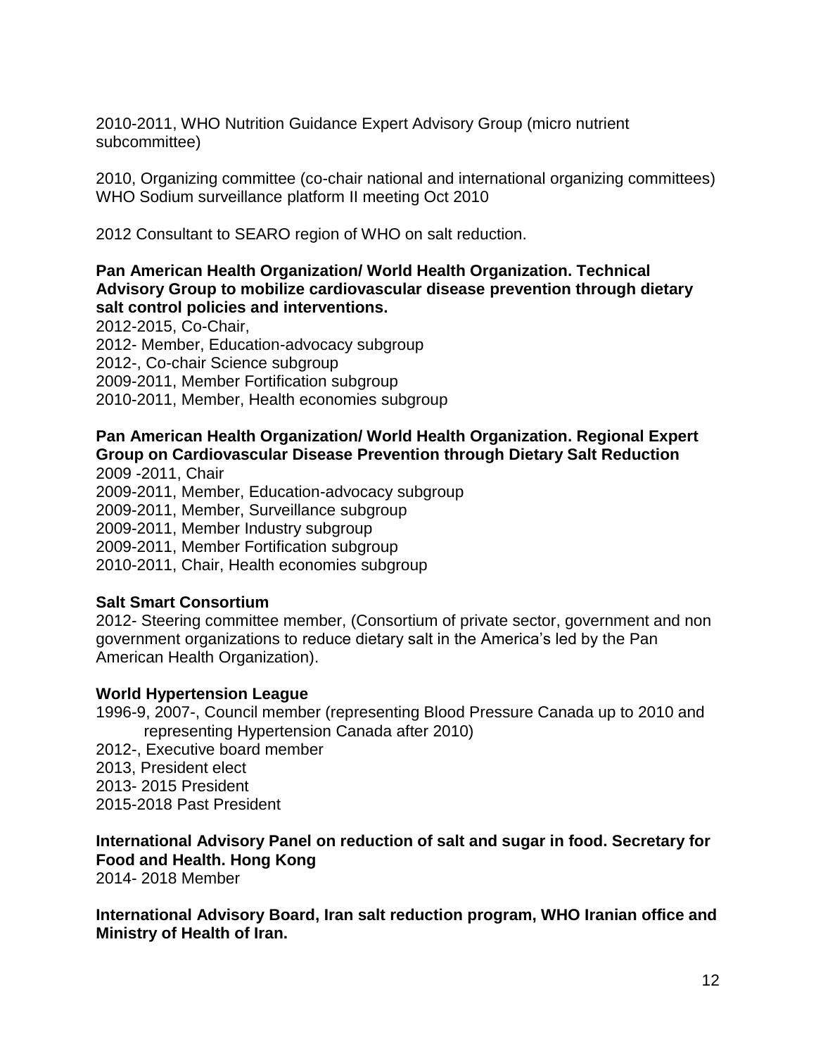2010-2011, WHO Nutrition Guidance Expert Advisory Group (micro nutrient subcommittee)

2010, Organizing committee (co-chair national and international organizing committees) WHO Sodium surveillance platform II meeting Oct 2010

2012 Consultant to SEARO region of WHO on salt reduction.

**Pan American Health Organization/ World Health Organization. Technical Advisory Group to mobilize cardiovascular disease prevention through dietary salt control policies and interventions.**

2012-2015, Co-Chair,
2012- Member, Education-advocacy subgroup
2012-, Co-chair Science subgroup
2009-2011, Member Fortification subgroup
2010-2011, Member, Health economies subgroup

**Pan American Health Organization/ World Health Organization. Regional Expert Group on Cardiovascular Disease Prevention through Dietary Salt Reduction**

2009 -2011, Chair
2009-2011, Member, Education-advocacy subgroup
2009-2011, Member, Surveillance subgroup
2009-2011, Member Industry subgroup
2009-2011, Member Fortification subgroup
2010-2011, Chair, Health economies subgroup

**Salt Smart Consortium**

2012- Steering committee member, (Consortium of private sector, government and non government organizations to reduce dietary salt in the America's led by the Pan American Health Organization).

**World Hypertension League**

1996-9, 2007-, Council member (representing Blood Pressure Canada up to 2010 and representing Hypertension Canada after 2010)
2012-, Executive board member
2013, President elect
2013- 2015 President
2015-2018 Past President

**International Advisory Panel on reduction of salt and sugar in food. Secretary for Food and Health. Hong Kong**

2014- 2018 Member

**International Advisory Board, Iran salt reduction program, WHO Iranian office and Ministry of Health of Iran.**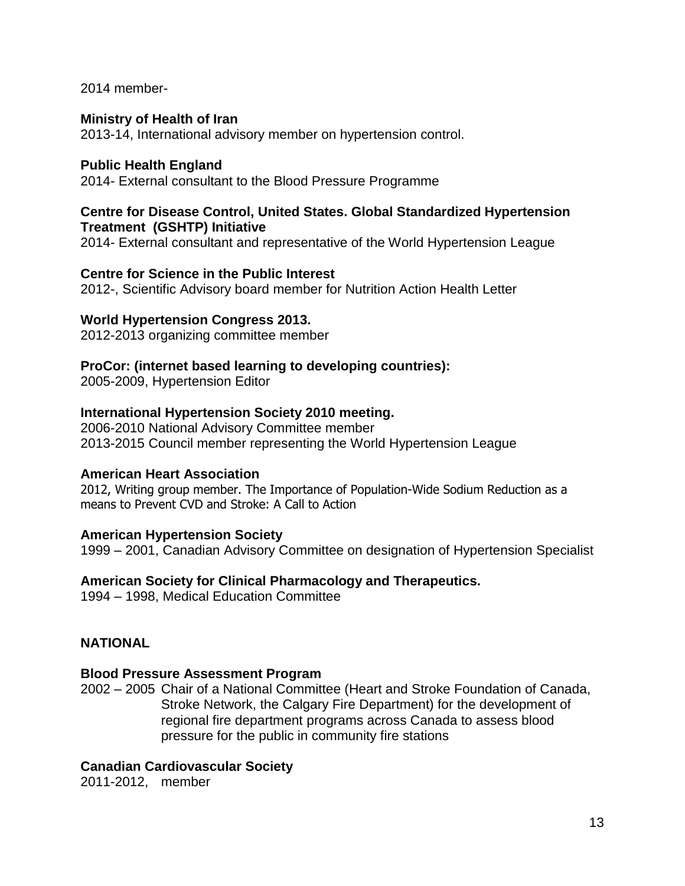2014 member-

**Ministry of Health of Iran**
2013-14, International advisory member on hypertension control.

**Public Health England**
2014- External consultant to the Blood Pressure Programme

**Centre for Disease Control, United States. Global Standardized Hypertension Treatment (GSHTP) Initiative**
2014- External consultant and representative of the World Hypertension League

**Centre for Science in the Public Interest**
2012-, Scientific Advisory board member for Nutrition Action Health Letter

**World Hypertension Congress 2013.**
2012-2013 organizing committee member

**ProCor: (internet based learning to developing countries):**
2005-2009, Hypertension Editor

**International Hypertension Society 2010 meeting.**
2006-2010 National Advisory Committee member
2013-2015 Council member representing the World Hypertension League

**American Heart Association**
2012, Writing group member. The Importance of Population-Wide Sodium Reduction as a means to Prevent CVD and Stroke: A Call to Action

**American Hypertension Society**
1999 – 2001, Canadian Advisory Committee on designation of Hypertension Specialist

**American Society for Clinical Pharmacology and Therapeutics.**
1994 – 1998, Medical Education Committee

**NATIONAL**

**Blood Pressure Assessment Program**
2002 – 2005 Chair of a National Committee (Heart and Stroke Foundation of Canada, Stroke Network, the Calgary Fire Department) for the development of regional fire department programs across Canada to assess blood pressure for the public in community fire stations

**Canadian Cardiovascular Society**
2011-2012, member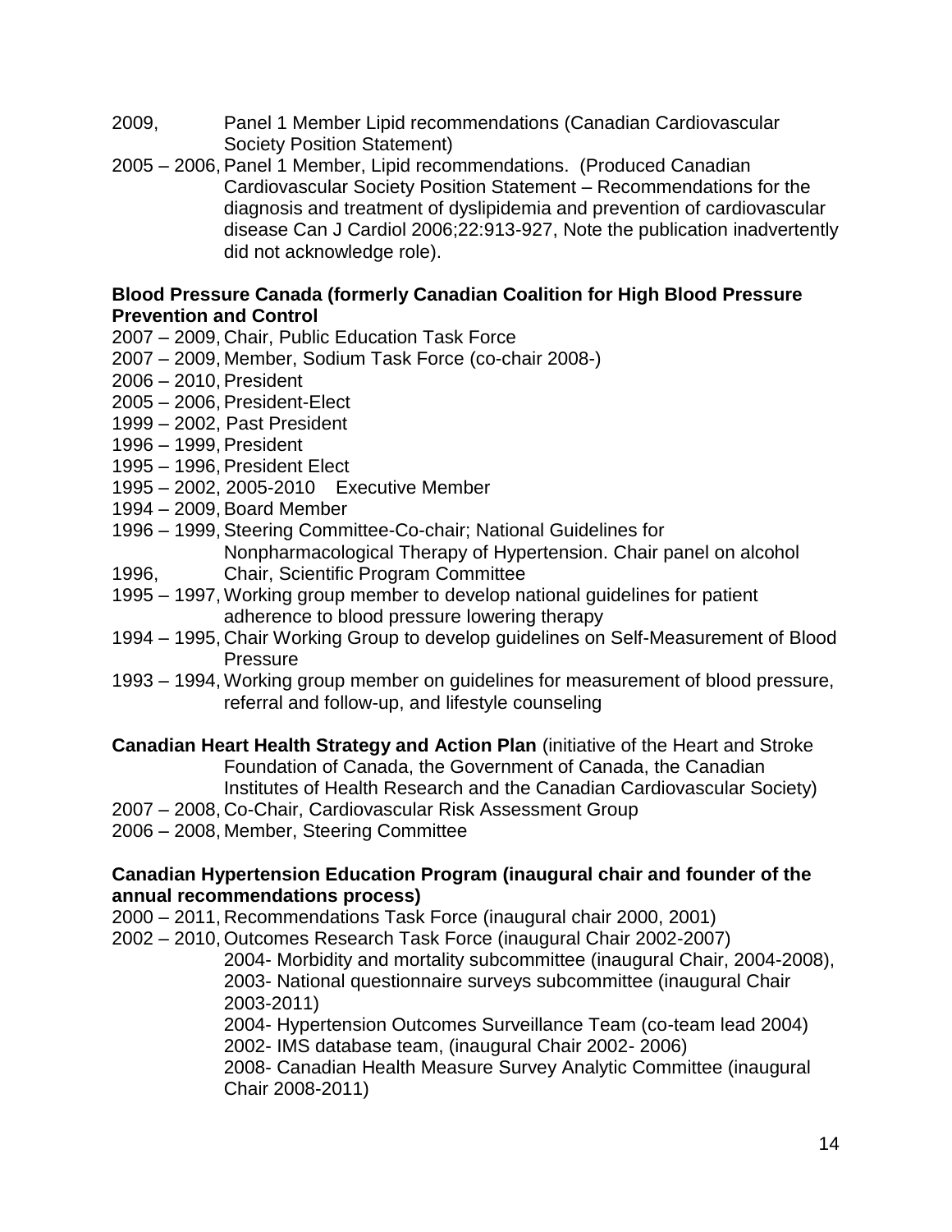2009, Panel 1 Member Lipid recommendations (Canadian Cardiovascular Society Position Statement)

2005 – 2006, Panel 1 Member, Lipid recommendations. (Produced Canadian Cardiovascular Society Position Statement – Recommendations for the diagnosis and treatment of dyslipidemia and prevention of cardiovascular disease Can J Cardiol 2006;22:913-927, Note the publication inadvertently did not acknowledge role).

**Blood Pressure Canada (formerly Canadian Coalition for High Blood Pressure Prevention and Control**

2007 – 2009, Chair, Public Education Task Force
2007 – 2009, Member, Sodium Task Force (co-chair 2008-)
2006 – 2010, President
2005 – 2006, President-Elect
1999 – 2002, Past President
1996 – 1999, President
1995 – 1996, President Elect
1995 – 2002, 2005-2010 Executive Member
1994 – 2009, Board Member
1996 – 1999, Steering Committee-Co-chair; National Guidelines for Nonpharmacological Therapy of Hypertension. Chair panel on alcohol
1996, Chair, Scientific Program Committee
1995 – 1997, Working group member to develop national guidelines for patient adherence to blood pressure lowering therapy
1994 – 1995, Chair Working Group to develop guidelines on Self-Measurement of Blood Pressure
1993 – 1994, Working group member on guidelines for measurement of blood pressure, referral and follow-up, and lifestyle counseling

**Canadian Heart Health Strategy and Action Plan** (initiative of the Heart and Stroke Foundation of Canada, the Government of Canada, the Canadian Institutes of Health Research and the Canadian Cardiovascular Society)

2007 – 2008, Co-Chair, Cardiovascular Risk Assessment Group
2006 – 2008, Member, Steering Committee

**Canadian Hypertension Education Program (inaugural chair and founder of the annual recommendations process)**

2000 – 2011, Recommendations Task Force (inaugural chair 2000, 2001)
2002 – 2010, Outcomes Research Task Force (inaugural Chair 2002-2007)
- 2004- Morbidity and mortality subcommittee (inaugural Chair, 2004-2008),
- 2003- National questionnaire surveys subcommittee (inaugural Chair 2003-2011)
- 2004- Hypertension Outcomes Surveillance Team (co-team lead 2004)
- 2002- IMS database team, (inaugural Chair 2002- 2006)
- 2008- Canadian Health Measure Survey Analytic Committee (inaugural Chair 2008-2011)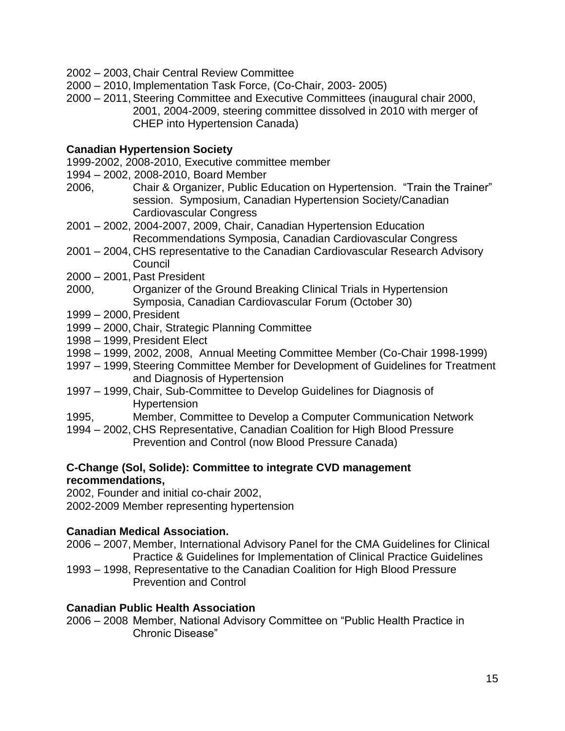2002 – 2003, Chair Central Review Committee
2000 – 2010, Implementation Task Force, (Co-Chair, 2003- 2005)
2000 – 2011, Steering Committee and Executive Committees (inaugural chair 2000, 2001, 2004-2009, steering committee dissolved in 2010 with merger of CHEP into Hypertension Canada)

**Canadian Hypertension Society**

1999-2002, 2008-2010, Executive committee member
1994 – 2002, 2008-2010, Board Member
2006, Chair & Organizer, Public Education on Hypertension. "Train the Trainer" session. Symposium, Canadian Hypertension Society/Canadian Cardiovascular Congress
2001 – 2002, 2004-2007, 2009, Chair, Canadian Hypertension Education Recommendations Symposia, Canadian Cardiovascular Congress
2001 – 2004, CHS representative to the Canadian Cardiovascular Research Advisory Council
2000 – 2001, Past President
2000, Organizer of the Ground Breaking Clinical Trials in Hypertension Symposia, Canadian Cardiovascular Forum (October 30)
1999 – 2000, President
1999 – 2000, Chair, Strategic Planning Committee
1998 – 1999, President Elect
1998 – 1999, 2002, 2008, Annual Meeting Committee Member (Co-Chair 1998-1999)
1997 – 1999, Steering Committee Member for Development of Guidelines for Treatment and Diagnosis of Hypertension
1997 – 1999, Chair, Sub-Committee to Develop Guidelines for Diagnosis of Hypertension
1995, Member, Committee to Develop a Computer Communication Network
1994 – 2002, CHS Representative, Canadian Coalition for High Blood Pressure Prevention and Control (now Blood Pressure Canada)

**C-Change (Sol, Solide): Committee to integrate CVD management recommendations,**

2002, Founder and initial co-chair 2002,
2002-2009 Member representing hypertension

**Canadian Medical Association.**

2006 – 2007, Member, International Advisory Panel for the CMA Guidelines for Clinical Practice & Guidelines for Implementation of Clinical Practice Guidelines
1993 – 1998, Representative to the Canadian Coalition for High Blood Pressure Prevention and Control

**Canadian Public Health Association**

2006 – 2008 Member, National Advisory Committee on "Public Health Practice in Chronic Disease"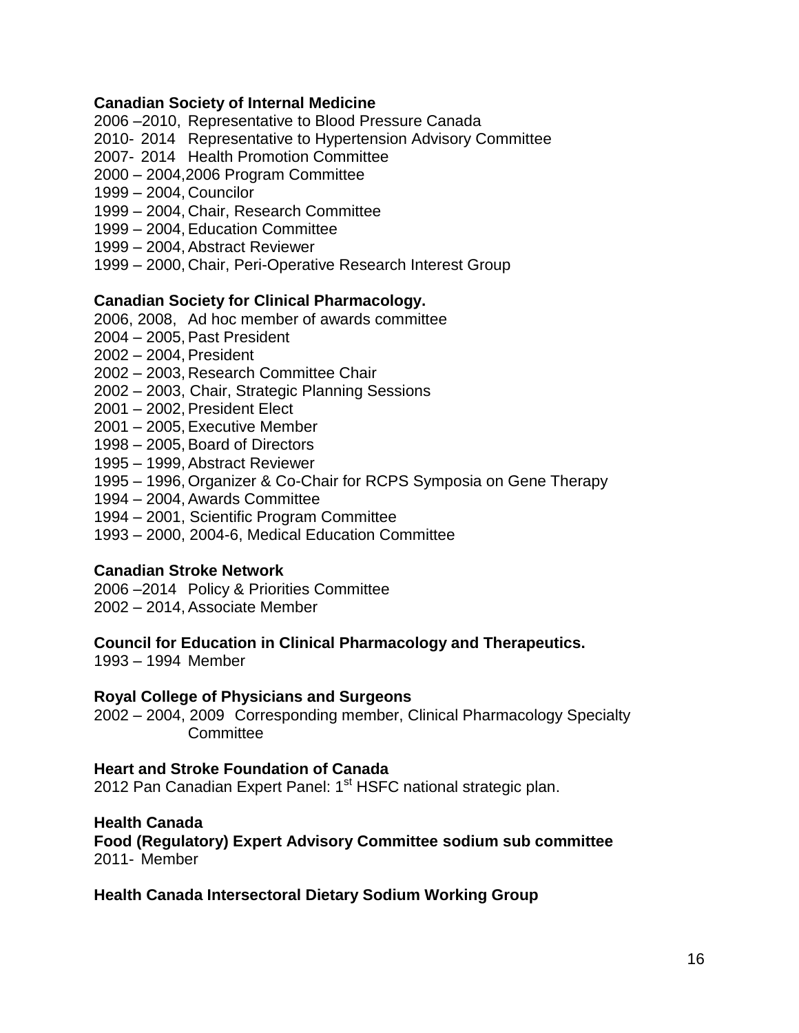**Canadian Society of Internal Medicine**

2006 –2010, Representative to Blood Pressure Canada
2010- 2014 Representative to Hypertension Advisory Committee
2007- 2014 Health Promotion Committee
2000 – 2004,2006 Program Committee
1999 – 2004, Councilor
1999 – 2004, Chair, Research Committee
1999 – 2004, Education Committee
1999 – 2004, Abstract Reviewer
1999 – 2000, Chair, Peri-Operative Research Interest Group

**Canadian Society for Clinical Pharmacology.**

2006, 2008, Ad hoc member of awards committee
2004 – 2005, Past President
2002 – 2004, President
2002 – 2003, Research Committee Chair
2002 – 2003, Chair, Strategic Planning Sessions
2001 – 2002, President Elect
2001 – 2005, Executive Member
1998 – 2005, Board of Directors
1995 – 1999, Abstract Reviewer
1995 – 1996, Organizer & Co-Chair for RCPS Symposia on Gene Therapy
1994 – 2004, Awards Committee
1994 – 2001, Scientific Program Committee
1993 – 2000, 2004-6, Medical Education Committee

**Canadian Stroke Network**

2006 –2014 Policy & Priorities Committee
2002 – 2014, Associate Member

**Council for Education in Clinical Pharmacology and Therapeutics.**

1993 – 1994 Member

**Royal College of Physicians and Surgeons**

2002 – 2004, 2009 Corresponding member, Clinical Pharmacology Specialty Committee

**Heart and Stroke Foundation of Canada**

2012 Pan Canadian Expert Panel: 1st HSFC national strategic plan.

**Health Canada**

**Food (Regulatory) Expert Advisory Committee sodium sub committee**

2011- Member

**Health Canada Intersectoral Dietary Sodium Working Group**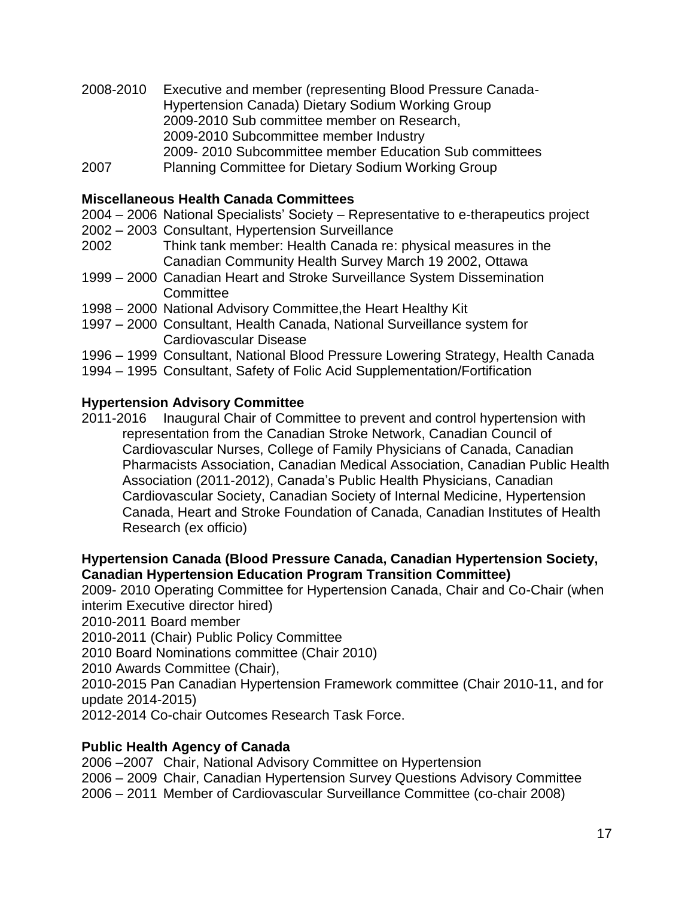2008-2010 Executive and member (representing Blood Pressure Canada-Hypertension Canada) Dietary Sodium Working Group
2009-2010 Sub committee member on Research,
2009-2010 Subcommittee member Industry
2009- 2010 Subcommittee member Education Sub committees

2007 Planning Committee for Dietary Sodium Working Group

### Miscellaneous Health Canada Committees

2004 – 2006 National Specialists' Society – Representative to e-therapeutics project

2002 – 2003 Consultant, Hypertension Surveillance

2002 Think tank member: Health Canada re: physical measures in the Canadian Community Health Survey March 19 2002, Ottawa

1999 – 2000 Canadian Heart and Stroke Surveillance System Dissemination Committee

1998 – 2000 National Advisory Committee,the Heart Healthy Kit

1997 – 2000 Consultant, Health Canada, National Surveillance system for Cardiovascular Disease

1996 – 1999 Consultant, National Blood Pressure Lowering Strategy, Health Canada

1994 – 1995 Consultant, Safety of Folic Acid Supplementation/Fortification

### Hypertension Advisory Committee

2011-2016 Inaugural Chair of Committee to prevent and control hypertension with representation from the Canadian Stroke Network, Canadian Council of Cardiovascular Nurses, College of Family Physicians of Canada, Canadian Pharmacists Association, Canadian Medical Association, Canadian Public Health Association (2011-2012), Canada's Public Health Physicians, Canadian Cardiovascular Society, Canadian Society of Internal Medicine, Hypertension Canada, Heart and Stroke Foundation of Canada, Canadian Institutes of Health Research (ex officio)

### Hypertension Canada (Blood Pressure Canada, Canadian Hypertension Society, Canadian Hypertension Education Program Transition Committee)

2009- 2010 Operating Committee for Hypertension Canada, Chair and Co-Chair (when interim Executive director hired)

2010-2011 Board member

2010-2011 (Chair) Public Policy Committee

2010 Board Nominations committee (Chair 2010)

2010 Awards Committee (Chair),

2010-2015 Pan Canadian Hypertension Framework committee (Chair 2010-11, and for update 2014-2015)

2012-2014 Co-chair Outcomes Research Task Force.

### Public Health Agency of Canada

2006 –2007 Chair, National Advisory Committee on Hypertension

2006 – 2009 Chair, Canadian Hypertension Survey Questions Advisory Committee

2006 – 2011 Member of Cardiovascular Surveillance Committee (co-chair 2008)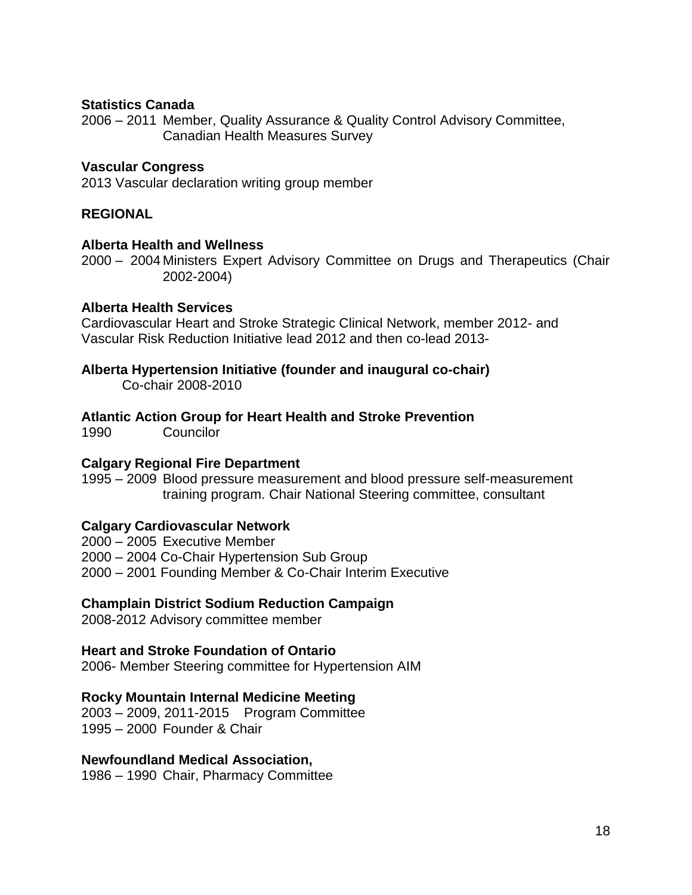**Statistics Canada**
2006 – 2011 Member, Quality Assurance & Quality Control Advisory Committee, Canadian Health Measures Survey

**Vascular Congress**
2013 Vascular declaration writing group member

**REGIONAL**

**Alberta Health and Wellness**
2000 – 2004 Ministers Expert Advisory Committee on Drugs and Therapeutics (Chair 2002-2004)

**Alberta Health Services**
Cardiovascular Heart and Stroke Strategic Clinical Network, member 2012- and Vascular Risk Reduction Initiative lead 2012 and then co-lead 2013-

**Alberta Hypertension Initiative (founder and inaugural co-chair)**
Co-chair 2008-2010

**Atlantic Action Group for Heart Health and Stroke Prevention**
1990 Councilor

**Calgary Regional Fire Department**
1995 – 2009 Blood pressure measurement and blood pressure self-measurement training program. Chair National Steering committee, consultant

**Calgary Cardiovascular Network**
2000 – 2005 Executive Member
2000 – 2004 Co-Chair Hypertension Sub Group
2000 – 2001 Founding Member & Co-Chair Interim Executive

**Champlain District Sodium Reduction Campaign**
2008-2012 Advisory committee member

**Heart and Stroke Foundation of Ontario**
2006- Member Steering committee for Hypertension AIM

**Rocky Mountain Internal Medicine Meeting**
2003 – 2009, 2011-2015 Program Committee
1995 – 2000 Founder & Chair

**Newfoundland Medical Association,**
1986 – 1990 Chair, Pharmacy Committee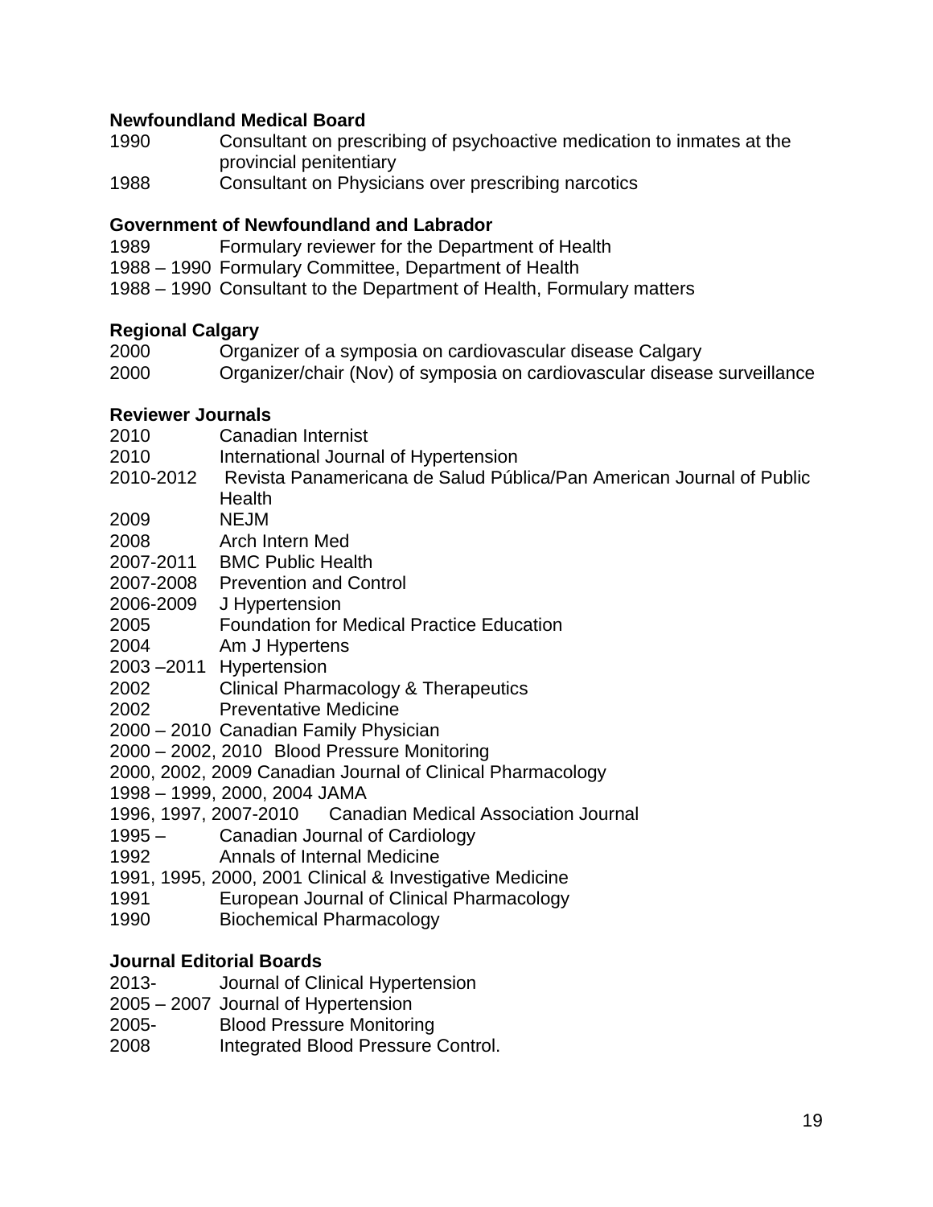**Newfoundland Medical Board**

1990 Consultant on prescribing of psychoactive medication to inmates at the provincial penitentiary
1988 Consultant on Physicians over prescribing narcotics

**Government of Newfoundland and Labrador**

1989 Formulary reviewer for the Department of Health
1988 – 1990 Formulary Committee, Department of Health
1988 – 1990 Consultant to the Department of Health, Formulary matters

**Regional Calgary**

2000 Organizer of a symposia on cardiovascular disease Calgary
2000 Organizer/chair (Nov) of symposia on cardiovascular disease surveillance

**Reviewer Journals**

2010 Canadian Internist
2010 International Journal of Hypertension
2010-2012 Revista Panamericana de Salud Pública/Pan American Journal of Public Health
2009 NEJM
2008 Arch Intern Med
2007-2011 BMC Public Health
2007-2008 Prevention and Control
2006-2009 J Hypertension
2005 Foundation for Medical Practice Education
2004 Am J Hypertens
2003 –2011 Hypertension
2002 Clinical Pharmacology & Therapeutics
2002 Preventative Medicine
2000 – 2010 Canadian Family Physician
2000 – 2002, 2010 Blood Pressure Monitoring
2000, 2002, 2009 Canadian Journal of Clinical Pharmacology
1998 – 1999, 2000, 2004 JAMA
1996, 1997, 2007-2010 Canadian Medical Association Journal
1995 – Canadian Journal of Cardiology
1992 Annals of Internal Medicine
1991, 1995, 2000, 2001 Clinical & Investigative Medicine
1991 European Journal of Clinical Pharmacology
1990 Biochemical Pharmacology

**Journal Editorial Boards**

2013- Journal of Clinical Hypertension
2005 – 2007 Journal of Hypertension
2005- Blood Pressure Monitoring
2008 Integrated Blood Pressure Control.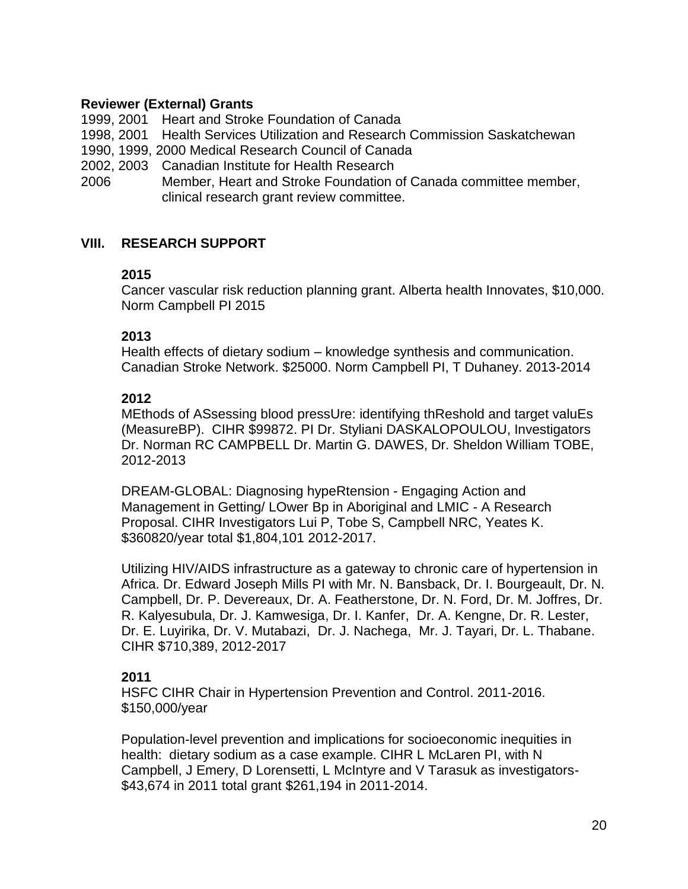**Reviewer (External) Grants**

1999, 2001 Heart and Stroke Foundation of Canada
1998, 2001 Health Services Utilization and Research Commission Saskatchewan
1990, 1999, 2000 Medical Research Council of Canada
2002, 2003 Canadian Institute for Health Research
2006 Member, Heart and Stroke Foundation of Canada committee member, clinical research grant review committee.

## VIII. RESEARCH SUPPORT

**2015**

Cancer vascular risk reduction planning grant. Alberta health Innovates, $10,000. Norm Campbell PI 2015

**2013**

Health effects of dietary sodium – knowledge synthesis and communication. Canadian Stroke Network. $25000. Norm Campbell PI, T Duhaney. 2013-2014

**2012**

MEthods of ASsessing blood pressUre: identifying thReshold and target valuEs (MeasureBP). CIHR $99872. PI Dr. Styliani DASKALOPOULOU, Investigators Dr. Norman RC CAMPBELL Dr. Martin G. DAWES, Dr. Sheldon William TOBE, 2012-2013

DREAM-GLOBAL: Diagnosing hypeRtension - Engaging Action and Management in Getting/ LOwer Bp in Aboriginal and LMIC - A Research Proposal. CIHR Investigators Lui P, Tobe S, Campbell NRC, Yeates K. $360820/year total $1,804,101 2012-2017.

Utilizing HIV/AIDS infrastructure as a gateway to chronic care of hypertension in Africa. Dr. Edward Joseph Mills PI with Mr. N. Bansback, Dr. I. Bourgeault, Dr. N. Campbell, Dr. P. Devereaux, Dr. A. Featherstone, Dr. N. Ford, Dr. M. Joffres, Dr. R. Kalyesubula, Dr. J. Kamwesiga, Dr. I. Kanfer, Dr. A. Kengne, Dr. R. Lester, Dr. E. Luyirika, Dr. V. Mutabazi, Dr. J. Nachega, Mr. J. Tayari, Dr. L. Thabane. CIHR $710,389, 2012-2017

**2011**

HSFC CIHR Chair in Hypertension Prevention and Control. 2011-2016. $150,000/year

Population-level prevention and implications for socioeconomic inequities in health: dietary sodium as a case example. CIHR L McLaren PI, with N Campbell, J Emery, D Lorensetti, L McIntyre and V Tarasuk as investigators- $43,674 in 2011 total grant $261,194 in 2011-2014.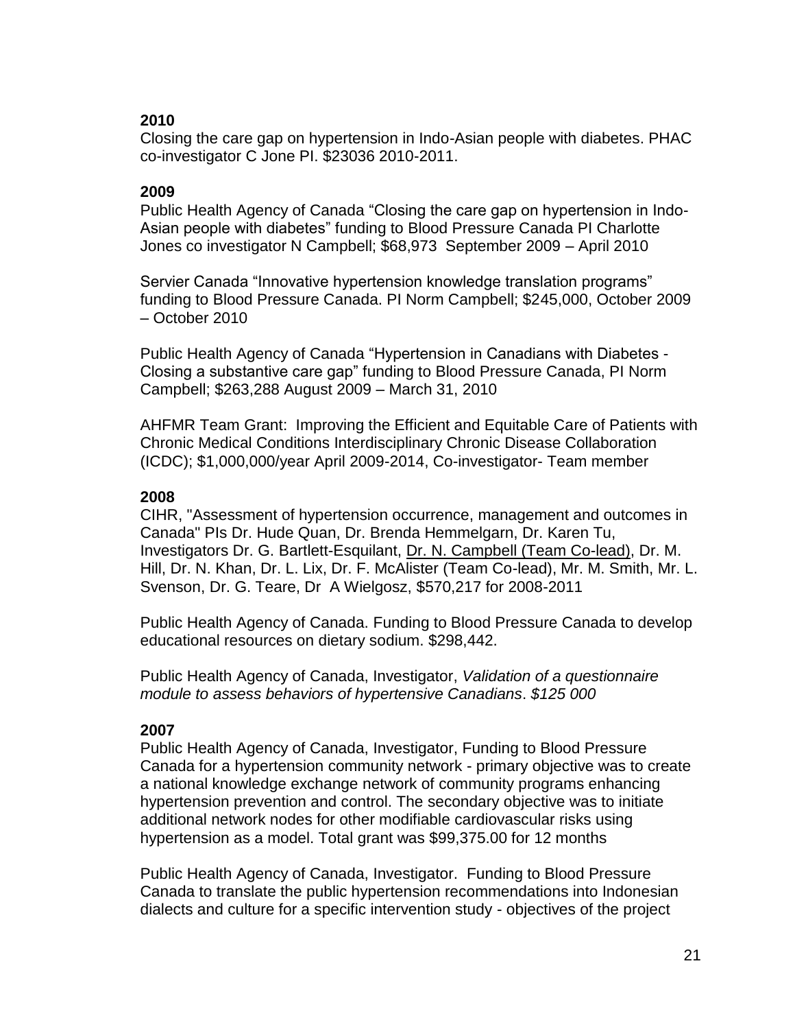**2010**
Closing the care gap on hypertension in Indo-Asian people with diabetes. PHAC co-investigator C Jone PI. $23036 2010-2011.

**2009**
Public Health Agency of Canada "Closing the care gap on hypertension in Indo-Asian people with diabetes" funding to Blood Pressure Canada PI Charlotte Jones co investigator N Campbell; $68,973 September 2009 – April 2010

Servier Canada "Innovative hypertension knowledge translation programs" funding to Blood Pressure Canada. PI Norm Campbell; $245,000, October 2009 – October 2010

Public Health Agency of Canada "Hypertension in Canadians with Diabetes - Closing a substantive care gap" funding to Blood Pressure Canada, PI Norm Campbell; $263,288 August 2009 – March 31, 2010

AHFMR Team Grant: Improving the Efficient and Equitable Care of Patients with Chronic Medical Conditions Interdisciplinary Chronic Disease Collaboration (ICDC); $1,000,000/year April 2009-2014, Co-investigator- Team member

**2008**
CIHR, "Assessment of hypertension occurrence, management and outcomes in Canada" PIs Dr. Hude Quan, Dr. Brenda Hemmelgarn, Dr. Karen Tu, Investigators Dr. G. Bartlett-Esquilant, <u>Dr. N. Campbell (Team Co-lead)</u>, Dr. M. Hill, Dr. N. Khan, Dr. L. Lix, Dr. F. McAlister (Team Co-lead), Mr. M. Smith, Mr. L. Svenson, Dr. G. Teare, Dr A Wielgosz, $570,217 for 2008-2011

Public Health Agency of Canada. Funding to Blood Pressure Canada to develop educational resources on dietary sodium. $298,442.

Public Health Agency of Canada, Investigator, *Validation of a questionnaire module to assess behaviors of hypertensive Canadians*. *$125 000*

**2007**
Public Health Agency of Canada, Investigator, Funding to Blood Pressure Canada for a hypertension community network - primary objective was to create a national knowledge exchange network of community programs enhancing hypertension prevention and control. The secondary objective was to initiate additional network nodes for other modifiable cardiovascular risks using hypertension as a model. Total grant was $99,375.00 for 12 months

Public Health Agency of Canada, Investigator. Funding to Blood Pressure Canada to translate the public hypertension recommendations into Indonesian dialects and culture for a specific intervention study - objectives of the project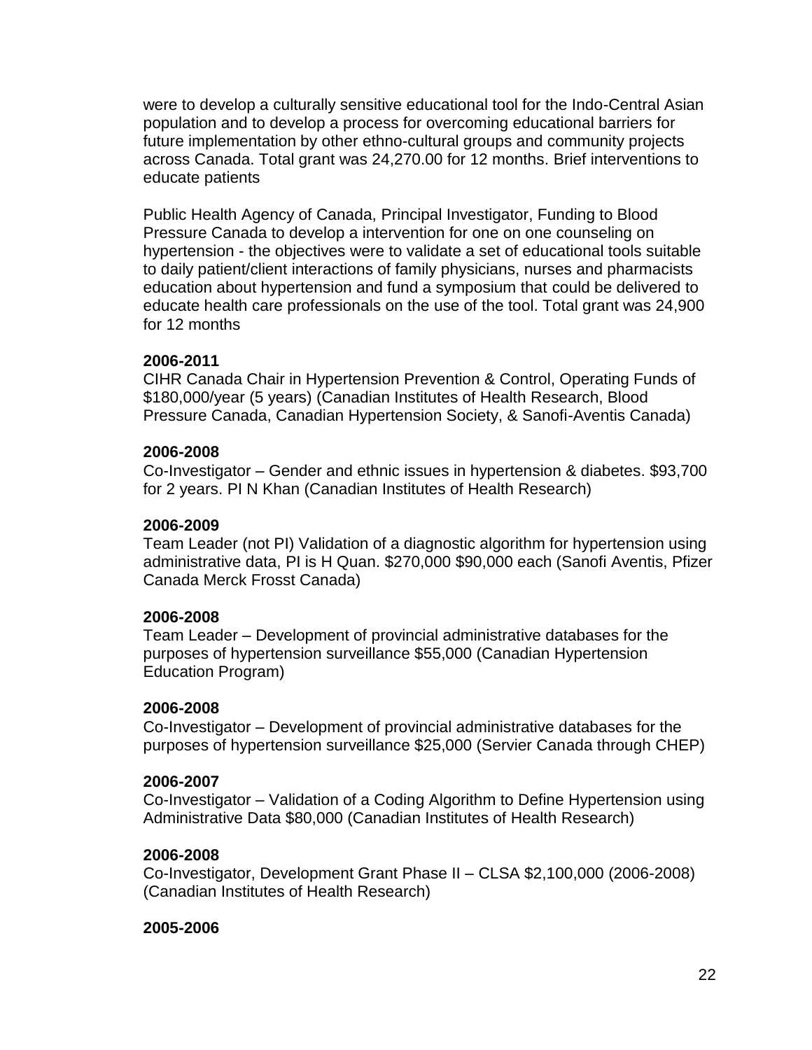were to develop a culturally sensitive educational tool for the Indo-Central Asian population and to develop a process for overcoming educational barriers for future implementation by other ethno-cultural groups and community projects across Canada. Total grant was 24,270.00 for 12 months. Brief interventions to educate patients

Public Health Agency of Canada, Principal Investigator, Funding to Blood Pressure Canada to develop a intervention for one on one counseling on hypertension - the objectives were to validate a set of educational tools suitable to daily patient/client interactions of family physicians, nurses and pharmacists education about hypertension and fund a symposium that could be delivered to educate health care professionals on the use of the tool. Total grant was 24,900 for 12 months

**2006-2011**
CIHR Canada Chair in Hypertension Prevention & Control, Operating Funds of $180,000/year (5 years) (Canadian Institutes of Health Research, Blood Pressure Canada, Canadian Hypertension Society, & Sanofi-Aventis Canada)

**2006-2008**
Co-Investigator – Gender and ethnic issues in hypertension & diabetes. $93,700 for 2 years. PI N Khan (Canadian Institutes of Health Research)

**2006-2009**
Team Leader (not PI) Validation of a diagnostic algorithm for hypertension using administrative data, PI is H Quan. $270,000 $90,000 each (Sanofi Aventis, Pfizer Canada Merck Frosst Canada)

**2006-2008**
Team Leader – Development of provincial administrative databases for the purposes of hypertension surveillance $55,000 (Canadian Hypertension Education Program)

**2006-2008**
Co-Investigator – Development of provincial administrative databases for the purposes of hypertension surveillance $25,000 (Servier Canada through CHEP)

**2006-2007**
Co-Investigator – Validation of a Coding Algorithm to Define Hypertension using Administrative Data $80,000 (Canadian Institutes of Health Research)

**2006-2008**
Co-Investigator, Development Grant Phase II – CLSA $2,100,000 (2006-2008) (Canadian Institutes of Health Research)

**2005-2006**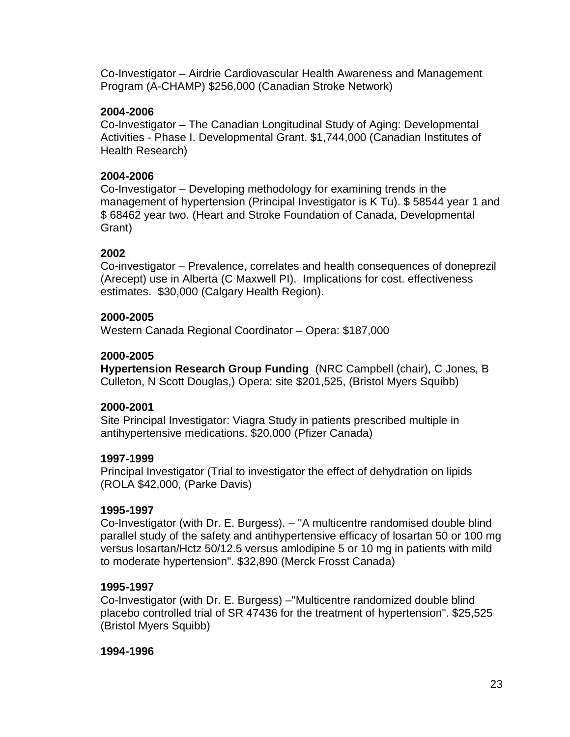Co-Investigator – Airdrie Cardiovascular Health Awareness and Management Program (A-CHAMP) $256,000 (Canadian Stroke Network)

**2004-2006**
Co-Investigator – The Canadian Longitudinal Study of Aging: Developmental Activities - Phase I. Developmental Grant. $1,744,000 (Canadian Institutes of Health Research)

**2004-2006**
Co-Investigator – Developing methodology for examining trends in the management of hypertension (Principal Investigator is K Tu). $ 58544 year 1 and $ 68462 year two. (Heart and Stroke Foundation of Canada, Developmental Grant)

**2002**
Co-investigator – Prevalence, correlates and health consequences of doneprezil (Arecept) use in Alberta (C Maxwell PI). Implications for cost. effectiveness estimates. $30,000 (Calgary Health Region).

**2000-2005**
Western Canada Regional Coordinator – Opera: $187,000

**2000-2005**
**Hypertension Research Group Funding** (NRC Campbell (chair), C Jones, B Culleton, N Scott Douglas,) Opera: site $201,525, (Bristol Myers Squibb)

**2000-2001**
Site Principal Investigator: Viagra Study in patients prescribed multiple in antihypertensive medications. $20,000 (Pfizer Canada)

**1997-1999**
Principal Investigator (Trial to investigator the effect of dehydration on lipids (ROLA $42,000, (Parke Davis)

**1995-1997**
Co-Investigator (with Dr. E. Burgess). – "A multicentre randomised double blind parallel study of the safety and antihypertensive efficacy of losartan 50 or 100 mg versus losartan/Hctz 50/12.5 versus amlodipine 5 or 10 mg in patients with mild to moderate hypertension". $32,890 (Merck Frosst Canada)

**1995-1997**
Co-Investigator (with Dr. E. Burgess) –"Multicentre randomized double blind placebo controlled trial of SR 47436 for the treatment of hypertension". $25,525 (Bristol Myers Squibb)

**1994-1996**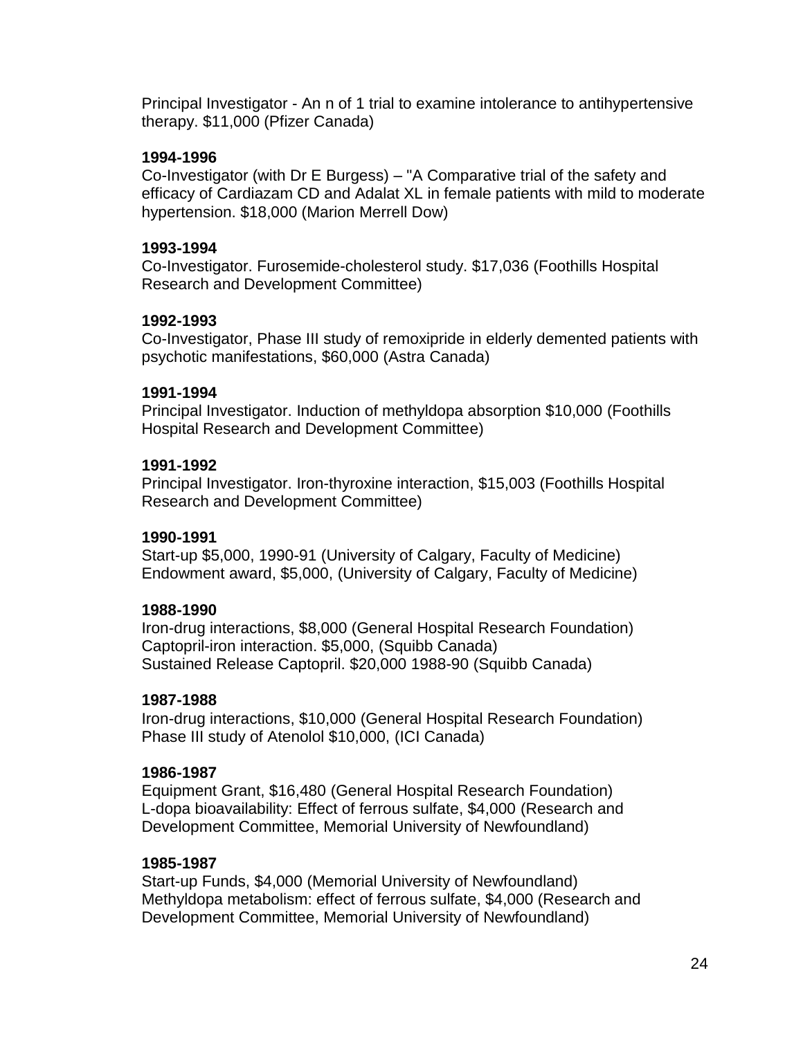Principal Investigator - An n of 1 trial to examine intolerance to antihypertensive therapy. $11,000 (Pfizer Canada)

**1994-1996**
Co-Investigator (with Dr E Burgess) – "A Comparative trial of the safety and efficacy of Cardiazam CD and Adalat XL in female patients with mild to moderate hypertension. $18,000 (Marion Merrell Dow)

**1993-1994**
Co-Investigator. Furosemide-cholesterol study. $17,036 (Foothills Hospital Research and Development Committee)

**1992-1993**
Co-Investigator, Phase III study of remoxipride in elderly demented patients with psychotic manifestations, $60,000 (Astra Canada)

**1991-1994**
Principal Investigator. Induction of methyldopa absorption $10,000 (Foothills Hospital Research and Development Committee)

**1991-1992**
Principal Investigator. Iron-thyroxine interaction, $15,003 (Foothills Hospital Research and Development Committee)

**1990-1991**
Start-up $5,000, 1990-91 (University of Calgary, Faculty of Medicine)
Endowment award, $5,000, (University of Calgary, Faculty of Medicine)

**1988-1990**
Iron-drug interactions, $8,000 (General Hospital Research Foundation)
Captopril-iron interaction. $5,000, (Squibb Canada)
Sustained Release Captopril. $20,000 1988-90 (Squibb Canada)

**1987-1988**
Iron-drug interactions, $10,000 (General Hospital Research Foundation)
Phase III study of Atenolol $10,000, (ICI Canada)

**1986-1987**
Equipment Grant, $16,480 (General Hospital Research Foundation)
L-dopa bioavailability: Effect of ferrous sulfate, $4,000 (Research and Development Committee, Memorial University of Newfoundland)

**1985-1987**
Start-up Funds, $4,000 (Memorial University of Newfoundland)
Methyldopa metabolism: effect of ferrous sulfate, $4,000 (Research and Development Committee, Memorial University of Newfoundland)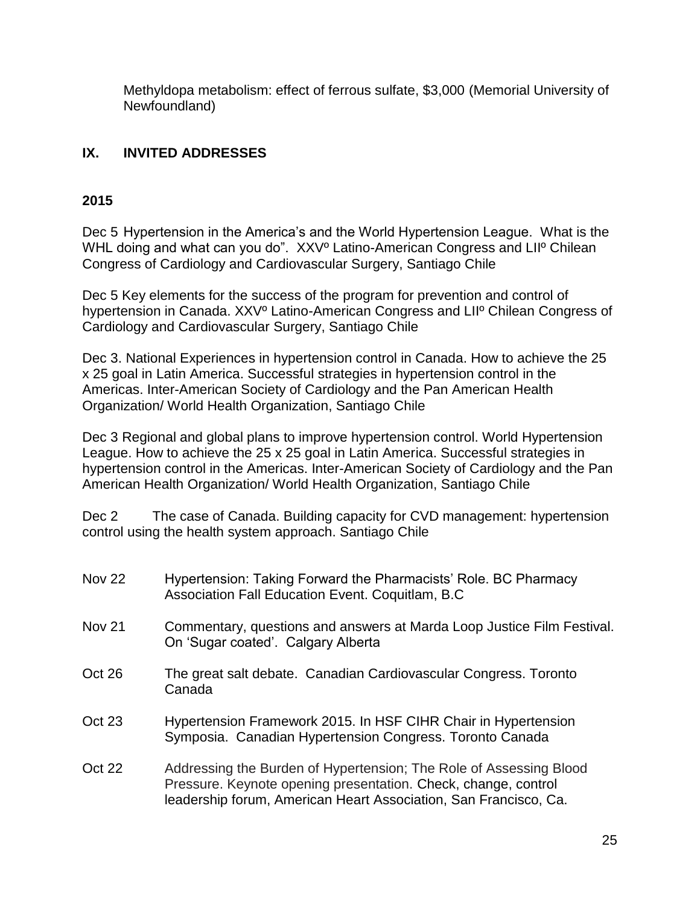Methyldopa metabolism: effect of ferrous sulfate, $3,000 (Memorial University of Newfoundland)

## IX. INVITED ADDRESSES

### 2015

Dec 5 Hypertension in the America's and the World Hypertension League. What is the WHL doing and what can you do". XXVº Latino-American Congress and LIIº Chilean Congress of Cardiology and Cardiovascular Surgery, Santiago Chile

Dec 5 Key elements for the success of the program for prevention and control of hypertension in Canada. XXVº Latino-American Congress and LIIº Chilean Congress of Cardiology and Cardiovascular Surgery, Santiago Chile

Dec 3. National Experiences in hypertension control in Canada. How to achieve the 25 x 25 goal in Latin America. Successful strategies in hypertension control in the Americas. Inter-American Society of Cardiology and the Pan American Health Organization/ World Health Organization, Santiago Chile

Dec 3 Regional and global plans to improve hypertension control. World Hypertension League. How to achieve the 25 x 25 goal in Latin America. Successful strategies in hypertension control in the Americas. Inter-American Society of Cardiology and the Pan American Health Organization/ World Health Organization, Santiago Chile

Dec 2 The case of Canada. Building capacity for CVD management: hypertension control using the health system approach. Santiago Chile

Nov 22 Hypertension: Taking Forward the Pharmacists' Role. BC Pharmacy Association Fall Education Event. Coquitlam, B.C

Nov 21 Commentary, questions and answers at Marda Loop Justice Film Festival. On 'Sugar coated'. Calgary Alberta

Oct 26 The great salt debate. Canadian Cardiovascular Congress. Toronto Canada

Oct 23 Hypertension Framework 2015. In HSF CIHR Chair in Hypertension Symposia. Canadian Hypertension Congress. Toronto Canada

Oct 22 Addressing the Burden of Hypertension; The Role of Assessing Blood Pressure. Keynote opening presentation. Check, change, control leadership forum, American Heart Association, San Francisco, Ca.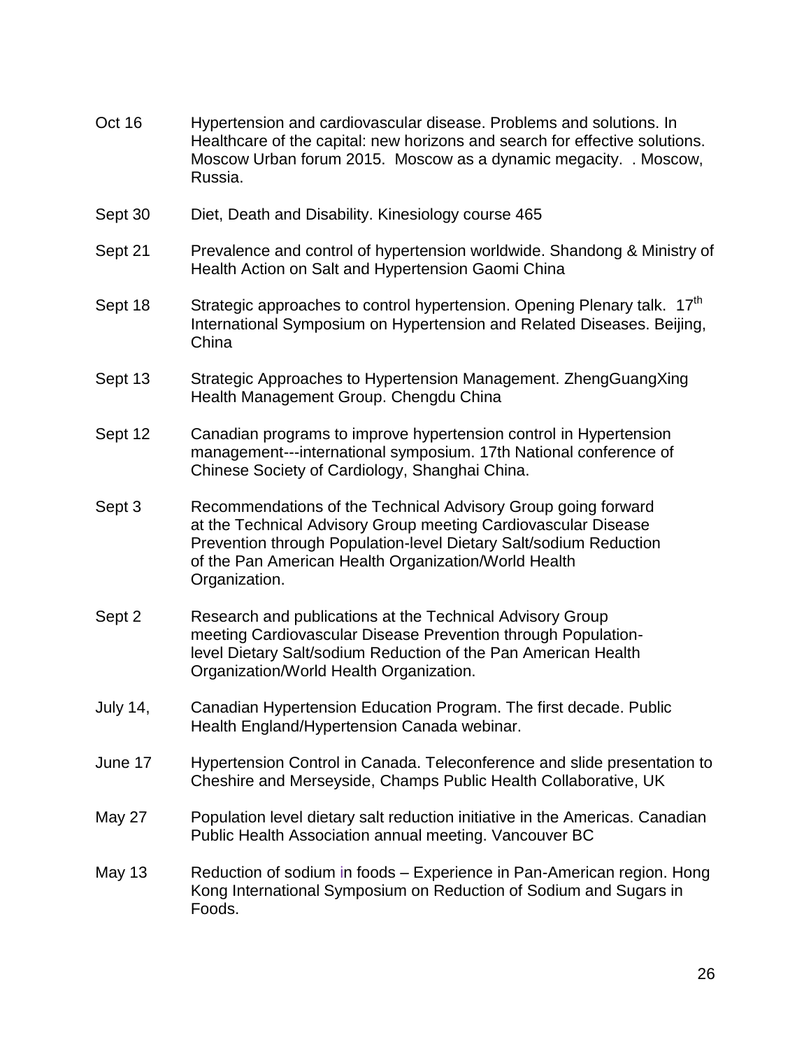Oct 16 Hypertension and cardiovascular disease. Problems and solutions. In Healthcare of the capital: new horizons and search for effective solutions. Moscow Urban forum 2015. Moscow as a dynamic megacity. . Moscow, Russia.

Sept 30 Diet, Death and Disability. Kinesiology course 465

Sept 21 Prevalence and control of hypertension worldwide. Shandong & Ministry of Health Action on Salt and Hypertension Gaomi China

Sept 18 Strategic approaches to control hypertension. Opening Plenary talk. 17th International Symposium on Hypertension and Related Diseases. Beijing, China

Sept 13 Strategic Approaches to Hypertension Management. ZhengGuangXing Health Management Group. Chengdu China

Sept 12 Canadian programs to improve hypertension control in Hypertension management---international symposium. 17th National conference of Chinese Society of Cardiology, Shanghai China.

Sept 3 Recommendations of the Technical Advisory Group going forward at the Technical Advisory Group meeting Cardiovascular Disease Prevention through Population-level Dietary Salt/sodium Reduction of the Pan American Health Organization/World Health Organization.

Sept 2 Research and publications at the Technical Advisory Group meeting Cardiovascular Disease Prevention through Population-level Dietary Salt/sodium Reduction of the Pan American Health Organization/World Health Organization.

July 14, Canadian Hypertension Education Program. The first decade. Public Health England/Hypertension Canada webinar.

June 17 Hypertension Control in Canada. Teleconference and slide presentation to Cheshire and Merseyside, Champs Public Health Collaborative, UK

May 27 Population level dietary salt reduction initiative in the Americas. Canadian Public Health Association annual meeting. Vancouver BC

May 13 Reduction of sodium in foods – Experience in Pan-American region. Hong Kong International Symposium on Reduction of Sodium and Sugars in Foods.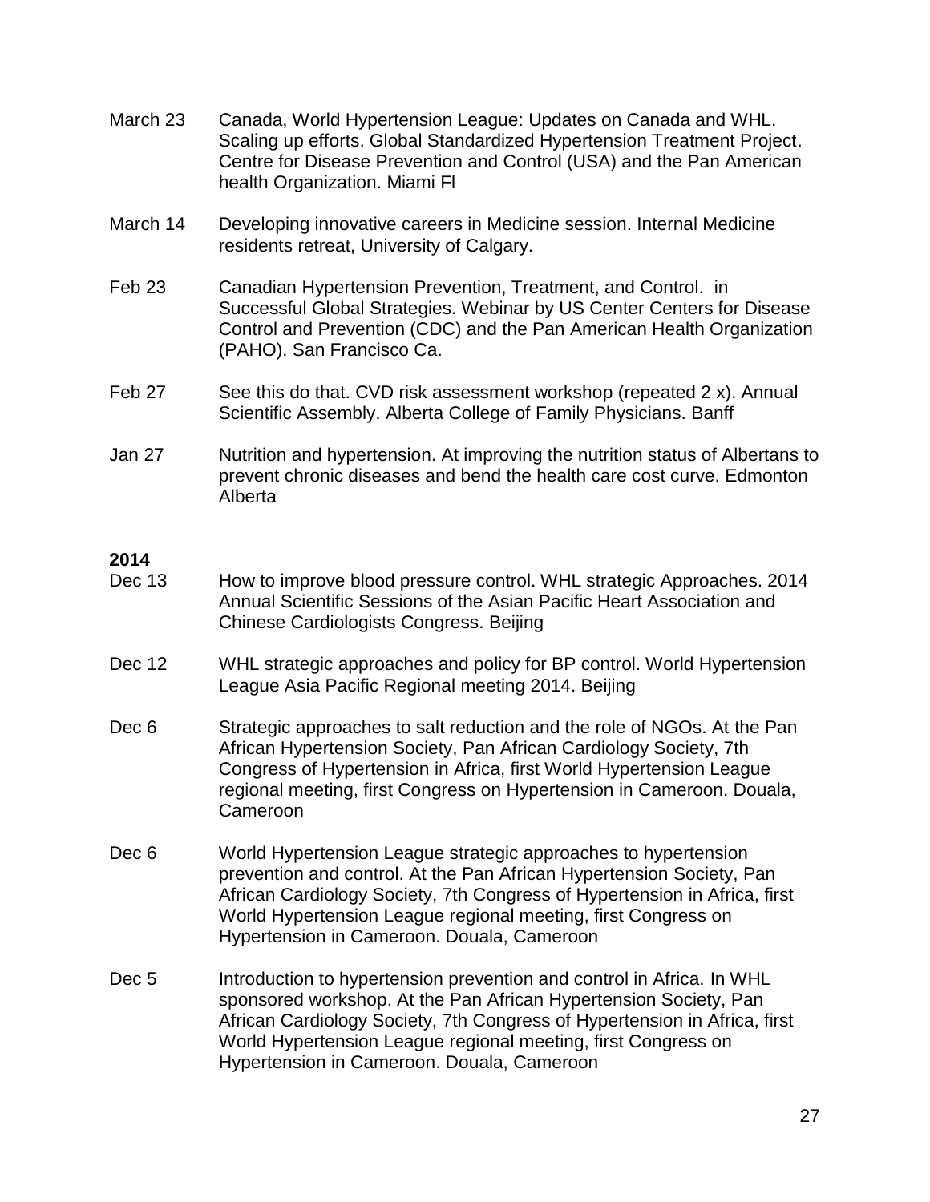March 23 Canada, World Hypertension League: Updates on Canada and WHL. Scaling up efforts. Global Standardized Hypertension Treatment Project. Centre for Disease Prevention and Control (USA) and the Pan American health Organization. Miami Fl

March 14 Developing innovative careers in Medicine session. Internal Medicine residents retreat, University of Calgary.

Feb 23 Canadian Hypertension Prevention, Treatment, and Control. in Successful Global Strategies. Webinar by US Center Centers for Disease Control and Prevention (CDC) and the Pan American Health Organization (PAHO). San Francisco Ca.

Feb 27 See this do that. CVD risk assessment workshop (repeated 2 x). Annual Scientific Assembly. Alberta College of Family Physicians. Banff

Jan 27 Nutrition and hypertension. At improving the nutrition status of Albertans to prevent chronic diseases and bend the health care cost curve. Edmonton Alberta

**2014**

Dec 13 How to improve blood pressure control. WHL strategic Approaches. 2014 Annual Scientific Sessions of the Asian Pacific Heart Association and Chinese Cardiologists Congress. Beijing

Dec 12 WHL strategic approaches and policy for BP control. World Hypertension League Asia Pacific Regional meeting 2014. Beijing

Dec 6 Strategic approaches to salt reduction and the role of NGOs. At the Pan African Hypertension Society, Pan African Cardiology Society, 7th Congress of Hypertension in Africa, first World Hypertension League regional meeting, first Congress on Hypertension in Cameroon. Douala, Cameroon

Dec 6 World Hypertension League strategic approaches to hypertension prevention and control. At the Pan African Hypertension Society, Pan African Cardiology Society, 7th Congress of Hypertension in Africa, first World Hypertension League regional meeting, first Congress on Hypertension in Cameroon. Douala, Cameroon

Dec 5 Introduction to hypertension prevention and control in Africa. In WHL sponsored workshop. At the Pan African Hypertension Society, Pan African Cardiology Society, 7th Congress of Hypertension in Africa, first World Hypertension League regional meeting, first Congress on Hypertension in Cameroon. Douala, Cameroon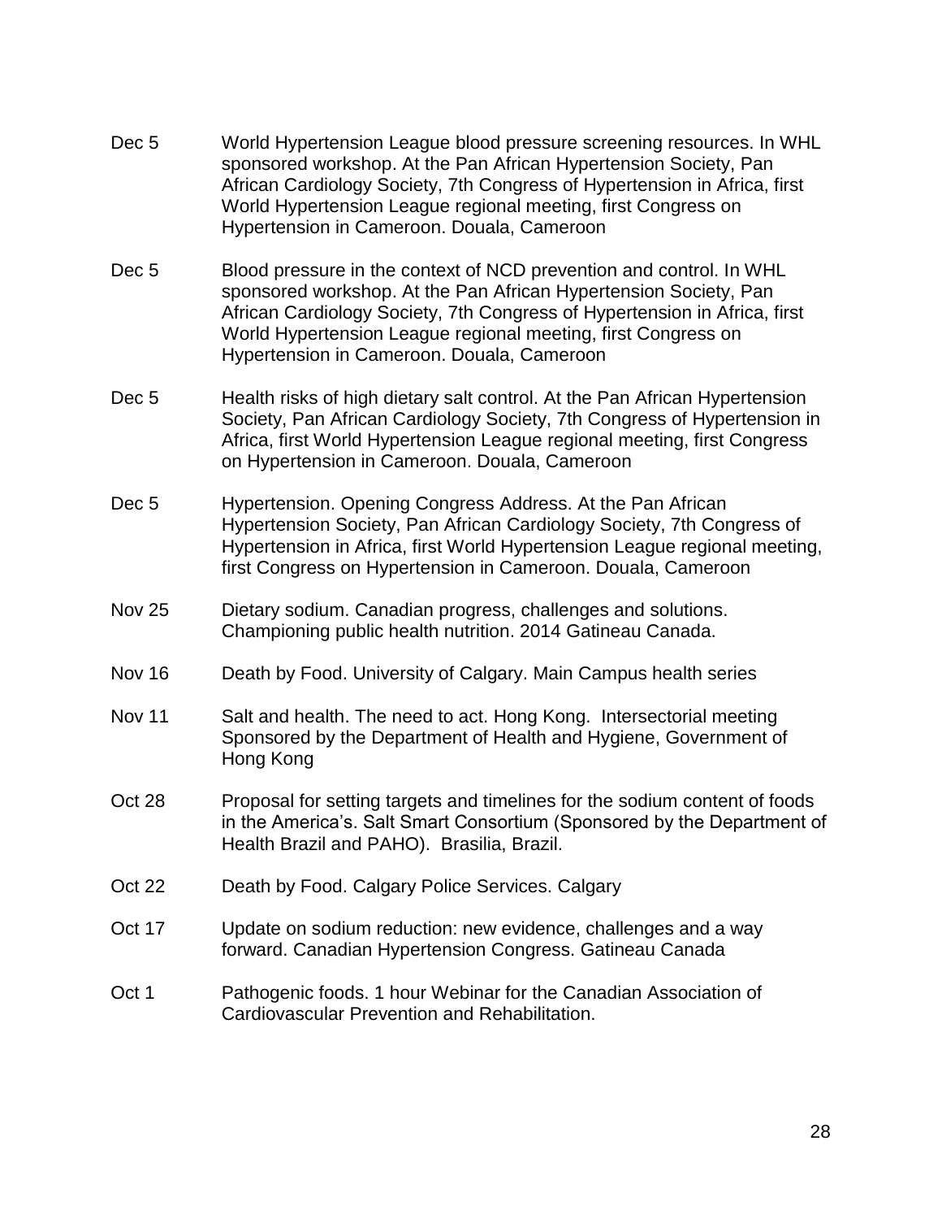Dec 5 World Hypertension League blood pressure screening resources. In WHL sponsored workshop. At the Pan African Hypertension Society, Pan African Cardiology Society, 7th Congress of Hypertension in Africa, first World Hypertension League regional meeting, first Congress on Hypertension in Cameroon. Douala, Cameroon

Dec 5 Blood pressure in the context of NCD prevention and control. In WHL sponsored workshop. At the Pan African Hypertension Society, Pan African Cardiology Society, 7th Congress of Hypertension in Africa, first World Hypertension League regional meeting, first Congress on Hypertension in Cameroon. Douala, Cameroon

Dec 5 Health risks of high dietary salt control. At the Pan African Hypertension Society, Pan African Cardiology Society, 7th Congress of Hypertension in Africa, first World Hypertension League regional meeting, first Congress on Hypertension in Cameroon. Douala, Cameroon

Dec 5 Hypertension. Opening Congress Address. At the Pan African Hypertension Society, Pan African Cardiology Society, 7th Congress of Hypertension in Africa, first World Hypertension League regional meeting, first Congress on Hypertension in Cameroon. Douala, Cameroon

Nov 25 Dietary sodium. Canadian progress, challenges and solutions. Championing public health nutrition. 2014 Gatineau Canada.

Nov 16 Death by Food. University of Calgary. Main Campus health series

Nov 11 Salt and health. The need to act. Hong Kong. Intersectorial meeting Sponsored by the Department of Health and Hygiene, Government of Hong Kong

Oct 28 Proposal for setting targets and timelines for the sodium content of foods in the America's. Salt Smart Consortium (Sponsored by the Department of Health Brazil and PAHO). Brasilia, Brazil.

Oct 22 Death by Food. Calgary Police Services. Calgary

Oct 17 Update on sodium reduction: new evidence, challenges and a way forward. Canadian Hypertension Congress. Gatineau Canada

Oct 1 Pathogenic foods. 1 hour Webinar for the Canadian Association of Cardiovascular Prevention and Rehabilitation.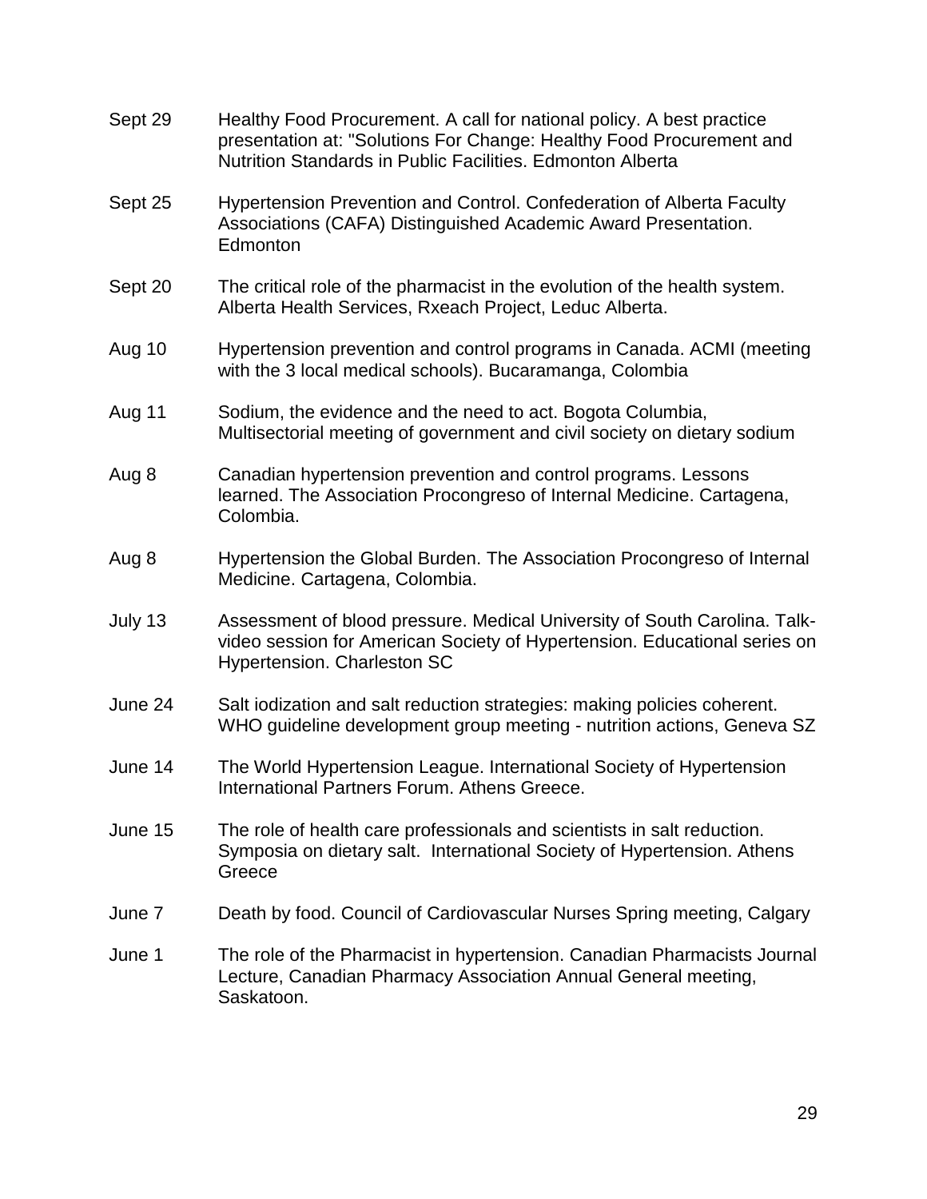Sept 29 Healthy Food Procurement. A call for national policy. A best practice presentation at: "Solutions For Change: Healthy Food Procurement and Nutrition Standards in Public Facilities. Edmonton Alberta

Sept 25 Hypertension Prevention and Control. Confederation of Alberta Faculty Associations (CAFA) Distinguished Academic Award Presentation. Edmonton

Sept 20 The critical role of the pharmacist in the evolution of the health system. Alberta Health Services, Rxeach Project, Leduc Alberta.

Aug 10 Hypertension prevention and control programs in Canada. ACMI (meeting with the 3 local medical schools). Bucaramanga, Colombia

Aug 11 Sodium, the evidence and the need to act. Bogota Columbia, Multisectorial meeting of government and civil society on dietary sodium

Aug 8 Canadian hypertension prevention and control programs. Lessons learned. The Association Procongreso of Internal Medicine. Cartagena, Colombia.

Aug 8 Hypertension the Global Burden. The Association Procongreso of Internal Medicine. Cartagena, Colombia.

July 13 Assessment of blood pressure. Medical University of South Carolina. Talk-video session for American Society of Hypertension. Educational series on Hypertension. Charleston SC

June 24 Salt iodization and salt reduction strategies: making policies coherent. WHO guideline development group meeting - nutrition actions, Geneva SZ

June 14 The World Hypertension League. International Society of Hypertension International Partners Forum. Athens Greece.

June 15 The role of health care professionals and scientists in salt reduction. Symposia on dietary salt. International Society of Hypertension. Athens Greece

June 7 Death by food. Council of Cardiovascular Nurses Spring meeting, Calgary

June 1 The role of the Pharmacist in hypertension. Canadian Pharmacists Journal Lecture, Canadian Pharmacy Association Annual General meeting, Saskatoon.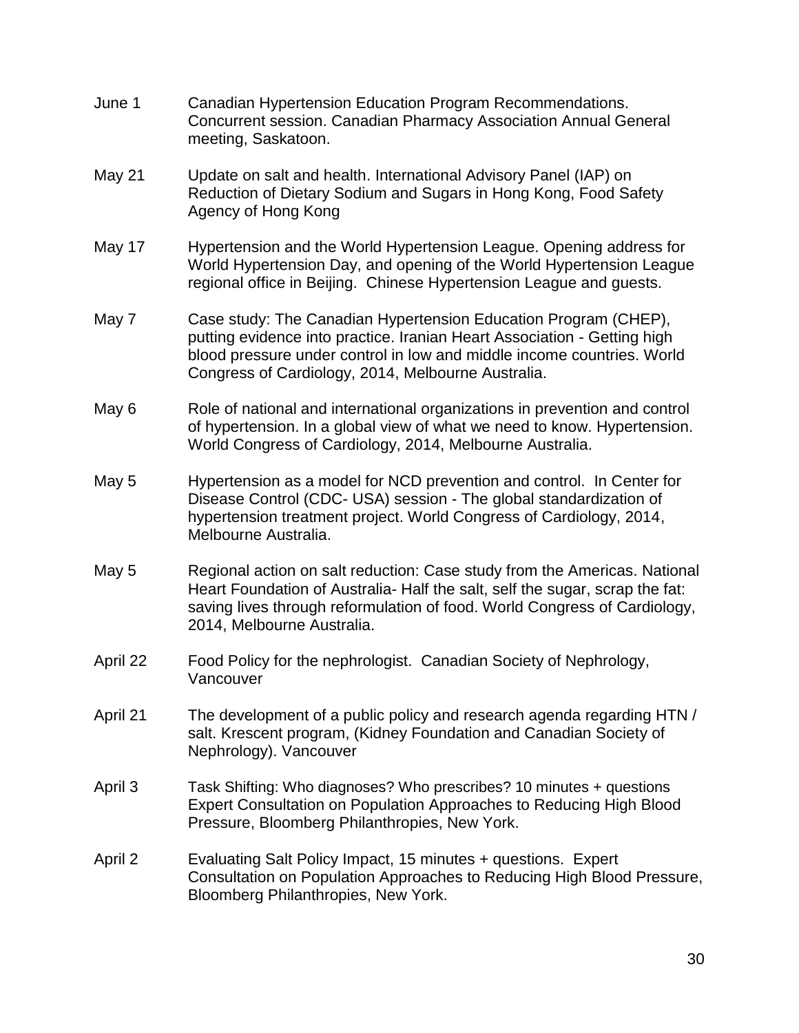June 1 Canadian Hypertension Education Program Recommendations. Concurrent session. Canadian Pharmacy Association Annual General meeting, Saskatoon.

May 21 Update on salt and health. International Advisory Panel (IAP) on Reduction of Dietary Sodium and Sugars in Hong Kong, Food Safety Agency of Hong Kong

May 17 Hypertension and the World Hypertension League. Opening address for World Hypertension Day, and opening of the World Hypertension League regional office in Beijing. Chinese Hypertension League and guests.

May 7 Case study: The Canadian Hypertension Education Program (CHEP), putting evidence into practice. Iranian Heart Association - Getting high blood pressure under control in low and middle income countries. World Congress of Cardiology, 2014, Melbourne Australia.

May 6 Role of national and international organizations in prevention and control of hypertension. In a global view of what we need to know. Hypertension. World Congress of Cardiology, 2014, Melbourne Australia.

May 5 Hypertension as a model for NCD prevention and control. In Center for Disease Control (CDC- USA) session - The global standardization of hypertension treatment project. World Congress of Cardiology, 2014, Melbourne Australia.

May 5 Regional action on salt reduction: Case study from the Americas. National Heart Foundation of Australia- Half the salt, self the sugar, scrap the fat: saving lives through reformulation of food. World Congress of Cardiology, 2014, Melbourne Australia.

April 22 Food Policy for the nephrologist. Canadian Society of Nephrology, Vancouver

April 21 The development of a public policy and research agenda regarding HTN / salt. Krescent program, (Kidney Foundation and Canadian Society of Nephrology). Vancouver

April 3 Task Shifting: Who diagnoses? Who prescribes? 10 minutes + questions Expert Consultation on Population Approaches to Reducing High Blood Pressure, Bloomberg Philanthropies, New York.

April 2 Evaluating Salt Policy Impact, 15 minutes + questions. Expert Consultation on Population Approaches to Reducing High Blood Pressure, Bloomberg Philanthropies, New York.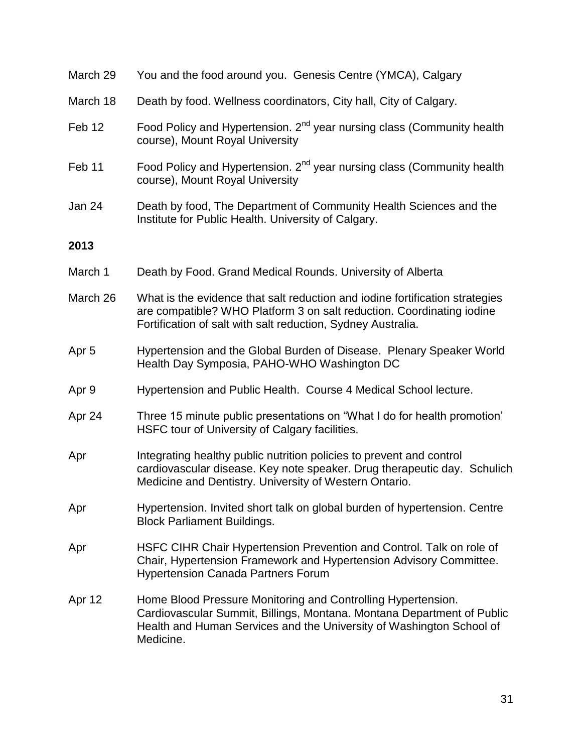March 29 You and the food around you. Genesis Centre (YMCA), Calgary

March 18 Death by food. Wellness coordinators, City hall, City of Calgary.

Feb 12 Food Policy and Hypertension. 2nd year nursing class (Community health course), Mount Royal University

Feb 11 Food Policy and Hypertension. 2nd year nursing class (Community health course), Mount Royal University

Jan 24 Death by food, The Department of Community Health Sciences and the Institute for Public Health. University of Calgary.

**2013**

March 1 Death by Food. Grand Medical Rounds. University of Alberta

March 26 What is the evidence that salt reduction and iodine fortification strategies are compatible? WHO Platform 3 on salt reduction. Coordinating iodine Fortification of salt with salt reduction, Sydney Australia.

Apr 5 Hypertension and the Global Burden of Disease. Plenary Speaker World Health Day Symposia, PAHO-WHO Washington DC

Apr 9 Hypertension and Public Health. Course 4 Medical School lecture.

Apr 24 Three 15 minute public presentations on "What I do for health promotion' HSFC tour of University of Calgary facilities.

Apr Integrating healthy public nutrition policies to prevent and control cardiovascular disease. Key note speaker. Drug therapeutic day. Schulich Medicine and Dentistry. University of Western Ontario.

Apr Hypertension. Invited short talk on global burden of hypertension. Centre Block Parliament Buildings.

Apr HSFC CIHR Chair Hypertension Prevention and Control. Talk on role of Chair, Hypertension Framework and Hypertension Advisory Committee. Hypertension Canada Partners Forum

Apr 12 Home Blood Pressure Monitoring and Controlling Hypertension. Cardiovascular Summit, Billings, Montana. Montana Department of Public Health and Human Services and the University of Washington School of Medicine.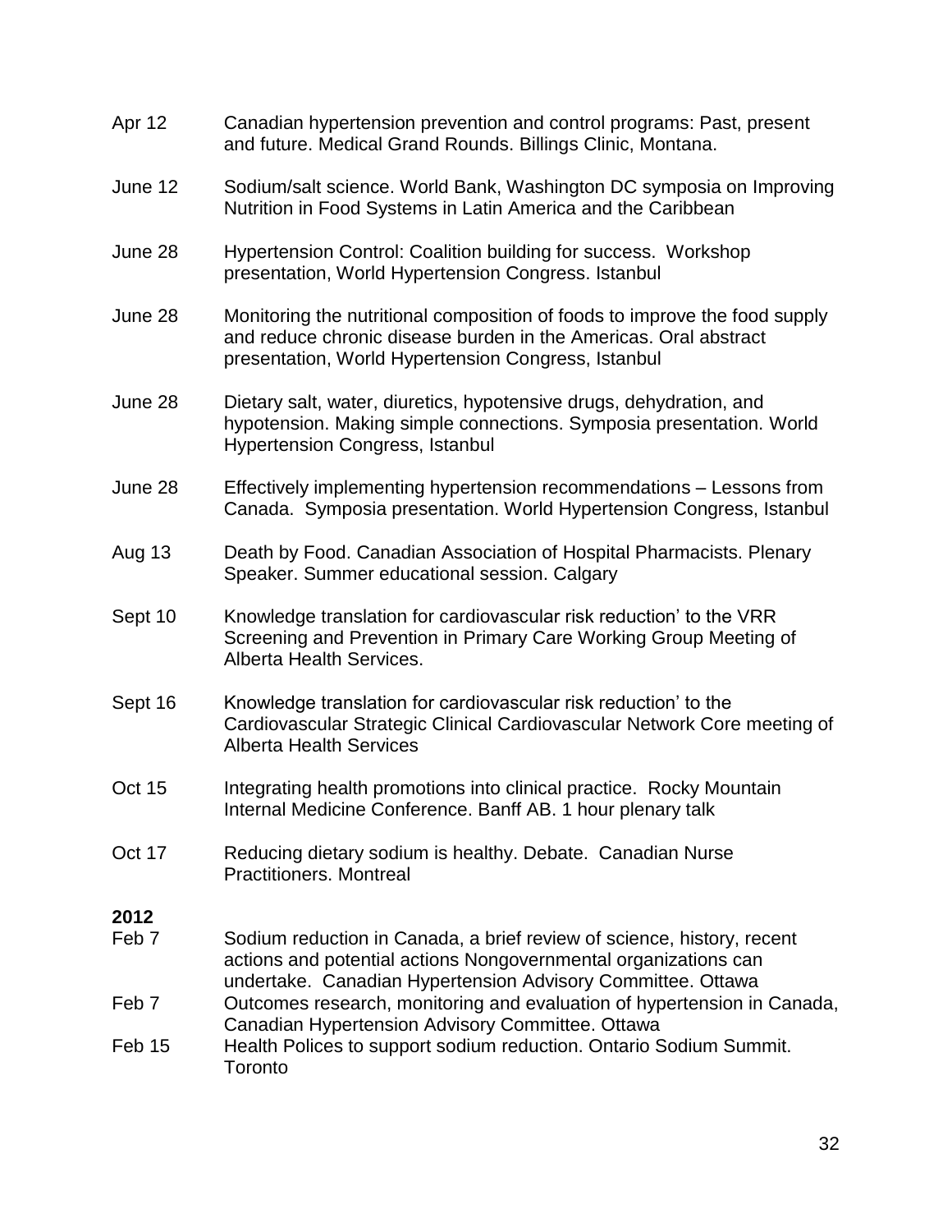Apr 12 Canadian hypertension prevention and control programs: Past, present and future. Medical Grand Rounds. Billings Clinic, Montana.

June 12 Sodium/salt science. World Bank, Washington DC symposia on Improving Nutrition in Food Systems in Latin America and the Caribbean

June 28 Hypertension Control: Coalition building for success. Workshop presentation, World Hypertension Congress. Istanbul

June 28 Monitoring the nutritional composition of foods to improve the food supply and reduce chronic disease burden in the Americas. Oral abstract presentation, World Hypertension Congress, Istanbul

June 28 Dietary salt, water, diuretics, hypotensive drugs, dehydration, and hypotension. Making simple connections. Symposia presentation. World Hypertension Congress, Istanbul

June 28 Effectively implementing hypertension recommendations – Lessons from Canada. Symposia presentation. World Hypertension Congress, Istanbul

Aug 13 Death by Food. Canadian Association of Hospital Pharmacists. Plenary Speaker. Summer educational session. Calgary

Sept 10 Knowledge translation for cardiovascular risk reduction' to the VRR Screening and Prevention in Primary Care Working Group Meeting of Alberta Health Services.

Sept 16 Knowledge translation for cardiovascular risk reduction' to the Cardiovascular Strategic Clinical Cardiovascular Network Core meeting of Alberta Health Services

Oct 15 Integrating health promotions into clinical practice. Rocky Mountain Internal Medicine Conference. Banff AB. 1 hour plenary talk

Oct 17 Reducing dietary sodium is healthy. Debate. Canadian Nurse Practitioners. Montreal

**2012**

Feb 7 Sodium reduction in Canada, a brief review of science, history, recent actions and potential actions Nongovernmental organizations can undertake. Canadian Hypertension Advisory Committee. Ottawa

Feb 7 Outcomes research, monitoring and evaluation of hypertension in Canada, Canadian Hypertension Advisory Committee. Ottawa

Feb 15 Health Polices to support sodium reduction. Ontario Sodium Summit. Toronto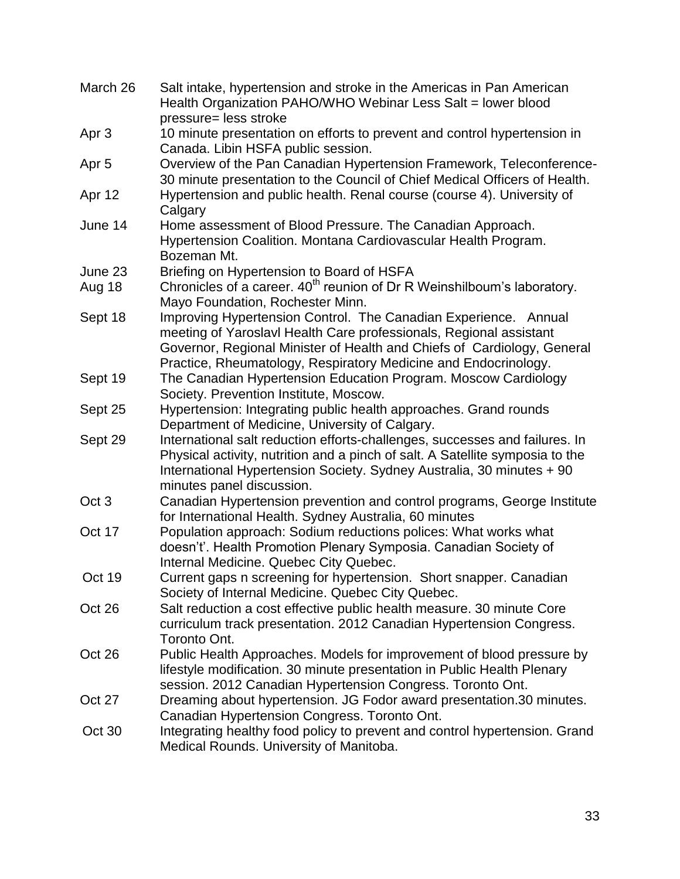| | |
|---|---|
| March 26 | Salt intake, hypertension and stroke in the Americas in Pan American Health Organization PAHO/WHO Webinar Less Salt = lower blood pressure= less stroke |
| Apr 3 | 10 minute presentation on efforts to prevent and control hypertension in Canada. Libin HSFA public session. |
| Apr 5 | Overview of the Pan Canadian Hypertension Framework, Teleconference- 30 minute presentation to the Council of Chief Medical Officers of Health. |
| Apr 12 | Hypertension and public health. Renal course (course 4). University of Calgary |
| June 14 | Home assessment of Blood Pressure. The Canadian Approach. Hypertension Coalition. Montana Cardiovascular Health Program. Bozeman Mt. |
| June 23 | Briefing on Hypertension to Board of HSFA |
| Aug 18 | Chronicles of a career. 40th reunion of Dr R Weinshilboum's laboratory. Mayo Foundation, Rochester Minn. |
| Sept 18 | Improving Hypertension Control. The Canadian Experience. Annual meeting of Yaroslavl Health Care professionals, Regional assistant Governor, Regional Minister of Health and Chiefs of Cardiology, General Practice, Rheumatology, Respiratory Medicine and Endocrinology. |
| Sept 19 | The Canadian Hypertension Education Program. Moscow Cardiology Society. Prevention Institute, Moscow. |
| Sept 25 | Hypertension: Integrating public health approaches. Grand rounds Department of Medicine, University of Calgary. |
| Sept 29 | International salt reduction efforts-challenges, successes and failures. In Physical activity, nutrition and a pinch of salt. A Satellite symposia to the International Hypertension Society. Sydney Australia, 30 minutes + 90 minutes panel discussion. |
| Oct 3 | Canadian Hypertension prevention and control programs, George Institute for International Health. Sydney Australia, 60 minutes |
| Oct 17 | Population approach: Sodium reductions polices: What works what doesn't'. Health Promotion Plenary Symposia. Canadian Society of Internal Medicine. Quebec City Quebec. |
| Oct 19 | Current gaps n screening for hypertension. Short snapper. Canadian Society of Internal Medicine. Quebec City Quebec. |
| Oct 26 | Salt reduction a cost effective public health measure. 30 minute Core curriculum track presentation. 2012 Canadian Hypertension Congress. Toronto Ont. |
| Oct 26 | Public Health Approaches. Models for improvement of blood pressure by lifestyle modification. 30 minute presentation in Public Health Plenary session. 2012 Canadian Hypertension Congress. Toronto Ont. |
| Oct 27 | Dreaming about hypertension. JG Fodor award presentation.30 minutes. Canadian Hypertension Congress. Toronto Ont. |
| Oct 30 | Integrating healthy food policy to prevent and control hypertension. Grand Medical Rounds. University of Manitoba. |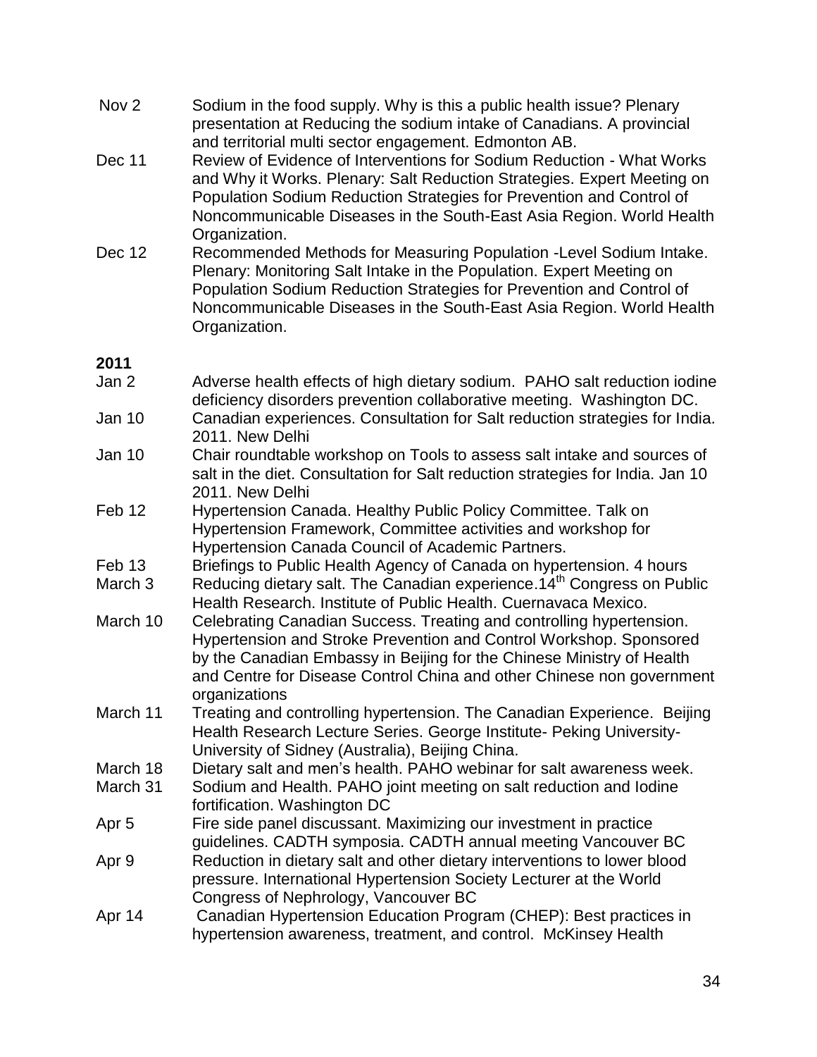Nov 2 Sodium in the food supply. Why is this a public health issue? Plenary presentation at Reducing the sodium intake of Canadians. A provincial and territorial multi sector engagement. Edmonton AB.

Dec 11 Review of Evidence of Interventions for Sodium Reduction - What Works and Why it Works. Plenary: Salt Reduction Strategies. Expert Meeting on Population Sodium Reduction Strategies for Prevention and Control of Noncommunicable Diseases in the South-East Asia Region. World Health Organization.

Dec 12 Recommended Methods for Measuring Population -Level Sodium Intake. Plenary: Monitoring Salt Intake in the Population. Expert Meeting on Population Sodium Reduction Strategies for Prevention and Control of Noncommunicable Diseases in the South-East Asia Region. World Health Organization.

**2011**

Jan 2 Adverse health effects of high dietary sodium. PAHO salt reduction iodine deficiency disorders prevention collaborative meeting. Washington DC.

Jan 10 Canadian experiences. Consultation for Salt reduction strategies for India. 2011. New Delhi

Jan 10 Chair roundtable workshop on Tools to assess salt intake and sources of salt in the diet. Consultation for Salt reduction strategies for India. Jan 10 2011. New Delhi

Feb 12 Hypertension Canada. Healthy Public Policy Committee. Talk on Hypertension Framework, Committee activities and workshop for Hypertension Canada Council of Academic Partners.

Feb 13 Briefings to Public Health Agency of Canada on hypertension. 4 hours

March 3 Reducing dietary salt. The Canadian experience.14th Congress on Public Health Research. Institute of Public Health. Cuernavaca Mexico.

March 10 Celebrating Canadian Success. Treating and controlling hypertension. Hypertension and Stroke Prevention and Control Workshop. Sponsored by the Canadian Embassy in Beijing for the Chinese Ministry of Health and Centre for Disease Control China and other Chinese non government organizations

March 11 Treating and controlling hypertension. The Canadian Experience. Beijing Health Research Lecture Series. George Institute- Peking University- University of Sidney (Australia), Beijing China.

March 18 Dietary salt and men's health. PAHO webinar for salt awareness week.

March 31 Sodium and Health. PAHO joint meeting on salt reduction and Iodine fortification. Washington DC

Apr 5 Fire side panel discussant. Maximizing our investment in practice guidelines. CADTH symposia. CADTH annual meeting Vancouver BC

Apr 9 Reduction in dietary salt and other dietary interventions to lower blood pressure. International Hypertension Society Lecturer at the World Congress of Nephrology, Vancouver BC

Apr 14 Canadian Hypertension Education Program (CHEP): Best practices in hypertension awareness, treatment, and control. McKinsey Health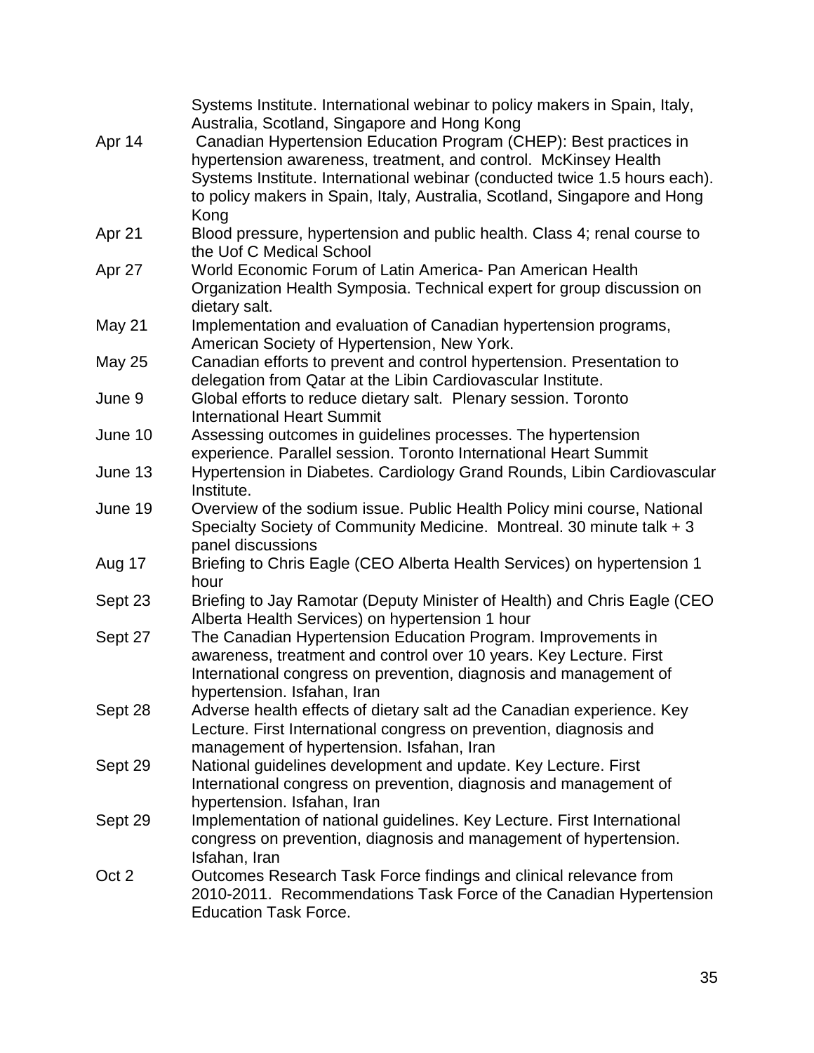Systems Institute. International webinar to policy makers in Spain, Italy, Australia, Scotland, Singapore and Hong Kong

| | |
|---|---|
| Apr 14 | Canadian Hypertension Education Program (CHEP): Best practices in hypertension awareness, treatment, and control. McKinsey Health Systems Institute. International webinar (conducted twice 1.5 hours each). to policy makers in Spain, Italy, Australia, Scotland, Singapore and Hong Kong |
| Apr 21 | Blood pressure, hypertension and public health. Class 4; renal course to the Uof C Medical School |
| Apr 27 | World Economic Forum of Latin America- Pan American Health Organization Health Symposia. Technical expert for group discussion on dietary salt. |
| May 21 | Implementation and evaluation of Canadian hypertension programs, American Society of Hypertension, New York. |
| May 25 | Canadian efforts to prevent and control hypertension. Presentation to delegation from Qatar at the Libin Cardiovascular Institute. |
| June 9 | Global efforts to reduce dietary salt. Plenary session. Toronto International Heart Summit |
| June 10 | Assessing outcomes in guidelines processes. The hypertension experience. Parallel session. Toronto International Heart Summit |
| June 13 | Hypertension in Diabetes. Cardiology Grand Rounds, Libin Cardiovascular Institute. |
| June 19 | Overview of the sodium issue. Public Health Policy mini course, National Specialty Society of Community Medicine. Montreal. 30 minute talk + 3 panel discussions |
| Aug 17 | Briefing to Chris Eagle (CEO Alberta Health Services) on hypertension 1 hour |
| Sept 23 | Briefing to Jay Ramotar (Deputy Minister of Health) and Chris Eagle (CEO Alberta Health Services) on hypertension 1 hour |
| Sept 27 | The Canadian Hypertension Education Program. Improvements in awareness, treatment and control over 10 years. Key Lecture. First International congress on prevention, diagnosis and management of hypertension. Isfahan, Iran |
| Sept 28 | Adverse health effects of dietary salt ad the Canadian experience. Key Lecture. First International congress on prevention, diagnosis and management of hypertension. Isfahan, Iran |
| Sept 29 | National guidelines development and update. Key Lecture. First International congress on prevention, diagnosis and management of hypertension. Isfahan, Iran |
| Sept 29 | Implementation of national guidelines. Key Lecture. First International congress on prevention, diagnosis and management of hypertension. Isfahan, Iran |
| Oct 2 | Outcomes Research Task Force findings and clinical relevance from 2010-2011. Recommendations Task Force of the Canadian Hypertension Education Task Force. |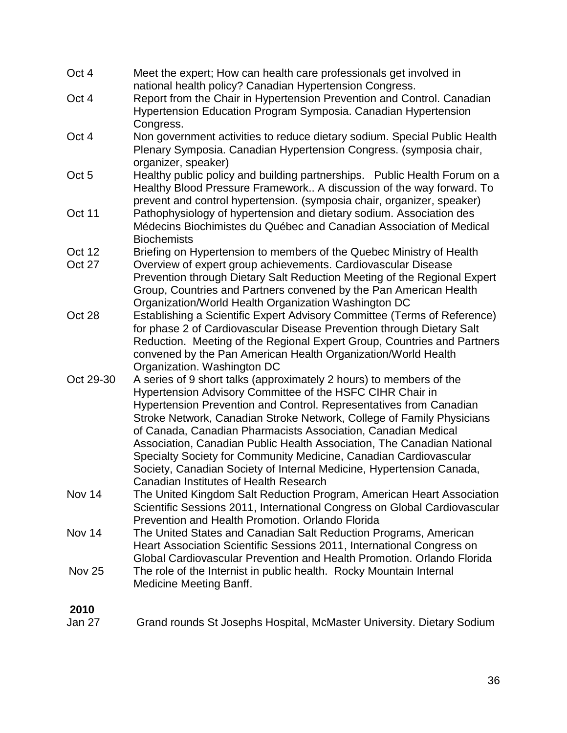Oct 4 Meet the expert; How can health care professionals get involved in national health policy? Canadian Hypertension Congress.

Oct 4 Report from the Chair in Hypertension Prevention and Control. Canadian Hypertension Education Program Symposia. Canadian Hypertension Congress.

Oct 4 Non government activities to reduce dietary sodium. Special Public Health Plenary Symposia. Canadian Hypertension Congress. (symposia chair, organizer, speaker)

Oct 5 Healthy public policy and building partnerships. Public Health Forum on a Healthy Blood Pressure Framework.. A discussion of the way forward. To prevent and control hypertension. (symposia chair, organizer, speaker)

Oct 11 Pathophysiology of hypertension and dietary sodium. Association des Médecins Biochimistes du Québec and Canadian Association of Medical Biochemists

Oct 12 Briefing on Hypertension to members of the Quebec Ministry of Health

Oct 27 Overview of expert group achievements. Cardiovascular Disease Prevention through Dietary Salt Reduction Meeting of the Regional Expert Group, Countries and Partners convened by the Pan American Health Organization/World Health Organization Washington DC

Oct 28 Establishing a Scientific Expert Advisory Committee (Terms of Reference) for phase 2 of Cardiovascular Disease Prevention through Dietary Salt Reduction. Meeting of the Regional Expert Group, Countries and Partners convened by the Pan American Health Organization/World Health Organization. Washington DC

Oct 29-30 A series of 9 short talks (approximately 2 hours) to members of the Hypertension Advisory Committee of the HSFC CIHR Chair in Hypertension Prevention and Control. Representatives from Canadian Stroke Network, Canadian Stroke Network, College of Family Physicians of Canada, Canadian Pharmacists Association, Canadian Medical Association, Canadian Public Health Association, The Canadian National Specialty Society for Community Medicine, Canadian Cardiovascular Society, Canadian Society of Internal Medicine, Hypertension Canada, Canadian Institutes of Health Research

Nov 14 The United Kingdom Salt Reduction Program, American Heart Association Scientific Sessions 2011, International Congress on Global Cardiovascular Prevention and Health Promotion. Orlando Florida

Nov 14 The United States and Canadian Salt Reduction Programs, American Heart Association Scientific Sessions 2011, International Congress on Global Cardiovascular Prevention and Health Promotion. Orlando Florida

Nov 25 The role of the Internist in public health. Rocky Mountain Internal Medicine Meeting Banff.

**2010**

Jan 27 Grand rounds St Josephs Hospital, McMaster University. Dietary Sodium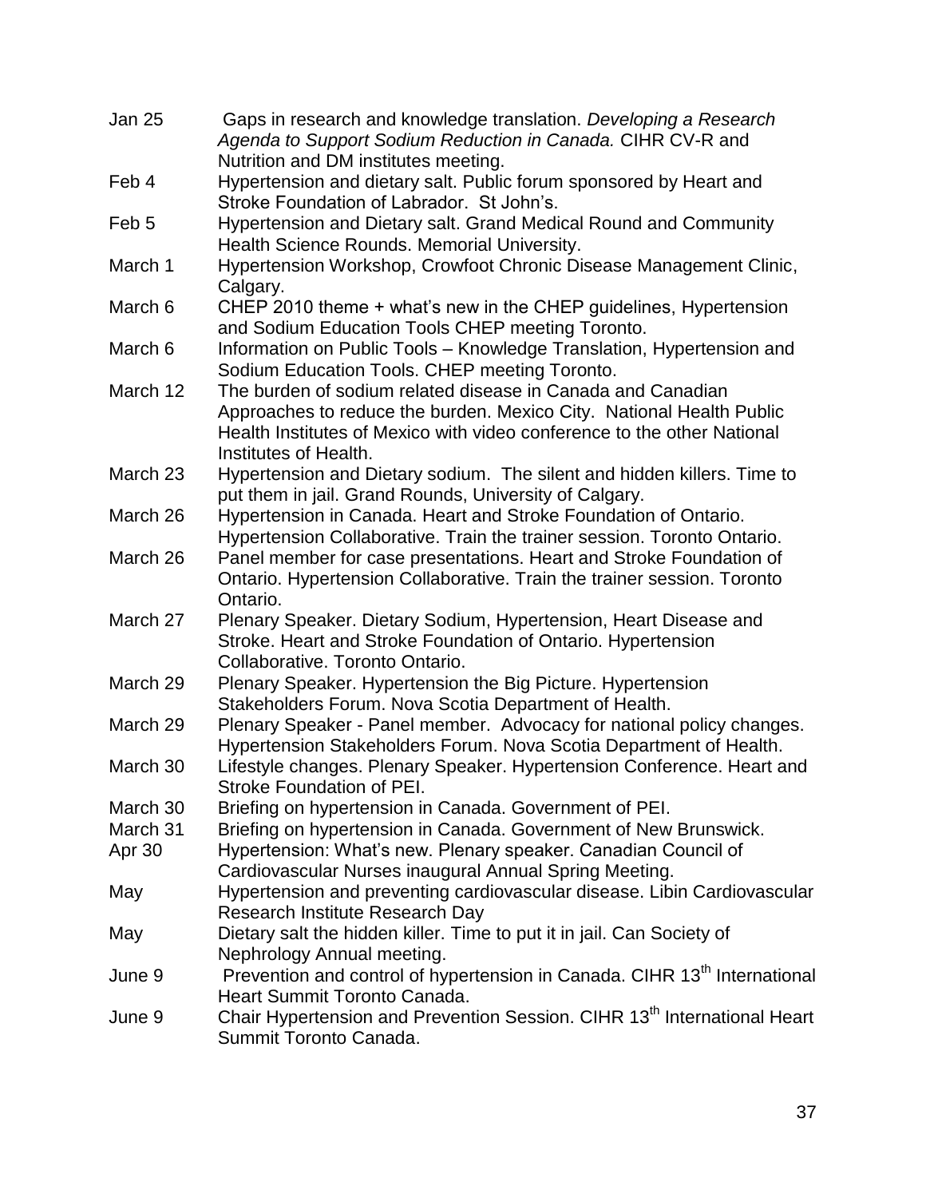| | |
|---|---|
| Jan 25 | Gaps in research and knowledge translation. *Developing a Research Agenda to Support Sodium Reduction in Canada.* CIHR CV-R and Nutrition and DM institutes meeting. |
| Feb 4 | Hypertension and dietary salt. Public forum sponsored by Heart and Stroke Foundation of Labrador. St John's. |
| Feb 5 | Hypertension and Dietary salt. Grand Medical Round and Community Health Science Rounds. Memorial University. |
| March 1 | Hypertension Workshop, Crowfoot Chronic Disease Management Clinic, Calgary. |
| March 6 | CHEP 2010 theme + what's new in the CHEP guidelines, Hypertension and Sodium Education Tools CHEP meeting Toronto. |
| March 6 | Information on Public Tools – Knowledge Translation, Hypertension and Sodium Education Tools. CHEP meeting Toronto. |
| March 12 | The burden of sodium related disease in Canada and Canadian Approaches to reduce the burden. Mexico City. National Health Public Health Institutes of Mexico with video conference to the other National Institutes of Health. |
| March 23 | Hypertension and Dietary sodium. The silent and hidden killers. Time to put them in jail. Grand Rounds, University of Calgary. |
| March 26 | Hypertension in Canada. Heart and Stroke Foundation of Ontario. Hypertension Collaborative. Train the trainer session. Toronto Ontario. |
| March 26 | Panel member for case presentations. Heart and Stroke Foundation of Ontario. Hypertension Collaborative. Train the trainer session. Toronto Ontario. |
| March 27 | Plenary Speaker. Dietary Sodium, Hypertension, Heart Disease and Stroke. Heart and Stroke Foundation of Ontario. Hypertension Collaborative. Toronto Ontario. |
| March 29 | Plenary Speaker. Hypertension the Big Picture. Hypertension Stakeholders Forum. Nova Scotia Department of Health. |
| March 29 | Plenary Speaker - Panel member. Advocacy for national policy changes. Hypertension Stakeholders Forum. Nova Scotia Department of Health. |
| March 30 | Lifestyle changes. Plenary Speaker. Hypertension Conference. Heart and Stroke Foundation of PEI. |
| March 30 | Briefing on hypertension in Canada. Government of PEI. |
| March 31 | Briefing on hypertension in Canada. Government of New Brunswick. |
| Apr 30 | Hypertension: What's new. Plenary speaker. Canadian Council of Cardiovascular Nurses inaugural Annual Spring Meeting. |
| May | Hypertension and preventing cardiovascular disease. Libin Cardiovascular Research Institute Research Day |
| May | Dietary salt the hidden killer. Time to put it in jail. Can Society of Nephrology Annual meeting. |
| June 9 | Prevention and control of hypertension in Canada. CIHR 13th International Heart Summit Toronto Canada. |
| June 9 | Chair Hypertension and Prevention Session. CIHR 13th International Heart Summit Toronto Canada. |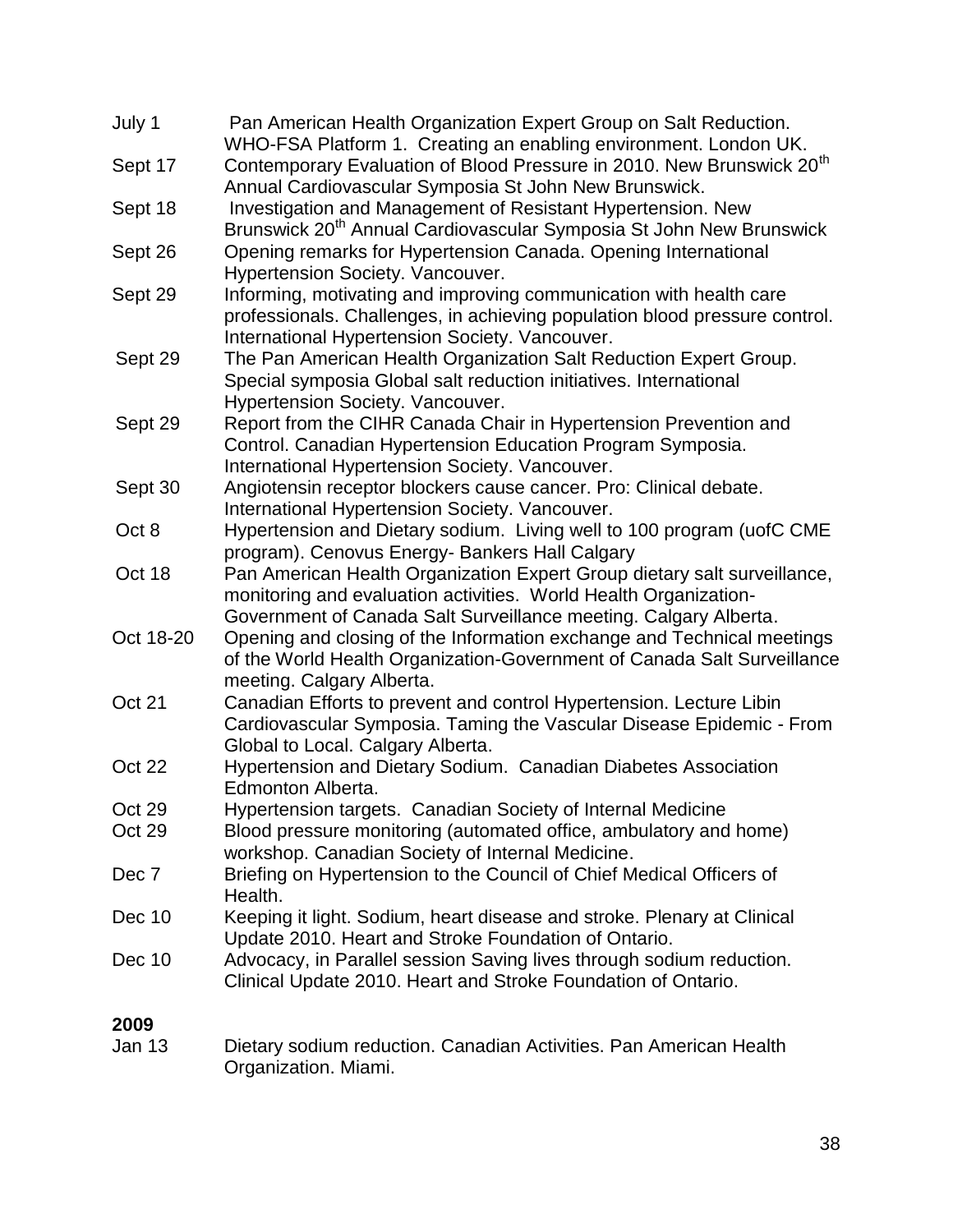July 1 Pan American Health Organization Expert Group on Salt Reduction. WHO-FSA Platform 1. Creating an enabling environment. London UK.

Sept 17 Contemporary Evaluation of Blood Pressure in 2010. New Brunswick 20th Annual Cardiovascular Symposia St John New Brunswick.

Sept 18 Investigation and Management of Resistant Hypertension. New Brunswick 20th Annual Cardiovascular Symposia St John New Brunswick

Sept 26 Opening remarks for Hypertension Canada. Opening International Hypertension Society. Vancouver.

Sept 29 Informing, motivating and improving communication with health care professionals. Challenges, in achieving population blood pressure control. International Hypertension Society. Vancouver.

Sept 29 The Pan American Health Organization Salt Reduction Expert Group. Special symposia Global salt reduction initiatives. International Hypertension Society. Vancouver.

Sept 29 Report from the CIHR Canada Chair in Hypertension Prevention and Control. Canadian Hypertension Education Program Symposia. International Hypertension Society. Vancouver.

Sept 30 Angiotensin receptor blockers cause cancer. Pro: Clinical debate. International Hypertension Society. Vancouver.

Oct 8 Hypertension and Dietary sodium. Living well to 100 program (uofC CME program). Cenovus Energy- Bankers Hall Calgary

Oct 18 Pan American Health Organization Expert Group dietary salt surveillance, monitoring and evaluation activities. World Health Organization-Government of Canada Salt Surveillance meeting. Calgary Alberta.

Oct 18-20 Opening and closing of the Information exchange and Technical meetings of the World Health Organization-Government of Canada Salt Surveillance meeting. Calgary Alberta.

Oct 21 Canadian Efforts to prevent and control Hypertension. Lecture Libin Cardiovascular Symposia. Taming the Vascular Disease Epidemic - From Global to Local. Calgary Alberta.

Oct 22 Hypertension and Dietary Sodium. Canadian Diabetes Association Edmonton Alberta.

Oct 29 Hypertension targets. Canadian Society of Internal Medicine

Oct 29 Blood pressure monitoring (automated office, ambulatory and home) workshop. Canadian Society of Internal Medicine.

Dec 7 Briefing on Hypertension to the Council of Chief Medical Officers of Health.

Dec 10 Keeping it light. Sodium, heart disease and stroke. Plenary at Clinical Update 2010. Heart and Stroke Foundation of Ontario.

Dec 10 Advocacy, in Parallel session Saving lives through sodium reduction. Clinical Update 2010. Heart and Stroke Foundation of Ontario.

**2009**

Jan 13 Dietary sodium reduction. Canadian Activities. Pan American Health Organization. Miami.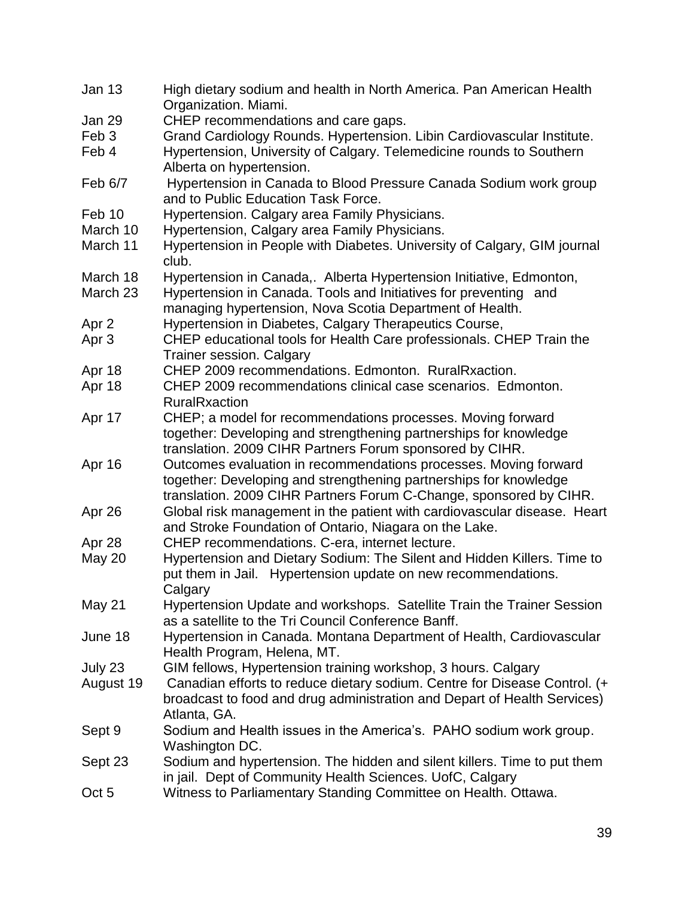| | |
|---|---|
| Jan 13 | High dietary sodium and health in North America. Pan American Health Organization. Miami. |
| Jan 29 | CHEP recommendations and care gaps. |
| Feb 3 | Grand Cardiology Rounds. Hypertension. Libin Cardiovascular Institute. |
| Feb 4 | Hypertension, University of Calgary. Telemedicine rounds to Southern Alberta on hypertension. |
| Feb 6/7 | Hypertension in Canada to Blood Pressure Canada Sodium work group and to Public Education Task Force. |
| Feb 10 | Hypertension. Calgary area Family Physicians. |
| March 10 | Hypertension, Calgary area Family Physicians. |
| March 11 | Hypertension in People with Diabetes. University of Calgary, GIM journal club. |
| March 18 | Hypertension in Canada,. Alberta Hypertension Initiative, Edmonton, |
| March 23 | Hypertension in Canada. Tools and Initiatives for preventing and managing hypertension, Nova Scotia Department of Health. |
| Apr 2 | Hypertension in Diabetes, Calgary Therapeutics Course, |
| Apr 3 | CHEP educational tools for Health Care professionals. CHEP Train the Trainer session. Calgary |
| Apr 18 | CHEP 2009 recommendations. Edmonton. RuralRxaction. |
| Apr 18 | CHEP 2009 recommendations clinical case scenarios. Edmonton. RuralRxaction |
| Apr 17 | CHEP; a model for recommendations processes. Moving forward together: Developing and strengthening partnerships for knowledge translation. 2009 CIHR Partners Forum sponsored by CIHR. |
| Apr 16 | Outcomes evaluation in recommendations processes. Moving forward together: Developing and strengthening partnerships for knowledge translation. 2009 CIHR Partners Forum C-Change, sponsored by CIHR. |
| Apr 26 | Global risk management in the patient with cardiovascular disease. Heart and Stroke Foundation of Ontario, Niagara on the Lake. |
| Apr 28 | CHEP recommendations. C-era, internet lecture. |
| May 20 | Hypertension and Dietary Sodium: The Silent and Hidden Killers. Time to put them in Jail. Hypertension update on new recommendations. Calgary |
| May 21 | Hypertension Update and workshops. Satellite Train the Trainer Session as a satellite to the Tri Council Conference Banff. |
| June 18 | Hypertension in Canada. Montana Department of Health, Cardiovascular Health Program, Helena, MT. |
| July 23 | GIM fellows, Hypertension training workshop, 3 hours. Calgary |
| August 19 | Canadian efforts to reduce dietary sodium. Centre for Disease Control. (+ broadcast to food and drug administration and Depart of Health Services) Atlanta, GA. |
| Sept 9 | Sodium and Health issues in the America's. PAHO sodium work group. Washington DC. |
| Sept 23 | Sodium and hypertension. The hidden and silent killers. Time to put them in jail. Dept of Community Health Sciences. UofC, Calgary |
| Oct 5 | Witness to Parliamentary Standing Committee on Health. Ottawa. |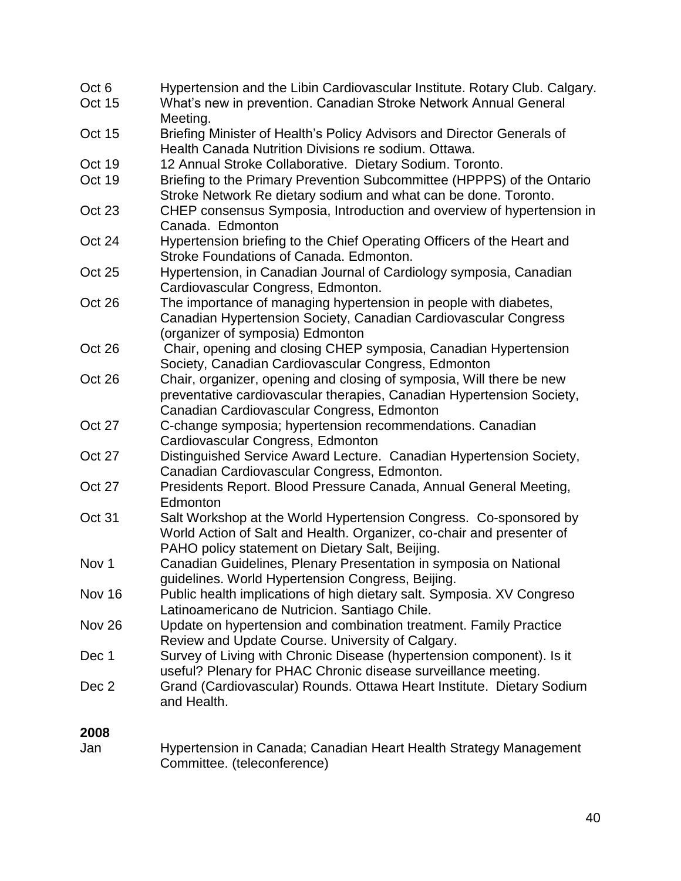Oct 6 Hypertension and the Libin Cardiovascular Institute. Rotary Club. Calgary.

Oct 15 What's new in prevention. Canadian Stroke Network Annual General Meeting.

Oct 15 Briefing Minister of Health's Policy Advisors and Director Generals of Health Canada Nutrition Divisions re sodium. Ottawa.

Oct 19 12 Annual Stroke Collaborative. Dietary Sodium. Toronto.

Oct 19 Briefing to the Primary Prevention Subcommittee (HPPPS) of the Ontario Stroke Network Re dietary sodium and what can be done. Toronto.

Oct 23 CHEP consensus Symposia, Introduction and overview of hypertension in Canada. Edmonton

Oct 24 Hypertension briefing to the Chief Operating Officers of the Heart and Stroke Foundations of Canada. Edmonton.

Oct 25 Hypertension, in Canadian Journal of Cardiology symposia, Canadian Cardiovascular Congress, Edmonton.

Oct 26 The importance of managing hypertension in people with diabetes, Canadian Hypertension Society, Canadian Cardiovascular Congress (organizer of symposia) Edmonton

Oct 26 Chair, opening and closing CHEP symposia, Canadian Hypertension Society, Canadian Cardiovascular Congress, Edmonton

Oct 26 Chair, organizer, opening and closing of symposia, Will there be new preventative cardiovascular therapies, Canadian Hypertension Society, Canadian Cardiovascular Congress, Edmonton

Oct 27 C-change symposia; hypertension recommendations. Canadian Cardiovascular Congress, Edmonton

Oct 27 Distinguished Service Award Lecture. Canadian Hypertension Society, Canadian Cardiovascular Congress, Edmonton.

Oct 27 Presidents Report. Blood Pressure Canada, Annual General Meeting, Edmonton

Oct 31 Salt Workshop at the World Hypertension Congress. Co-sponsored by World Action of Salt and Health. Organizer, co-chair and presenter of PAHO policy statement on Dietary Salt, Beijing.

Nov 1 Canadian Guidelines, Plenary Presentation in symposia on National guidelines. World Hypertension Congress, Beijing.

Nov 16 Public health implications of high dietary salt. Symposia. XV Congreso Latinoamericano de Nutricion. Santiago Chile.

Nov 26 Update on hypertension and combination treatment. Family Practice Review and Update Course. University of Calgary.

Dec 1 Survey of Living with Chronic Disease (hypertension component). Is it useful? Plenary for PHAC Chronic disease surveillance meeting.

Dec 2 Grand (Cardiovascular) Rounds. Ottawa Heart Institute. Dietary Sodium and Health.

**2008**

Jan Hypertension in Canada; Canadian Heart Health Strategy Management Committee. (teleconference)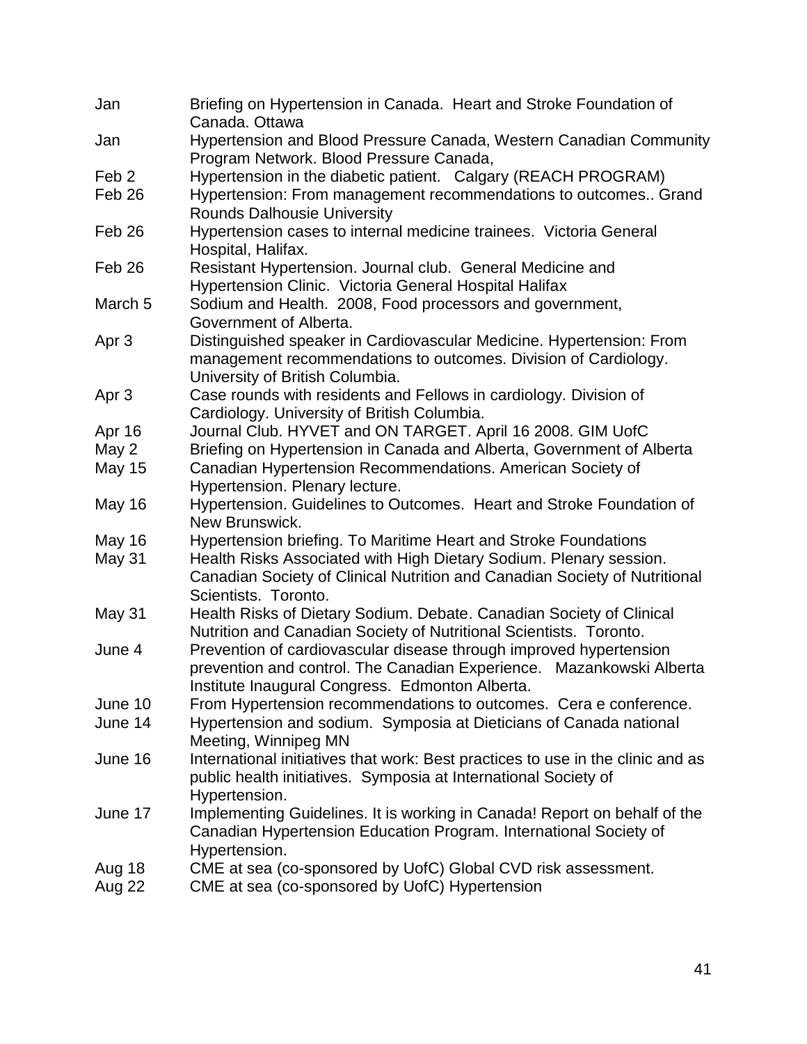| | |
|---|---|
| Jan | Briefing on Hypertension in Canada. Heart and Stroke Foundation of Canada. Ottawa |
| Jan | Hypertension and Blood Pressure Canada, Western Canadian Community Program Network. Blood Pressure Canada, |
| Feb 2 | Hypertension in the diabetic patient. Calgary (REACH PROGRAM) |
| Feb 26 | Hypertension: From management recommendations to outcomes.. Grand Rounds Dalhousie University |
| Feb 26 | Hypertension cases to internal medicine trainees. Victoria General Hospital, Halifax. |
| Feb 26 | Resistant Hypertension. Journal club. General Medicine and Hypertension Clinic. Victoria General Hospital Halifax |
| March 5 | Sodium and Health. 2008, Food processors and government, Government of Alberta. |
| Apr 3 | Distinguished speaker in Cardiovascular Medicine. Hypertension: From management recommendations to outcomes. Division of Cardiology. University of British Columbia. |
| Apr 3 | Case rounds with residents and Fellows in cardiology. Division of Cardiology. University of British Columbia. |
| Apr 16 | Journal Club. HYVET and ON TARGET. April 16 2008. GIM UofC |
| May 2 | Briefing on Hypertension in Canada and Alberta, Government of Alberta |
| May 15 | Canadian Hypertension Recommendations. American Society of Hypertension. Plenary lecture. |
| May 16 | Hypertension. Guidelines to Outcomes. Heart and Stroke Foundation of New Brunswick. |
| May 16 | Hypertension briefing. To Maritime Heart and Stroke Foundations |
| May 31 | Health Risks Associated with High Dietary Sodium. Plenary session. Canadian Society of Clinical Nutrition and Canadian Society of Nutritional Scientists. Toronto. |
| May 31 | Health Risks of Dietary Sodium. Debate. Canadian Society of Clinical Nutrition and Canadian Society of Nutritional Scientists. Toronto. |
| June 4 | Prevention of cardiovascular disease through improved hypertension prevention and control. The Canadian Experience. Mazankowski Alberta Institute Inaugural Congress. Edmonton Alberta. |
| June 10 | From Hypertension recommendations to outcomes. Cera e conference. |
| June 14 | Hypertension and sodium. Symposia at Dieticians of Canada national Meeting, Winnipeg MN |
| June 16 | International initiatives that work: Best practices to use in the clinic and as public health initiatives. Symposia at International Society of Hypertension. |
| June 17 | Implementing Guidelines. It is working in Canada! Report on behalf of the Canadian Hypertension Education Program. International Society of Hypertension. |
| Aug 18 | CME at sea (co-sponsored by UofC) Global CVD risk assessment. |
| Aug 22 | CME at sea (co-sponsored by UofC) Hypertension |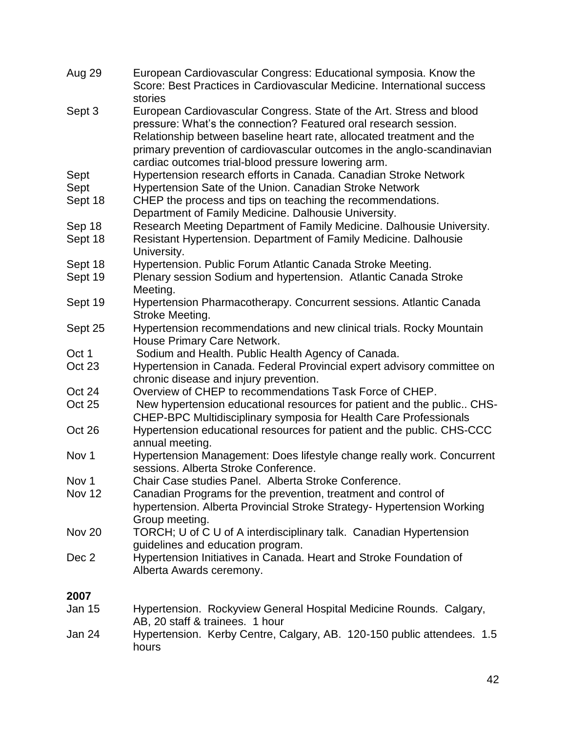| | |
|---|---|
| Aug 29 | European Cardiovascular Congress: Educational symposia. Know the Score: Best Practices in Cardiovascular Medicine. International success stories |
| Sept 3 | European Cardiovascular Congress. State of the Art. Stress and blood pressure: What's the connection? Featured oral research session. Relationship between baseline heart rate, allocated treatment and the primary prevention of cardiovascular outcomes in the anglo-scandinavian cardiac outcomes trial-blood pressure lowering arm. |
| Sept | Hypertension research efforts in Canada. Canadian Stroke Network |
| Sept | Hypertension Sate of the Union. Canadian Stroke Network |
| Sept 18 | CHEP the process and tips on teaching the recommendations. Department of Family Medicine. Dalhousie University. |
| Sep 18 | Research Meeting Department of Family Medicine. Dalhousie University. |
| Sept 18 | Resistant Hypertension. Department of Family Medicine. Dalhousie University. |
| Sept 18 | Hypertension. Public Forum Atlantic Canada Stroke Meeting. |
| Sept 19 | Plenary session Sodium and hypertension. Atlantic Canada Stroke Meeting. |
| Sept 19 | Hypertension Pharmacotherapy. Concurrent sessions. Atlantic Canada Stroke Meeting. |
| Sept 25 | Hypertension recommendations and new clinical trials. Rocky Mountain House Primary Care Network. |
| Oct 1 | Sodium and Health. Public Health Agency of Canada. |
| Oct 23 | Hypertension in Canada. Federal Provincial expert advisory committee on chronic disease and injury prevention. |
| Oct 24 | Overview of CHEP to recommendations Task Force of CHEP. |
| Oct 25 | New hypertension educational resources for patient and the public.. CHS-CHEP-BPC Multidisciplinary symposia for Health Care Professionals |
| Oct 26 | Hypertension educational resources for patient and the public. CHS-CCC annual meeting. |
| Nov 1 | Hypertension Management: Does lifestyle change really work. Concurrent sessions. Alberta Stroke Conference. |
| Nov 1 | Chair Case studies Panel. Alberta Stroke Conference. |
| Nov 12 | Canadian Programs for the prevention, treatment and control of hypertension. Alberta Provincial Stroke Strategy- Hypertension Working Group meeting. |
| Nov 20 | TORCH; U of C U of A interdisciplinary talk. Canadian Hypertension guidelines and education program. |
| Dec 2 | Hypertension Initiatives in Canada. Heart and Stroke Foundation of Alberta Awards ceremony. |

**2007**

| | |
|---|---|
| Jan 15 | Hypertension. Rockyview General Hospital Medicine Rounds. Calgary, AB, 20 staff & trainees. 1 hour |
| Jan 24 | Hypertension. Kerby Centre, Calgary, AB. 120-150 public attendees. 1.5 hours |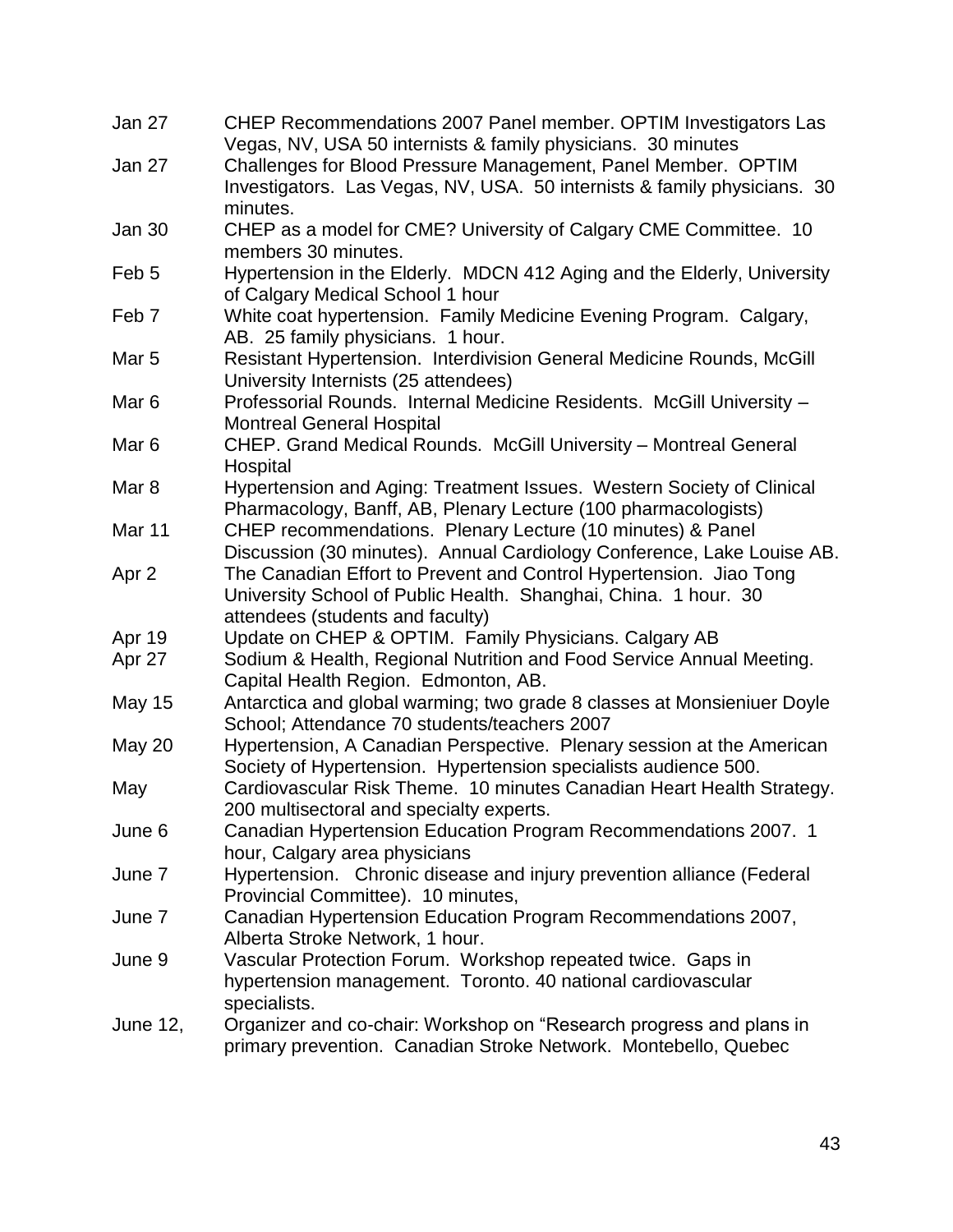| | |
|---|---|
| Jan 27 | CHEP Recommendations 2007 Panel member. OPTIM Investigators Las Vegas, NV, USA 50 internists & family physicians. 30 minutes |
| Jan 27 | Challenges for Blood Pressure Management, Panel Member. OPTIM Investigators. Las Vegas, NV, USA. 50 internists & family physicians. 30 minutes. |
| Jan 30 | CHEP as a model for CME? University of Calgary CME Committee. 10 members 30 minutes. |
| Feb 5 | Hypertension in the Elderly. MDCN 412 Aging and the Elderly, University of Calgary Medical School 1 hour |
| Feb 7 | White coat hypertension. Family Medicine Evening Program. Calgary, AB. 25 family physicians. 1 hour. |
| Mar 5 | Resistant Hypertension. Interdivision General Medicine Rounds, McGill University Internists (25 attendees) |
| Mar 6 | Professorial Rounds. Internal Medicine Residents. McGill University – Montreal General Hospital |
| Mar 6 | CHEP. Grand Medical Rounds. McGill University – Montreal General Hospital |
| Mar 8 | Hypertension and Aging: Treatment Issues. Western Society of Clinical Pharmacology, Banff, AB, Plenary Lecture (100 pharmacologists) |
| Mar 11 | CHEP recommendations. Plenary Lecture (10 minutes) & Panel Discussion (30 minutes). Annual Cardiology Conference, Lake Louise AB. |
| Apr 2 | The Canadian Effort to Prevent and Control Hypertension. Jiao Tong University School of Public Health. Shanghai, China. 1 hour. 30 attendees (students and faculty) |
| Apr 19 | Update on CHEP & OPTIM. Family Physicians. Calgary AB |
| Apr 27 | Sodium & Health, Regional Nutrition and Food Service Annual Meeting. Capital Health Region. Edmonton, AB. |
| May 15 | Antarctica and global warming; two grade 8 classes at Monsieniuer Doyle School; Attendance 70 students/teachers 2007 |
| May 20 | Hypertension, A Canadian Perspective. Plenary session at the American Society of Hypertension. Hypertension specialists audience 500. |
| May | Cardiovascular Risk Theme. 10 minutes Canadian Heart Health Strategy. 200 multisectoral and specialty experts. |
| June 6 | Canadian Hypertension Education Program Recommendations 2007. 1 hour, Calgary area physicians |
| June 7 | Hypertension. Chronic disease and injury prevention alliance (Federal Provincial Committee). 10 minutes, |
| June 7 | Canadian Hypertension Education Program Recommendations 2007, Alberta Stroke Network, 1 hour. |
| June 9 | Vascular Protection Forum. Workshop repeated twice. Gaps in hypertension management. Toronto. 40 national cardiovascular specialists. |
| June 12, | Organizer and co-chair: Workshop on "Research progress and plans in primary prevention. Canadian Stroke Network. Montebello, Quebec |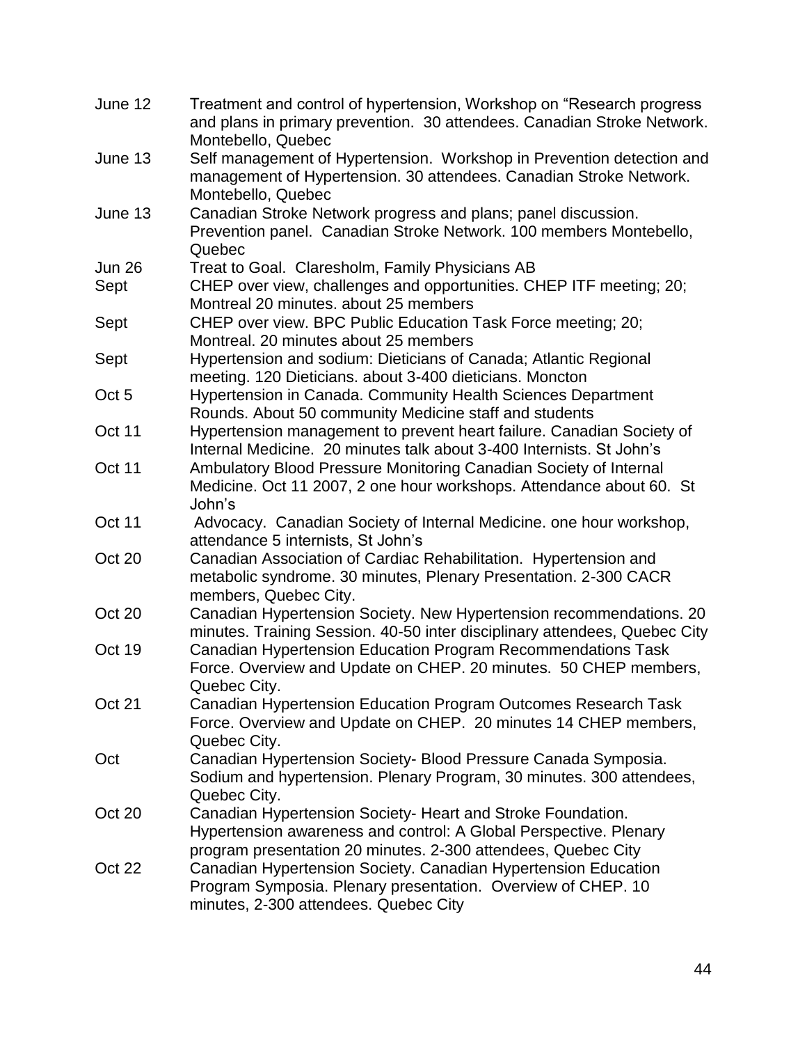| | |
|---|---|
| June 12 | Treatment and control of hypertension, Workshop on "Research progress and plans in primary prevention. 30 attendees. Canadian Stroke Network. Montebello, Quebec |
| June 13 | Self management of Hypertension. Workshop in Prevention detection and management of Hypertension. 30 attendees. Canadian Stroke Network. Montebello, Quebec |
| June 13 | Canadian Stroke Network progress and plans; panel discussion. Prevention panel. Canadian Stroke Network. 100 members Montebello, Quebec |
| Jun 26 | Treat to Goal. Claresholm, Family Physicians AB |
| Sept | CHEP over view, challenges and opportunities. CHEP ITF meeting; 20; Montreal 20 minutes. about 25 members |
| Sept | CHEP over view. BPC Public Education Task Force meeting; 20; Montreal. 20 minutes about 25 members |
| Sept | Hypertension and sodium: Dieticians of Canada; Atlantic Regional meeting. 120 Dieticians. about 3-400 dieticians. Moncton |
| Oct 5 | Hypertension in Canada. Community Health Sciences Department Rounds. About 50 community Medicine staff and students |
| Oct 11 | Hypertension management to prevent heart failure. Canadian Society of Internal Medicine. 20 minutes talk about 3-400 Internists. St John's |
| Oct 11 | Ambulatory Blood Pressure Monitoring Canadian Society of Internal Medicine. Oct 11 2007, 2 one hour workshops. Attendance about 60. St John's |
| Oct 11 | Advocacy. Canadian Society of Internal Medicine. one hour workshop, attendance 5 internists, St John's |
| Oct 20 | Canadian Association of Cardiac Rehabilitation. Hypertension and metabolic syndrome. 30 minutes, Plenary Presentation. 2-300 CACR members, Quebec City. |
| Oct 20 | Canadian Hypertension Society. New Hypertension recommendations. 20 minutes. Training Session. 40-50 inter disciplinary attendees, Quebec City |
| Oct 19 | Canadian Hypertension Education Program Recommendations Task Force. Overview and Update on CHEP. 20 minutes. 50 CHEP members, Quebec City. |
| Oct 21 | Canadian Hypertension Education Program Outcomes Research Task Force. Overview and Update on CHEP. 20 minutes 14 CHEP members, Quebec City. |
| Oct | Canadian Hypertension Society- Blood Pressure Canada Symposia. Sodium and hypertension. Plenary Program, 30 minutes. 300 attendees, Quebec City. |
| Oct 20 | Canadian Hypertension Society- Heart and Stroke Foundation. Hypertension awareness and control: A Global Perspective. Plenary program presentation 20 minutes. 2-300 attendees, Quebec City |
| Oct 22 | Canadian Hypertension Society. Canadian Hypertension Education Program Symposia. Plenary presentation. Overview of CHEP. 10 minutes, 2-300 attendees. Quebec City |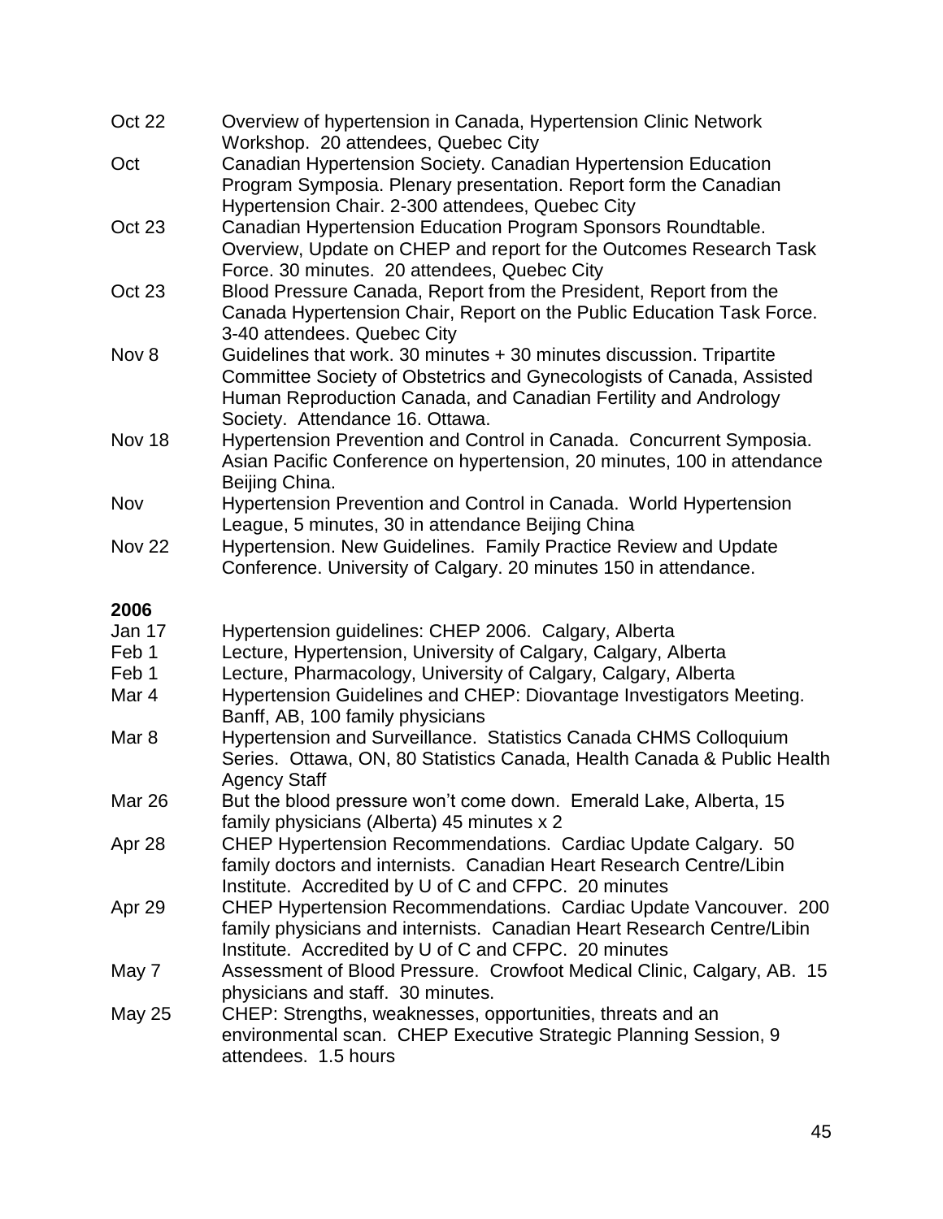| | |
|---|---|
| Oct 22 | Overview of hypertension in Canada, Hypertension Clinic Network Workshop. 20 attendees, Quebec City |
| Oct | Canadian Hypertension Society. Canadian Hypertension Education Program Symposia. Plenary presentation. Report form the Canadian Hypertension Chair. 2-300 attendees, Quebec City |
| Oct 23 | Canadian Hypertension Education Program Sponsors Roundtable. Overview, Update on CHEP and report for the Outcomes Research Task Force. 30 minutes. 20 attendees, Quebec City |
| Oct 23 | Blood Pressure Canada, Report from the President, Report from the Canada Hypertension Chair, Report on the Public Education Task Force. 3-40 attendees. Quebec City |
| Nov 8 | Guidelines that work. 30 minutes + 30 minutes discussion. Tripartite Committee Society of Obstetrics and Gynecologists of Canada, Assisted Human Reproduction Canada, and Canadian Fertility and Andrology Society. Attendance 16. Ottawa. |
| Nov 18 | Hypertension Prevention and Control in Canada. Concurrent Symposia. Asian Pacific Conference on hypertension, 20 minutes, 100 in attendance Beijing China. |
| Nov | Hypertension Prevention and Control in Canada. World Hypertension League, 5 minutes, 30 in attendance Beijing China |
| Nov 22 | Hypertension. New Guidelines. Family Practice Review and Update Conference. University of Calgary. 20 minutes 150 in attendance. |

**2006**

| | |
|---|---|
| Jan 17 | Hypertension guidelines: CHEP 2006. Calgary, Alberta |
| Feb 1 | Lecture, Hypertension, University of Calgary, Calgary, Alberta |
| Feb 1 | Lecture, Pharmacology, University of Calgary, Calgary, Alberta |
| Mar 4 | Hypertension Guidelines and CHEP: Diovantage Investigators Meeting. Banff, AB, 100 family physicians |
| Mar 8 | Hypertension and Surveillance. Statistics Canada CHMS Colloquium Series. Ottawa, ON, 80 Statistics Canada, Health Canada & Public Health Agency Staff |
| Mar 26 | But the blood pressure won't come down. Emerald Lake, Alberta, 15 family physicians (Alberta) 45 minutes x 2 |
| Apr 28 | CHEP Hypertension Recommendations. Cardiac Update Calgary. 50 family doctors and internists. Canadian Heart Research Centre/Libin Institute. Accredited by U of C and CFPC. 20 minutes |
| Apr 29 | CHEP Hypertension Recommendations. Cardiac Update Vancouver. 200 family physicians and internists. Canadian Heart Research Centre/Libin Institute. Accredited by U of C and CFPC. 20 minutes |
| May 7 | Assessment of Blood Pressure. Crowfoot Medical Clinic, Calgary, AB. 15 physicians and staff. 30 minutes. |
| May 25 | CHEP: Strengths, weaknesses, opportunities, threats and an environmental scan. CHEP Executive Strategic Planning Session, 9 attendees. 1.5 hours |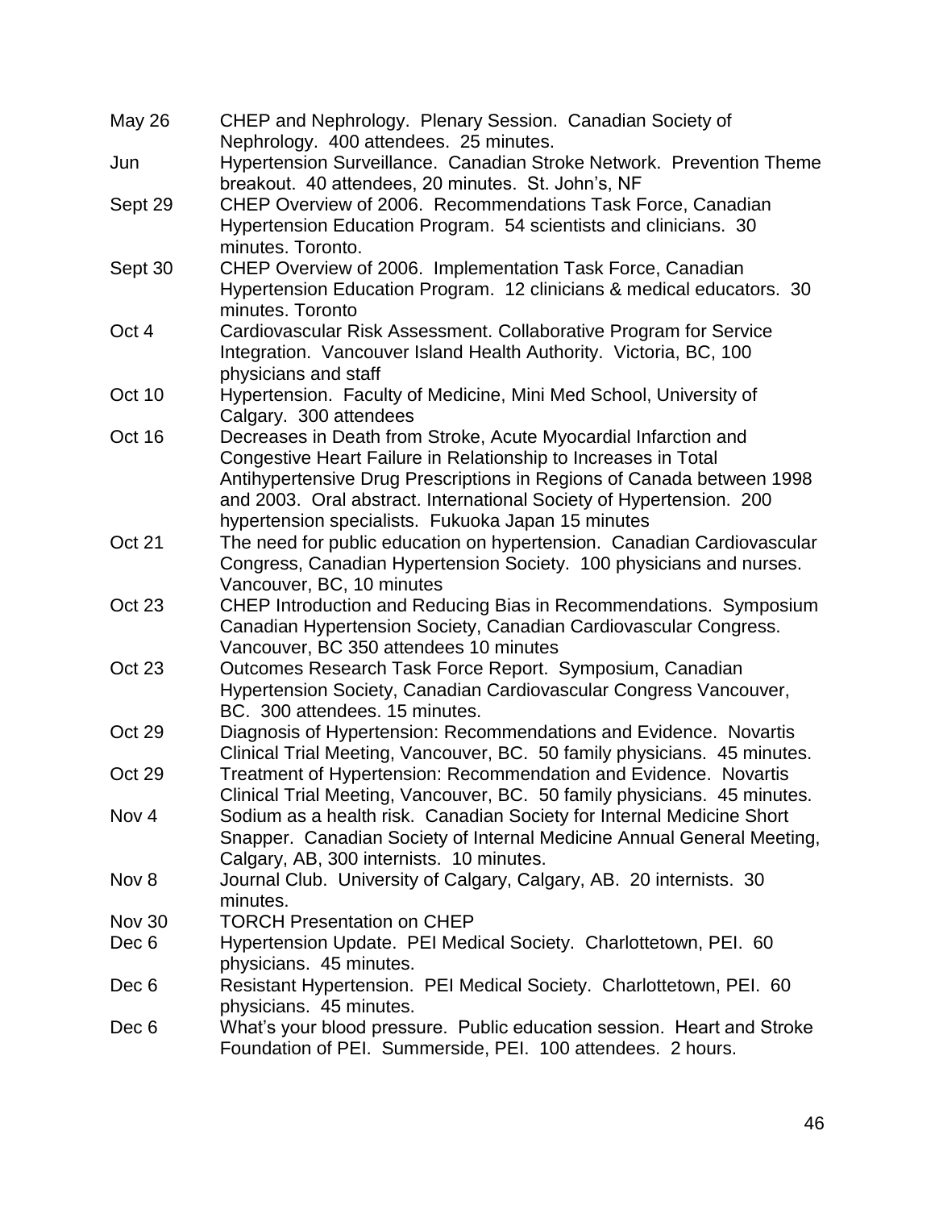| | |
|---|---|
| May 26 | CHEP and Nephrology. Plenary Session. Canadian Society of Nephrology. 400 attendees. 25 minutes. |
| Jun | Hypertension Surveillance. Canadian Stroke Network. Prevention Theme breakout. 40 attendees, 20 minutes. St. John's, NF |
| Sept 29 | CHEP Overview of 2006. Recommendations Task Force, Canadian Hypertension Education Program. 54 scientists and clinicians. 30 minutes. Toronto. |
| Sept 30 | CHEP Overview of 2006. Implementation Task Force, Canadian Hypertension Education Program. 12 clinicians & medical educators. 30 minutes. Toronto |
| Oct 4 | Cardiovascular Risk Assessment. Collaborative Program for Service Integration. Vancouver Island Health Authority. Victoria, BC, 100 physicians and staff |
| Oct 10 | Hypertension. Faculty of Medicine, Mini Med School, University of Calgary. 300 attendees |
| Oct 16 | Decreases in Death from Stroke, Acute Myocardial Infarction and Congestive Heart Failure in Relationship to Increases in Total Antihypertensive Drug Prescriptions in Regions of Canada between 1998 and 2003. Oral abstract. International Society of Hypertension. 200 hypertension specialists. Fukuoka Japan 15 minutes |
| Oct 21 | The need for public education on hypertension. Canadian Cardiovascular Congress, Canadian Hypertension Society. 100 physicians and nurses. Vancouver, BC, 10 minutes |
| Oct 23 | CHEP Introduction and Reducing Bias in Recommendations. Symposium Canadian Hypertension Society, Canadian Cardiovascular Congress. Vancouver, BC 350 attendees 10 minutes |
| Oct 23 | Outcomes Research Task Force Report. Symposium, Canadian Hypertension Society, Canadian Cardiovascular Congress Vancouver, BC. 300 attendees. 15 minutes. |
| Oct 29 | Diagnosis of Hypertension: Recommendations and Evidence. Novartis Clinical Trial Meeting, Vancouver, BC. 50 family physicians. 45 minutes. |
| Oct 29 | Treatment of Hypertension: Recommendation and Evidence. Novartis Clinical Trial Meeting, Vancouver, BC. 50 family physicians. 45 minutes. |
| Nov 4 | Sodium as a health risk. Canadian Society for Internal Medicine Short Snapper. Canadian Society of Internal Medicine Annual General Meeting, Calgary, AB, 300 internists. 10 minutes. |
| Nov 8 | Journal Club. University of Calgary, Calgary, AB. 20 internists. 30 minutes. |
| Nov 30 | TORCH Presentation on CHEP |
| Dec 6 | Hypertension Update. PEI Medical Society. Charlottetown, PEI. 60 physicians. 45 minutes. |
| Dec 6 | Resistant Hypertension. PEI Medical Society. Charlottetown, PEI. 60 physicians. 45 minutes. |
| Dec 6 | What's your blood pressure. Public education session. Heart and Stroke Foundation of PEI. Summerside, PEI. 100 attendees. 2 hours. |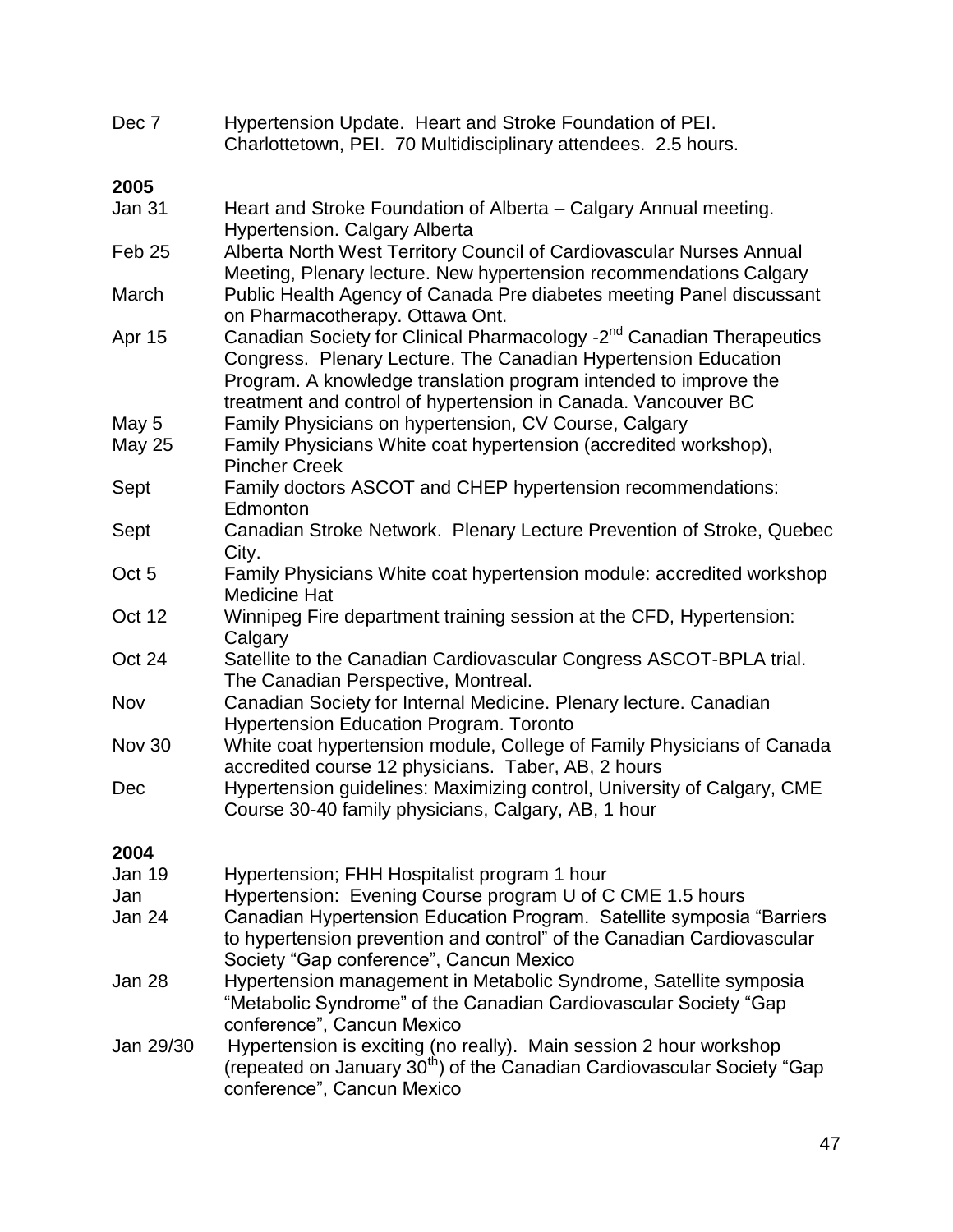Dec 7 Hypertension Update. Heart and Stroke Foundation of PEI. Charlottetown, PEI. 70 Multidisciplinary attendees. 2.5 hours.

**2005**

| | |
|---|---|
| Jan 31 | Heart and Stroke Foundation of Alberta – Calgary Annual meeting. Hypertension. Calgary Alberta |
| Feb 25 | Alberta North West Territory Council of Cardiovascular Nurses Annual Meeting, Plenary lecture. New hypertension recommendations Calgary |
| March | Public Health Agency of Canada Pre diabetes meeting Panel discussant on Pharmacotherapy. Ottawa Ont. |
| Apr 15 | Canadian Society for Clinical Pharmacology -2nd Canadian Therapeutics Congress. Plenary Lecture. The Canadian Hypertension Education Program. A knowledge translation program intended to improve the treatment and control of hypertension in Canada. Vancouver BC |
| May 5 | Family Physicians on hypertension, CV Course, Calgary |
| May 25 | Family Physicians White coat hypertension (accredited workshop), Pincher Creek |
| Sept | Family doctors ASCOT and CHEP hypertension recommendations: Edmonton |
| Sept | Canadian Stroke Network. Plenary Lecture Prevention of Stroke, Quebec City. |
| Oct 5 | Family Physicians White coat hypertension module: accredited workshop Medicine Hat |
| Oct 12 | Winnipeg Fire department training session at the CFD, Hypertension: Calgary |
| Oct 24 | Satellite to the Canadian Cardiovascular Congress ASCOT-BPLA trial. The Canadian Perspective, Montreal. |
| Nov | Canadian Society for Internal Medicine. Plenary lecture. Canadian Hypertension Education Program. Toronto |
| Nov 30 | White coat hypertension module, College of Family Physicians of Canada accredited course 12 physicians. Taber, AB, 2 hours |
| Dec | Hypertension guidelines: Maximizing control, University of Calgary, CME Course 30-40 family physicians, Calgary, AB, 1 hour |

**2004**

| | |
|---|---|
| Jan 19 | Hypertension; FHH Hospitalist program 1 hour |
| Jan | Hypertension: Evening Course program U of C CME 1.5 hours |
| Jan 24 | Canadian Hypertension Education Program. Satellite symposia "Barriers to hypertension prevention and control" of the Canadian Cardiovascular Society "Gap conference", Cancun Mexico |
| Jan 28 | Hypertension management in Metabolic Syndrome, Satellite symposia "Metabolic Syndrome" of the Canadian Cardiovascular Society "Gap conference", Cancun Mexico |
| Jan 29/30 | Hypertension is exciting (no really). Main session 2 hour workshop (repeated on January 30th) of the Canadian Cardiovascular Society "Gap conference", Cancun Mexico |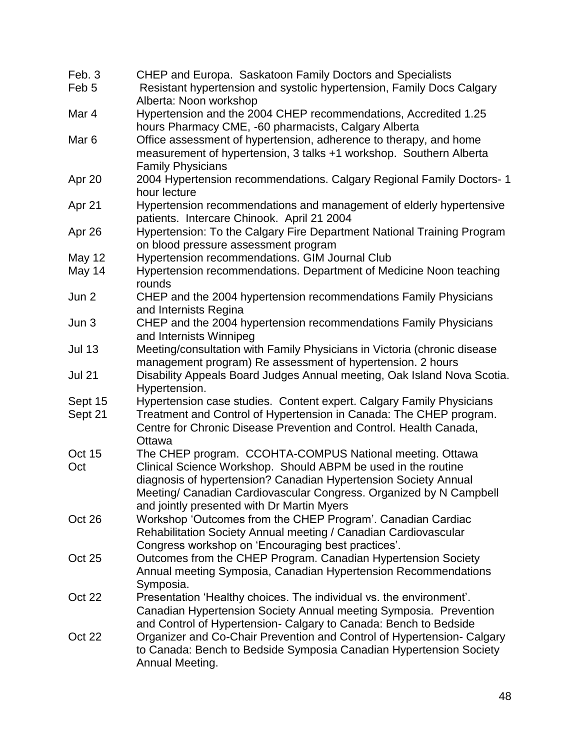| | |
|---|---|
| Feb. 3 | CHEP and Europa. Saskatoon Family Doctors and Specialists |
| Feb 5 | Resistant hypertension and systolic hypertension, Family Docs Calgary Alberta: Noon workshop |
| Mar 4 | Hypertension and the 2004 CHEP recommendations, Accredited 1.25 hours Pharmacy CME, -60 pharmacists, Calgary Alberta |
| Mar 6 | Office assessment of hypertension, adherence to therapy, and home measurement of hypertension, 3 talks +1 workshop. Southern Alberta Family Physicians |
| Apr 20 | 2004 Hypertension recommendations. Calgary Regional Family Doctors- 1 hour lecture |
| Apr 21 | Hypertension recommendations and management of elderly hypertensive patients. Intercare Chinook. April 21 2004 |
| Apr 26 | Hypertension: To the Calgary Fire Department National Training Program on blood pressure assessment program |
| May 12 | Hypertension recommendations. GIM Journal Club |
| May 14 | Hypertension recommendations. Department of Medicine Noon teaching rounds |
| Jun 2 | CHEP and the 2004 hypertension recommendations Family Physicians and Internists Regina |
| Jun 3 | CHEP and the 2004 hypertension recommendations Family Physicians and Internists Winnipeg |
| Jul 13 | Meeting/consultation with Family Physicians in Victoria (chronic disease management program) Re assessment of hypertension. 2 hours |
| Jul 21 | Disability Appeals Board Judges Annual meeting, Oak Island Nova Scotia. Hypertension. |
| Sept 15 | Hypertension case studies. Content expert. Calgary Family Physicians |
| Sept 21 | Treatment and Control of Hypertension in Canada: The CHEP program. Centre for Chronic Disease Prevention and Control. Health Canada, Ottawa |
| Oct 15 | The CHEP program. CCOHTA-COMPUS National meeting. Ottawa |
| Oct | Clinical Science Workshop. Should ABPM be used in the routine diagnosis of hypertension? Canadian Hypertension Society Annual Meeting/ Canadian Cardiovascular Congress. Organized by N Campbell and jointly presented with Dr Martin Myers |
| Oct 26 | Workshop 'Outcomes from the CHEP Program'. Canadian Cardiac Rehabilitation Society Annual meeting / Canadian Cardiovascular Congress workshop on 'Encouraging best practices'. |
| Oct 25 | Outcomes from the CHEP Program. Canadian Hypertension Society Annual meeting Symposia, Canadian Hypertension Recommendations Symposia. |
| Oct 22 | Presentation 'Healthy choices. The individual vs. the environment'. Canadian Hypertension Society Annual meeting Symposia. Prevention and Control of Hypertension- Calgary to Canada: Bench to Bedside |
| Oct 22 | Organizer and Co-Chair Prevention and Control of Hypertension- Calgary to Canada: Bench to Bedside Symposia Canadian Hypertension Society Annual Meeting. |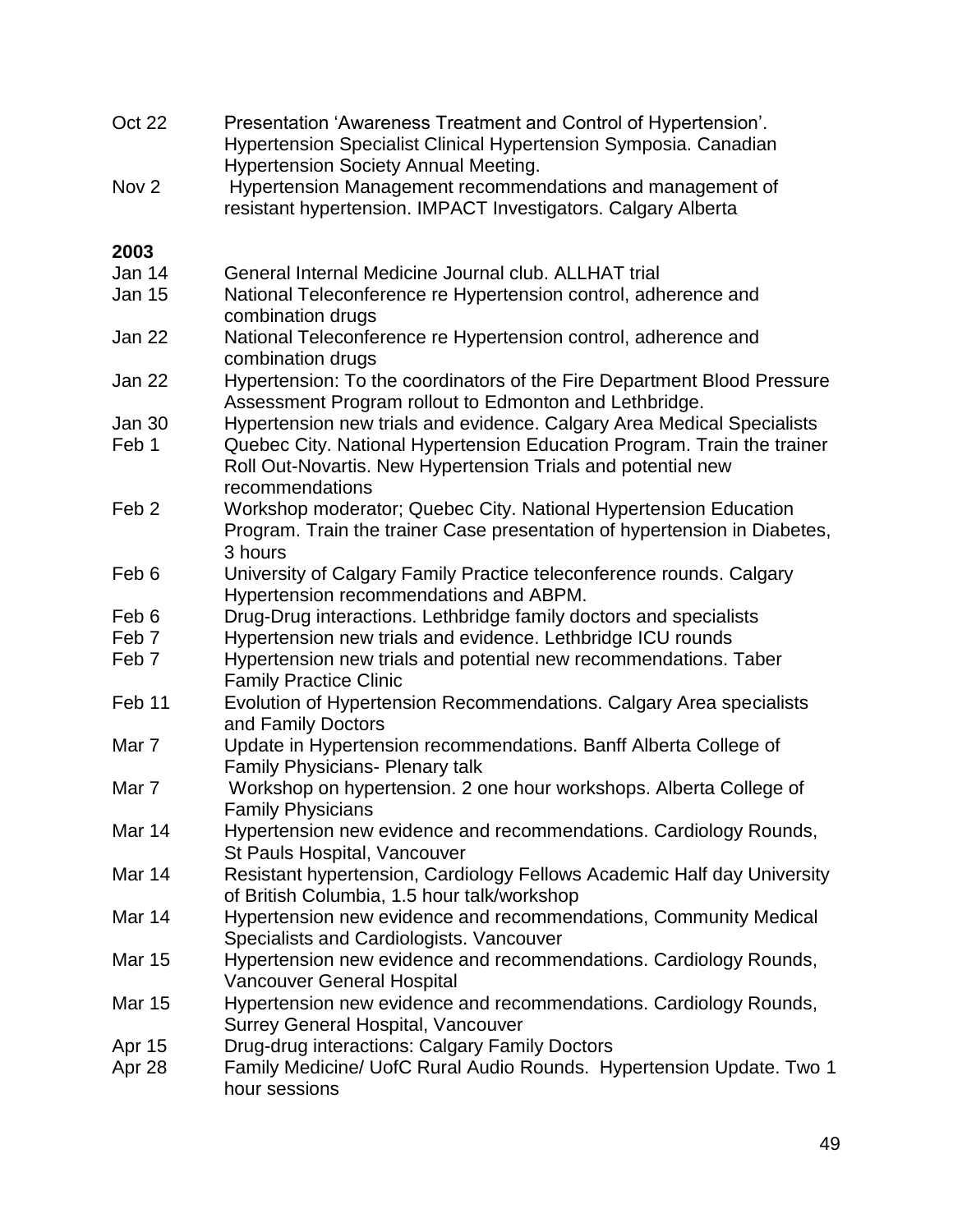Oct 22 Presentation 'Awareness Treatment and Control of Hypertension'. Hypertension Specialist Clinical Hypertension Symposia. Canadian Hypertension Society Annual Meeting.

Nov 2 Hypertension Management recommendations and management of resistant hypertension. IMPACT Investigators. Calgary Alberta

**2003**

Jan 14 General Internal Medicine Journal club. ALLHAT trial

Jan 15 National Teleconference re Hypertension control, adherence and combination drugs

Jan 22 National Teleconference re Hypertension control, adherence and combination drugs

Jan 22 Hypertension: To the coordinators of the Fire Department Blood Pressure Assessment Program rollout to Edmonton and Lethbridge.

Jan 30 Hypertension new trials and evidence. Calgary Area Medical Specialists

Feb 1 Quebec City. National Hypertension Education Program. Train the trainer Roll Out-Novartis. New Hypertension Trials and potential new recommendations

Feb 2 Workshop moderator; Quebec City. National Hypertension Education Program. Train the trainer Case presentation of hypertension in Diabetes, 3 hours

Feb 6 University of Calgary Family Practice teleconference rounds. Calgary Hypertension recommendations and ABPM.

Feb 6 Drug-Drug interactions. Lethbridge family doctors and specialists

Feb 7 Hypertension new trials and evidence. Lethbridge ICU rounds

Feb 7 Hypertension new trials and potential new recommendations. Taber Family Practice Clinic

Feb 11 Evolution of Hypertension Recommendations. Calgary Area specialists and Family Doctors

Mar 7 Update in Hypertension recommendations. Banff Alberta College of Family Physicians- Plenary talk

Mar 7 Workshop on hypertension. 2 one hour workshops. Alberta College of Family Physicians

Mar 14 Hypertension new evidence and recommendations. Cardiology Rounds, St Pauls Hospital, Vancouver

Mar 14 Resistant hypertension, Cardiology Fellows Academic Half day University of British Columbia, 1.5 hour talk/workshop

Mar 14 Hypertension new evidence and recommendations, Community Medical Specialists and Cardiologists. Vancouver

Mar 15 Hypertension new evidence and recommendations. Cardiology Rounds, Vancouver General Hospital

Mar 15 Hypertension new evidence and recommendations. Cardiology Rounds, Surrey General Hospital, Vancouver

Apr 15 Drug-drug interactions: Calgary Family Doctors

Apr 28 Family Medicine/ UofC Rural Audio Rounds. Hypertension Update. Two 1 hour sessions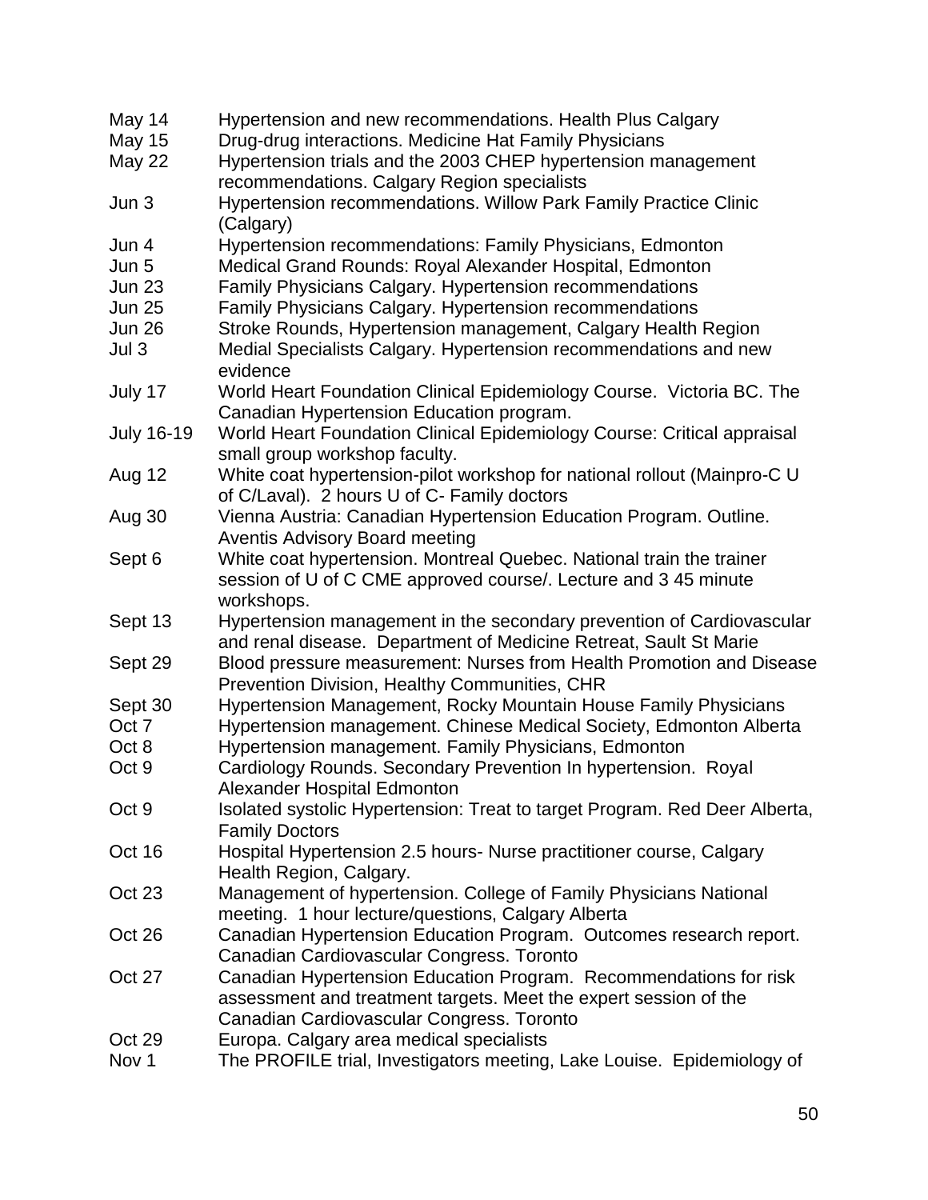May 14 Hypertension and new recommendations. Health Plus Calgary
May 15 Drug-drug interactions. Medicine Hat Family Physicians
May 22 Hypertension trials and the 2003 CHEP hypertension management recommendations. Calgary Region specialists
Jun 3 Hypertension recommendations. Willow Park Family Practice Clinic (Calgary)
Jun 4 Hypertension recommendations: Family Physicians, Edmonton
Jun 5 Medical Grand Rounds: Royal Alexander Hospital, Edmonton
Jun 23 Family Physicians Calgary. Hypertension recommendations
Jun 25 Family Physicians Calgary. Hypertension recommendations
Jun 26 Stroke Rounds, Hypertension management, Calgary Health Region
Jul 3 Medial Specialists Calgary. Hypertension recommendations and new evidence
July 17 World Heart Foundation Clinical Epidemiology Course. Victoria BC. The Canadian Hypertension Education program.
July 16-19 World Heart Foundation Clinical Epidemiology Course: Critical appraisal small group workshop faculty.
Aug 12 White coat hypertension-pilot workshop for national rollout (Mainpro-C U of C/Laval). 2 hours U of C- Family doctors
Aug 30 Vienna Austria: Canadian Hypertension Education Program. Outline. Aventis Advisory Board meeting
Sept 6 White coat hypertension. Montreal Quebec. National train the trainer session of U of C CME approved course/. Lecture and 3 45 minute workshops.
Sept 13 Hypertension management in the secondary prevention of Cardiovascular and renal disease. Department of Medicine Retreat, Sault St Marie
Sept 29 Blood pressure measurement: Nurses from Health Promotion and Disease Prevention Division, Healthy Communities, CHR
Sept 30 Hypertension Management, Rocky Mountain House Family Physicians
Oct 7 Hypertension management. Chinese Medical Society, Edmonton Alberta
Oct 8 Hypertension management. Family Physicians, Edmonton
Oct 9 Cardiology Rounds. Secondary Prevention In hypertension. Royal Alexander Hospital Edmonton
Oct 9 Isolated systolic Hypertension: Treat to target Program. Red Deer Alberta, Family Doctors
Oct 16 Hospital Hypertension 2.5 hours- Nurse practitioner course, Calgary Health Region, Calgary.
Oct 23 Management of hypertension. College of Family Physicians National meeting. 1 hour lecture/questions, Calgary Alberta
Oct 26 Canadian Hypertension Education Program. Outcomes research report. Canadian Cardiovascular Congress. Toronto
Oct 27 Canadian Hypertension Education Program. Recommendations for risk assessment and treatment targets. Meet the expert session of the Canadian Cardiovascular Congress. Toronto
Oct 29 Europa. Calgary area medical specialists
Nov 1 The PROFILE trial, Investigators meeting, Lake Louise. Epidemiology of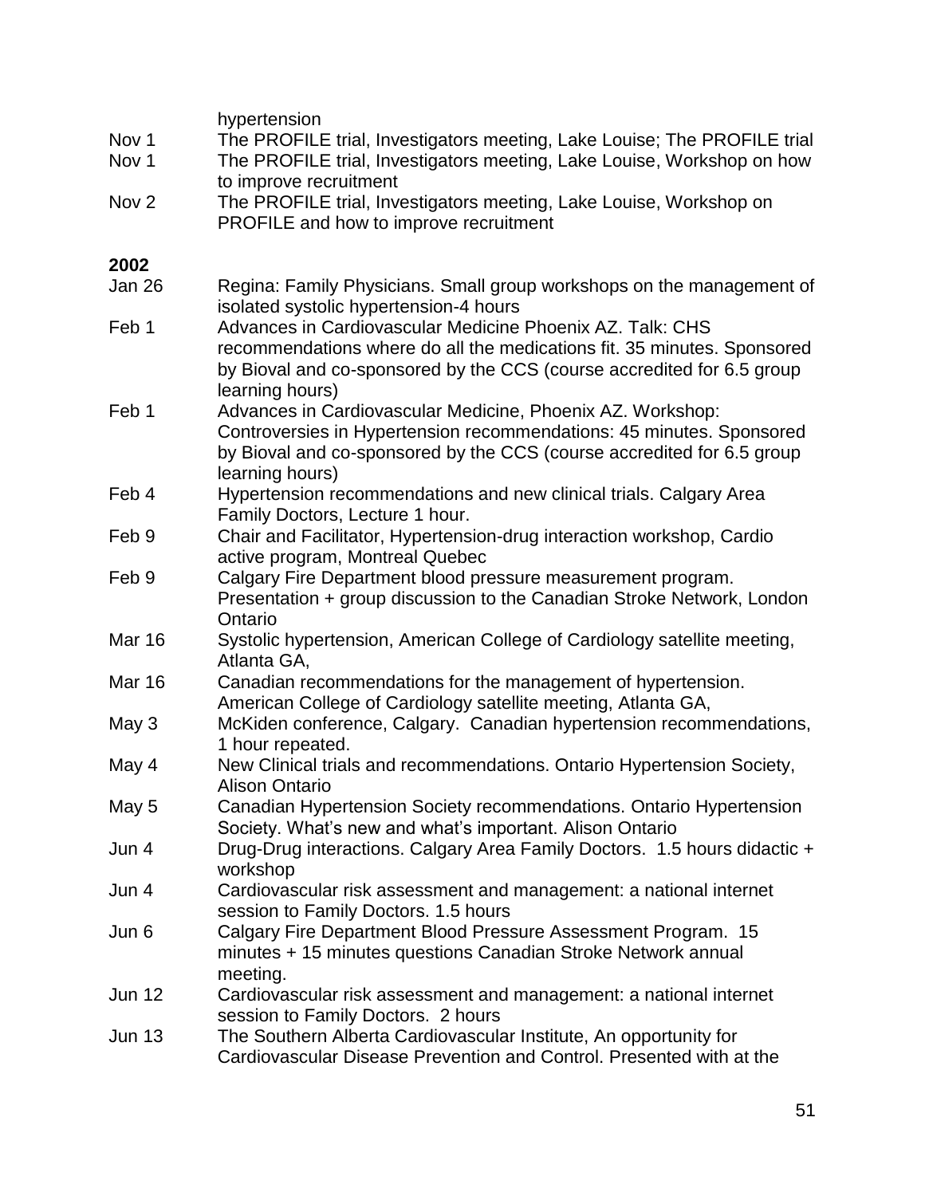hypertension

| | |
|---|---|
| Nov 1 | The PROFILE trial, Investigators meeting, Lake Louise; The PROFILE trial |
| Nov 1 | The PROFILE trial, Investigators meeting, Lake Louise, Workshop on how to improve recruitment |
| Nov 2 | The PROFILE trial, Investigators meeting, Lake Louise, Workshop on PROFILE and how to improve recruitment |

**2002**

| | |
|---|---|
| Jan 26 | Regina: Family Physicians. Small group workshops on the management of isolated systolic hypertension-4 hours |
| Feb 1 | Advances in Cardiovascular Medicine Phoenix AZ. Talk: CHS recommendations where do all the medications fit. 35 minutes. Sponsored by Bioval and co-sponsored by the CCS (course accredited for 6.5 group learning hours) |
| Feb 1 | Advances in Cardiovascular Medicine, Phoenix AZ. Workshop: Controversies in Hypertension recommendations: 45 minutes. Sponsored by Bioval and co-sponsored by the CCS (course accredited for 6.5 group learning hours) |
| Feb 4 | Hypertension recommendations and new clinical trials. Calgary Area Family Doctors, Lecture 1 hour. |
| Feb 9 | Chair and Facilitator, Hypertension-drug interaction workshop, Cardio active program, Montreal Quebec |
| Feb 9 | Calgary Fire Department blood pressure measurement program. Presentation + group discussion to the Canadian Stroke Network, London Ontario |
| Mar 16 | Systolic hypertension, American College of Cardiology satellite meeting, Atlanta GA, |
| Mar 16 | Canadian recommendations for the management of hypertension. American College of Cardiology satellite meeting, Atlanta GA, |
| May 3 | McKiden conference, Calgary. Canadian hypertension recommendations, 1 hour repeated. |
| May 4 | New Clinical trials and recommendations. Ontario Hypertension Society, Alison Ontario |
| May 5 | Canadian Hypertension Society recommendations. Ontario Hypertension Society. What's new and what's important. Alison Ontario |
| Jun 4 | Drug-Drug interactions. Calgary Area Family Doctors. 1.5 hours didactic + workshop |
| Jun 4 | Cardiovascular risk assessment and management: a national internet session to Family Doctors. 1.5 hours |
| Jun 6 | Calgary Fire Department Blood Pressure Assessment Program. 15 minutes + 15 minutes questions Canadian Stroke Network annual meeting. |
| Jun 12 | Cardiovascular risk assessment and management: a national internet session to Family Doctors. 2 hours |
| Jun 13 | The Southern Alberta Cardiovascular Institute, An opportunity for Cardiovascular Disease Prevention and Control. Presented with at the |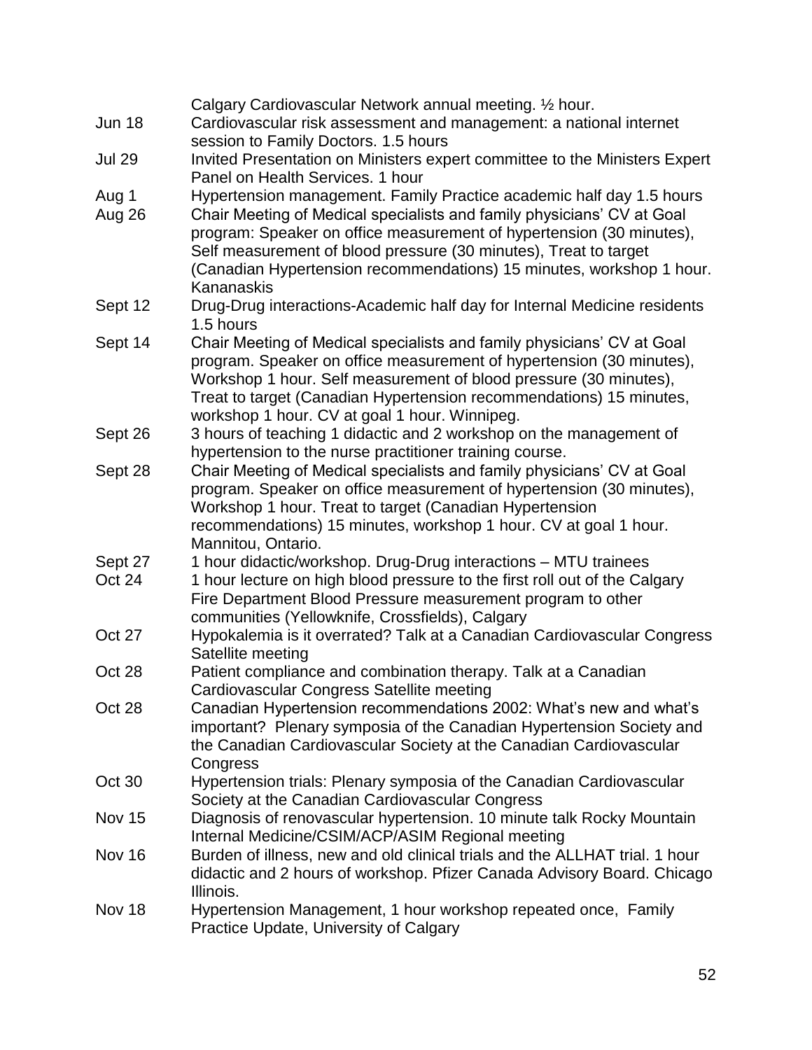| | |
|---|---|
| | Calgary Cardiovascular Network annual meeting. ½ hour. |
| Jun 18 | Cardiovascular risk assessment and management: a national internet session to Family Doctors. 1.5 hours |
| Jul 29 | Invited Presentation on Ministers expert committee to the Ministers Expert Panel on Health Services. 1 hour |
| Aug 1 | Hypertension management. Family Practice academic half day 1.5 hours |
| Aug 26 | Chair Meeting of Medical specialists and family physicians' CV at Goal program: Speaker on office measurement of hypertension (30 minutes), Self measurement of blood pressure (30 minutes), Treat to target (Canadian Hypertension recommendations) 15 minutes, workshop 1 hour. Kananaskis |
| Sept 12 | Drug-Drug interactions-Academic half day for Internal Medicine residents 1.5 hours |
| Sept 14 | Chair Meeting of Medical specialists and family physicians' CV at Goal program. Speaker on office measurement of hypertension (30 minutes), Workshop 1 hour. Self measurement of blood pressure (30 minutes), Treat to target (Canadian Hypertension recommendations) 15 minutes, workshop 1 hour. CV at goal 1 hour. Winnipeg. |
| Sept 26 | 3 hours of teaching 1 didactic and 2 workshop on the management of hypertension to the nurse practitioner training course. |
| Sept 28 | Chair Meeting of Medical specialists and family physicians' CV at Goal program. Speaker on office measurement of hypertension (30 minutes), Workshop 1 hour. Treat to target (Canadian Hypertension recommendations) 15 minutes, workshop 1 hour. CV at goal 1 hour. Mannitou, Ontario. |
| Sept 27 | 1 hour didactic/workshop. Drug-Drug interactions – MTU trainees |
| Oct 24 | 1 hour lecture on high blood pressure to the first roll out of the Calgary Fire Department Blood Pressure measurement program to other communities (Yellowknife, Crossfields), Calgary |
| Oct 27 | Hypokalemia is it overrated? Talk at a Canadian Cardiovascular Congress Satellite meeting |
| Oct 28 | Patient compliance and combination therapy. Talk at a Canadian Cardiovascular Congress Satellite meeting |
| Oct 28 | Canadian Hypertension recommendations 2002: What's new and what's important? Plenary symposia of the Canadian Hypertension Society and the Canadian Cardiovascular Society at the Canadian Cardiovascular Congress |
| Oct 30 | Hypertension trials: Plenary symposia of the Canadian Cardiovascular Society at the Canadian Cardiovascular Congress |
| Nov 15 | Diagnosis of renovascular hypertension. 10 minute talk Rocky Mountain Internal Medicine/CSIM/ACP/ASIM Regional meeting |
| Nov 16 | Burden of illness, new and old clinical trials and the ALLHAT trial. 1 hour didactic and 2 hours of workshop. Pfizer Canada Advisory Board. Chicago Illinois. |
| Nov 18 | Hypertension Management, 1 hour workshop repeated once, Family Practice Update, University of Calgary |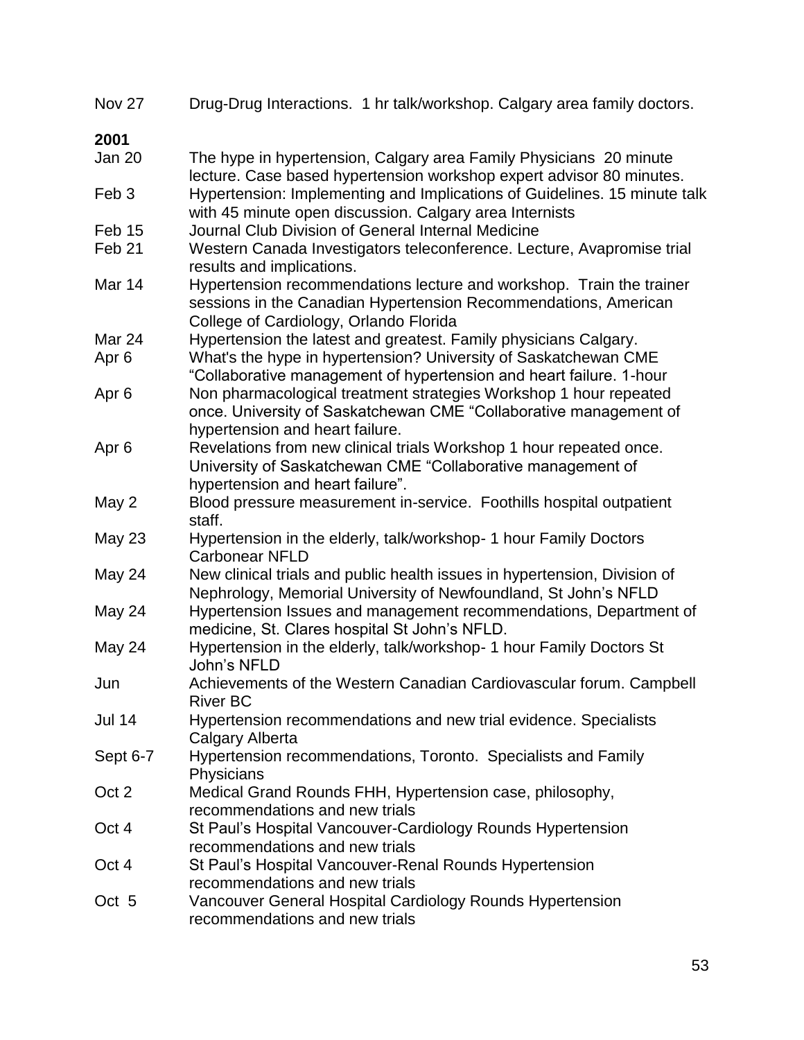| | |
|---|---|
| Nov 27 | Drug-Drug Interactions. 1 hr talk/workshop. Calgary area family doctors. |

**2001**

| | |
|---|---|
| Jan 20 | The hype in hypertension, Calgary area Family Physicians 20 minute lecture. Case based hypertension workshop expert advisor 80 minutes. |
| Feb 3 | Hypertension: Implementing and Implications of Guidelines. 15 minute talk with 45 minute open discussion. Calgary area Internists |
| Feb 15 | Journal Club Division of General Internal Medicine |
| Feb 21 | Western Canada Investigators teleconference. Lecture, Avapromise trial results and implications. |
| Mar 14 | Hypertension recommendations lecture and workshop. Train the trainer sessions in the Canadian Hypertension Recommendations, American College of Cardiology, Orlando Florida |
| Mar 24 | Hypertension the latest and greatest. Family physicians Calgary. |
| Apr 6 | What's the hype in hypertension? University of Saskatchewan CME "Collaborative management of hypertension and heart failure. 1-hour |
| Apr 6 | Non pharmacological treatment strategies Workshop 1 hour repeated once. University of Saskatchewan CME "Collaborative management of hypertension and heart failure. |
| Apr 6 | Revelations from new clinical trials Workshop 1 hour repeated once. University of Saskatchewan CME "Collaborative management of hypertension and heart failure". |
| May 2 | Blood pressure measurement in-service. Foothills hospital outpatient staff. |
| May 23 | Hypertension in the elderly, talk/workshop- 1 hour Family Doctors Carbonear NFLD |
| May 24 | New clinical trials and public health issues in hypertension, Division of Nephrology, Memorial University of Newfoundland, St John's NFLD |
| May 24 | Hypertension Issues and management recommendations, Department of medicine, St. Clares hospital St John's NFLD. |
| May 24 | Hypertension in the elderly, talk/workshop- 1 hour Family Doctors St John's NFLD |
| Jun | Achievements of the Western Canadian Cardiovascular forum. Campbell River BC |
| Jul 14 | Hypertension recommendations and new trial evidence. Specialists Calgary Alberta |
| Sept 6-7 | Hypertension recommendations, Toronto. Specialists and Family Physicians |
| Oct 2 | Medical Grand Rounds FHH, Hypertension case, philosophy, recommendations and new trials |
| Oct 4 | St Paul's Hospital Vancouver-Cardiology Rounds Hypertension recommendations and new trials |
| Oct 4 | St Paul's Hospital Vancouver-Renal Rounds Hypertension recommendations and new trials |
| Oct 5 | Vancouver General Hospital Cardiology Rounds Hypertension recommendations and new trials |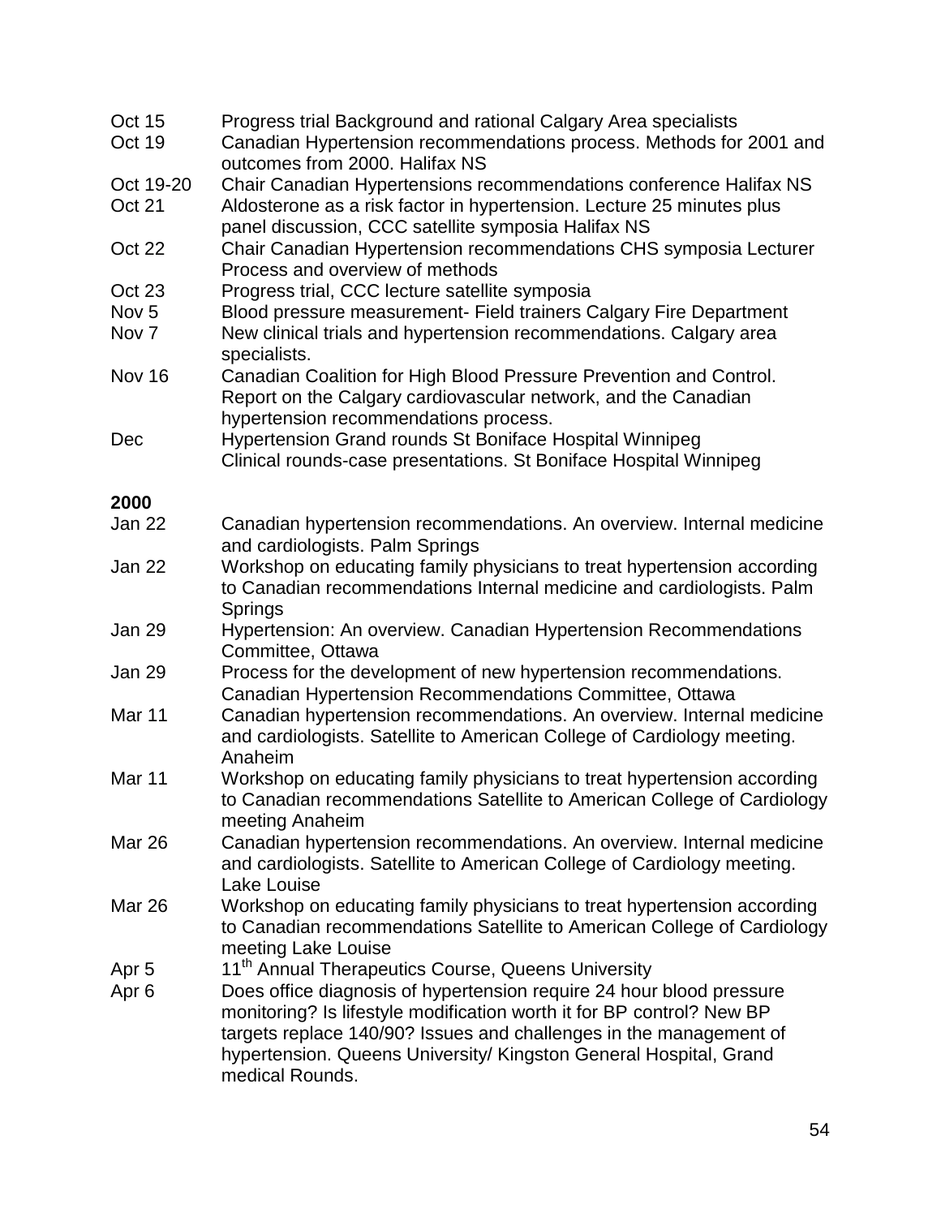| | |
|---|---|
| Oct 15 | Progress trial Background and rational Calgary Area specialists |
| Oct 19 | Canadian Hypertension recommendations process. Methods for 2001 and outcomes from 2000. Halifax NS |
| Oct 19-20 | Chair Canadian Hypertensions recommendations conference Halifax NS |
| Oct 21 | Aldosterone as a risk factor in hypertension. Lecture 25 minutes plus panel discussion, CCC satellite symposia Halifax NS |
| Oct 22 | Chair Canadian Hypertension recommendations CHS symposia Lecturer Process and overview of methods |
| Oct 23 | Progress trial, CCC lecture satellite symposia |
| Nov 5 | Blood pressure measurement- Field trainers Calgary Fire Department |
| Nov 7 | New clinical trials and hypertension recommendations. Calgary area specialists. |
| Nov 16 | Canadian Coalition for High Blood Pressure Prevention and Control. Report on the Calgary cardiovascular network, and the Canadian hypertension recommendations process. |
| Dec | Hypertension Grand rounds St Boniface Hospital Winnipeg<br>Clinical rounds-case presentations. St Boniface Hospital Winnipeg |

**2000**

| | |
|---|---|
| Jan 22 | Canadian hypertension recommendations. An overview. Internal medicine and cardiologists. Palm Springs |
| Jan 22 | Workshop on educating family physicians to treat hypertension according to Canadian recommendations Internal medicine and cardiologists. Palm Springs |
| Jan 29 | Hypertension: An overview. Canadian Hypertension Recommendations Committee, Ottawa |
| Jan 29 | Process for the development of new hypertension recommendations. Canadian Hypertension Recommendations Committee, Ottawa |
| Mar 11 | Canadian hypertension recommendations. An overview. Internal medicine and cardiologists. Satellite to American College of Cardiology meeting. Anaheim |
| Mar 11 | Workshop on educating family physicians to treat hypertension according to Canadian recommendations Satellite to American College of Cardiology meeting Anaheim |
| Mar 26 | Canadian hypertension recommendations. An overview. Internal medicine and cardiologists. Satellite to American College of Cardiology meeting. Lake Louise |
| Mar 26 | Workshop on educating family physicians to treat hypertension according to Canadian recommendations Satellite to American College of Cardiology meeting Lake Louise |
| Apr 5 | 11th Annual Therapeutics Course, Queens University |
| Apr 6 | Does office diagnosis of hypertension require 24 hour blood pressure monitoring? Is lifestyle modification worth it for BP control? New BP targets replace 140/90? Issues and challenges in the management of hypertension. Queens University/ Kingston General Hospital, Grand medical Rounds. |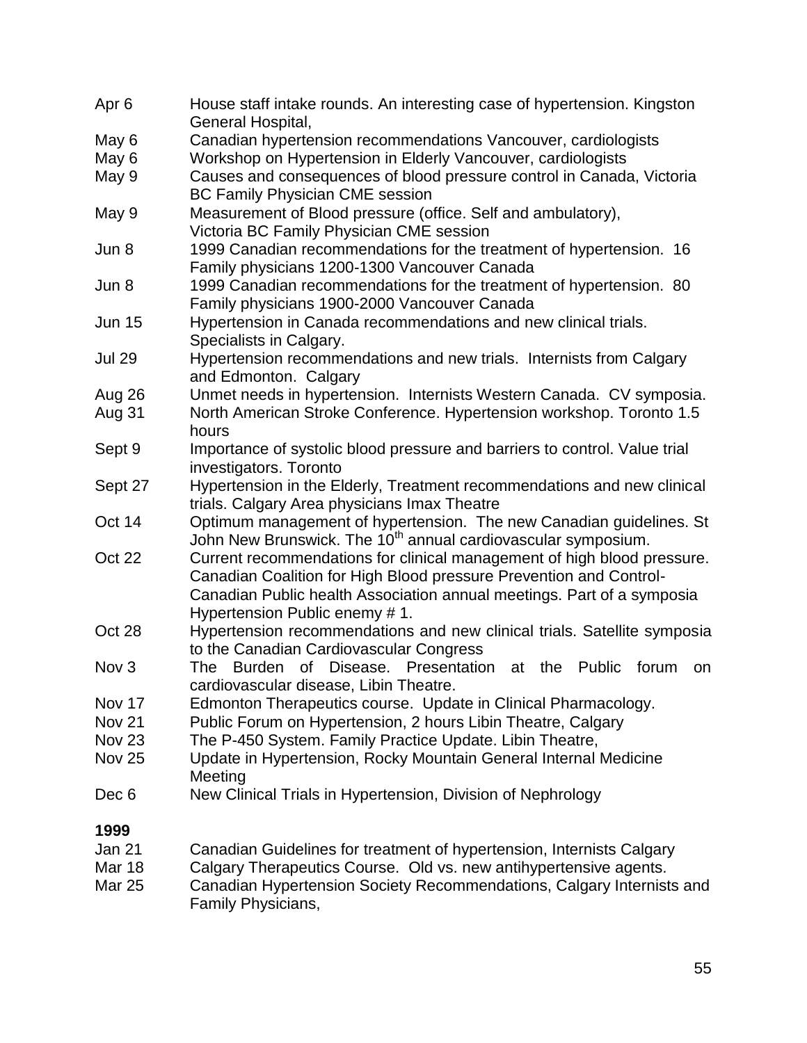| | |
|---|---|
| Apr 6 | House staff intake rounds. An interesting case of hypertension. Kingston General Hospital, |
| May 6 | Canadian hypertension recommendations Vancouver, cardiologists |
| May 6 | Workshop on Hypertension in Elderly Vancouver, cardiologists |
| May 9 | Causes and consequences of blood pressure control in Canada, Victoria BC Family Physician CME session |
| May 9 | Measurement of Blood pressure (office. Self and ambulatory), Victoria BC Family Physician CME session |
| Jun 8 | 1999 Canadian recommendations for the treatment of hypertension. 16 Family physicians 1200-1300 Vancouver Canada |
| Jun 8 | 1999 Canadian recommendations for the treatment of hypertension. 80 Family physicians 1900-2000 Vancouver Canada |
| Jun 15 | Hypertension in Canada recommendations and new clinical trials. Specialists in Calgary. |
| Jul 29 | Hypertension recommendations and new trials. Internists from Calgary and Edmonton. Calgary |
| Aug 26 | Unmet needs in hypertension. Internists Western Canada. CV symposia. |
| Aug 31 | North American Stroke Conference. Hypertension workshop. Toronto 1.5 hours |
| Sept 9 | Importance of systolic blood pressure and barriers to control. Value trial investigators. Toronto |
| Sept 27 | Hypertension in the Elderly, Treatment recommendations and new clinical trials. Calgary Area physicians Imax Theatre |
| Oct 14 | Optimum management of hypertension. The new Canadian guidelines. St John New Brunswick. The 10th annual cardiovascular symposium. |
| Oct 22 | Current recommendations for clinical management of high blood pressure. Canadian Coalition for High Blood pressure Prevention and Control-Canadian Public health Association annual meetings. Part of a symposia Hypertension Public enemy # 1. |
| Oct 28 | Hypertension recommendations and new clinical trials. Satellite symposia to the Canadian Cardiovascular Congress |
| Nov 3 | The Burden of Disease. Presentation at the Public forum on cardiovascular disease, Libin Theatre. |
| Nov 17 | Edmonton Therapeutics course. Update in Clinical Pharmacology. |
| Nov 21 | Public Forum on Hypertension, 2 hours Libin Theatre, Calgary |
| Nov 23 | The P-450 System. Family Practice Update. Libin Theatre, |
| Nov 25 | Update in Hypertension, Rocky Mountain General Internal Medicine Meeting |
| Dec 6 | New Clinical Trials in Hypertension, Division of Nephrology |

**1999**

| | |
|---|---|
| Jan 21 | Canadian Guidelines for treatment of hypertension, Internists Calgary |
| Mar 18 | Calgary Therapeutics Course. Old vs. new antihypertensive agents. |
| Mar 25 | Canadian Hypertension Society Recommendations, Calgary Internists and Family Physicians, |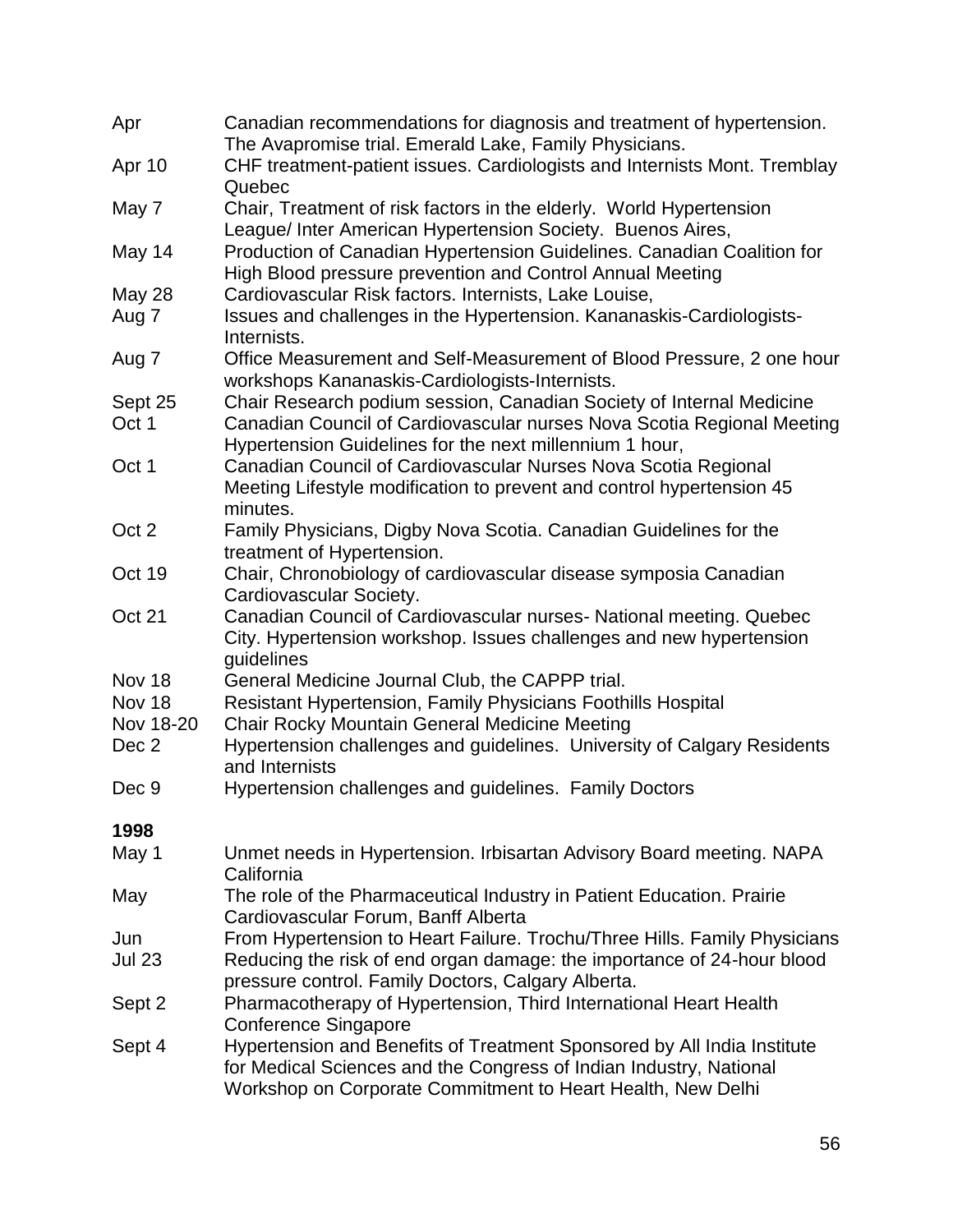| | |
|---|---|
| Apr | Canadian recommendations for diagnosis and treatment of hypertension. The Avapromise trial. Emerald Lake, Family Physicians. |
| Apr 10 | CHF treatment-patient issues. Cardiologists and Internists Mont. Tremblay Quebec |
| May 7 | Chair, Treatment of risk factors in the elderly. World Hypertension League/ Inter American Hypertension Society. Buenos Aires, |
| May 14 | Production of Canadian Hypertension Guidelines. Canadian Coalition for High Blood pressure prevention and Control Annual Meeting |
| May 28 | Cardiovascular Risk factors. Internists, Lake Louise, |
| Aug 7 | Issues and challenges in the Hypertension. Kananaskis-Cardiologists-Internists. |
| Aug 7 | Office Measurement and Self-Measurement of Blood Pressure, 2 one hour workshops Kananaskis-Cardiologists-Internists. |
| Sept 25 | Chair Research podium session, Canadian Society of Internal Medicine |
| Oct 1 | Canadian Council of Cardiovascular nurses Nova Scotia Regional Meeting Hypertension Guidelines for the next millennium 1 hour, |
| Oct 1 | Canadian Council of Cardiovascular Nurses Nova Scotia Regional Meeting Lifestyle modification to prevent and control hypertension 45 minutes. |
| Oct 2 | Family Physicians, Digby Nova Scotia. Canadian Guidelines for the treatment of Hypertension. |
| Oct 19 | Chair, Chronobiology of cardiovascular disease symposia Canadian Cardiovascular Society. |
| Oct 21 | Canadian Council of Cardiovascular nurses- National meeting. Quebec City. Hypertension workshop. Issues challenges and new hypertension guidelines |
| Nov 18 | General Medicine Journal Club, the CAPPP trial. |
| Nov 18 | Resistant Hypertension, Family Physicians Foothills Hospital |
| Nov 18-20 | Chair Rocky Mountain General Medicine Meeting |
| Dec 2 | Hypertension challenges and guidelines. University of Calgary Residents and Internists |
| Dec 9 | Hypertension challenges and guidelines. Family Doctors |

**1998**

| | |
|---|---|
| May 1 | Unmet needs in Hypertension. Irbisartan Advisory Board meeting. NAPA California |
| May | The role of the Pharmaceutical Industry in Patient Education. Prairie Cardiovascular Forum, Banff Alberta |
| Jun | From Hypertension to Heart Failure. Trochu/Three Hills. Family Physicians |
| Jul 23 | Reducing the risk of end organ damage: the importance of 24-hour blood pressure control. Family Doctors, Calgary Alberta. |
| Sept 2 | Pharmacotherapy of Hypertension, Third International Heart Health Conference Singapore |
| Sept 4 | Hypertension and Benefits of Treatment Sponsored by All India Institute for Medical Sciences and the Congress of Indian Industry, National Workshop on Corporate Commitment to Heart Health, New Delhi |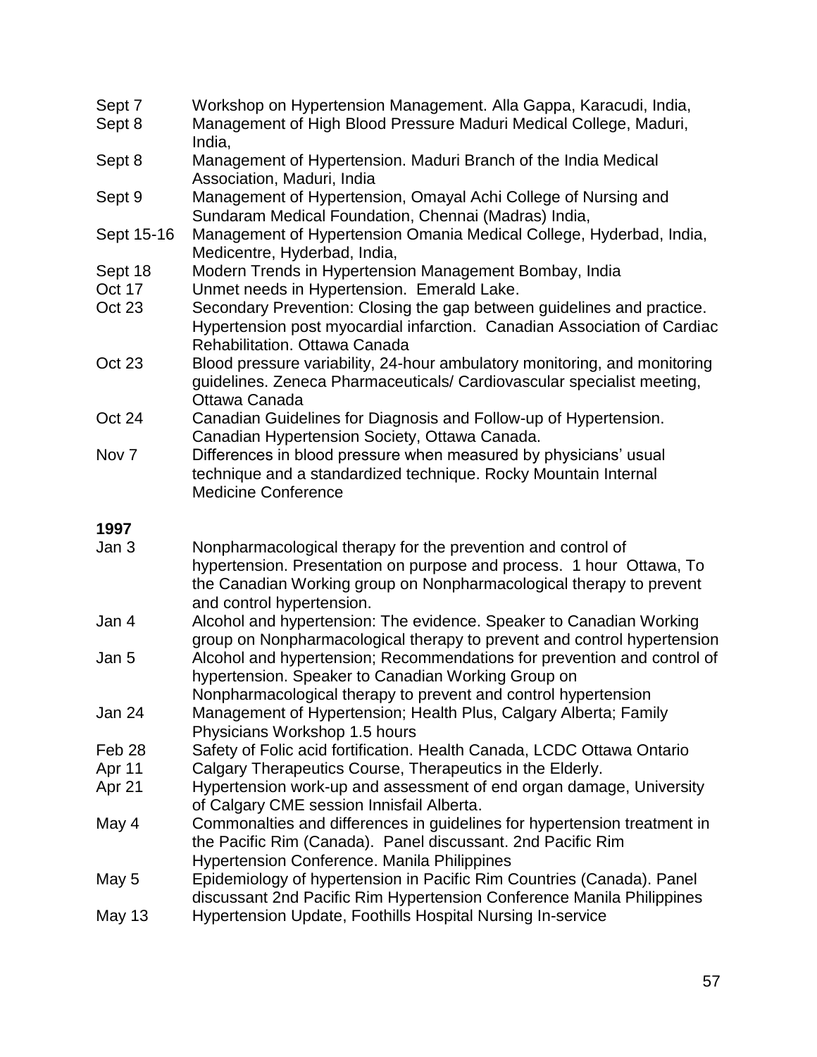| | |
|---|---|
| Sept 7 | Workshop on Hypertension Management. Alla Gappa, Karacudi, India, |
| Sept 8 | Management of High Blood Pressure Maduri Medical College, Maduri, India, |
| Sept 8 | Management of Hypertension. Maduri Branch of the India Medical Association, Maduri, India |
| Sept 9 | Management of Hypertension, Omayal Achi College of Nursing and Sundaram Medical Foundation, Chennai (Madras) India, |
| Sept 15-16 | Management of Hypertension Omania Medical College, Hyderbad, India, Medicentre, Hyderbad, India, |
| Sept 18 | Modern Trends in Hypertension Management Bombay, India |
| Oct 17 | Unmet needs in Hypertension. Emerald Lake. |
| Oct 23 | Secondary Prevention: Closing the gap between guidelines and practice. Hypertension post myocardial infarction. Canadian Association of Cardiac Rehabilitation. Ottawa Canada |
| Oct 23 | Blood pressure variability, 24-hour ambulatory monitoring, and monitoring guidelines. Zeneca Pharmaceuticals/ Cardiovascular specialist meeting, Ottawa Canada |
| Oct 24 | Canadian Guidelines for Diagnosis and Follow-up of Hypertension. Canadian Hypertension Society, Ottawa Canada. |
| Nov 7 | Differences in blood pressure when measured by physicians' usual technique and a standardized technique. Rocky Mountain Internal Medicine Conference |

**1997**

| | |
|---|---|
| Jan 3 | Nonpharmacological therapy for the prevention and control of hypertension. Presentation on purpose and process. 1 hour Ottawa, To the Canadian Working group on Nonpharmacological therapy to prevent and control hypertension. |
| Jan 4 | Alcohol and hypertension: The evidence. Speaker to Canadian Working group on Nonpharmacological therapy to prevent and control hypertension |
| Jan 5 | Alcohol and hypertension; Recommendations for prevention and control of hypertension. Speaker to Canadian Working Group on Nonpharmacological therapy to prevent and control hypertension |
| Jan 24 | Management of Hypertension; Health Plus, Calgary Alberta; Family Physicians Workshop 1.5 hours |
| Feb 28 | Safety of Folic acid fortification. Health Canada, LCDC Ottawa Ontario |
| Apr 11 | Calgary Therapeutics Course, Therapeutics in the Elderly. |
| Apr 21 | Hypertension work-up and assessment of end organ damage, University of Calgary CME session Innisfail Alberta. |
| May 4 | Commonalties and differences in guidelines for hypertension treatment in the Pacific Rim (Canada). Panel discussant. 2nd Pacific Rim Hypertension Conference. Manila Philippines |
| May 5 | Epidemiology of hypertension in Pacific Rim Countries (Canada). Panel discussant 2nd Pacific Rim Hypertension Conference Manila Philippines |
| May 13 | Hypertension Update, Foothills Hospital Nursing In-service |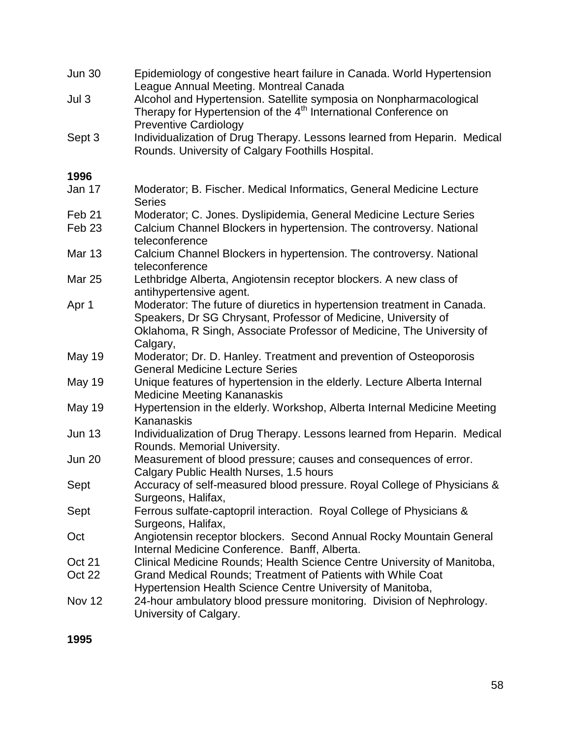| | |
|---|---|
| Jun 30 | Epidemiology of congestive heart failure in Canada. World Hypertension League Annual Meeting. Montreal Canada |
| Jul 3 | Alcohol and Hypertension. Satellite symposia on Nonpharmacological Therapy for Hypertension of the 4th International Conference on Preventive Cardiology |
| Sept 3 | Individualization of Drug Therapy. Lessons learned from Heparin. Medical Rounds. University of Calgary Foothills Hospital. |

**1996**

| | |
|---|---|
| Jan 17 | Moderator; B. Fischer. Medical Informatics, General Medicine Lecture Series |
| Feb 21 | Moderator; C. Jones. Dyslipidemia, General Medicine Lecture Series |
| Feb 23 | Calcium Channel Blockers in hypertension. The controversy. National teleconference |
| Mar 13 | Calcium Channel Blockers in hypertension. The controversy. National teleconference |
| Mar 25 | Lethbridge Alberta, Angiotensin receptor blockers. A new class of antihypertensive agent. |
| Apr 1 | Moderator: The future of diuretics in hypertension treatment in Canada. Speakers, Dr SG Chrysant, Professor of Medicine, University of Oklahoma, R Singh, Associate Professor of Medicine, The University of Calgary, |
| May 19 | Moderator; Dr. D. Hanley. Treatment and prevention of Osteoporosis General Medicine Lecture Series |
| May 19 | Unique features of hypertension in the elderly. Lecture Alberta Internal Medicine Meeting Kananaskis |
| May 19 | Hypertension in the elderly. Workshop, Alberta Internal Medicine Meeting Kananaskis |
| Jun 13 | Individualization of Drug Therapy. Lessons learned from Heparin. Medical Rounds. Memorial University. |
| Jun 20 | Measurement of blood pressure; causes and consequences of error. Calgary Public Health Nurses, 1.5 hours |
| Sept | Accuracy of self-measured blood pressure. Royal College of Physicians & Surgeons, Halifax, |
| Sept | Ferrous sulfate-captopril interaction. Royal College of Physicians & Surgeons, Halifax, |
| Oct | Angiotensin receptor blockers. Second Annual Rocky Mountain General Internal Medicine Conference. Banff, Alberta. |
| Oct 21 | Clinical Medicine Rounds; Health Science Centre University of Manitoba, |
| Oct 22 | Grand Medical Rounds; Treatment of Patients with While Coat Hypertension Health Science Centre University of Manitoba, |
| Nov 12 | 24-hour ambulatory blood pressure monitoring. Division of Nephrology. University of Calgary. |

**1995**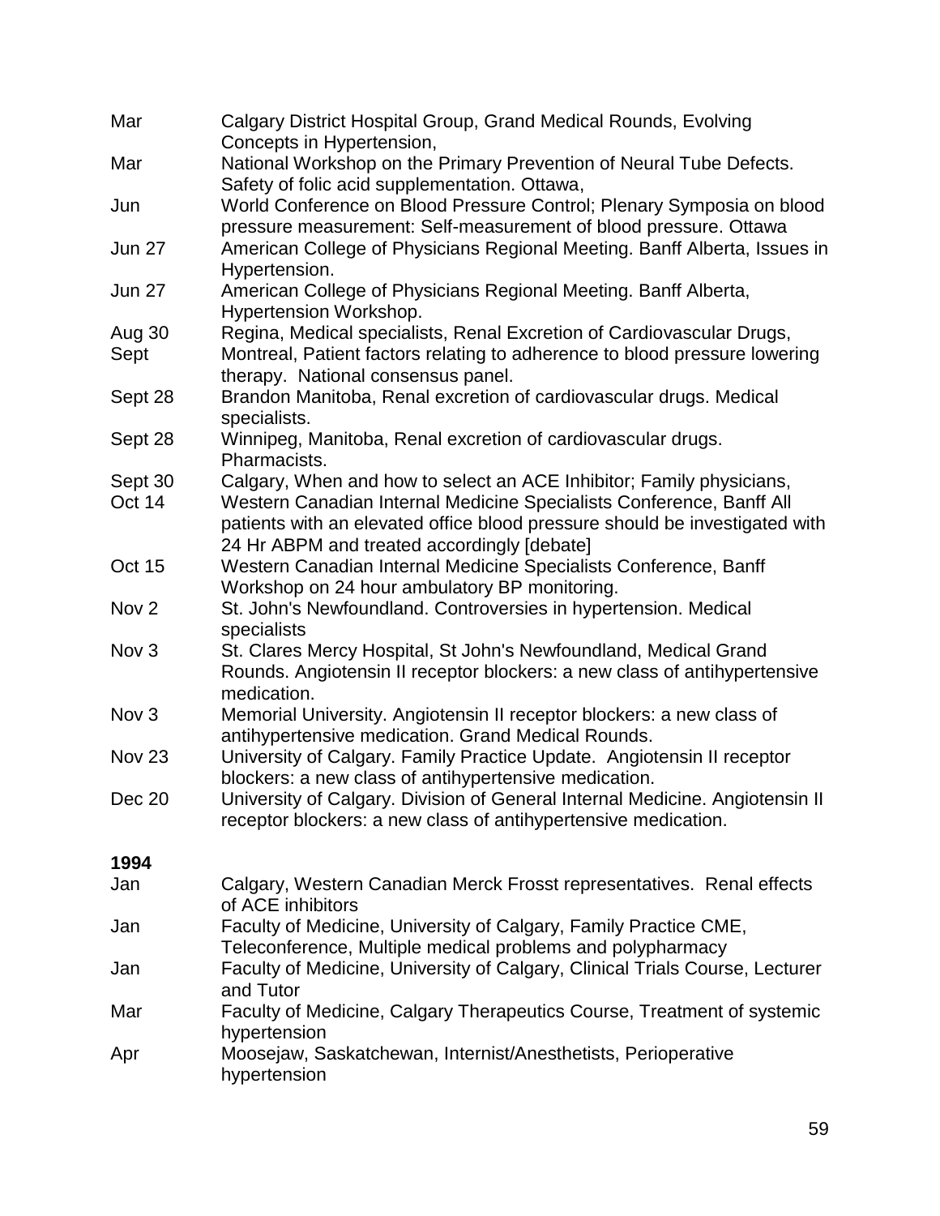Mar Calgary District Hospital Group, Grand Medical Rounds, Evolving Concepts in Hypertension,

Mar National Workshop on the Primary Prevention of Neural Tube Defects. Safety of folic acid supplementation. Ottawa,

Jun World Conference on Blood Pressure Control; Plenary Symposia on blood pressure measurement: Self-measurement of blood pressure. Ottawa

Jun 27 American College of Physicians Regional Meeting. Banff Alberta, Issues in Hypertension.

Jun 27 American College of Physicians Regional Meeting. Banff Alberta, Hypertension Workshop.

Aug 30 Regina, Medical specialists, Renal Excretion of Cardiovascular Drugs,

Sept Montreal, Patient factors relating to adherence to blood pressure lowering therapy. National consensus panel.

Sept 28 Brandon Manitoba, Renal excretion of cardiovascular drugs. Medical specialists.

Sept 28 Winnipeg, Manitoba, Renal excretion of cardiovascular drugs. Pharmacists.

Sept 30 Calgary, When and how to select an ACE Inhibitor; Family physicians,

Oct 14 Western Canadian Internal Medicine Specialists Conference, Banff All patients with an elevated office blood pressure should be investigated with 24 Hr ABPM and treated accordingly [debate]

Oct 15 Western Canadian Internal Medicine Specialists Conference, Banff Workshop on 24 hour ambulatory BP monitoring.

Nov 2 St. John's Newfoundland. Controversies in hypertension. Medical specialists

Nov 3 St. Clares Mercy Hospital, St John's Newfoundland, Medical Grand Rounds. Angiotensin II receptor blockers: a new class of antihypertensive medication.

Nov 3 Memorial University. Angiotensin II receptor blockers: a new class of antihypertensive medication. Grand Medical Rounds.

Nov 23 University of Calgary. Family Practice Update. Angiotensin II receptor blockers: a new class of antihypertensive medication.

Dec 20 University of Calgary. Division of General Internal Medicine. Angiotensin II receptor blockers: a new class of antihypertensive medication.

**1994**

Jan Calgary, Western Canadian Merck Frosst representatives. Renal effects of ACE inhibitors

Jan Faculty of Medicine, University of Calgary, Family Practice CME, Teleconference, Multiple medical problems and polypharmacy

Jan Faculty of Medicine, University of Calgary, Clinical Trials Course, Lecturer and Tutor

Mar Faculty of Medicine, Calgary Therapeutics Course, Treatment of systemic hypertension

Apr Moosejaw, Saskatchewan, Internist/Anesthetists, Perioperative hypertension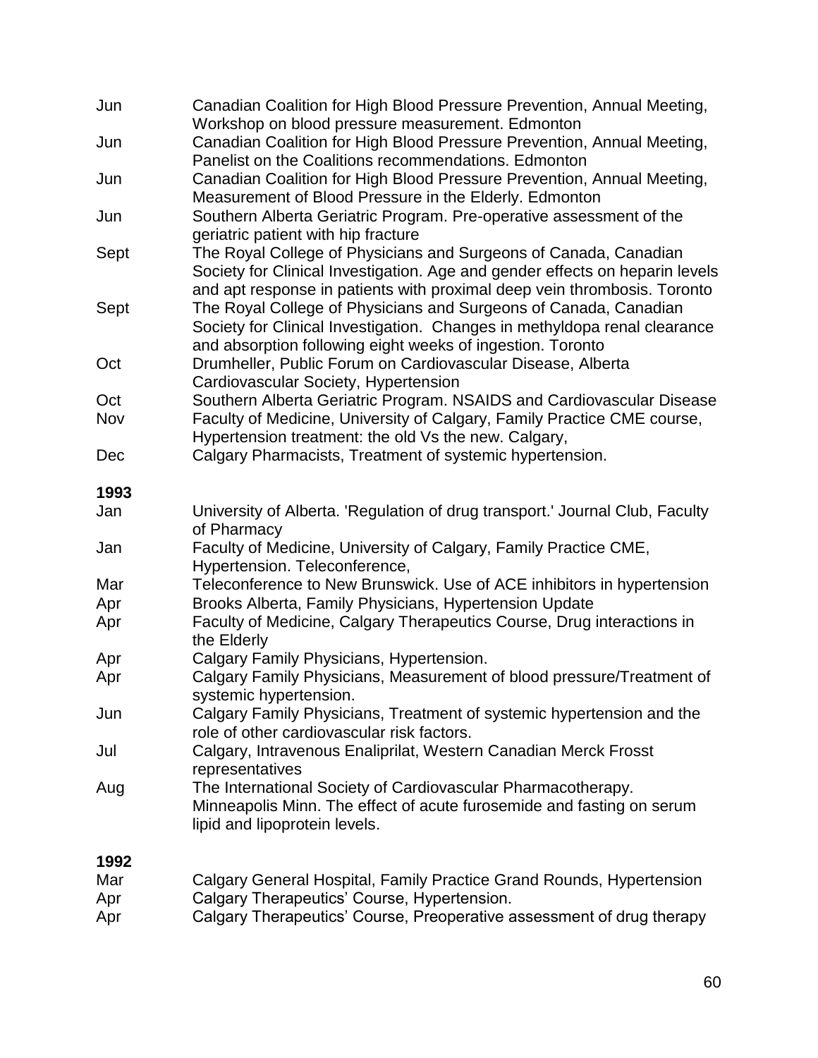| | |
|---|---|
| Jun | Canadian Coalition for High Blood Pressure Prevention, Annual Meeting, Workshop on blood pressure measurement. Edmonton |
| Jun | Canadian Coalition for High Blood Pressure Prevention, Annual Meeting, Panelist on the Coalitions recommendations. Edmonton |
| Jun | Canadian Coalition for High Blood Pressure Prevention, Annual Meeting, Measurement of Blood Pressure in the Elderly. Edmonton |
| Jun | Southern Alberta Geriatric Program. Pre-operative assessment of the geriatric patient with hip fracture |
| Sept | The Royal College of Physicians and Surgeons of Canada, Canadian Society for Clinical Investigation. Age and gender effects on heparin levels and apt response in patients with proximal deep vein thrombosis. Toronto |
| Sept | The Royal College of Physicians and Surgeons of Canada, Canadian Society for Clinical Investigation. Changes in methyldopa renal clearance and absorption following eight weeks of ingestion. Toronto |
| Oct | Drumheller, Public Forum on Cardiovascular Disease, Alberta Cardiovascular Society, Hypertension |
| Oct | Southern Alberta Geriatric Program. NSAIDS and Cardiovascular Disease |
| Nov | Faculty of Medicine, University of Calgary, Family Practice CME course, Hypertension treatment: the old Vs the new. Calgary, |
| Dec | Calgary Pharmacists, Treatment of systemic hypertension. |

**1993**

| | |
|---|---|
| Jan | University of Alberta. 'Regulation of drug transport.' Journal Club, Faculty of Pharmacy |
| Jan | Faculty of Medicine, University of Calgary, Family Practice CME, Hypertension. Teleconference, |
| Mar | Teleconference to New Brunswick. Use of ACE inhibitors in hypertension |
| Apr | Brooks Alberta, Family Physicians, Hypertension Update |
| Apr | Faculty of Medicine, Calgary Therapeutics Course, Drug interactions in the Elderly |
| Apr | Calgary Family Physicians, Hypertension. |
| Apr | Calgary Family Physicians, Measurement of blood pressure/Treatment of systemic hypertension. |
| Jun | Calgary Family Physicians, Treatment of systemic hypertension and the role of other cardiovascular risk factors. |
| Jul | Calgary, Intravenous Enalipril, Western Canadian Merck Frosst representatives |
| Aug | The International Society of Cardiovascular Pharmacotherapy. Minneapolis Minn. The effect of acute furosemide and fasting on serum lipid and lipoprotein levels. |

**1992**

| | |
|---|---|
| Mar | Calgary General Hospital, Family Practice Grand Rounds, Hypertension |
| Apr | Calgary Therapeutics' Course, Hypertension. |
| Apr | Calgary Therapeutics' Course, Preoperative assessment of drug therapy |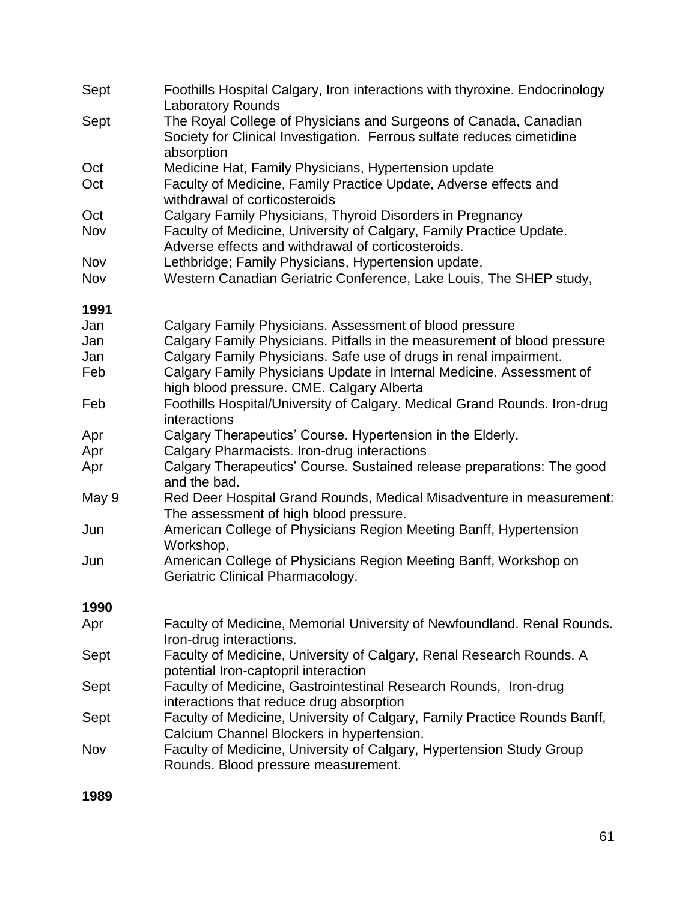| | |
|---|---|
| Sept | Foothills Hospital Calgary, Iron interactions with thyroxine. Endocrinology Laboratory Rounds |
| Sept | The Royal College of Physicians and Surgeons of Canada, Canadian Society for Clinical Investigation. Ferrous sulfate reduces cimetidine absorption |
| Oct | Medicine Hat, Family Physicians, Hypertension update |
| Oct | Faculty of Medicine, Family Practice Update, Adverse effects and withdrawal of corticosteroids |
| Oct | Calgary Family Physicians, Thyroid Disorders in Pregnancy |
| Nov | Faculty of Medicine, University of Calgary, Family Practice Update. Adverse effects and withdrawal of corticosteroids. |
| Nov | Lethbridge; Family Physicians, Hypertension update, |
| Nov | Western Canadian Geriatric Conference, Lake Louis, The SHEP study, |

**1991**

| | |
|---|---|
| Jan | Calgary Family Physicians. Assessment of blood pressure |
| Jan | Calgary Family Physicians. Pitfalls in the measurement of blood pressure |
| Jan | Calgary Family Physicians. Safe use of drugs in renal impairment. |
| Feb | Calgary Family Physicians Update in Internal Medicine. Assessment of high blood pressure. CME. Calgary Alberta |
| Feb | Foothills Hospital/University of Calgary. Medical Grand Rounds. Iron-drug interactions |
| Apr | Calgary Therapeutics' Course. Hypertension in the Elderly. |
| Apr | Calgary Pharmacists. Iron-drug interactions |
| Apr | Calgary Therapeutics' Course. Sustained release preparations: The good and the bad. |
| May 9 | Red Deer Hospital Grand Rounds, Medical Misadventure in measurement: The assessment of high blood pressure. |
| Jun | American College of Physicians Region Meeting Banff, Hypertension Workshop, |
| Jun | American College of Physicians Region Meeting Banff, Workshop on Geriatric Clinical Pharmacology. |

**1990**

| | |
|---|---|
| Apr | Faculty of Medicine, Memorial University of Newfoundland. Renal Rounds. Iron-drug interactions. |
| Sept | Faculty of Medicine, University of Calgary, Renal Research Rounds. A potential Iron-captopril interaction |
| Sept | Faculty of Medicine, Gastrointestinal Research Rounds, Iron-drug interactions that reduce drug absorption |
| Sept | Faculty of Medicine, University of Calgary, Family Practice Rounds Banff, Calcium Channel Blockers in hypertension. |
| Nov | Faculty of Medicine, University of Calgary, Hypertension Study Group Rounds. Blood pressure measurement. |

**1989**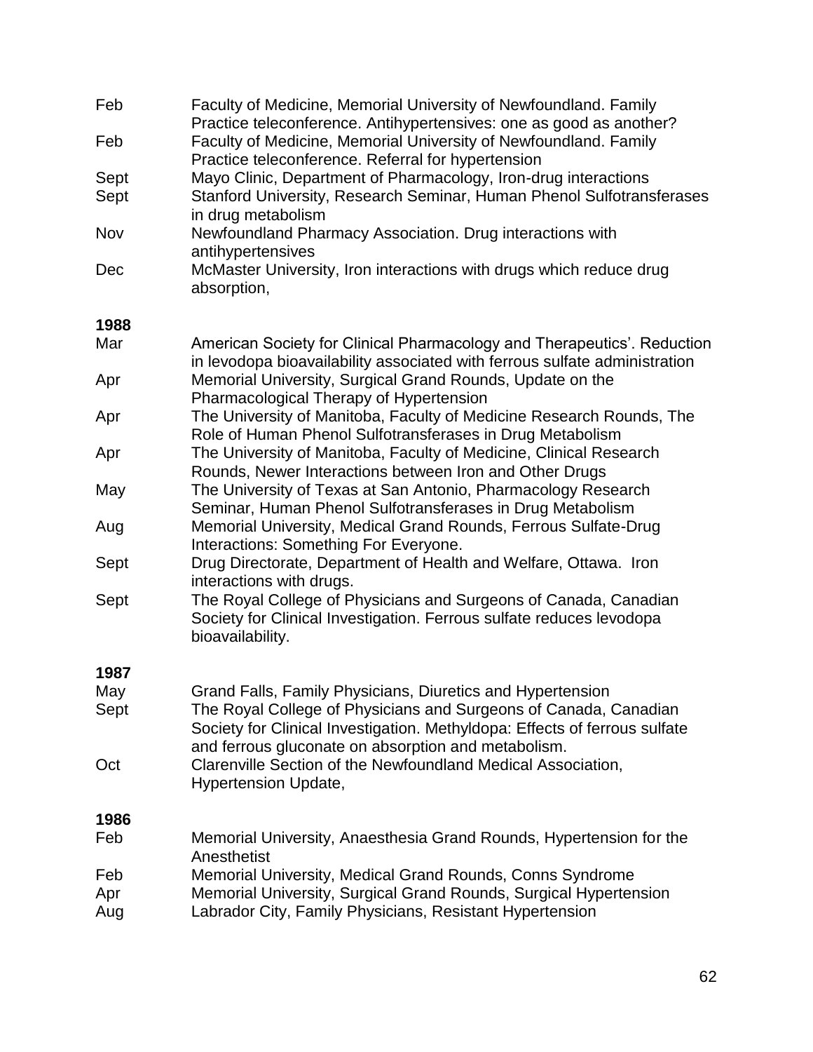| | |
|---|---|
| Feb | Faculty of Medicine, Memorial University of Newfoundland. Family Practice teleconference. Antihypertensives: one as good as another? |
| Feb | Faculty of Medicine, Memorial University of Newfoundland. Family Practice teleconference. Referral for hypertension |
| Sept | Mayo Clinic, Department of Pharmacology, Iron-drug interactions |
| Sept | Stanford University, Research Seminar, Human Phenol Sulfotransferases in drug metabolism |
| Nov | Newfoundland Pharmacy Association. Drug interactions with antihypertensives |
| Dec | McMaster University, Iron interactions with drugs which reduce drug absorption, |

**1988**

| | |
|---|---|
| Mar | American Society for Clinical Pharmacology and Therapeutics'. Reduction in levodopa bioavailability associated with ferrous sulfate administration |
| Apr | Memorial University, Surgical Grand Rounds, Update on the Pharmacological Therapy of Hypertension |
| Apr | The University of Manitoba, Faculty of Medicine Research Rounds, The Role of Human Phenol Sulfotransferases in Drug Metabolism |
| Apr | The University of Manitoba, Faculty of Medicine, Clinical Research Rounds, Newer Interactions between Iron and Other Drugs |
| May | The University of Texas at San Antonio, Pharmacology Research Seminar, Human Phenol Sulfotransferases in Drug Metabolism |
| Aug | Memorial University, Medical Grand Rounds, Ferrous Sulfate-Drug Interactions: Something For Everyone. |
| Sept | Drug Directorate, Department of Health and Welfare, Ottawa. Iron interactions with drugs. |
| Sept | The Royal College of Physicians and Surgeons of Canada, Canadian Society for Clinical Investigation. Ferrous sulfate reduces levodopa bioavailability. |

**1987**

| | |
|---|---|
| May | Grand Falls, Family Physicians, Diuretics and Hypertension |
| Sept | The Royal College of Physicians and Surgeons of Canada, Canadian Society for Clinical Investigation. Methyldopa: Effects of ferrous sulfate and ferrous gluconate on absorption and metabolism. |
| Oct | Clarenville Section of the Newfoundland Medical Association, Hypertension Update, |

**1986**

| | |
|---|---|
| Feb | Memorial University, Anaesthesia Grand Rounds, Hypertension for the Anesthetist |
| Feb | Memorial University, Medical Grand Rounds, Conns Syndrome |
| Apr | Memorial University, Surgical Grand Rounds, Surgical Hypertension |
| Aug | Labrador City, Family Physicians, Resistant Hypertension |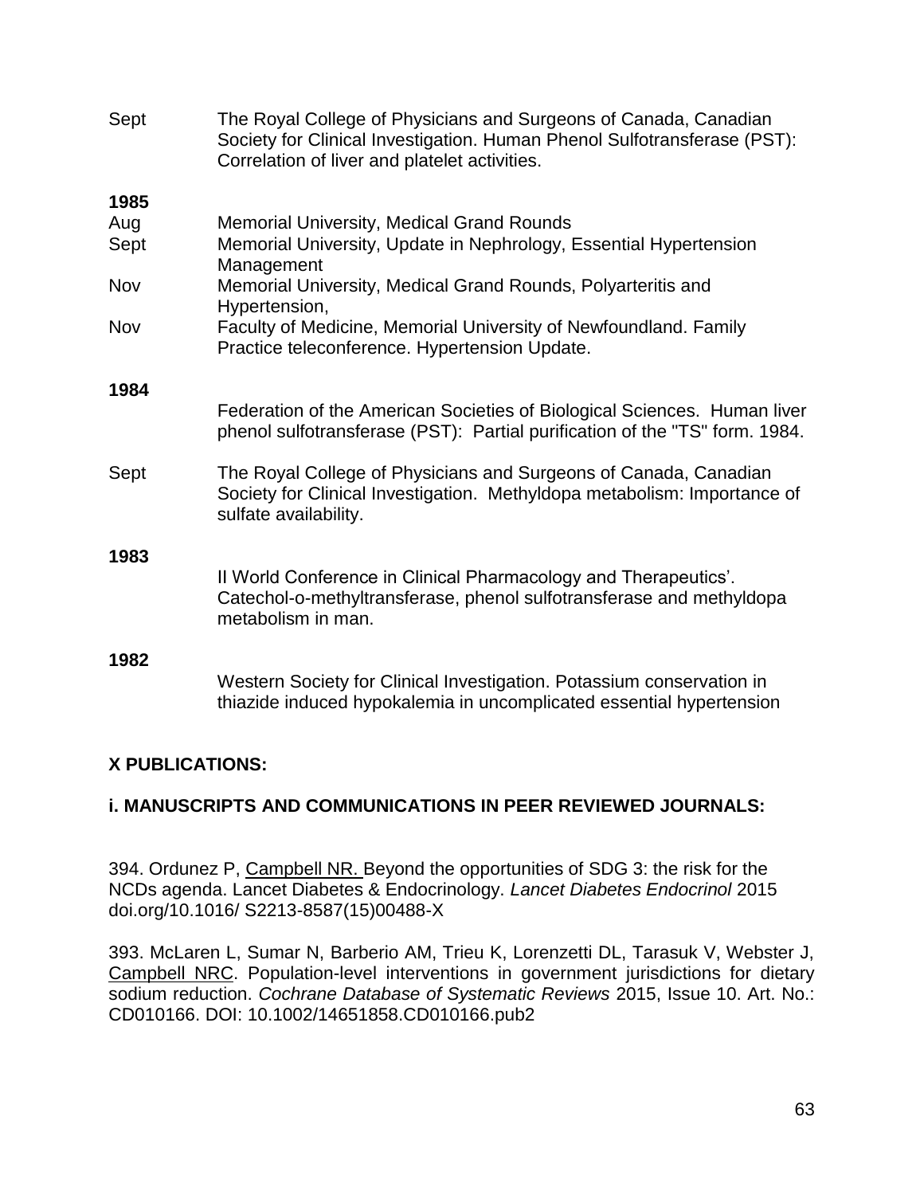Sept The Royal College of Physicians and Surgeons of Canada, Canadian Society for Clinical Investigation. Human Phenol Sulfotransferase (PST): Correlation of liver and platelet activities.

**1985**

Aug Memorial University, Medical Grand Rounds

Sept Memorial University, Update in Nephrology, Essential Hypertension Management

Nov Memorial University, Medical Grand Rounds, Polyarteritis and Hypertension,

Nov Faculty of Medicine, Memorial University of Newfoundland. Family Practice teleconference. Hypertension Update.

**1984**

Federation of the American Societies of Biological Sciences. Human liver phenol sulfotransferase (PST): Partial purification of the "TS" form. 1984.

Sept The Royal College of Physicians and Surgeons of Canada, Canadian Society for Clinical Investigation. Methyldopa metabolism: Importance of sulfate availability.

**1983**

II World Conference in Clinical Pharmacology and Therapeutics'. Catechol-o-methyltransferase, phenol sulfotransferase and methyldopa metabolism in man.

**1982**

Western Society for Clinical Investigation. Potassium conservation in thiazide induced hypokalemia in uncomplicated essential hypertension

## X PUBLICATIONS:

### i. MANUSCRIPTS AND COMMUNICATIONS IN PEER REVIEWED JOURNALS:

394. Ordunez P, <u>Campbell NR.</u> Beyond the opportunities of SDG 3: the risk for the NCDs agenda. Lancet Diabetes & Endocrinology. *Lancet Diabetes Endocrinol* 2015 doi.org/10.1016/ S2213-8587(15)00488-X

393. McLaren L, Sumar N, Barberio AM, Trieu K, Lorenzetti DL, Tarasuk V, Webster J, <u>Campbell NRC</u>. Population-level interventions in government jurisdictions for dietary sodium reduction. *Cochrane Database of Systematic Reviews* 2015, Issue 10. Art. No.: CD010166. DOI: 10.1002/14651858.CD010166.pub2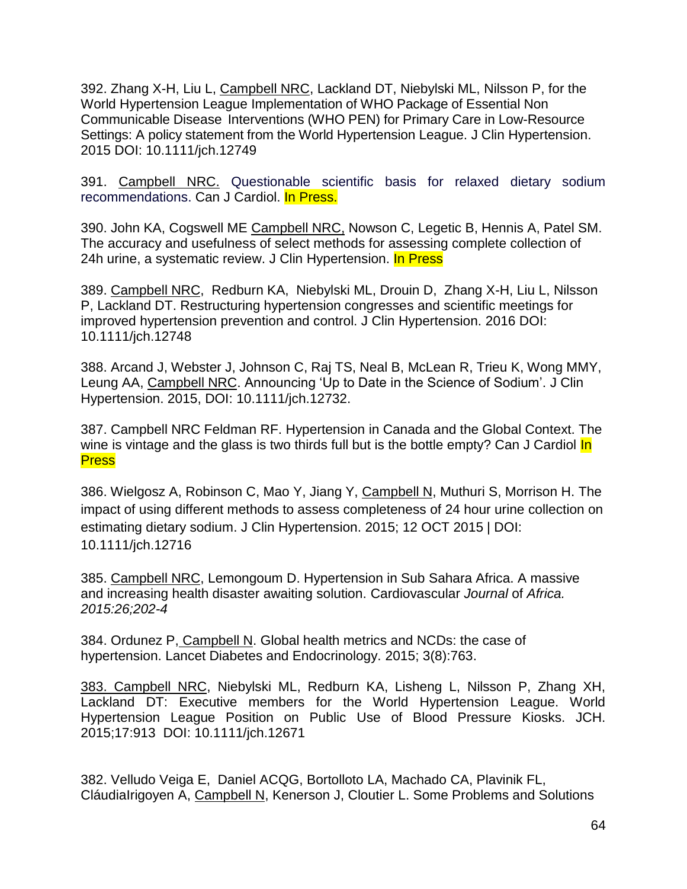392. Zhang X-H, Liu L, Campbell NRC, Lackland DT, Niebylski ML, Nilsson P, for the World Hypertension League Implementation of WHO Package of Essential Non Communicable Disease Interventions (WHO PEN) for Primary Care in Low-Resource Settings: A policy statement from the World Hypertension League. J Clin Hypertension. 2015 DOI: 10.1111/jch.12749

391. Campbell NRC. Questionable scientific basis for relaxed dietary sodium recommendations. Can J Cardiol. In Press.

390. John KA, Cogswell ME Campbell NRC, Nowson C, Legetic B, Hennis A, Patel SM. The accuracy and usefulness of select methods for assessing complete collection of 24h urine, a systematic review. J Clin Hypertension. In Press

389. Campbell NRC, Redburn KA, Niebylski ML, Drouin D, Zhang X-H, Liu L, Nilsson P, Lackland DT. Restructuring hypertension congresses and scientific meetings for improved hypertension prevention and control. J Clin Hypertension. 2016 DOI: 10.1111/jch.12748

388. Arcand J, Webster J, Johnson C, Raj TS, Neal B, McLean R, Trieu K, Wong MMY, Leung AA, Campbell NRC. Announcing 'Up to Date in the Science of Sodium'. J Clin Hypertension. 2015, DOI: 10.1111/jch.12732.

387. Campbell NRC Feldman RF. Hypertension in Canada and the Global Context. The wine is vintage and the glass is two thirds full but is the bottle empty? Can J Cardiol In Press

386. Wielgosz A, Robinson C, Mao Y, Jiang Y, Campbell N, Muthuri S, Morrison H. The impact of using different methods to assess completeness of 24 hour urine collection on estimating dietary sodium. J Clin Hypertension. 2015; 12 OCT 2015 | DOI: 10.1111/jch.12716

385. Campbell NRC, Lemongoum D. Hypertension in Sub Sahara Africa. A massive and increasing health disaster awaiting solution. Cardiovascular *Journal* of *Africa. 2015:26;202-4*

384. Ordunez P, Campbell N. Global health metrics and NCDs: the case of hypertension. Lancet Diabetes and Endocrinology. 2015; 3(8):763.

383. Campbell NRC, Niebylski ML, Redburn KA, Lisheng L, Nilsson P, Zhang XH, Lackland DT: Executive members for the World Hypertension League. World Hypertension League Position on Public Use of Blood Pressure Kiosks. JCH. 2015;17:913 DOI: 10.1111/jch.12671

382. Velludo Veiga E, Daniel ACQG, Bortolloto LA, Machado CA, Plavinik FL, CláudiaIrigoyen A, Campbell N, Kenerson J, Cloutier L. Some Problems and Solutions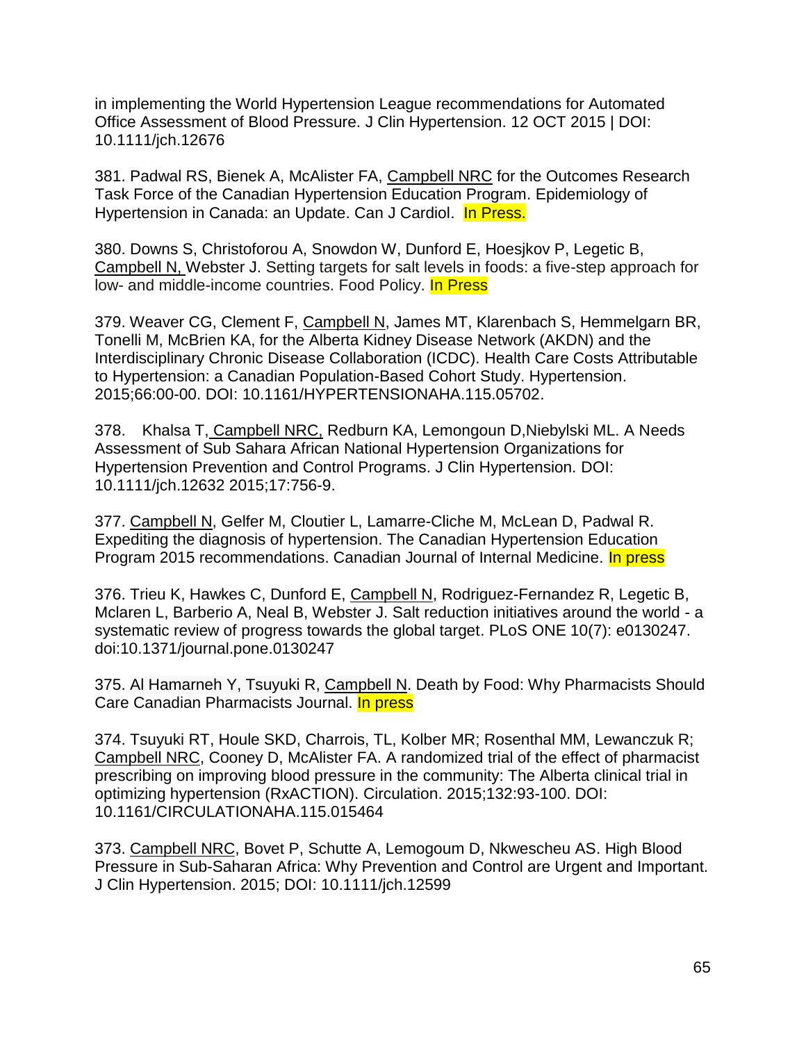in implementing the World Hypertension League recommendations for Automated Office Assessment of Blood Pressure. J Clin Hypertension. 12 OCT 2015 | DOI: 10.1111/jch.12676

381. Padwal RS, Bienek A, McAlister FA, Campbell NRC for the Outcomes Research Task Force of the Canadian Hypertension Education Program. Epidemiology of Hypertension in Canada: an Update. Can J Cardiol. In Press.

380. Downs S, Christoforou A, Snowdon W, Dunford E, Hoesjkov P, Legetic B, Campbell N, Webster J. Setting targets for salt levels in foods: a five-step approach for low- and middle-income countries. Food Policy. In Press

379. Weaver CG, Clement F, Campbell N, James MT, Klarenbach S, Hemmelgarn BR, Tonelli M, McBrien KA, for the Alberta Kidney Disease Network (AKDN) and the Interdisciplinary Chronic Disease Collaboration (ICDC). Health Care Costs Attributable to Hypertension: a Canadian Population-Based Cohort Study. Hypertension. 2015;66:00-00. DOI: 10.1161/HYPERTENSIONAHA.115.05702.

378. Khalsa T, Campbell NRC, Redburn KA, Lemongoun D,Niebylski ML. A Needs Assessment of Sub Sahara African National Hypertension Organizations for Hypertension Prevention and Control Programs. J Clin Hypertension. DOI: 10.1111/jch.12632 2015;17:756-9.

377. Campbell N, Gelfer M, Cloutier L, Lamarre-Cliche M, McLean D, Padwal R. Expediting the diagnosis of hypertension. The Canadian Hypertension Education Program 2015 recommendations. Canadian Journal of Internal Medicine. In press

376. Trieu K, Hawkes C, Dunford E, Campbell N, Rodriguez-Fernandez R, Legetic B, Mclaren L, Barberio A, Neal B, Webster J. Salt reduction initiatives around the world - a systematic review of progress towards the global target. PLoS ONE 10(7): e0130247. doi:10.1371/journal.pone.0130247

375. Al Hamarneh Y, Tsuyuki R, Campbell N. Death by Food: Why Pharmacists Should Care Canadian Pharmacists Journal. In press

374. Tsuyuki RT, Houle SKD, Charrois, TL, Kolber MR; Rosenthal MM, Lewanczuk R; Campbell NRC, Cooney D, McAlister FA. A randomized trial of the effect of pharmacist prescribing on improving blood pressure in the community: The Alberta clinical trial in optimizing hypertension (RxACTION). Circulation. 2015;132:93-100. DOI: 10.1161/CIRCULATIONAHA.115.015464

373. Campbell NRC, Bovet P, Schutte A, Lemogoum D, Nkwescheu AS. High Blood Pressure in Sub-Saharan Africa: Why Prevention and Control are Urgent and Important. J Clin Hypertension. 2015; DOI: 10.1111/jch.12599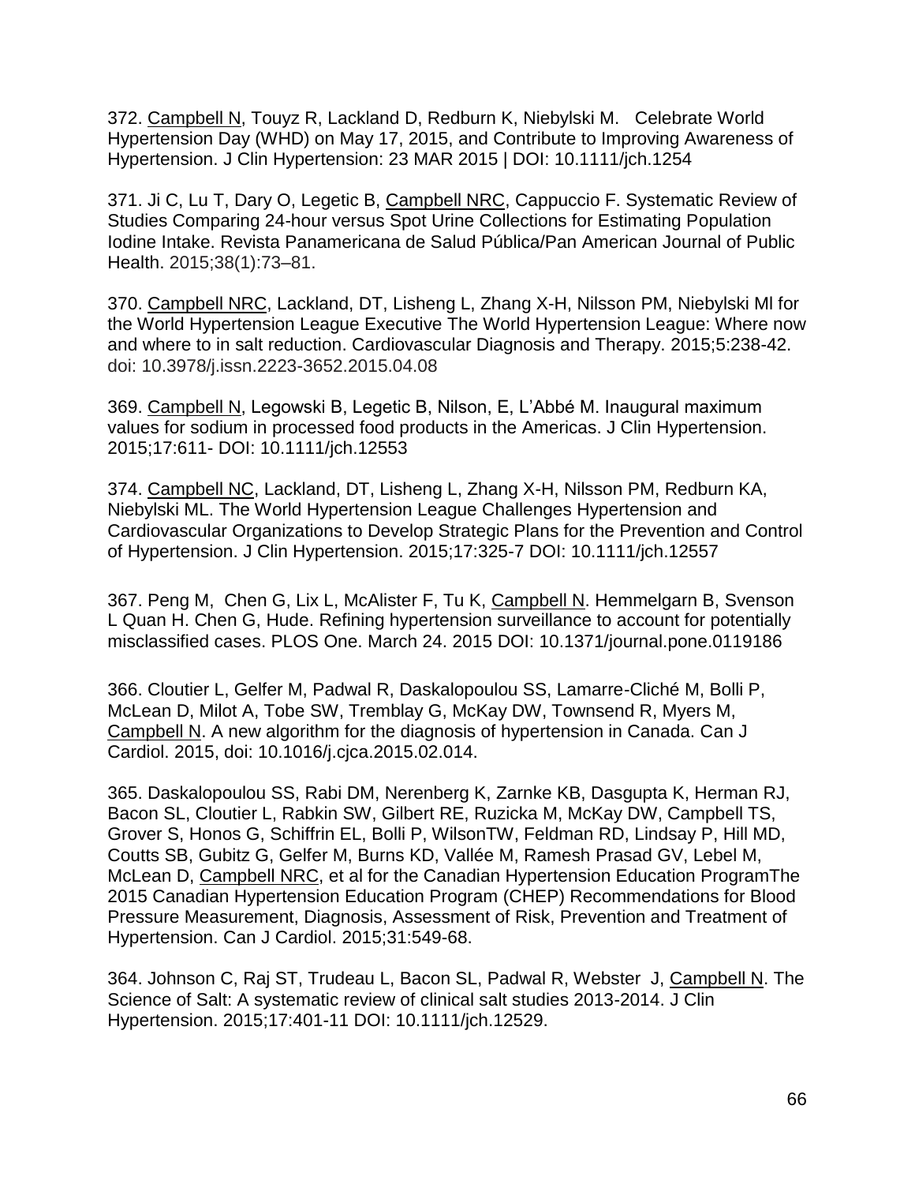372. Campbell N, Touyz R, Lackland D, Redburn K, Niebylski M.  Celebrate World Hypertension Day (WHD) on May 17, 2015, and Contribute to Improving Awareness of Hypertension. J Clin Hypertension: 23 MAR 2015 | DOI: 10.1111/jch.1254

371. Ji C, Lu T, Dary O, Legetic B, Campbell NRC, Cappuccio F. Systematic Review of Studies Comparing 24-hour versus Spot Urine Collections for Estimating Population Iodine Intake. Revista Panamericana de Salud Pública/Pan American Journal of Public Health. 2015;38(1):73–81.

370. Campbell NRC, Lackland, DT, Lisheng L, Zhang X-H, Nilsson PM, Niebylski Ml for the World Hypertension League Executive The World Hypertension League: Where now and where to in salt reduction. Cardiovascular Diagnosis and Therapy. 2015;5:238-42. doi: 10.3978/j.issn.2223-3652.2015.04.08

369. Campbell N, Legowski B, Legetic B, Nilson, E, L'Abbé M. Inaugural maximum values for sodium in processed food products in the Americas. J Clin Hypertension. 2015;17:611- DOI: 10.1111/jch.12553

374. Campbell NC, Lackland, DT, Lisheng L, Zhang X-H, Nilsson PM, Redburn KA, Niebylski ML. The World Hypertension League Challenges Hypertension and Cardiovascular Organizations to Develop Strategic Plans for the Prevention and Control of Hypertension. J Clin Hypertension. 2015;17:325-7 DOI: 10.1111/jch.12557

367. Peng M, Chen G, Lix L, McAlister F, Tu K, Campbell N. Hemmelgarn B, Svenson L Quan H. Chen G, Hude. Refining hypertension surveillance to account for potentially misclassified cases. PLOS One. March 24. 2015 DOI: 10.1371/journal.pone.0119186

366. Cloutier L, Gelfer M, Padwal R, Daskalopoulou SS, Lamarre-Cliché M, Bolli P, McLean D, Milot A, Tobe SW, Tremblay G, McKay DW, Townsend R, Myers M, Campbell N. A new algorithm for the diagnosis of hypertension in Canada. Can J Cardiol. 2015, doi: 10.1016/j.cjca.2015.02.014.

365. Daskalopoulou SS, Rabi DM, Nerenberg K, Zarnke KB, Dasgupta K, Herman RJ, Bacon SL, Cloutier L, Rabkin SW, Gilbert RE, Ruzicka M, McKay DW, Campbell TS, Grover S, Honos G, Schiffrin EL, Bolli P, WilsonTW, Feldman RD, Lindsay P, Hill MD, Coutts SB, Gubitz G, Gelfer M, Burns KD, Vallée M, Ramesh Prasad GV, Lebel M, McLean D, Campbell NRC, et al for the Canadian Hypertension Education ProgramThe 2015 Canadian Hypertension Education Program (CHEP) Recommendations for Blood Pressure Measurement, Diagnosis, Assessment of Risk, Prevention and Treatment of Hypertension. Can J Cardiol. 2015;31:549-68.

364. Johnson C, Raj ST, Trudeau L, Bacon SL, Padwal R, Webster J, Campbell N. The Science of Salt: A systematic review of clinical salt studies 2013-2014. J Clin Hypertension. 2015;17:401-11 DOI: 10.1111/jch.12529.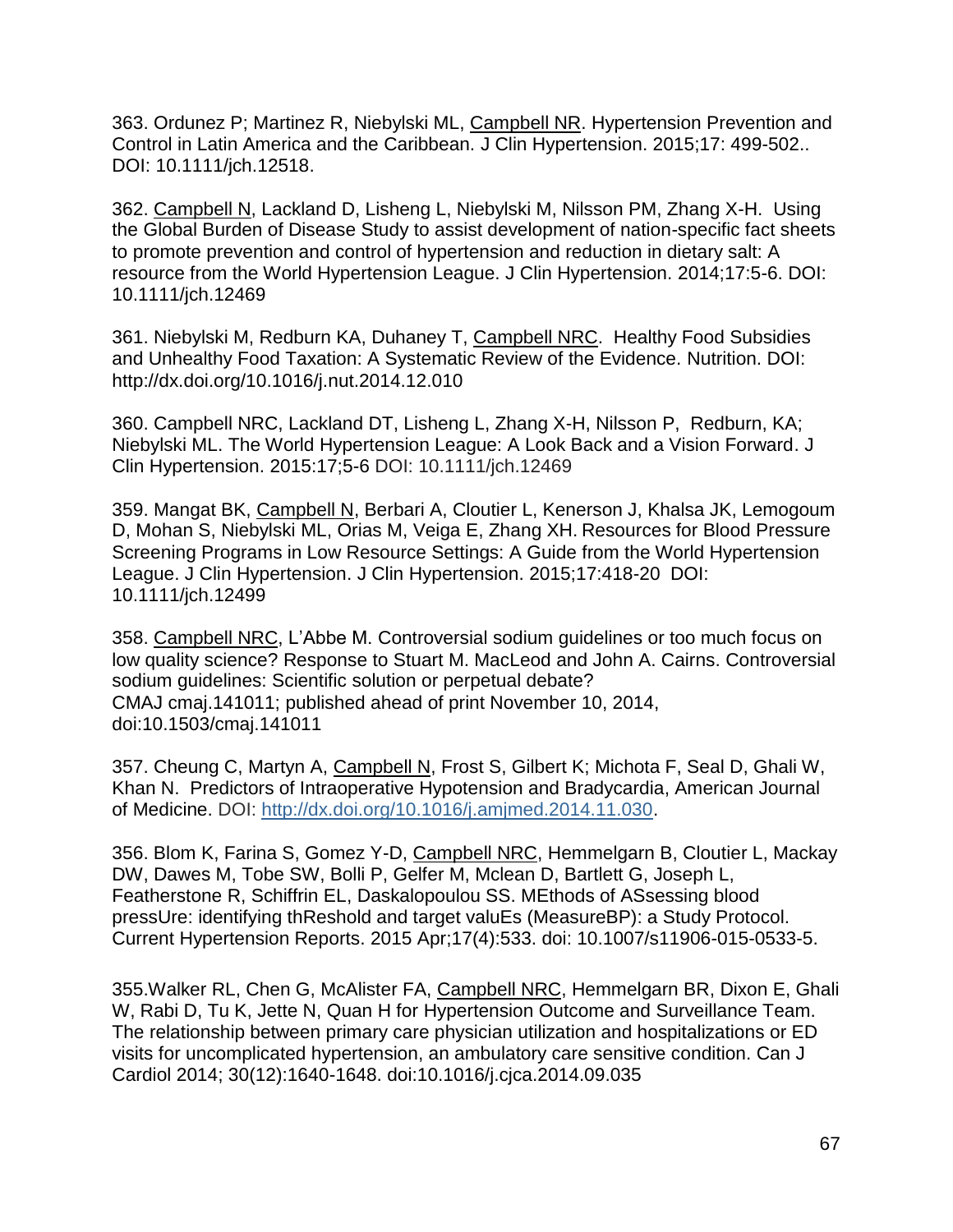363. Ordunez P; Martinez R, Niebylski ML, Campbell NR. Hypertension Prevention and Control in Latin America and the Caribbean. J Clin Hypertension. 2015;17: 499-502.. DOI: 10.1111/jch.12518.

362. Campbell N, Lackland D, Lisheng L, Niebylski M, Nilsson PM, Zhang X-H. Using the Global Burden of Disease Study to assist development of nation-specific fact sheets to promote prevention and control of hypertension and reduction in dietary salt: A resource from the World Hypertension League. J Clin Hypertension. 2014;17:5-6. DOI: 10.1111/jch.12469

361. Niebylski M, Redburn KA, Duhaney T, Campbell NRC. Healthy Food Subsidies and Unhealthy Food Taxation: A Systematic Review of the Evidence. Nutrition. DOI: http://dx.doi.org/10.1016/j.nut.2014.12.010

360. Campbell NRC, Lackland DT, Lisheng L, Zhang X-H, Nilsson P, Redburn, KA; Niebylski ML. The World Hypertension League: A Look Back and a Vision Forward. J Clin Hypertension. 2015:17;5-6 DOI: 10.1111/jch.12469

359. Mangat BK, Campbell N, Berbari A, Cloutier L, Kenerson J, Khalsa JK, Lemogoum D, Mohan S, Niebylski ML, Orias M, Veiga E, Zhang XH. Resources for Blood Pressure Screening Programs in Low Resource Settings: A Guide from the World Hypertension League. J Clin Hypertension. J Clin Hypertension. 2015;17:418-20 DOI: 10.1111/jch.12499

358. Campbell NRC, L'Abbe M. Controversial sodium guidelines or too much focus on low quality science? Response to Stuart M. MacLeod and John A. Cairns. Controversial sodium guidelines: Scientific solution or perpetual debate? CMAJ cmaj.141011; published ahead of print November 10, 2014, doi:10.1503/cmaj.141011

357. Cheung C, Martyn A, Campbell N, Frost S, Gilbert K; Michota F, Seal D, Ghali W, Khan N. Predictors of Intraoperative Hypotension and Bradycardia, American Journal of Medicine. DOI: http://dx.doi.org/10.1016/j.amjmed.2014.11.030.

356. Blom K, Farina S, Gomez Y-D, Campbell NRC, Hemmelgarn B, Cloutier L, Mackay DW, Dawes M, Tobe SW, Bolli P, Gelfer M, Mclean D, Bartlett G, Joseph L, Featherstone R, Schiffrin EL, Daskalopoulou SS. MEthods of ASsessing blood pressUre: identifying thReshold and target valuEs (MeasureBP): a Study Protocol. Current Hypertension Reports. 2015 Apr;17(4):533. doi: 10.1007/s11906-015-0533-5.

355.Walker RL, Chen G, McAlister FA, Campbell NRC, Hemmelgarn BR, Dixon E, Ghali W, Rabi D, Tu K, Jette N, Quan H for Hypertension Outcome and Surveillance Team. The relationship between primary care physician utilization and hospitalizations or ED visits for uncomplicated hypertension, an ambulatory care sensitive condition. Can J Cardiol 2014; 30(12):1640-1648. doi:10.1016/j.cjca.2014.09.035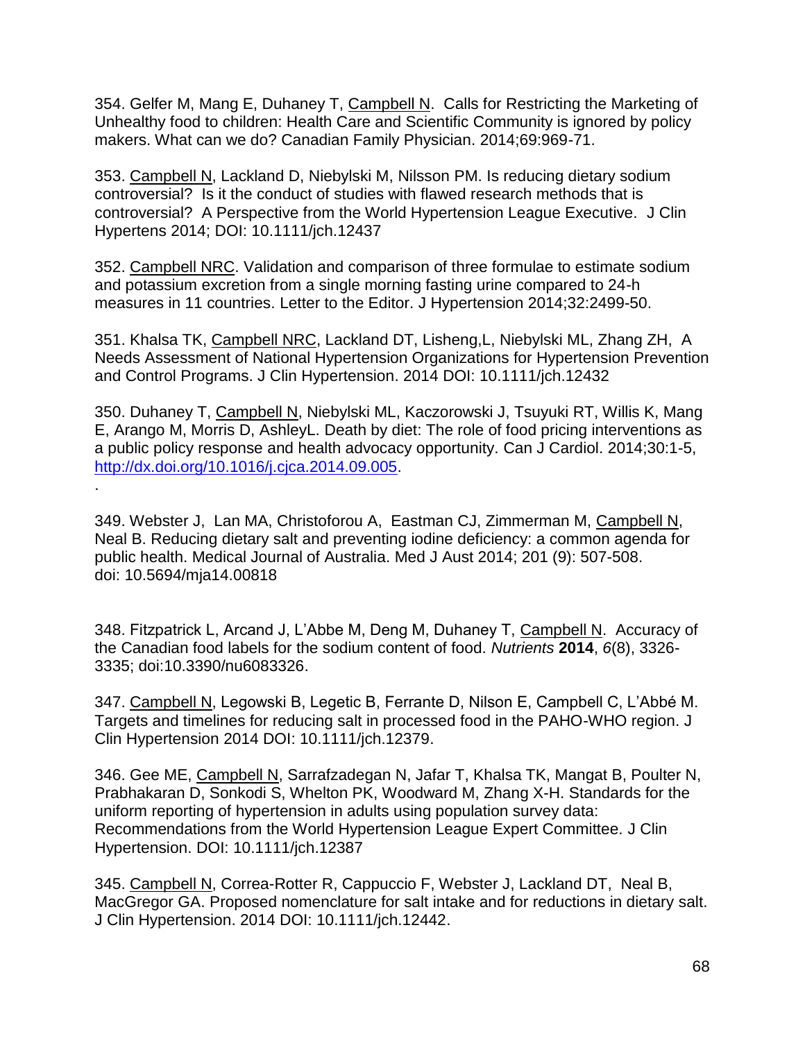354. Gelfer M, Mang E, Duhaney T, Campbell N. Calls for Restricting the Marketing of Unhealthy food to children: Health Care and Scientific Community is ignored by policy makers. What can we do? Canadian Family Physician. 2014;69:969-71.

353. Campbell N, Lackland D, Niebylski M, Nilsson PM. Is reducing dietary sodium controversial? Is it the conduct of studies with flawed research methods that is controversial? A Perspective from the World Hypertension League Executive. J Clin Hypertens 2014; DOI: 10.1111/jch.12437

352. Campbell NRC. Validation and comparison of three formulae to estimate sodium and potassium excretion from a single morning fasting urine compared to 24-h measures in 11 countries. Letter to the Editor. J Hypertension 2014;32:2499-50.

351. Khalsa TK, Campbell NRC, Lackland DT, Lisheng,L, Niebylski ML, Zhang ZH, A Needs Assessment of National Hypertension Organizations for Hypertension Prevention and Control Programs. J Clin Hypertension. 2014 DOI: 10.1111/jch.12432

350. Duhaney T, Campbell N, Niebylski ML, Kaczorowski J, Tsuyuki RT, Willis K, Mang E, Arango M, Morris D, AshleyL. Death by diet: The role of food pricing interventions as a public policy response and health advocacy opportunity. Can J Cardiol. 2014;30:1-5, http://dx.doi.org/10.1016/j.cjca.2014.09.005.

.

349. Webster J, Lan MA, Christoforou A, Eastman CJ, Zimmerman M, Campbell N, Neal B. Reducing dietary salt and preventing iodine deficiency: a common agenda for public health. Medical Journal of Australia. Med J Aust 2014; 201 (9): 507-508. doi: 10.5694/mja14.00818

348. Fitzpatrick L, Arcand J, L'Abbe M, Deng M, Duhaney T, Campbell N. Accuracy of the Canadian food labels for the sodium content of food. *Nutrients* **2014**, *6*(8), 3326-3335; doi:10.3390/nu6083326.

347. Campbell N, Legowski B, Legetic B, Ferrante D, Nilson E, Campbell C, L'Abbé M. Targets and timelines for reducing salt in processed food in the PAHO-WHO region. J Clin Hypertension 2014 DOI: 10.1111/jch.12379.

346. Gee ME, Campbell N, Sarrafzadegan N, Jafar T, Khalsa TK, Mangat B, Poulter N, Prabhakaran D, Sonkodi S, Whelton PK, Woodward M, Zhang X-H. Standards for the uniform reporting of hypertension in adults using population survey data: Recommendations from the World Hypertension League Expert Committee. J Clin Hypertension. DOI: 10.1111/jch.12387

345. Campbell N, Correa-Rotter R, Cappuccio F, Webster J, Lackland DT, Neal B, MacGregor GA. Proposed nomenclature for salt intake and for reductions in dietary salt. J Clin Hypertension. 2014 DOI: 10.1111/jch.12442.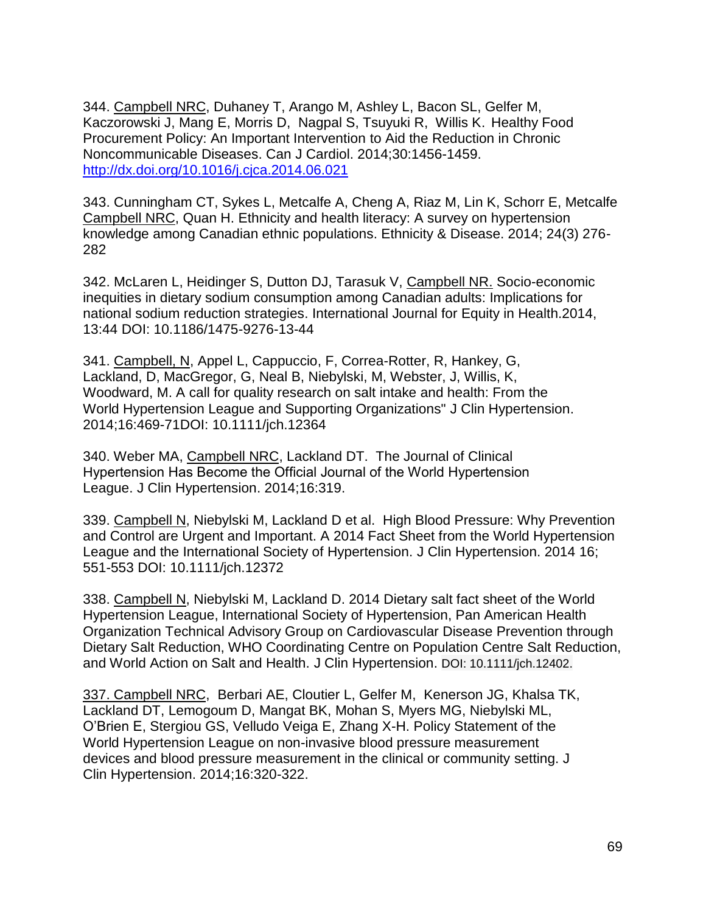344. Campbell NRC, Duhaney T, Arango M, Ashley L, Bacon SL, Gelfer M, Kaczorowski J, Mang E, Morris D, Nagpal S, Tsuyuki R, Willis K. Healthy Food Procurement Policy: An Important Intervention to Aid the Reduction in Chronic Noncommunicable Diseases. Can J Cardiol. 2014;30:1456-1459. http://dx.doi.org/10.1016/j.cjca.2014.06.021

343. Cunningham CT, Sykes L, Metcalfe A, Cheng A, Riaz M, Lin K, Schorr E, Metcalfe Campbell NRC, Quan H. Ethnicity and health literacy: A survey on hypertension knowledge among Canadian ethnic populations. Ethnicity & Disease. 2014; 24(3) 276-282

342. McLaren L, Heidinger S, Dutton DJ, Tarasuk V, Campbell NR. Socio-economic inequities in dietary sodium consumption among Canadian adults: Implications for national sodium reduction strategies. International Journal for Equity in Health.2014, 13:44 DOI: 10.1186/1475-9276-13-44

341. Campbell, N, Appel L, Cappuccio, F, Correa-Rotter, R, Hankey, G, Lackland, D, MacGregor, G, Neal B, Niebylski, M, Webster, J, Willis, K, Woodward, M. A call for quality research on salt intake and health: From the World Hypertension League and Supporting Organizations" J Clin Hypertension. 2014;16:469-71DOI: 10.1111/jch.12364

340. Weber MA, Campbell NRC, Lackland DT. The Journal of Clinical Hypertension Has Become the Official Journal of the World Hypertension League. J Clin Hypertension. 2014;16:319.

339. Campbell N, Niebylski M, Lackland D et al. High Blood Pressure: Why Prevention and Control are Urgent and Important. A 2014 Fact Sheet from the World Hypertension League and the International Society of Hypertension. J Clin Hypertension. 2014 16; 551-553 DOI: 10.1111/jch.12372

338. Campbell N, Niebylski M, Lackland D. 2014 Dietary salt fact sheet of the World Hypertension League, International Society of Hypertension, Pan American Health Organization Technical Advisory Group on Cardiovascular Disease Prevention through Dietary Salt Reduction, WHO Coordinating Centre on Population Centre Salt Reduction, and World Action on Salt and Health. J Clin Hypertension. DOI: 10.1111/jch.12402.

337. Campbell NRC, Berbari AE, Cloutier L, Gelfer M, Kenerson JG, Khalsa TK, Lackland DT, Lemogoum D, Mangat BK, Mohan S, Myers MG, Niebylski ML, O'Brien E, Stergiou GS, Velludo Veiga E, Zhang X-H. Policy Statement of the World Hypertension League on non-invasive blood pressure measurement devices and blood pressure measurement in the clinical or community setting. J Clin Hypertension. 2014;16:320-322.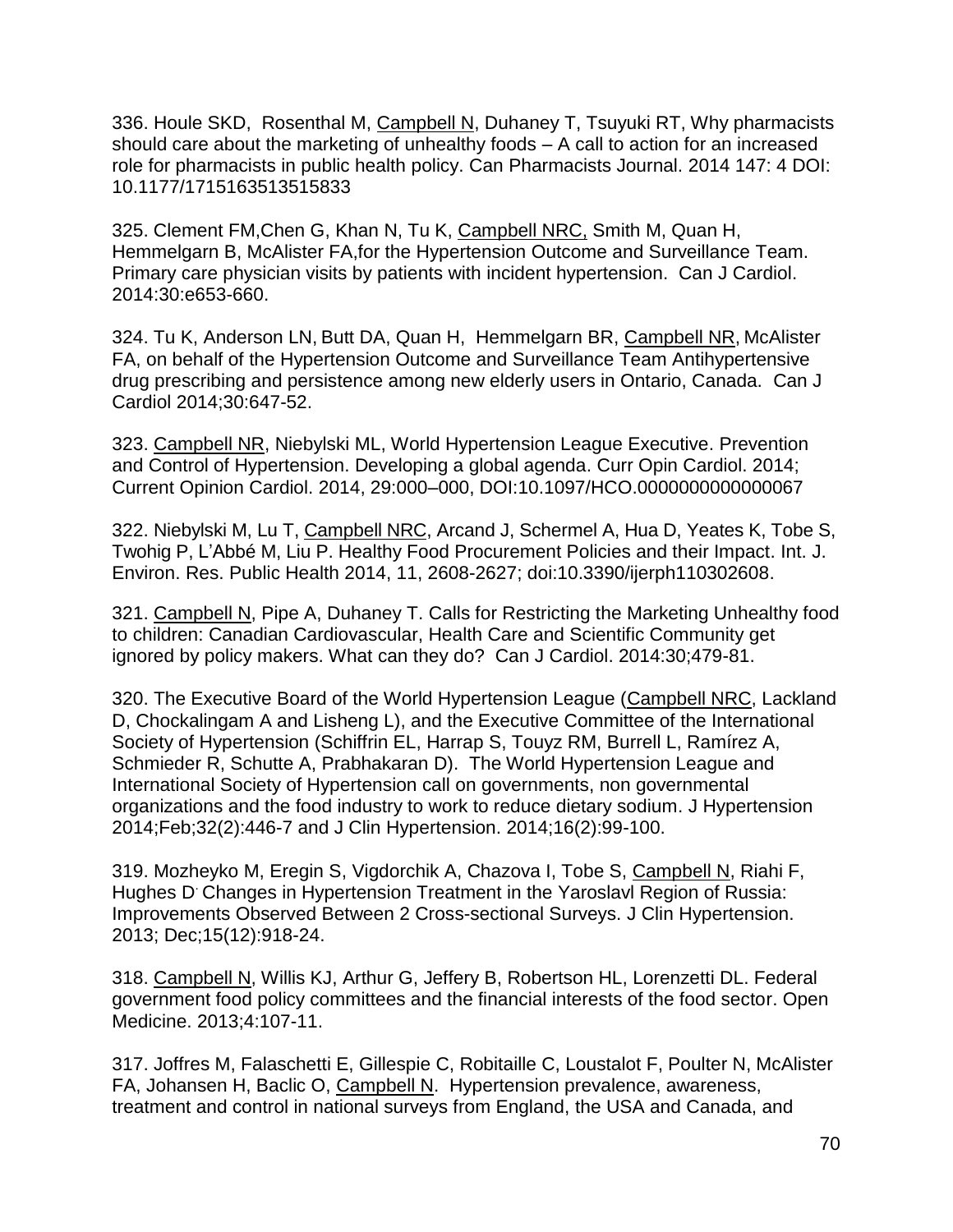336. Houle SKD, Rosenthal M, Campbell N, Duhaney T, Tsuyuki RT, Why pharmacists should care about the marketing of unhealthy foods – A call to action for an increased role for pharmacists in public health policy. Can Pharmacists Journal. 2014 147: 4 DOI: 10.1177/1715163513515833

325. Clement FM,Chen G, Khan N, Tu K, Campbell NRC, Smith M, Quan H, Hemmelgarn B, McAlister FA,for the Hypertension Outcome and Surveillance Team. Primary care physician visits by patients with incident hypertension. Can J Cardiol. 2014:30:e653-660.

324. Tu K, Anderson LN, Butt DA, Quan H, Hemmelgarn BR, Campbell NR, McAlister FA, on behalf of the Hypertension Outcome and Surveillance Team Antihypertensive drug prescribing and persistence among new elderly users in Ontario, Canada. Can J Cardiol 2014;30:647-52.

323. Campbell NR, Niebylski ML, World Hypertension League Executive. Prevention and Control of Hypertension. Developing a global agenda. Curr Opin Cardiol. 2014; Current Opinion Cardiol. 2014, 29:000–000, DOI:10.1097/HCO.0000000000000067

322. Niebylski M, Lu T, Campbell NRC, Arcand J, Schermel A, Hua D, Yeates K, Tobe S, Twohig P, L'Abbé M, Liu P. Healthy Food Procurement Policies and their Impact. Int. J. Environ. Res. Public Health 2014, 11, 2608-2627; doi:10.3390/ijerph110302608.

321. Campbell N, Pipe A, Duhaney T. Calls for Restricting the Marketing Unhealthy food to children: Canadian Cardiovascular, Health Care and Scientific Community get ignored by policy makers. What can they do? Can J Cardiol. 2014:30;479-81.

320. The Executive Board of the World Hypertension League (Campbell NRC, Lackland D, Chockalingam A and Lisheng L), and the Executive Committee of the International Society of Hypertension (Schiffrin EL, Harrap S, Touyz RM, Burrell L, Ramírez A, Schmieder R, Schutte A, Prabhakaran D). The World Hypertension League and International Society of Hypertension call on governments, non governmental organizations and the food industry to work to reduce dietary sodium. J Hypertension 2014;Feb;32(2):446-7 and J Clin Hypertension. 2014;16(2):99-100.

319. Mozheyko M, Eregin S, Vigdorchik A, Chazova I, Tobe S, Campbell N, Riahi F, Hughes D. Changes in Hypertension Treatment in the Yaroslavl Region of Russia: Improvements Observed Between 2 Cross-sectional Surveys. J Clin Hypertension. 2013; Dec;15(12):918-24.

318. Campbell N, Willis KJ, Arthur G, Jeffery B, Robertson HL, Lorenzetti DL. Federal government food policy committees and the financial interests of the food sector. Open Medicine. 2013;4:107-11.

317. Joffres M, Falaschetti E, Gillespie C, Robitaille C, Loustalot F, Poulter N, McAlister FA, Johansen H, Baclic O, Campbell N. Hypertension prevalence, awareness, treatment and control in national surveys from England, the USA and Canada, and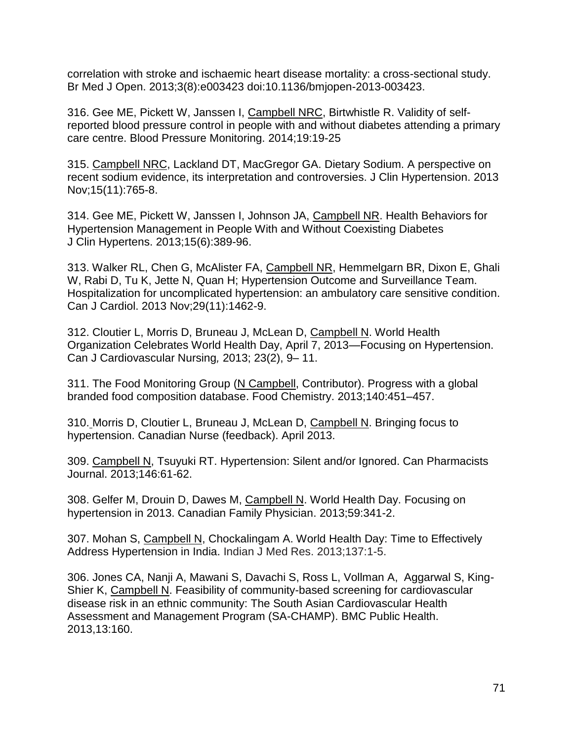correlation with stroke and ischaemic heart disease mortality: a cross-sectional study. Br Med J Open. 2013;3(8):e003423 doi:10.1136/bmjopen-2013-003423.

316. Gee ME, Pickett W, Janssen I, Campbell NRC, Birtwhistle R. Validity of self-reported blood pressure control in people with and without diabetes attending a primary care centre. Blood Pressure Monitoring. 2014;19:19-25

315. Campbell NRC, Lackland DT, MacGregor GA. Dietary Sodium. A perspective on recent sodium evidence, its interpretation and controversies. J Clin Hypertension. 2013 Nov;15(11):765-8.

314. Gee ME, Pickett W, Janssen I, Johnson JA, Campbell NR. Health Behaviors for Hypertension Management in People With and Without Coexisting Diabetes J Clin Hypertens. 2013;15(6):389-96.

313. Walker RL, Chen G, McAlister FA, Campbell NR, Hemmelgarn BR, Dixon E, Ghali W, Rabi D, Tu K, Jette N, Quan H; Hypertension Outcome and Surveillance Team. Hospitalization for uncomplicated hypertension: an ambulatory care sensitive condition. Can J Cardiol. 2013 Nov;29(11):1462-9.

312. Cloutier L, Morris D, Bruneau J, McLean D, Campbell N. World Health Organization Celebrates World Health Day, April 7, 2013—Focusing on Hypertension. Can J Cardiovascular Nursing*,* 2013; 23(2), 9– 11.

311. The Food Monitoring Group (N Campbell, Contributor). Progress with a global branded food composition database. Food Chemistry. 2013;140:451–457.

310. Morris D, Cloutier L, Bruneau J, McLean D, Campbell N. Bringing focus to hypertension. Canadian Nurse (feedback). April 2013.

309. Campbell N, Tsuyuki RT. Hypertension: Silent and/or Ignored. Can Pharmacists Journal. 2013;146:61-62.

308. Gelfer M, Drouin D, Dawes M, Campbell N. World Health Day. Focusing on hypertension in 2013. Canadian Family Physician. 2013;59:341-2.

307. Mohan S, Campbell N, Chockalingam A. World Health Day: Time to Effectively Address Hypertension in India. Indian J Med Res. 2013;137:1-5.

306. Jones CA, Nanji A, Mawani S, Davachi S, Ross L, Vollman A, Aggarwal S, King-Shier K, Campbell N. Feasibility of community-based screening for cardiovascular disease risk in an ethnic community: The South Asian Cardiovascular Health Assessment and Management Program (SA-CHAMP). BMC Public Health. 2013,13:160.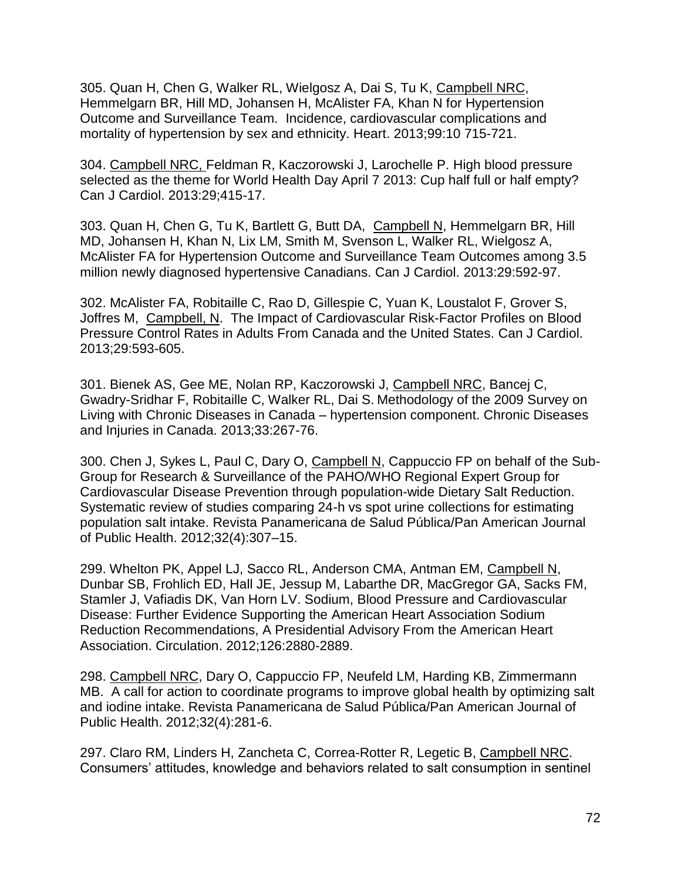305. Quan H, Chen G, Walker RL, Wielgosz A, Dai S, Tu K, Campbell NRC, Hemmelgarn BR, Hill MD, Johansen H, McAlister FA, Khan N for Hypertension Outcome and Surveillance Team. Incidence, cardiovascular complications and mortality of hypertension by sex and ethnicity. Heart. 2013;99:10 715-721.

304. Campbell NRC, Feldman R, Kaczorowski J, Larochelle P. High blood pressure selected as the theme for World Health Day April 7 2013: Cup half full or half empty? Can J Cardiol. 2013:29;415-17.

303. Quan H, Chen G, Tu K, Bartlett G, Butt DA, Campbell N, Hemmelgarn BR, Hill MD, Johansen H, Khan N, Lix LM, Smith M, Svenson L, Walker RL, Wielgosz A, McAlister FA for Hypertension Outcome and Surveillance Team Outcomes among 3.5 million newly diagnosed hypertensive Canadians. Can J Cardiol. 2013:29:592-97.

302. McAlister FA, Robitaille C, Rao D, Gillespie C, Yuan K, Loustalot F, Grover S, Joffres M, Campbell, N. The Impact of Cardiovascular Risk-Factor Profiles on Blood Pressure Control Rates in Adults From Canada and the United States. Can J Cardiol. 2013;29:593-605.

301. Bienek AS, Gee ME, Nolan RP, Kaczorowski J, Campbell NRC, Bancej C, Gwadry-Sridhar F, Robitaille C, Walker RL, Dai S. Methodology of the 2009 Survey on Living with Chronic Diseases in Canada – hypertension component. Chronic Diseases and Injuries in Canada. 2013;33:267-76.

300. Chen J, Sykes L, Paul C, Dary O, Campbell N, Cappuccio FP on behalf of the Sub-Group for Research & Surveillance of the PAHO/WHO Regional Expert Group for Cardiovascular Disease Prevention through population-wide Dietary Salt Reduction. Systematic review of studies comparing 24-h vs spot urine collections for estimating population salt intake. Revista Panamericana de Salud Pública/Pan American Journal of Public Health. 2012;32(4):307–15.

299. Whelton PK, Appel LJ, Sacco RL, Anderson CMA, Antman EM, Campbell N, Dunbar SB, Frohlich ED, Hall JE, Jessup M, Labarthe DR, MacGregor GA, Sacks FM, Stamler J, Vafiadis DK, Van Horn LV. Sodium, Blood Pressure and Cardiovascular Disease: Further Evidence Supporting the American Heart Association Sodium Reduction Recommendations, A Presidential Advisory From the American Heart Association. Circulation. 2012;126:2880-2889.

298. Campbell NRC, Dary O, Cappuccio FP, Neufeld LM, Harding KB, Zimmermann MB. A call for action to coordinate programs to improve global health by optimizing salt and iodine intake. Revista Panamericana de Salud Pública/Pan American Journal of Public Health. 2012;32(4):281-6.

297. Claro RM, Linders H, Zancheta C, Correa-Rotter R, Legetic B, Campbell NRC. Consumers' attitudes, knowledge and behaviors related to salt consumption in sentinel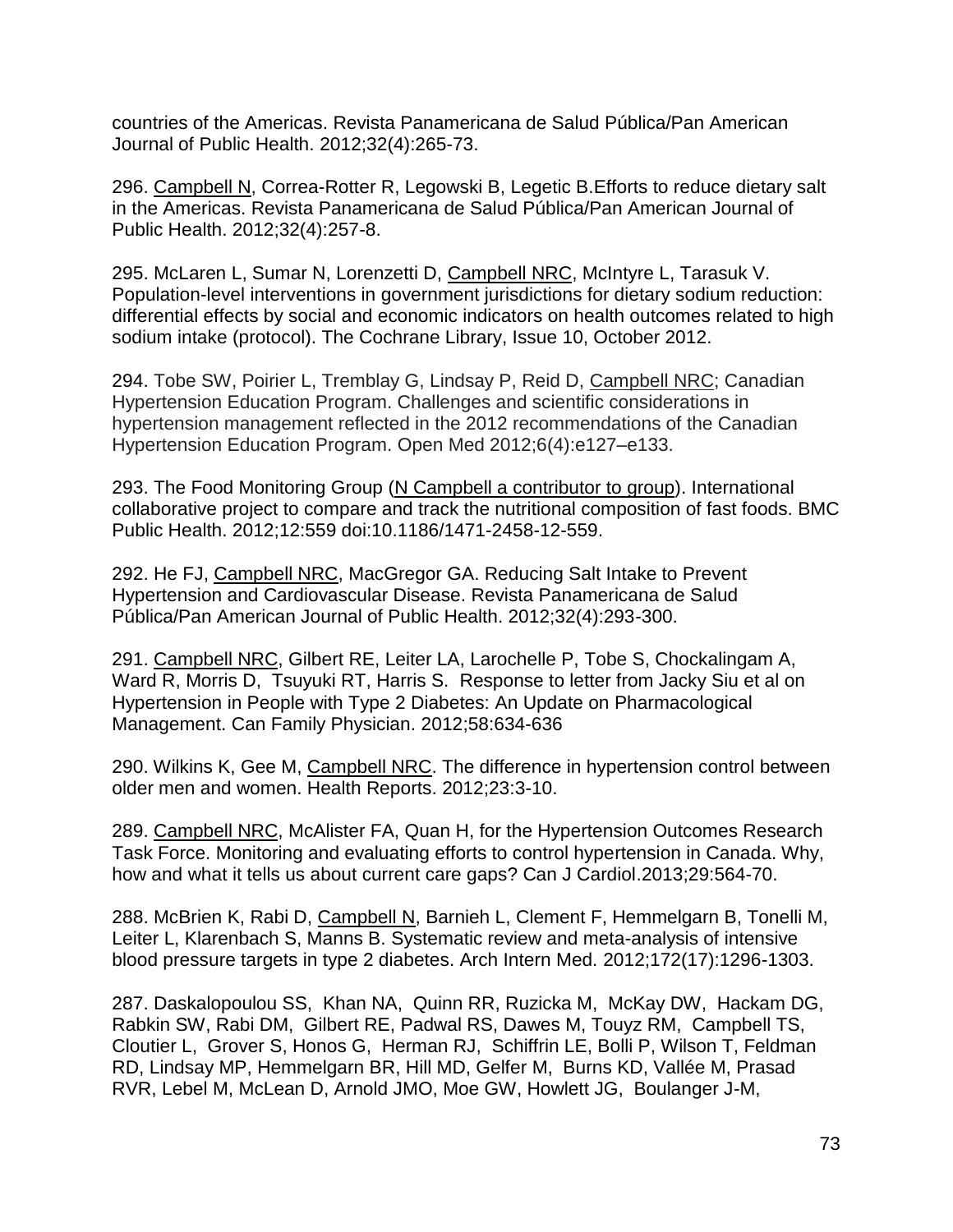countries of the Americas. Revista Panamericana de Salud Pública/Pan American Journal of Public Health. 2012;32(4):265-73.

296. Campbell N, Correa-Rotter R, Legowski B, Legetic B.Efforts to reduce dietary salt in the Americas. Revista Panamericana de Salud Pública/Pan American Journal of Public Health. 2012;32(4):257-8.

295. McLaren L, Sumar N, Lorenzetti D, Campbell NRC, McIntyre L, Tarasuk V. Population-level interventions in government jurisdictions for dietary sodium reduction: differential effects by social and economic indicators on health outcomes related to high sodium intake (protocol). The Cochrane Library, Issue 10, October 2012.

294. Tobe SW, Poirier L, Tremblay G, Lindsay P, Reid D, Campbell NRC; Canadian Hypertension Education Program. Challenges and scientific considerations in hypertension management reflected in the 2012 recommendations of the Canadian Hypertension Education Program. Open Med 2012;6(4):e127–e133.

293. The Food Monitoring Group (N Campbell a contributor to group). International collaborative project to compare and track the nutritional composition of fast foods. BMC Public Health. 2012;12:559 doi:10.1186/1471-2458-12-559.

292. He FJ, Campbell NRC, MacGregor GA. Reducing Salt Intake to Prevent Hypertension and Cardiovascular Disease. Revista Panamericana de Salud Pública/Pan American Journal of Public Health. 2012;32(4):293-300.

291. Campbell NRC, Gilbert RE, Leiter LA, Larochelle P, Tobe S, Chockalingam A, Ward R, Morris D, Tsuyuki RT, Harris S. Response to letter from Jacky Siu et al on Hypertension in People with Type 2 Diabetes: An Update on Pharmacological Management. Can Family Physician. 2012;58:634-636

290. Wilkins K, Gee M, Campbell NRC. The difference in hypertension control between older men and women. Health Reports. 2012;23:3-10.

289. Campbell NRC, McAlister FA, Quan H, for the Hypertension Outcomes Research Task Force. Monitoring and evaluating efforts to control hypertension in Canada. Why, how and what it tells us about current care gaps? Can J Cardiol.2013;29:564-70.

288. McBrien K, Rabi D, Campbell N, Barnieh L, Clement F, Hemmelgarn B, Tonelli M, Leiter L, Klarenbach S, Manns B. Systematic review and meta-analysis of intensive blood pressure targets in type 2 diabetes. Arch Intern Med. 2012;172(17):1296-1303.

287. Daskalopoulou SS, Khan NA, Quinn RR, Ruzicka M, McKay DW, Hackam DG, Rabkin SW, Rabi DM, Gilbert RE, Padwal RS, Dawes M, Touyz RM, Campbell TS, Cloutier L, Grover S, Honos G, Herman RJ, Schiffrin LE, Bolli P, Wilson T, Feldman RD, Lindsay MP, Hemmelgarn BR, Hill MD, Gelfer M, Burns KD, Vallée M, Prasad RVR, Lebel M, McLean D, Arnold JMO, Moe GW, Howlett JG, Boulanger J-M,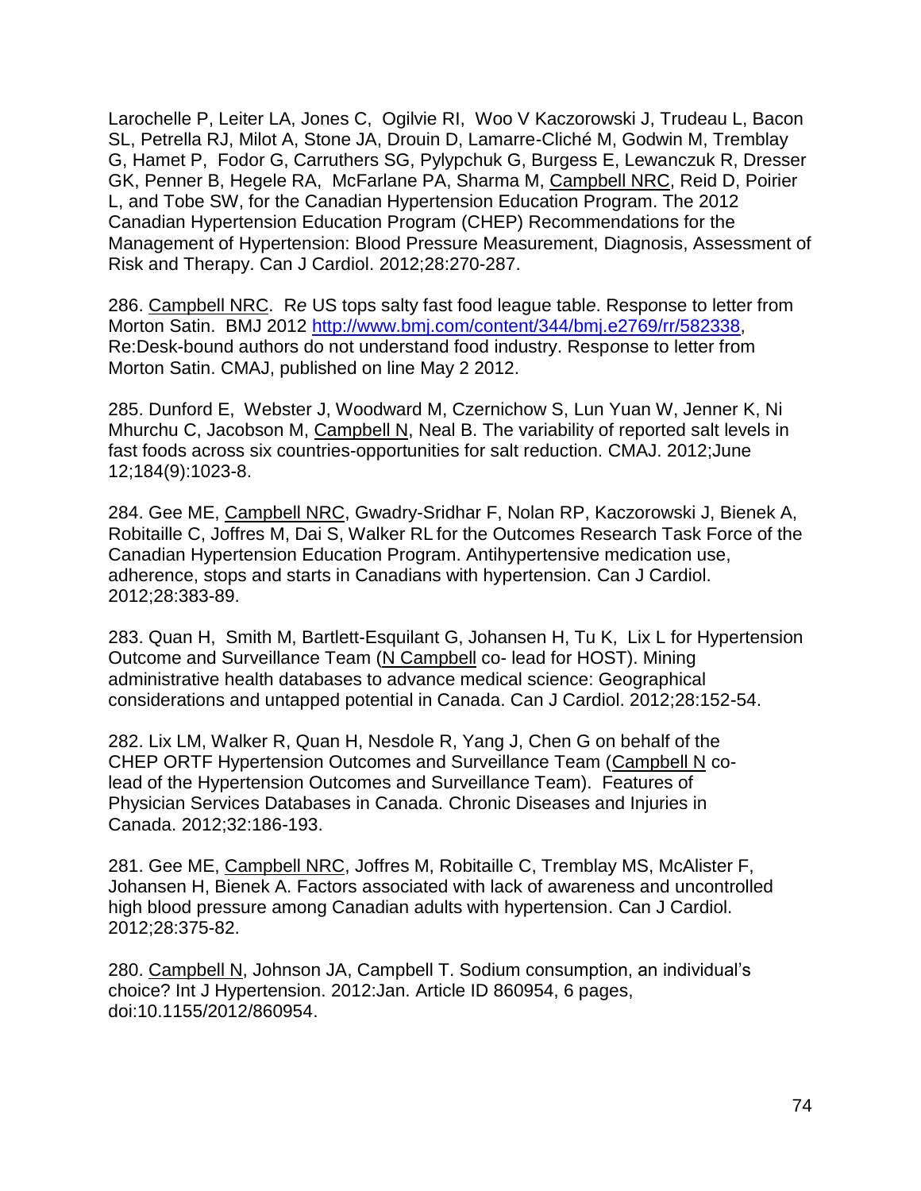Larochelle P, Leiter LA, Jones C, Ogilvie RI, Woo V Kaczorowski J, Trudeau L, Bacon SL, Petrella RJ, Milot A, Stone JA, Drouin D, Lamarre-Cliché M, Godwin M, Tremblay G, Hamet P, Fodor G, Carruthers SG, Pylypchuk G, Burgess E, Lewanczuk R, Dresser GK, Penner B, Hegele RA, McFarlane PA, Sharma M, Campbell NRC, Reid D, Poirier L, and Tobe SW, for the Canadian Hypertension Education Program. The 2012 Canadian Hypertension Education Program (CHEP) Recommendations for the Management of Hypertension: Blood Pressure Measurement, Diagnosis, Assessment of Risk and Therapy. Can J Cardiol. 2012;28:270-287.

286. Campbell NRC. Re US tops salty fast food league table. Response to letter from Morton Satin. BMJ 2012 http://www.bmj.com/content/344/bmj.e2769/rr/582338, Re:Desk-bound authors do not understand food industry. Response to letter from Morton Satin. CMAJ, published on line May 2 2012.

285. Dunford E, Webster J, Woodward M, Czernichow S, Lun Yuan W, Jenner K, Ni Mhurchu C, Jacobson M, Campbell N, Neal B. The variability of reported salt levels in fast foods across six countries-opportunities for salt reduction. CMAJ. 2012;June 12;184(9):1023-8.

284. Gee ME, Campbell NRC, Gwadry-Sridhar F, Nolan RP, Kaczorowski J, Bienek A, Robitaille C, Joffres M, Dai S, Walker RL for the Outcomes Research Task Force of the Canadian Hypertension Education Program. Antihypertensive medication use, adherence, stops and starts in Canadians with hypertension. Can J Cardiol. 2012;28:383-89.

283. Quan H, Smith M, Bartlett-Esquilant G, Johansen H, Tu K, Lix L for Hypertension Outcome and Surveillance Team (N Campbell co- lead for HOST). Mining administrative health databases to advance medical science: Geographical considerations and untapped potential in Canada. Can J Cardiol. 2012;28:152-54.

282. Lix LM, Walker R, Quan H, Nesdole R, Yang J, Chen G on behalf of the CHEP ORTF Hypertension Outcomes and Surveillance Team (Campbell N co-lead of the Hypertension Outcomes and Surveillance Team). Features of Physician Services Databases in Canada. Chronic Diseases and Injuries in Canada. 2012;32:186-193.

281. Gee ME, Campbell NRC, Joffres M, Robitaille C, Tremblay MS, McAlister F, Johansen H, Bienek A. Factors associated with lack of awareness and uncontrolled high blood pressure among Canadian adults with hypertension. Can J Cardiol. 2012;28:375-82.

280. Campbell N, Johnson JA, Campbell T. Sodium consumption, an individual's choice? Int J Hypertension. 2012:Jan. Article ID 860954, 6 pages, doi:10.1155/2012/860954.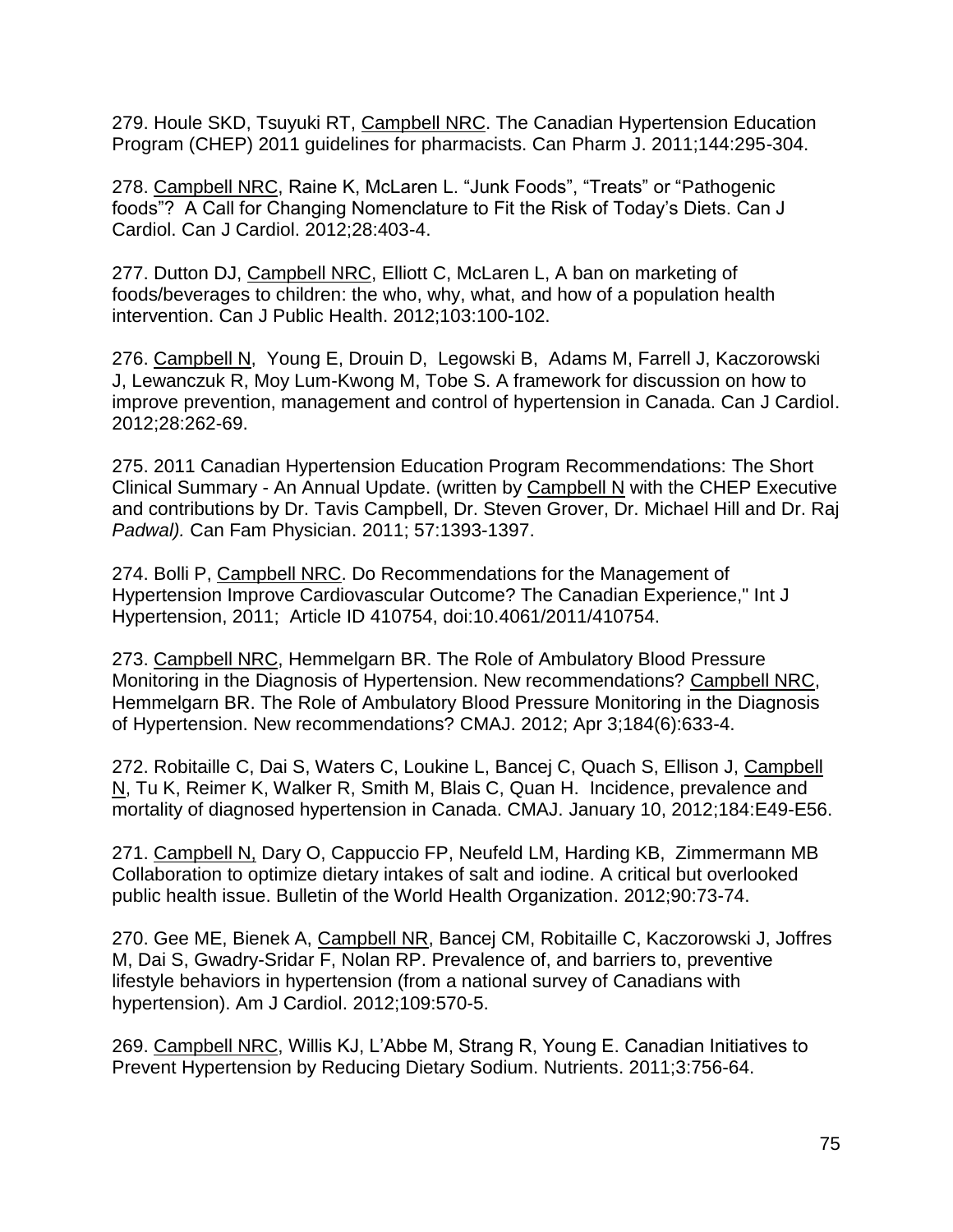279. Houle SKD, Tsuyuki RT, Campbell NRC. The Canadian Hypertension Education Program (CHEP) 2011 guidelines for pharmacists. Can Pharm J. 2011;144:295-304.

278. Campbell NRC, Raine K, McLaren L. “Junk Foods”, “Treats” or “Pathogenic foods”? A Call for Changing Nomenclature to Fit the Risk of Today’s Diets. Can J Cardiol. Can J Cardiol. 2012;28:403-4.

277. Dutton DJ, Campbell NRC, Elliott C, McLaren L, A ban on marketing of foods/beverages to children: the who, why, what, and how of a population health intervention. Can J Public Health. 2012;103:100-102.

276. Campbell N, Young E, Drouin D, Legowski B, Adams M, Farrell J, Kaczorowski J, Lewanczuk R, Moy Lum-Kwong M, Tobe S. A framework for discussion on how to improve prevention, management and control of hypertension in Canada. Can J Cardiol. 2012;28:262-69.

275. 2011 Canadian Hypertension Education Program Recommendations: The Short Clinical Summary - An Annual Update. (written by Campbell N with the CHEP Executive and contributions by Dr. Tavis Campbell, Dr. Steven Grover, Dr. Michael Hill and Dr. Raj *Padwal).* Can Fam Physician. 2011; 57:1393-1397.

274. Bolli P, Campbell NRC. Do Recommendations for the Management of Hypertension Improve Cardiovascular Outcome? The Canadian Experience," Int J Hypertension, 2011; Article ID 410754, doi:10.4061/2011/410754.

273. Campbell NRC, Hemmelgarn BR. The Role of Ambulatory Blood Pressure Monitoring in the Diagnosis of Hypertension. New recommendations? Campbell NRC, Hemmelgarn BR. The Role of Ambulatory Blood Pressure Monitoring in the Diagnosis of Hypertension. New recommendations? CMAJ. 2012; Apr 3;184(6):633-4.

272. Robitaille C, Dai S, Waters C, Loukine L, Bancej C, Quach S, Ellison J, Campbell N, Tu K, Reimer K, Walker R, Smith M, Blais C, Quan H. Incidence, prevalence and mortality of diagnosed hypertension in Canada. CMAJ. January 10, 2012;184:E49-E56.

271. Campbell N, Dary O, Cappuccio FP, Neufeld LM, Harding KB, Zimmermann MB Collaboration to optimize dietary intakes of salt and iodine. A critical but overlooked public health issue. Bulletin of the World Health Organization. 2012;90:73-74.

270. Gee ME, Bienek A, Campbell NR, Bancej CM, Robitaille C, Kaczorowski J, Joffres M, Dai S, Gwadry-Sridar F, Nolan RP. Prevalence of, and barriers to, preventive lifestyle behaviors in hypertension (from a national survey of Canadians with hypertension). Am J Cardiol. 2012;109:570-5.

269. Campbell NRC, Willis KJ, L’Abbe M, Strang R, Young E. Canadian Initiatives to Prevent Hypertension by Reducing Dietary Sodium. Nutrients. 2011;3:756-64.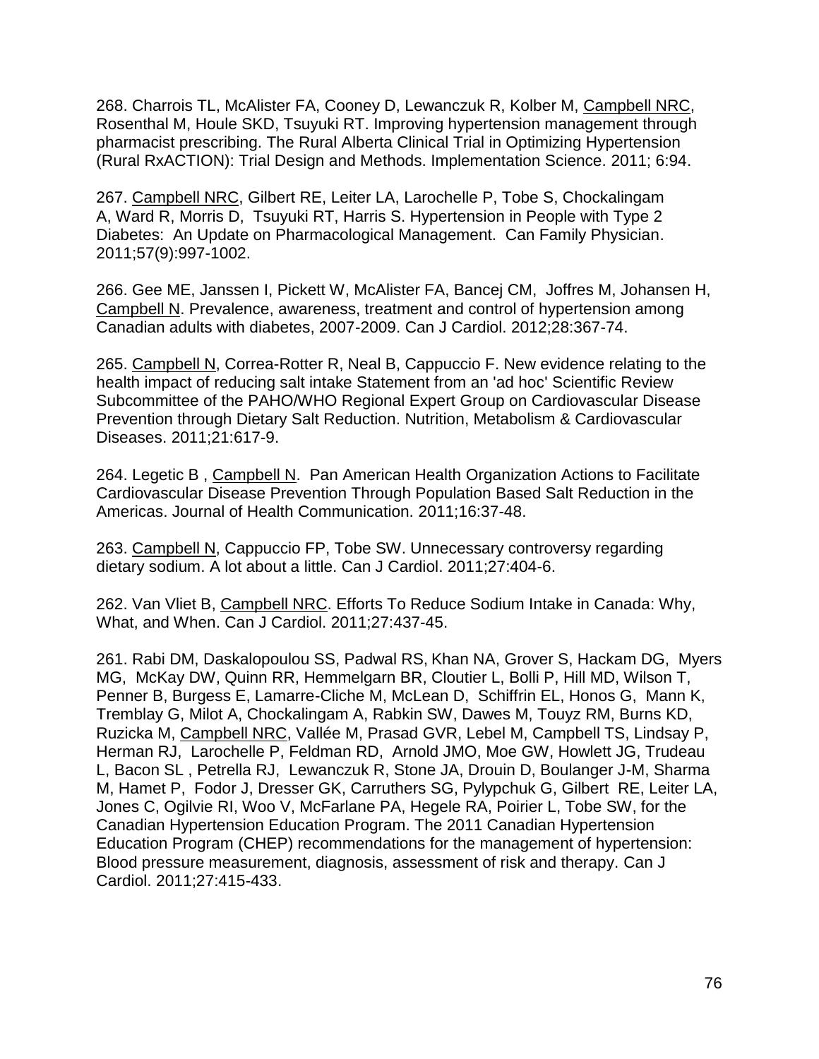268. Charrois TL, McAlister FA, Cooney D, Lewanczuk R, Kolber M, Campbell NRC, Rosenthal M, Houle SKD, Tsuyuki RT. Improving hypertension management through pharmacist prescribing. The Rural Alberta Clinical Trial in Optimizing Hypertension (Rural RxACTION): Trial Design and Methods. Implementation Science. 2011; 6:94.

267. Campbell NRC, Gilbert RE, Leiter LA, Larochelle P, Tobe S, Chockalingam A, Ward R, Morris D, Tsuyuki RT, Harris S. Hypertension in People with Type 2 Diabetes: An Update on Pharmacological Management. Can Family Physician. 2011;57(9):997-1002.

266. Gee ME, Janssen I, Pickett W, McAlister FA, Bancej CM, Joffres M, Johansen H, Campbell N. Prevalence, awareness, treatment and control of hypertension among Canadian adults with diabetes, 2007-2009. Can J Cardiol. 2012;28:367-74.

265. Campbell N, Correa-Rotter R, Neal B, Cappuccio F. New evidence relating to the health impact of reducing salt intake Statement from an 'ad hoc' Scientific Review Subcommittee of the PAHO/WHO Regional Expert Group on Cardiovascular Disease Prevention through Dietary Salt Reduction. Nutrition, Metabolism & Cardiovascular Diseases. 2011;21:617-9.

264. Legetic B , Campbell N. Pan American Health Organization Actions to Facilitate Cardiovascular Disease Prevention Through Population Based Salt Reduction in the Americas. Journal of Health Communication. 2011;16:37-48.

263. Campbell N, Cappuccio FP, Tobe SW. Unnecessary controversy regarding dietary sodium. A lot about a little. Can J Cardiol. 2011;27:404-6.

262. Van Vliet B, Campbell NRC. Efforts To Reduce Sodium Intake in Canada: Why, What, and When. Can J Cardiol. 2011;27:437-45.

261. Rabi DM, Daskalopoulou SS, Padwal RS, Khan NA, Grover S, Hackam DG, Myers MG, McKay DW, Quinn RR, Hemmelgarn BR, Cloutier L, Bolli P, Hill MD, Wilson T, Penner B, Burgess E, Lamarre-Cliche M, McLean D, Schiffrin EL, Honos G, Mann K, Tremblay G, Milot A, Chockalingam A, Rabkin SW, Dawes M, Touyz RM, Burns KD, Ruzicka M, Campbell NRC, Vallée M, Prasad GVR, Lebel M, Campbell TS, Lindsay P, Herman RJ, Larochelle P, Feldman RD, Arnold JMO, Moe GW, Howlett JG, Trudeau L, Bacon SL , Petrella RJ, Lewanczuk R, Stone JA, Drouin D, Boulanger J-M, Sharma M, Hamet P, Fodor J, Dresser GK, Carruthers SG, Pylypchuk G, Gilbert RE, Leiter LA, Jones C, Ogilvie RI, Woo V, McFarlane PA, Hegele RA, Poirier L, Tobe SW, for the Canadian Hypertension Education Program. The 2011 Canadian Hypertension Education Program (CHEP) recommendations for the management of hypertension: Blood pressure measurement, diagnosis, assessment of risk and therapy. Can J Cardiol. 2011;27:415-433.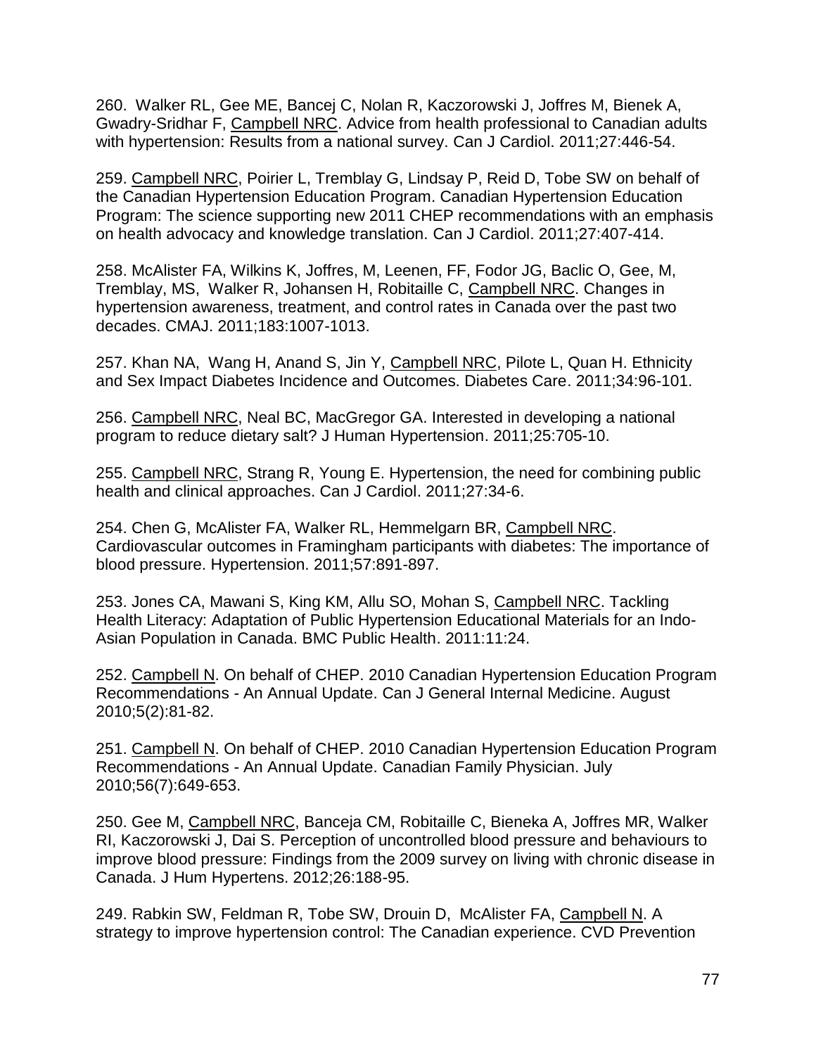260. Walker RL, Gee ME, Bancej C, Nolan R, Kaczorowski J, Joffres M, Bienek A, Gwadry-Sridhar F, Campbell NRC. Advice from health professional to Canadian adults with hypertension: Results from a national survey. Can J Cardiol. 2011;27:446-54.

259. Campbell NRC, Poirier L, Tremblay G, Lindsay P, Reid D, Tobe SW on behalf of the Canadian Hypertension Education Program. Canadian Hypertension Education Program: The science supporting new 2011 CHEP recommendations with an emphasis on health advocacy and knowledge translation. Can J Cardiol. 2011;27:407-414.

258. McAlister FA, Wilkins K, Joffres, M, Leenen, FF, Fodor JG, Baclic O, Gee, M, Tremblay, MS, Walker R, Johansen H, Robitaille C, Campbell NRC. Changes in hypertension awareness, treatment, and control rates in Canada over the past two decades. CMAJ. 2011;183:1007-1013.

257. Khan NA, Wang H, Anand S, Jin Y, Campbell NRC, Pilote L, Quan H. Ethnicity and Sex Impact Diabetes Incidence and Outcomes. Diabetes Care. 2011;34:96-101.

256. Campbell NRC, Neal BC, MacGregor GA. Interested in developing a national program to reduce dietary salt? J Human Hypertension. 2011;25:705-10.

255. Campbell NRC, Strang R, Young E. Hypertension, the need for combining public health and clinical approaches. Can J Cardiol. 2011;27:34-6.

254. Chen G, McAlister FA, Walker RL, Hemmelgarn BR, Campbell NRC. Cardiovascular outcomes in Framingham participants with diabetes: The importance of blood pressure. Hypertension. 2011;57:891-897.

253. Jones CA, Mawani S, King KM, Allu SO, Mohan S, Campbell NRC. Tackling Health Literacy: Adaptation of Public Hypertension Educational Materials for an Indo-Asian Population in Canada. BMC Public Health. 2011:11:24.

252. Campbell N. On behalf of CHEP. 2010 Canadian Hypertension Education Program Recommendations - An Annual Update. Can J General Internal Medicine. August 2010;5(2):81-82.

251. Campbell N. On behalf of CHEP. 2010 Canadian Hypertension Education Program Recommendations - An Annual Update. Canadian Family Physician. July 2010;56(7):649-653.

250. Gee M, Campbell NRC, Banceja CM, Robitaille C, Bieneka A, Joffres MR, Walker RI, Kaczorowski J, Dai S. Perception of uncontrolled blood pressure and behaviours to improve blood pressure: Findings from the 2009 survey on living with chronic disease in Canada. J Hum Hypertens. 2012;26:188-95.

249. Rabkin SW, Feldman R, Tobe SW, Drouin D, McAlister FA, Campbell N. A strategy to improve hypertension control: The Canadian experience. CVD Prevention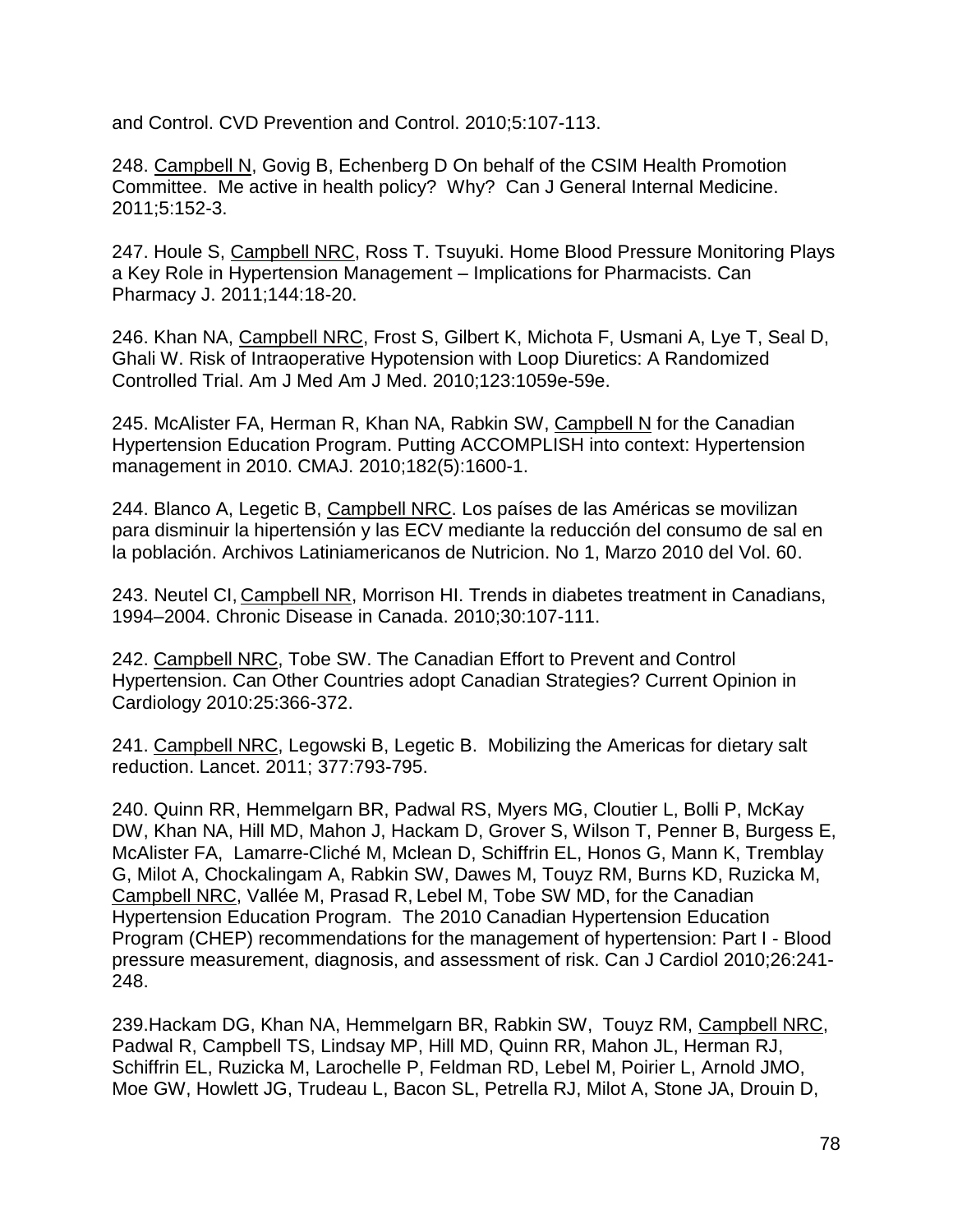and Control. CVD Prevention and Control. 2010;5:107-113.

248. Campbell N, Govig B, Echenberg D On behalf of the CSIM Health Promotion Committee. Me active in health policy? Why? Can J General Internal Medicine. 2011;5:152-3.

247. Houle S, Campbell NRC, Ross T. Tsuyuki. Home Blood Pressure Monitoring Plays a Key Role in Hypertension Management – Implications for Pharmacists. Can Pharmacy J. 2011;144:18-20.

246. Khan NA, Campbell NRC, Frost S, Gilbert K, Michota F, Usmani A, Lye T, Seal D, Ghali W. Risk of Intraoperative Hypotension with Loop Diuretics: A Randomized Controlled Trial. Am J Med Am J Med. 2010;123:1059e-59e.

245. McAlister FA, Herman R, Khan NA, Rabkin SW, Campbell N for the Canadian Hypertension Education Program. Putting ACCOMPLISH into context: Hypertension management in 2010. CMAJ. 2010;182(5):1600-1.

244. Blanco A, Legetic B, Campbell NRC. Los países de las Américas se movilizan para disminuir la hipertensión y las ECV mediante la reducción del consumo de sal en la población. Archivos Latiniamericanos de Nutricion. No 1, Marzo 2010 del Vol. 60.

243. Neutel CI, Campbell NR, Morrison HI. Trends in diabetes treatment in Canadians, 1994–2004. Chronic Disease in Canada. 2010;30:107-111.

242. Campbell NRC, Tobe SW. The Canadian Effort to Prevent and Control Hypertension. Can Other Countries adopt Canadian Strategies? Current Opinion in Cardiology 2010:25:366-372.

241. Campbell NRC, Legowski B, Legetic B. Mobilizing the Americas for dietary salt reduction. Lancet. 2011; 377:793-795.

240. Quinn RR, Hemmelgarn BR, Padwal RS, Myers MG, Cloutier L, Bolli P, McKay DW, Khan NA, Hill MD, Mahon J, Hackam D, Grover S, Wilson T, Penner B, Burgess E, McAlister FA, Lamarre-Cliché M, Mclean D, Schiffrin EL, Honos G, Mann K, Tremblay G, Milot A, Chockalingam A, Rabkin SW, Dawes M, Touyz RM, Burns KD, Ruzicka M, Campbell NRC, Vallée M, Prasad R, Lebel M, Tobe SW MD, for the Canadian Hypertension Education Program. The 2010 Canadian Hypertension Education Program (CHEP) recommendations for the management of hypertension: Part I - Blood pressure measurement, diagnosis, and assessment of risk. Can J Cardiol 2010;26:241-248.

239.Hackam DG, Khan NA, Hemmelgarn BR, Rabkin SW, Touyz RM, Campbell NRC, Padwal R, Campbell TS, Lindsay MP, Hill MD, Quinn RR, Mahon JL, Herman RJ, Schiffrin EL, Ruzicka M, Larochelle P, Feldman RD, Lebel M, Poirier L, Arnold JMO, Moe GW, Howlett JG, Trudeau L, Bacon SL, Petrella RJ, Milot A, Stone JA, Drouin D,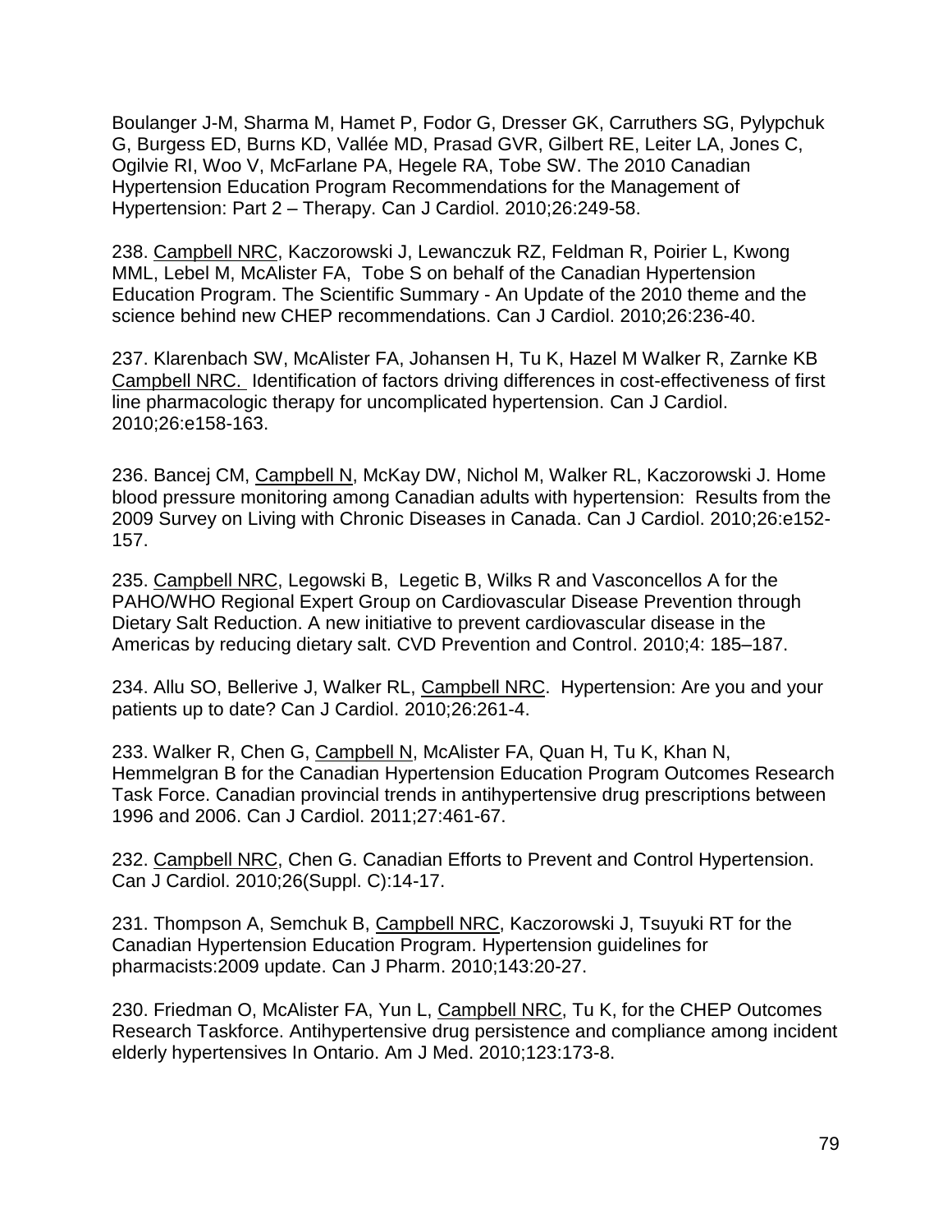Boulanger J-M, Sharma M, Hamet P, Fodor G, Dresser GK, Carruthers SG, Pylypchuk G, Burgess ED, Burns KD, Vallée MD, Prasad GVR, Gilbert RE, Leiter LA, Jones C, Ogilvie RI, Woo V, McFarlane PA, Hegele RA, Tobe SW. The 2010 Canadian Hypertension Education Program Recommendations for the Management of Hypertension: Part 2 – Therapy. Can J Cardiol. 2010;26:249-58.

238. Campbell NRC, Kaczorowski J, Lewanczuk RZ, Feldman R, Poirier L, Kwong MML, Lebel M, McAlister FA, Tobe S on behalf of the Canadian Hypertension Education Program. The Scientific Summary - An Update of the 2010 theme and the science behind new CHEP recommendations. Can J Cardiol. 2010;26:236-40.

237. Klarenbach SW, McAlister FA, Johansen H, Tu K, Hazel M Walker R, Zarnke KB Campbell NRC. Identification of factors driving differences in cost-effectiveness of first line pharmacologic therapy for uncomplicated hypertension. Can J Cardiol. 2010;26:e158-163.

236. Bancej CM, Campbell N, McKay DW, Nichol M, Walker RL, Kaczorowski J. Home blood pressure monitoring among Canadian adults with hypertension: Results from the 2009 Survey on Living with Chronic Diseases in Canada. Can J Cardiol. 2010;26:e152-157.

235. Campbell NRC, Legowski B, Legetic B, Wilks R and Vasconcellos A for the PAHO/WHO Regional Expert Group on Cardiovascular Disease Prevention through Dietary Salt Reduction. A new initiative to prevent cardiovascular disease in the Americas by reducing dietary salt. CVD Prevention and Control. 2010;4: 185–187.

234. Allu SO, Bellerive J, Walker RL, Campbell NRC. Hypertension: Are you and your patients up to date? Can J Cardiol. 2010;26:261-4.

233. Walker R, Chen G, Campbell N, McAlister FA, Quan H, Tu K, Khan N, Hemmelgran B for the Canadian Hypertension Education Program Outcomes Research Task Force. Canadian provincial trends in antihypertensive drug prescriptions between 1996 and 2006. Can J Cardiol. 2011;27:461-67.

232. Campbell NRC, Chen G. Canadian Efforts to Prevent and Control Hypertension. Can J Cardiol. 2010;26(Suppl. C):14-17.

231. Thompson A, Semchuk B, Campbell NRC, Kaczorowski J, Tsuyuki RT for the Canadian Hypertension Education Program. Hypertension guidelines for pharmacists:2009 update. Can J Pharm. 2010;143:20-27.

230. Friedman O, McAlister FA, Yun L, Campbell NRC, Tu K, for the CHEP Outcomes Research Taskforce. Antihypertensive drug persistence and compliance among incident elderly hypertensives In Ontario. Am J Med. 2010;123:173-8.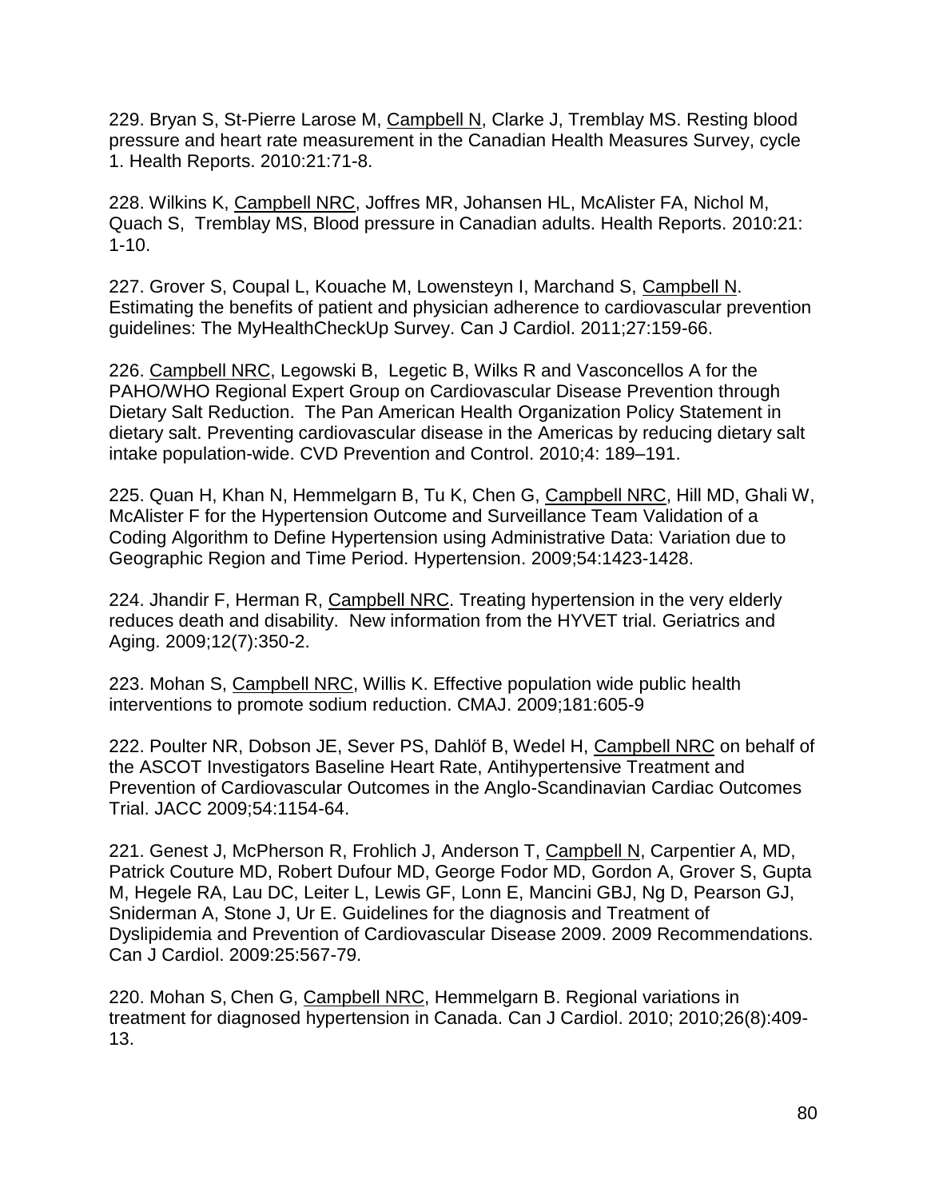229. Bryan S, St-Pierre Larose M, Campbell N, Clarke J, Tremblay MS. Resting blood pressure and heart rate measurement in the Canadian Health Measures Survey, cycle 1. Health Reports. 2010:21:71-8.

228. Wilkins K, Campbell NRC, Joffres MR, Johansen HL, McAlister FA, Nichol M, Quach S, Tremblay MS, Blood pressure in Canadian adults. Health Reports. 2010:21: 1-10.

227. Grover S, Coupal L, Kouache M, Lowensteyn I, Marchand S, Campbell N. Estimating the benefits of patient and physician adherence to cardiovascular prevention guidelines: The MyHealthCheckUp Survey. Can J Cardiol. 2011;27:159-66.

226. Campbell NRC, Legowski B, Legetic B, Wilks R and Vasconcellos A for the PAHO/WHO Regional Expert Group on Cardiovascular Disease Prevention through Dietary Salt Reduction. The Pan American Health Organization Policy Statement in dietary salt. Preventing cardiovascular disease in the Americas by reducing dietary salt intake population-wide. CVD Prevention and Control. 2010;4: 189–191.

225. Quan H, Khan N, Hemmelgarn B, Tu K, Chen G, Campbell NRC, Hill MD, Ghali W, McAlister F for the Hypertension Outcome and Surveillance Team Validation of a Coding Algorithm to Define Hypertension using Administrative Data: Variation due to Geographic Region and Time Period. Hypertension. 2009;54:1423-1428.

224. Jhandir F, Herman R, Campbell NRC. Treating hypertension in the very elderly reduces death and disability. New information from the HYVET trial. Geriatrics and Aging. 2009;12(7):350-2.

223. Mohan S, Campbell NRC, Willis K. Effective population wide public health interventions to promote sodium reduction. CMAJ. 2009;181:605-9

222. Poulter NR, Dobson JE, Sever PS, Dahlöf B, Wedel H, Campbell NRC on behalf of the ASCOT Investigators Baseline Heart Rate, Antihypertensive Treatment and Prevention of Cardiovascular Outcomes in the Anglo-Scandinavian Cardiac Outcomes Trial. JACC 2009;54:1154-64.

221. Genest J, McPherson R, Frohlich J, Anderson T, Campbell N, Carpentier A, MD, Patrick Couture MD, Robert Dufour MD, George Fodor MD, Gordon A, Grover S, Gupta M, Hegele RA, Lau DC, Leiter L, Lewis GF, Lonn E, Mancini GBJ, Ng D, Pearson GJ, Sniderman A, Stone J, Ur E. Guidelines for the diagnosis and Treatment of Dyslipidemia and Prevention of Cardiovascular Disease 2009. 2009 Recommendations. Can J Cardiol. 2009:25:567-79.

220. Mohan S, Chen G, Campbell NRC, Hemmelgarn B. Regional variations in treatment for diagnosed hypertension in Canada. Can J Cardiol. 2010; 2010;26(8):409-13.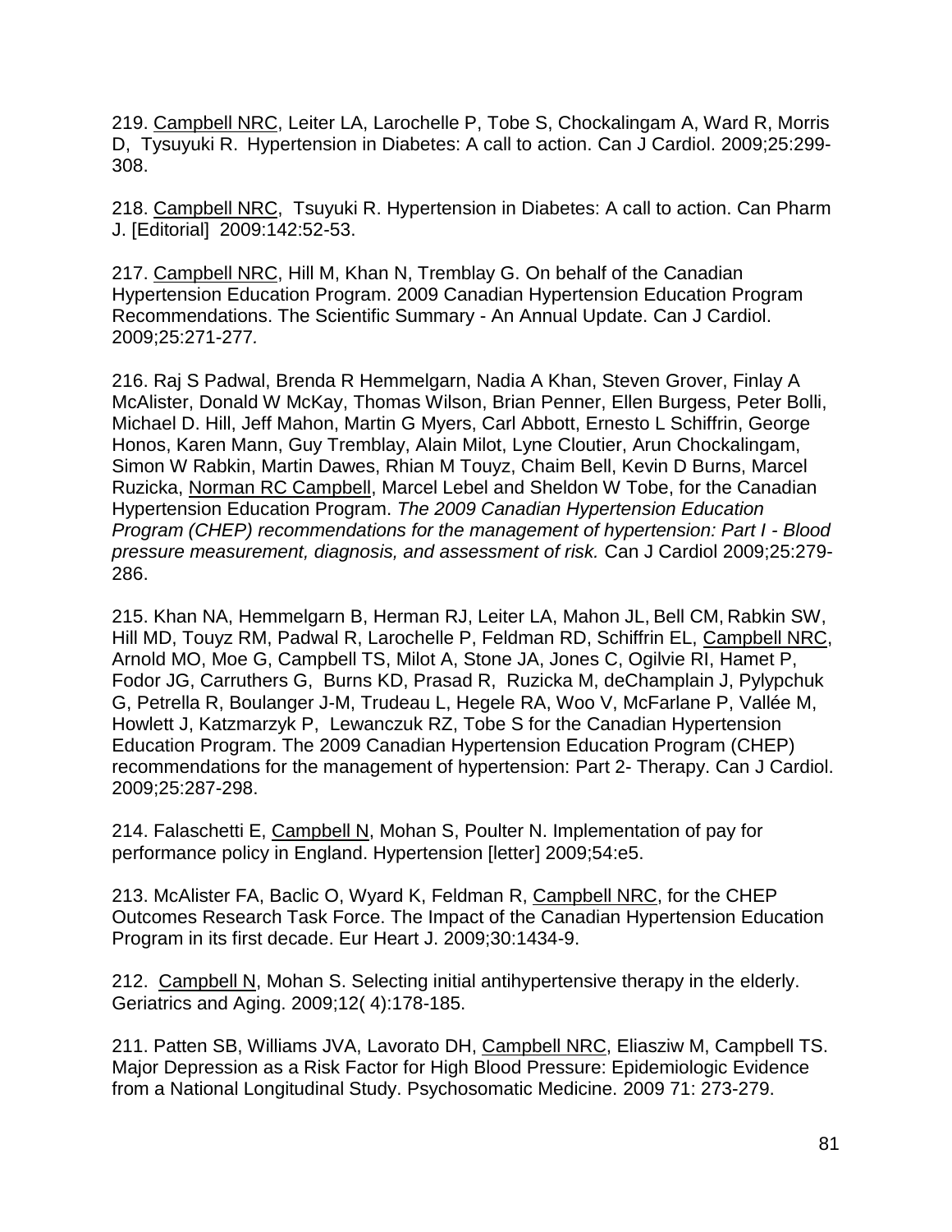219. <u>Campbell NRC</u>, Leiter LA, Larochelle P, Tobe S, Chockalingam A, Ward R, Morris D, Tysuyuki R. Hypertension in Diabetes: A call to action. Can J Cardiol. 2009;25:299-308.

218. <u>Campbell NRC</u>, Tsuyuki R. Hypertension in Diabetes: A call to action. Can Pharm J. [Editorial] 2009:142:52-53.

217. <u>Campbell NRC</u>, Hill M, Khan N, Tremblay G. On behalf of the Canadian Hypertension Education Program. 2009 Canadian Hypertension Education Program Recommendations. The Scientific Summary - An Annual Update. Can J Cardiol. 2009;25:271-277*.*

216. Raj S Padwal, Brenda R Hemmelgarn, Nadia A Khan, Steven Grover, Finlay A McAlister, Donald W McKay, Thomas Wilson, Brian Penner, Ellen Burgess, Peter Bolli, Michael D. Hill, Jeff Mahon, Martin G Myers, Carl Abbott, Ernesto L Schiffrin, George Honos, Karen Mann, Guy Tremblay, Alain Milot, Lyne Cloutier, Arun Chockalingam, Simon W Rabkin, Martin Dawes, Rhian M Touyz, Chaim Bell, Kevin D Burns, Marcel Ruzicka, <u>Norman RC Campbell</u>, Marcel Lebel and Sheldon W Tobe, for the Canadian Hypertension Education Program. *The 2009 Canadian Hypertension Education Program (CHEP) recommendations for the management of hypertension: Part I - Blood pressure measurement, diagnosis, and assessment of risk.* Can J Cardiol 2009;25:279-286.

215. Khan NA, Hemmelgarn B, Herman RJ, Leiter LA, Mahon JL, Bell CM, Rabkin SW, Hill MD, Touyz RM, Padwal R, Larochelle P, Feldman RD, Schiffrin EL, <u>Campbell NRC</u>, Arnold MO, Moe G, Campbell TS, Milot A, Stone JA, Jones C, Ogilvie RI, Hamet P, Fodor JG, Carruthers G, Burns KD, Prasad R, Ruzicka M, deChamplain J, Pylypchuk G, Petrella R, Boulanger J-M, Trudeau L, Hegele RA, Woo V, McFarlane P, Vallée M, Howlett J, Katzmarzyk P, Lewanczuk RZ, Tobe S for the Canadian Hypertension Education Program. The 2009 Canadian Hypertension Education Program (CHEP) recommendations for the management of hypertension: Part 2- Therapy. Can J Cardiol. 2009;25:287-298.

214. Falaschetti E, <u>Campbell N</u>, Mohan S, Poulter N. Implementation of pay for performance policy in England. Hypertension [letter] 2009;54:e5.

213. McAlister FA, Baclic O, Wyard K, Feldman R, <u>Campbell NRC</u>, for the CHEP Outcomes Research Task Force. The Impact of the Canadian Hypertension Education Program in its first decade. Eur Heart J. 2009;30:1434-9.

212. <u>Campbell N</u>, Mohan S. Selecting initial antihypertensive therapy in the elderly. Geriatrics and Aging. 2009;12( 4):178-185.

211. Patten SB, Williams JVA, Lavorato DH, <u>Campbell NRC</u>, Eliasziw M, Campbell TS. Major Depression as a Risk Factor for High Blood Pressure: Epidemiologic Evidence from a National Longitudinal Study. Psychosomatic Medicine. 2009 71: 273-279.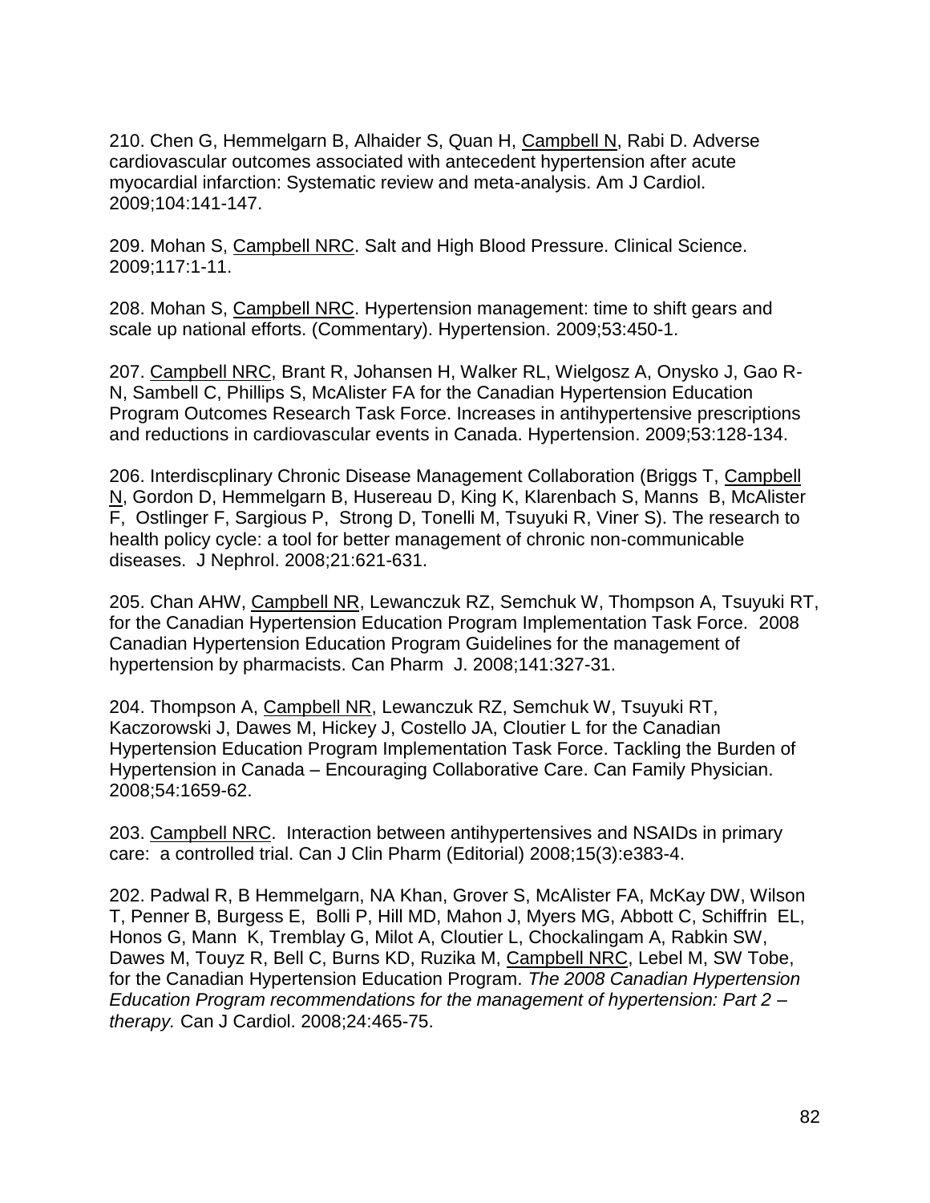210. Chen G, Hemmelgarn B, Alhaider S, Quan H, Campbell N, Rabi D. Adverse cardiovascular outcomes associated with antecedent hypertension after acute myocardial infarction: Systematic review and meta-analysis. Am J Cardiol. 2009;104:141-147.

209. Mohan S, Campbell NRC. Salt and High Blood Pressure. Clinical Science. 2009;117:1-11.

208. Mohan S, Campbell NRC. Hypertension management: time to shift gears and scale up national efforts. (Commentary). Hypertension. 2009;53:450-1.

207. Campbell NRC, Brant R, Johansen H, Walker RL, Wielgosz A, Onysko J, Gao R-N, Sambell C, Phillips S, McAlister FA for the Canadian Hypertension Education Program Outcomes Research Task Force. Increases in antihypertensive prescriptions and reductions in cardiovascular events in Canada. Hypertension. 2009;53:128-134.

206. Interdiscplinary Chronic Disease Management Collaboration (Briggs T, Campbell N, Gordon D, Hemmelgarn B, Husereau D, King K, Klarenbach S, Manns B, McAlister F, Ostlinger F, Sargious P, Strong D, Tonelli M, Tsuyuki R, Viner S). The research to health policy cycle: a tool for better management of chronic non-communicable diseases. J Nephrol. 2008;21:621-631.

205. Chan AHW, Campbell NR, Lewanczuk RZ, Semchuk W, Thompson A, Tsuyuki RT, for the Canadian Hypertension Education Program Implementation Task Force. 2008 Canadian Hypertension Education Program Guidelines for the management of hypertension by pharmacists. Can Pharm J. 2008;141:327-31.

204. Thompson A, Campbell NR, Lewanczuk RZ, Semchuk W, Tsuyuki RT, Kaczorowski J, Dawes M, Hickey J, Costello JA, Cloutier L for the Canadian Hypertension Education Program Implementation Task Force. Tackling the Burden of Hypertension in Canada – Encouraging Collaborative Care. Can Family Physician. 2008;54:1659-62.

203. Campbell NRC. Interaction between antihypertensives and NSAIDs in primary care: a controlled trial. Can J Clin Pharm (Editorial) 2008;15(3):e383-4.

202. Padwal R, B Hemmelgarn, NA Khan, Grover S, McAlister FA, McKay DW, Wilson T, Penner B, Burgess E, Bolli P, Hill MD, Mahon J, Myers MG, Abbott C, Schiffrin EL, Honos G, Mann K, Tremblay G, Milot A, Cloutier L, Chockalingam A, Rabkin SW, Dawes M, Touyz R, Bell C, Burns KD, Ruzika M, Campbell NRC, Lebel M, SW Tobe, for the Canadian Hypertension Education Program. *The 2008 Canadian Hypertension Education Program recommendations for the management of hypertension: Part 2 – therapy.* Can J Cardiol. 2008;24:465-75.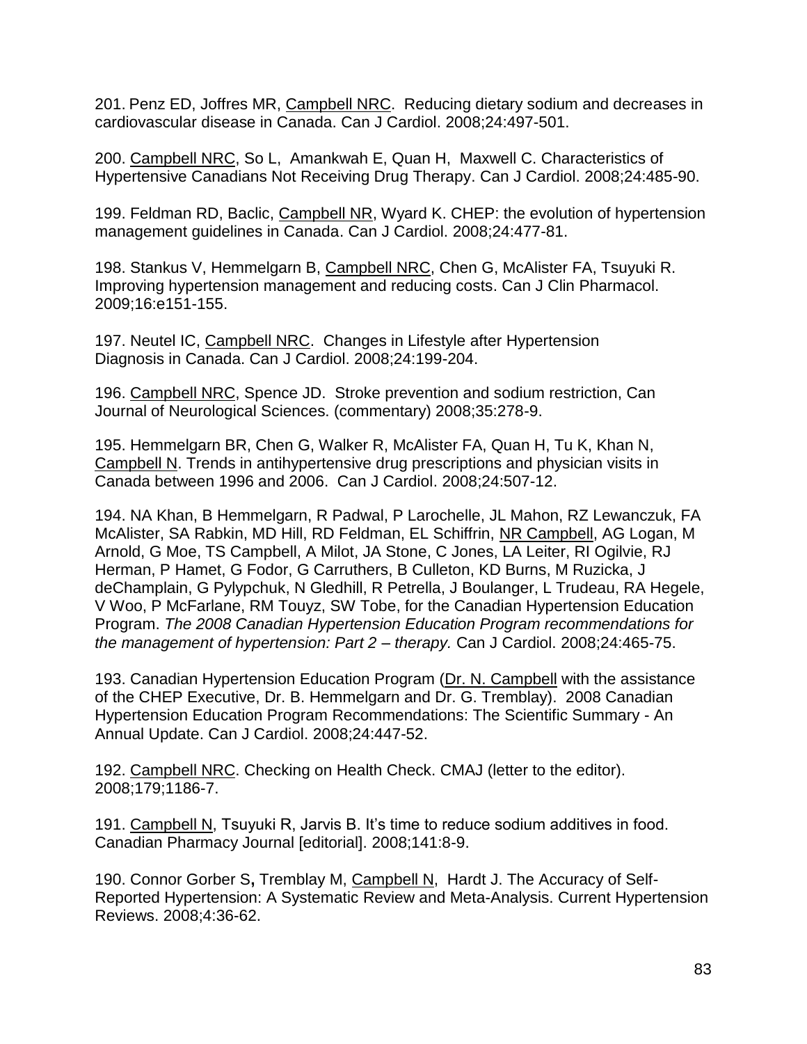201. Penz ED, Joffres MR, Campbell NRC. Reducing dietary sodium and decreases in cardiovascular disease in Canada. Can J Cardiol. 2008;24:497-501.

200. Campbell NRC, So L, Amankwah E, Quan H, Maxwell C. Characteristics of Hypertensive Canadians Not Receiving Drug Therapy. Can J Cardiol. 2008;24:485-90.

199. Feldman RD, Baclic, Campbell NR, Wyard K. CHEP: the evolution of hypertension management guidelines in Canada. Can J Cardiol. 2008;24:477-81.

198. Stankus V, Hemmelgarn B, Campbell NRC, Chen G, McAlister FA, Tsuyuki R. Improving hypertension management and reducing costs. Can J Clin Pharmacol. 2009;16:e151-155.

197. Neutel IC, Campbell NRC. Changes in Lifestyle after Hypertension Diagnosis in Canada. Can J Cardiol. 2008;24:199-204.

196. Campbell NRC, Spence JD. Stroke prevention and sodium restriction, Can Journal of Neurological Sciences. (commentary) 2008;35:278-9.

195. Hemmelgarn BR, Chen G, Walker R, McAlister FA, Quan H, Tu K, Khan N, Campbell N. Trends in antihypertensive drug prescriptions and physician visits in Canada between 1996 and 2006. Can J Cardiol. 2008;24:507-12.

194. NA Khan, B Hemmelgarn, R Padwal, P Larochelle, JL Mahon, RZ Lewanczuk, FA McAlister, SA Rabkin, MD Hill, RD Feldman, EL Schiffrin, NR Campbell, AG Logan, M Arnold, G Moe, TS Campbell, A Milot, JA Stone, C Jones, LA Leiter, RI Ogilvie, RJ Herman, P Hamet, G Fodor, G Carruthers, B Culleton, KD Burns, M Ruzicka, J deChamplain, G Pylypchuk, N Gledhill, R Petrella, J Boulanger, L Trudeau, RA Hegele, V Woo, P McFarlane, RM Touyz, SW Tobe, for the Canadian Hypertension Education Program. *The 2008 Canadian Hypertension Education Program recommendations for the management of hypertension: Part 2 – therapy.* Can J Cardiol. 2008;24:465-75.

193. Canadian Hypertension Education Program (Dr. N. Campbell with the assistance of the CHEP Executive, Dr. B. Hemmelgarn and Dr. G. Tremblay). 2008 Canadian Hypertension Education Program Recommendations: The Scientific Summary - An Annual Update. Can J Cardiol. 2008;24:447-52.

192. Campbell NRC. Checking on Health Check. CMAJ (letter to the editor). 2008;179;1186-7.

191. Campbell N, Tsuyuki R, Jarvis B. It's time to reduce sodium additives in food. Canadian Pharmacy Journal [editorial]. 2008;141:8-9.

190. Connor Gorber S**,** Tremblay M, Campbell N, Hardt J. The Accuracy of Self-Reported Hypertension: A Systematic Review and Meta-Analysis. Current Hypertension Reviews. 2008;4:36-62.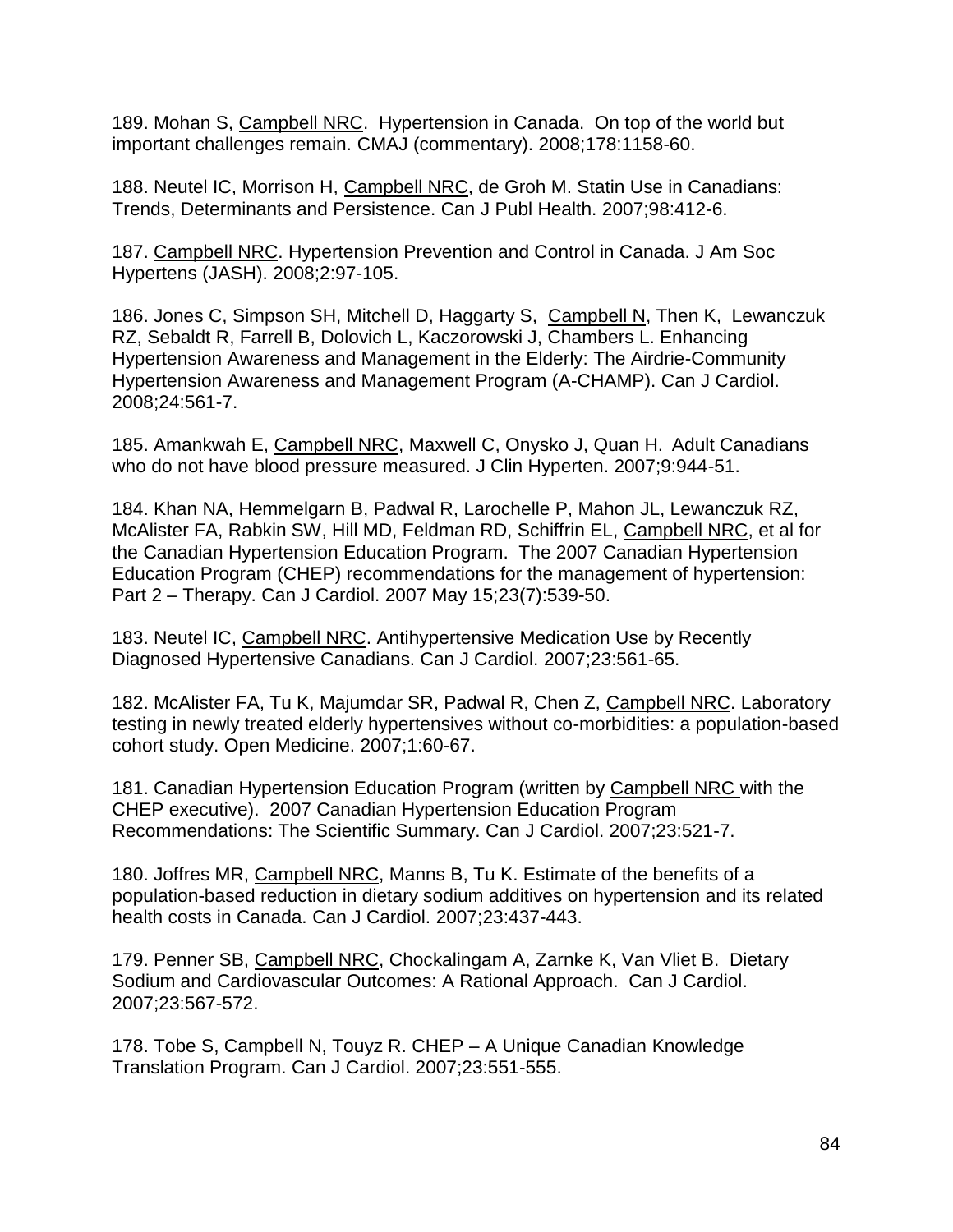189. Mohan S, Campbell NRC. Hypertension in Canada. On top of the world but important challenges remain. CMAJ (commentary). 2008;178:1158-60.

188. Neutel IC, Morrison H, Campbell NRC, de Groh M. Statin Use in Canadians: Trends, Determinants and Persistence. Can J Publ Health. 2007;98:412-6.

187. Campbell NRC. Hypertension Prevention and Control in Canada. J Am Soc Hypertens (JASH). 2008;2:97-105.

186. Jones C, Simpson SH, Mitchell D, Haggarty S, Campbell N, Then K, Lewanczuk RZ, Sebaldt R, Farrell B, Dolovich L, Kaczorowski J, Chambers L. Enhancing Hypertension Awareness and Management in the Elderly: The Airdrie-Community Hypertension Awareness and Management Program (A-CHAMP). Can J Cardiol. 2008;24:561-7.

185. Amankwah E, Campbell NRC, Maxwell C, Onysko J, Quan H. Adult Canadians who do not have blood pressure measured. J Clin Hyperten. 2007;9:944-51.

184. Khan NA, Hemmelgarn B, Padwal R, Larochelle P, Mahon JL, Lewanczuk RZ, McAlister FA, Rabkin SW, Hill MD, Feldman RD, Schiffrin EL, Campbell NRC, et al for the Canadian Hypertension Education Program. The 2007 Canadian Hypertension Education Program (CHEP) recommendations for the management of hypertension: Part 2 – Therapy. Can J Cardiol. 2007 May 15;23(7):539-50.

183. Neutel IC, Campbell NRC. Antihypertensive Medication Use by Recently Diagnosed Hypertensive Canadians. Can J Cardiol. 2007;23:561-65.

182. McAlister FA, Tu K, Majumdar SR, Padwal R, Chen Z, Campbell NRC. Laboratory testing in newly treated elderly hypertensives without co-morbidities: a population-based cohort study. Open Medicine. 2007;1:60-67.

181. Canadian Hypertension Education Program (written by Campbell NRC with the CHEP executive). 2007 Canadian Hypertension Education Program Recommendations: The Scientific Summary. Can J Cardiol. 2007;23:521-7.

180. Joffres MR, Campbell NRC, Manns B, Tu K. Estimate of the benefits of a population-based reduction in dietary sodium additives on hypertension and its related health costs in Canada. Can J Cardiol. 2007;23:437-443.

179. Penner SB, Campbell NRC, Chockalingam A, Zarnke K, Van Vliet B. Dietary Sodium and Cardiovascular Outcomes: A Rational Approach. Can J Cardiol. 2007;23:567-572.

178. Tobe S, Campbell N, Touyz R. CHEP – A Unique Canadian Knowledge Translation Program. Can J Cardiol. 2007;23:551-555.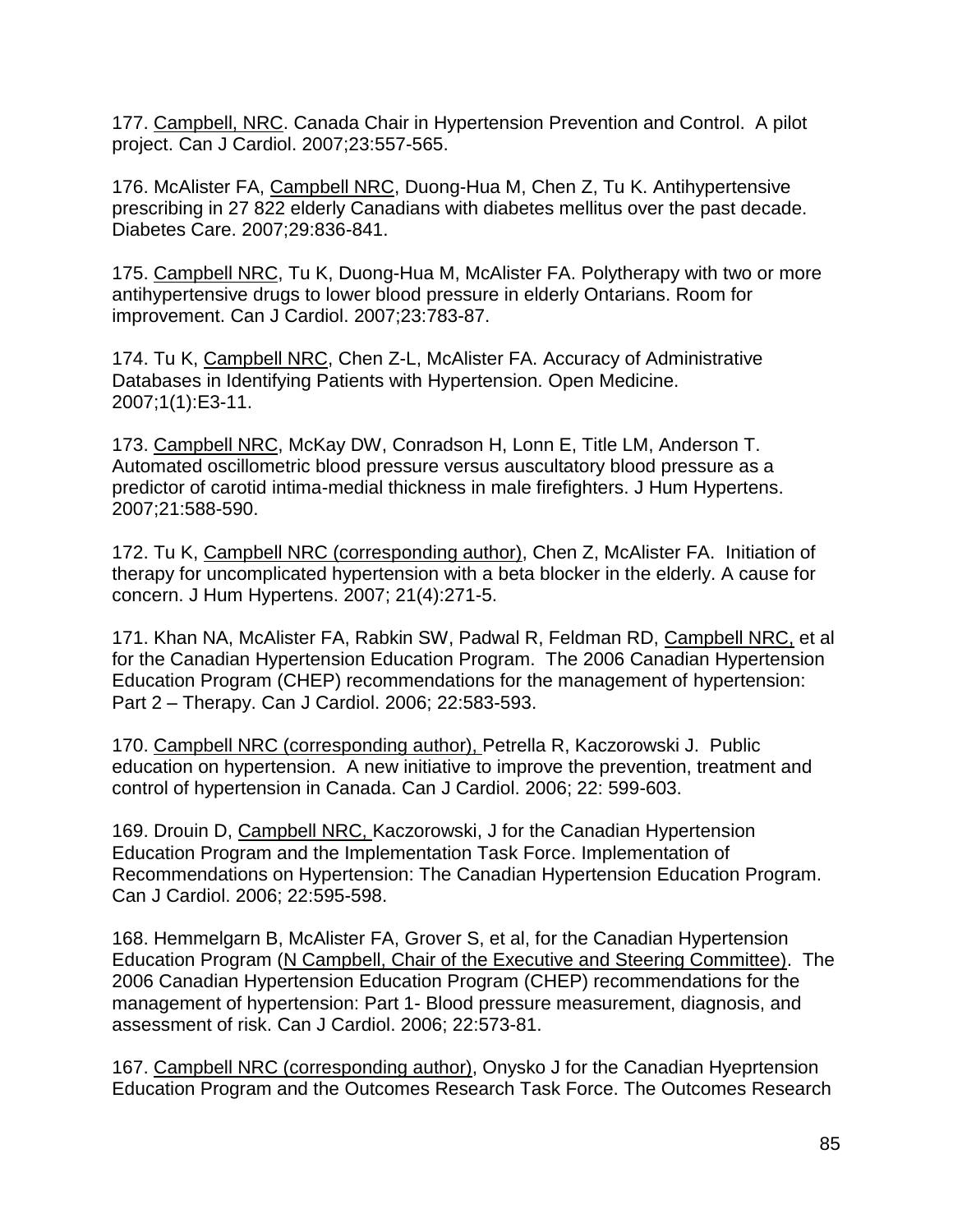177. Campbell, NRC. Canada Chair in Hypertension Prevention and Control. A pilot project. Can J Cardiol. 2007;23:557-565.

176. McAlister FA, Campbell NRC, Duong-Hua M, Chen Z, Tu K. Antihypertensive prescribing in 27 822 elderly Canadians with diabetes mellitus over the past decade. Diabetes Care. 2007;29:836-841.

175. Campbell NRC, Tu K, Duong-Hua M, McAlister FA. Polytherapy with two or more antihypertensive drugs to lower blood pressure in elderly Ontarians. Room for improvement. Can J Cardiol. 2007;23:783-87.

174. Tu K, Campbell NRC, Chen Z-L, McAlister FA. Accuracy of Administrative Databases in Identifying Patients with Hypertension. Open Medicine. 2007;1(1):E3-11.

173. Campbell NRC, McKay DW, Conradson H, Lonn E, Title LM, Anderson T. Automated oscillometric blood pressure versus auscultatory blood pressure as a predictor of carotid intima-medial thickness in male firefighters. J Hum Hypertens. 2007;21:588-590.

172. Tu K, Campbell NRC (corresponding author), Chen Z, McAlister FA. Initiation of therapy for uncomplicated hypertension with a beta blocker in the elderly. A cause for concern. J Hum Hypertens. 2007; 21(4):271-5.

171. Khan NA, McAlister FA, Rabkin SW, Padwal R, Feldman RD, Campbell NRC, et al for the Canadian Hypertension Education Program. The 2006 Canadian Hypertension Education Program (CHEP) recommendations for the management of hypertension: Part 2 – Therapy. Can J Cardiol. 2006; 22:583-593.

170. Campbell NRC (corresponding author), Petrella R, Kaczorowski J. Public education on hypertension. A new initiative to improve the prevention, treatment and control of hypertension in Canada. Can J Cardiol. 2006; 22: 599-603.

169. Drouin D, Campbell NRC, Kaczorowski, J for the Canadian Hypertension Education Program and the Implementation Task Force. Implementation of Recommendations on Hypertension: The Canadian Hypertension Education Program. Can J Cardiol. 2006; 22:595-598.

168. Hemmelgarn B, McAlister FA, Grover S, et al, for the Canadian Hypertension Education Program (N Campbell, Chair of the Executive and Steering Committee). The 2006 Canadian Hypertension Education Program (CHEP) recommendations for the management of hypertension: Part 1- Blood pressure measurement, diagnosis, and assessment of risk. Can J Cardiol. 2006; 22:573-81.

167. Campbell NRC (corresponding author), Onysko J for the Canadian Hyeprtension Education Program and the Outcomes Research Task Force. The Outcomes Research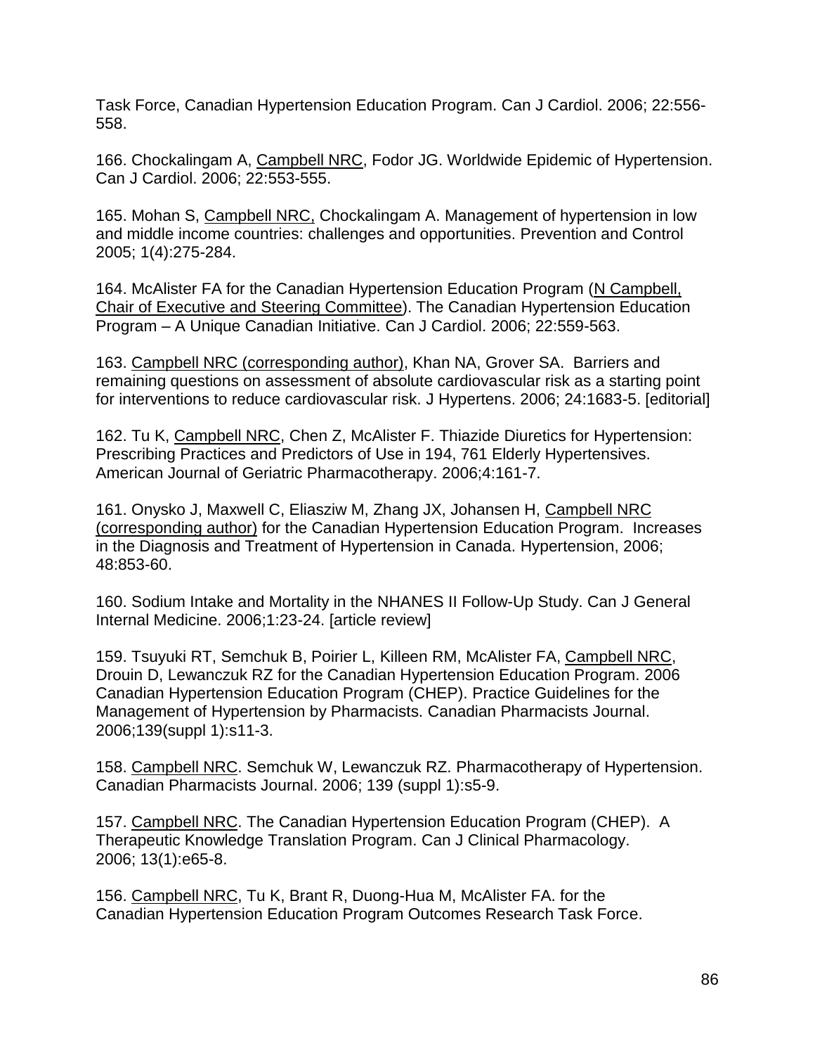Task Force, Canadian Hypertension Education Program. Can J Cardiol. 2006; 22:556-558.

166. Chockalingam A, <u>Campbell NRC</u>, Fodor JG. Worldwide Epidemic of Hypertension. Can J Cardiol. 2006; 22:553-555.

165. Mohan S, <u>Campbell NRC,</u> Chockalingam A. Management of hypertension in low and middle income countries: challenges and opportunities. Prevention and Control 2005; 1(4):275-284.

164. McAlister FA for the Canadian Hypertension Education Program (<u>N Campbell, Chair of Executive and Steering Committee</u>). The Canadian Hypertension Education Program – A Unique Canadian Initiative. Can J Cardiol. 2006; 22:559-563.

163. <u>Campbell NRC (corresponding author)</u>, Khan NA, Grover SA. Barriers and remaining questions on assessment of absolute cardiovascular risk as a starting point for interventions to reduce cardiovascular risk. J Hypertens. 2006; 24:1683-5. [editorial]

162. Tu K, <u>Campbell NRC</u>, Chen Z, McAlister F. Thiazide Diuretics for Hypertension: Prescribing Practices and Predictors of Use in 194, 761 Elderly Hypertensives. American Journal of Geriatric Pharmacotherapy. 2006;4:161-7.

161. Onysko J, Maxwell C, Eliasziw M, Zhang JX, Johansen H, <u>Campbell NRC (corresponding author)</u> for the Canadian Hypertension Education Program. Increases in the Diagnosis and Treatment of Hypertension in Canada. Hypertension, 2006; 48:853-60.

160. Sodium Intake and Mortality in the NHANES II Follow-Up Study. Can J General Internal Medicine. 2006;1:23-24. [article review]

159. Tsuyuki RT, Semchuk B, Poirier L, Killeen RM, McAlister FA, <u>Campbell NRC</u>, Drouin D, Lewanczuk RZ for the Canadian Hypertension Education Program. 2006 Canadian Hypertension Education Program (CHEP). Practice Guidelines for the Management of Hypertension by Pharmacists. Canadian Pharmacists Journal. 2006;139(suppl 1):s11-3.

158. <u>Campbell NRC</u>. Semchuk W, Lewanczuk RZ. Pharmacotherapy of Hypertension. Canadian Pharmacists Journal. 2006; 139 (suppl 1):s5-9.

157. <u>Campbell NRC</u>. The Canadian Hypertension Education Program (CHEP). A Therapeutic Knowledge Translation Program. Can J Clinical Pharmacology. 2006; 13(1):e65-8.

156. <u>Campbell NRC</u>, Tu K, Brant R, Duong-Hua M, McAlister FA. for the Canadian Hypertension Education Program Outcomes Research Task Force.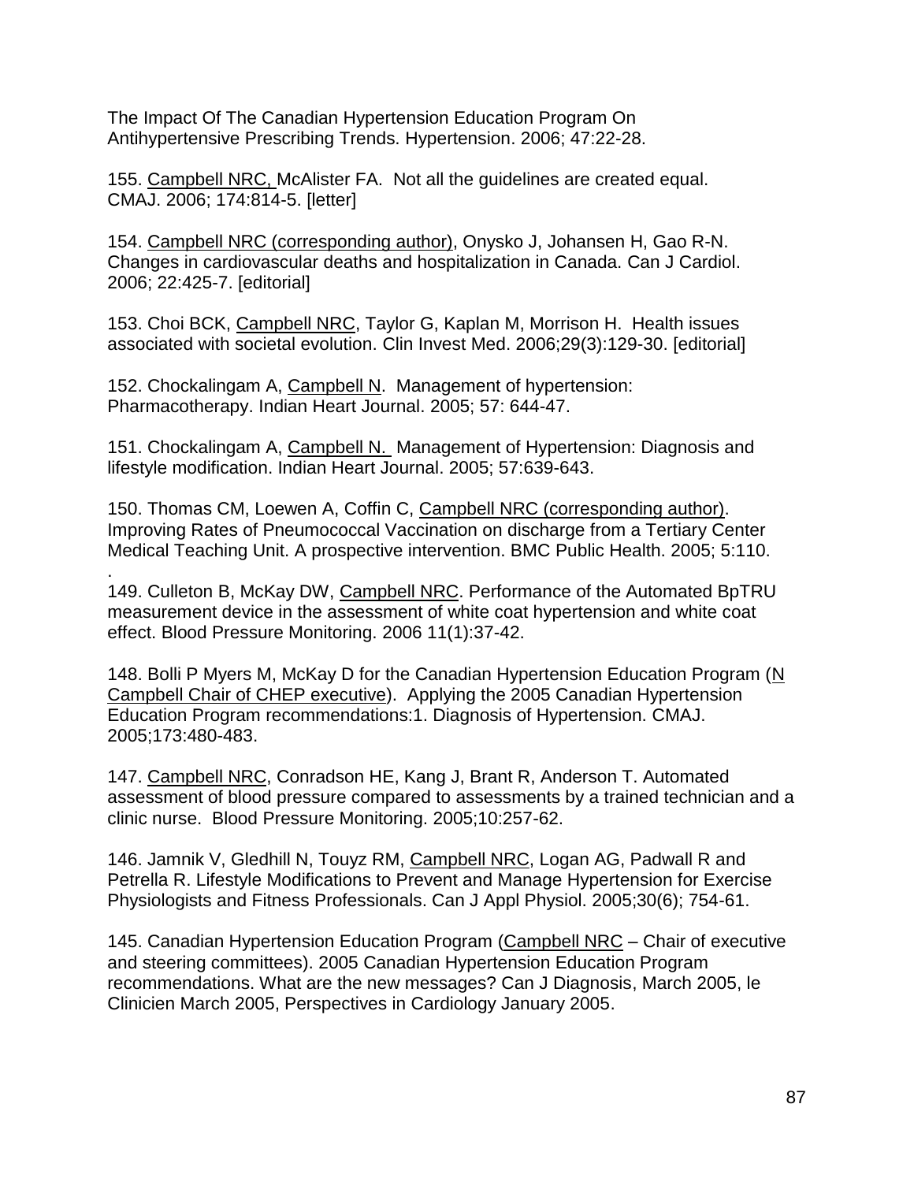The Impact Of The Canadian Hypertension Education Program On Antihypertensive Prescribing Trends. Hypertension. 2006; 47:22-28.

155. Campbell NRC, McAlister FA. Not all the guidelines are created equal. CMAJ. 2006; 174:814-5. [letter]

154. Campbell NRC (corresponding author), Onysko J, Johansen H, Gao R-N. Changes in cardiovascular deaths and hospitalization in Canada. Can J Cardiol. 2006; 22:425-7. [editorial]

153. Choi BCK, Campbell NRC, Taylor G, Kaplan M, Morrison H. Health issues associated with societal evolution. Clin Invest Med. 2006;29(3):129-30. [editorial]

152. Chockalingam A, Campbell N. Management of hypertension: Pharmacotherapy. Indian Heart Journal. 2005; 57: 644-47.

151. Chockalingam A, Campbell N. Management of Hypertension: Diagnosis and lifestyle modification. Indian Heart Journal. 2005; 57:639-643.

150. Thomas CM, Loewen A, Coffin C, Campbell NRC (corresponding author). Improving Rates of Pneumococcal Vaccination on discharge from a Tertiary Center Medical Teaching Unit. A prospective intervention. BMC Public Health. 2005; 5:110.
.
149. Culleton B, McKay DW, Campbell NRC. Performance of the Automated BpTRU measurement device in the assessment of white coat hypertension and white coat effect. Blood Pressure Monitoring. 2006 11(1):37-42.

148. Bolli P Myers M, McKay D for the Canadian Hypertension Education Program (N Campbell Chair of CHEP executive). Applying the 2005 Canadian Hypertension Education Program recommendations:1. Diagnosis of Hypertension. CMAJ. 2005;173:480-483.

147. Campbell NRC, Conradson HE, Kang J, Brant R, Anderson T. Automated assessment of blood pressure compared to assessments by a trained technician and a clinic nurse. Blood Pressure Monitoring. 2005;10:257-62.

146. Jamnik V, Gledhill N, Touyz RM, Campbell NRC, Logan AG, Padwall R and Petrella R. Lifestyle Modifications to Prevent and Manage Hypertension for Exercise Physiologists and Fitness Professionals. Can J Appl Physiol. 2005;30(6); 754-61.

145. Canadian Hypertension Education Program (Campbell NRC – Chair of executive and steering committees). 2005 Canadian Hypertension Education Program recommendations. What are the new messages? Can J Diagnosis, March 2005, le Clinicien March 2005, Perspectives in Cardiology January 2005.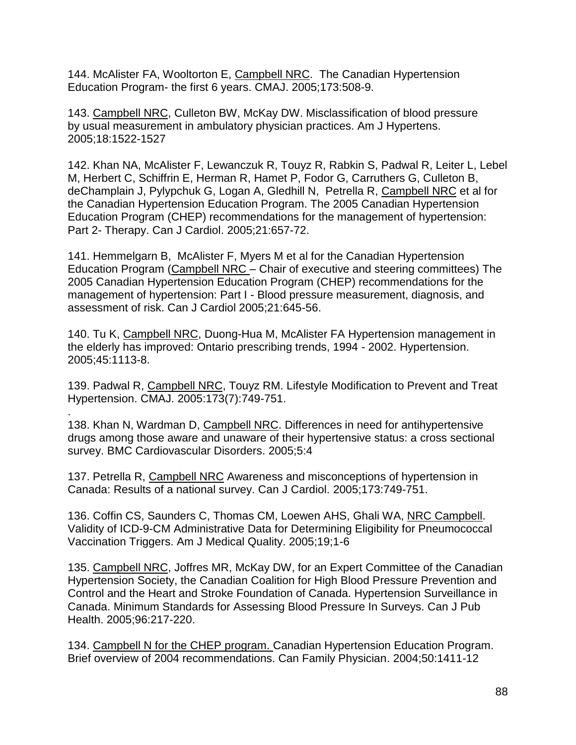144. McAlister FA, Wooltorton E, Campbell NRC. The Canadian Hypertension Education Program- the first 6 years. CMAJ. 2005;173:508-9.

143. Campbell NRC, Culleton BW, McKay DW. Misclassification of blood pressure by usual measurement in ambulatory physician practices. Am J Hypertens. 2005;18:1522-1527

142. Khan NA, McAlister F, Lewanczuk R, Touyz R, Rabkin S, Padwal R, Leiter L, Lebel M, Herbert C, Schiffrin E, Herman R, Hamet P, Fodor G, Carruthers G, Culleton B, deChamplain J, Pylypchuk G, Logan A, Gledhill N, Petrella R, Campbell NRC et al for the Canadian Hypertension Education Program. The 2005 Canadian Hypertension Education Program (CHEP) recommendations for the management of hypertension: Part 2- Therapy. Can J Cardiol. 2005;21:657-72.

141. Hemmelgarn B, McAlister F, Myers M et al for the Canadian Hypertension Education Program (Campbell NRC – Chair of executive and steering committees) The 2005 Canadian Hypertension Education Program (CHEP) recommendations for the management of hypertension: Part I - Blood pressure measurement, diagnosis, and assessment of risk. Can J Cardiol 2005;21:645-56.

140. Tu K, Campbell NRC, Duong-Hua M, McAlister FA Hypertension management in the elderly has improved: Ontario prescribing trends, 1994 - 2002. Hypertension. 2005;45:1113-8.

139. Padwal R, Campbell NRC, Touyz RM. Lifestyle Modification to Prevent and Treat Hypertension. CMAJ. 2005:173(7):749-751.

.

138. Khan N, Wardman D, Campbell NRC. Differences in need for antihypertensive drugs among those aware and unaware of their hypertensive status: a cross sectional survey. BMC Cardiovascular Disorders. 2005;5:4

137. Petrella R, Campbell NRC Awareness and misconceptions of hypertension in Canada: Results of a national survey. Can J Cardiol. 2005;173:749-751.

136. Coffin CS, Saunders C, Thomas CM, Loewen AHS, Ghali WA, NRC Campbell. Validity of ICD-9-CM Administrative Data for Determining Eligibility for Pneumococcal Vaccination Triggers. Am J Medical Quality. 2005;19;1-6

135. Campbell NRC, Joffres MR, McKay DW, for an Expert Committee of the Canadian Hypertension Society, the Canadian Coalition for High Blood Pressure Prevention and Control and the Heart and Stroke Foundation of Canada. Hypertension Surveillance in Canada. Minimum Standards for Assessing Blood Pressure In Surveys. Can J Pub Health. 2005;96:217-220.

134. Campbell N for the CHEP program. Canadian Hypertension Education Program. Brief overview of 2004 recommendations. Can Family Physician. 2004;50:1411-12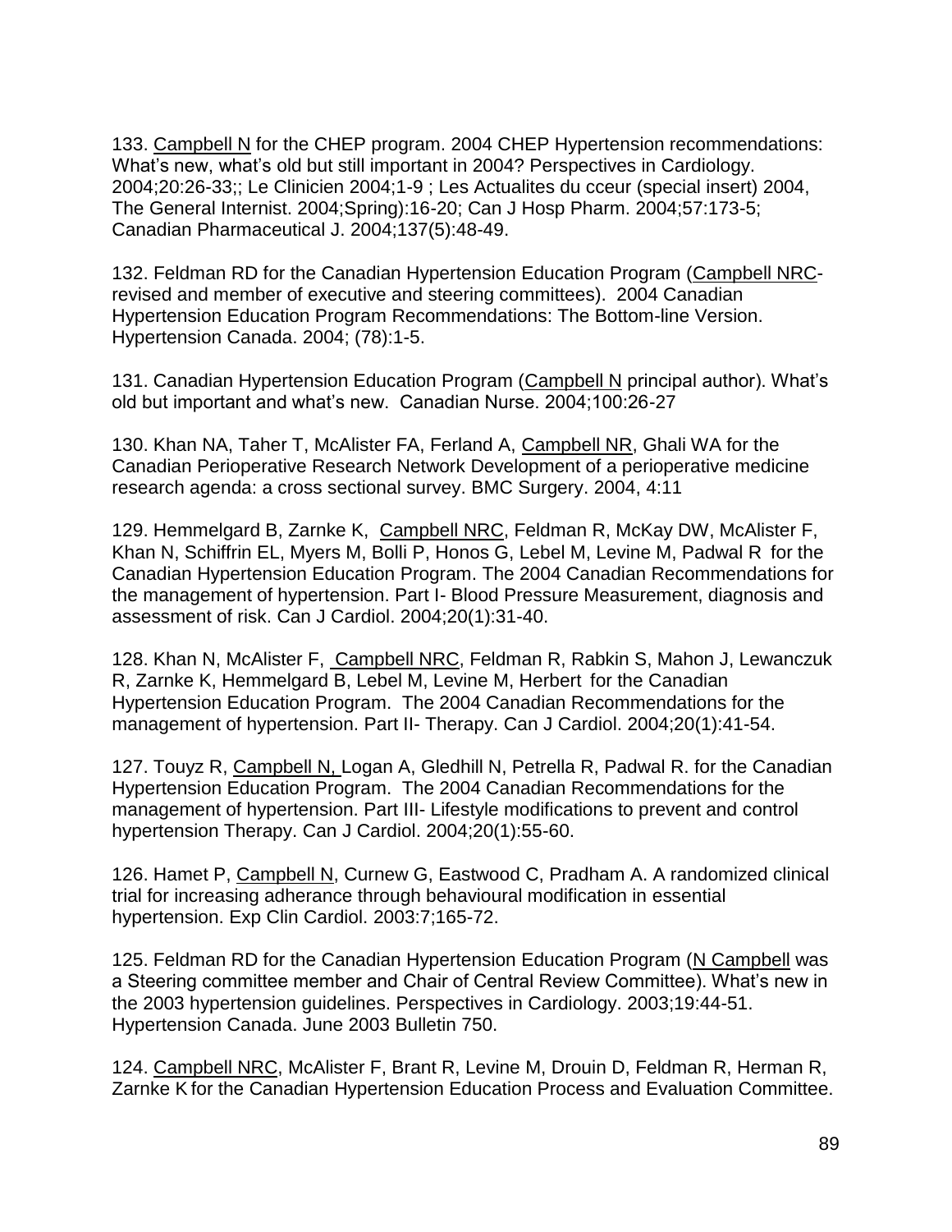133. Campbell N for the CHEP program. 2004 CHEP Hypertension recommendations: What's new, what's old but still important in 2004? Perspectives in Cardiology. 2004;20:26-33;; Le Clinicien 2004;1-9 ; Les Actualites du cceur (special insert) 2004, The General Internist. 2004;Spring):16-20; Can J Hosp Pharm. 2004;57:173-5; Canadian Pharmaceutical J. 2004;137(5):48-49.

132. Feldman RD for the Canadian Hypertension Education Program (Campbell NRC-revised and member of executive and steering committees). 2004 Canadian Hypertension Education Program Recommendations: The Bottom-line Version. Hypertension Canada. 2004; (78):1-5.

131. Canadian Hypertension Education Program (Campbell N principal author). What's old but important and what's new. Canadian Nurse. 2004;100:26-27

130. Khan NA, Taher T, McAlister FA, Ferland A, Campbell NR, Ghali WA for the Canadian Perioperative Research Network Development of a perioperative medicine research agenda: a cross sectional survey. BMC Surgery. 2004, 4:11

129. Hemmelgard B, Zarnke K, Campbell NRC, Feldman R, McKay DW, McAlister F, Khan N, Schiffrin EL, Myers M, Bolli P, Honos G, Lebel M, Levine M, Padwal R for the Canadian Hypertension Education Program. The 2004 Canadian Recommendations for the management of hypertension. Part I- Blood Pressure Measurement, diagnosis and assessment of risk. Can J Cardiol. 2004;20(1):31-40.

128. Khan N, McAlister F, Campbell NRC, Feldman R, Rabkin S, Mahon J, Lewanczuk R, Zarnke K, Hemmelgard B, Lebel M, Levine M, Herbert for the Canadian Hypertension Education Program. The 2004 Canadian Recommendations for the management of hypertension. Part II- Therapy. Can J Cardiol. 2004;20(1):41-54.

127. Touyz R, Campbell N, Logan A, Gledhill N, Petrella R, Padwal R. for the Canadian Hypertension Education Program. The 2004 Canadian Recommendations for the management of hypertension. Part III- Lifestyle modifications to prevent and control hypertension Therapy. Can J Cardiol. 2004;20(1):55-60.

126. Hamet P, Campbell N, Curnew G, Eastwood C, Pradham A. A randomized clinical trial for increasing adherance through behavioural modification in essential hypertension. Exp Clin Cardiol. 2003:7;165-72.

125. Feldman RD for the Canadian Hypertension Education Program (N Campbell was a Steering committee member and Chair of Central Review Committee). What's new in the 2003 hypertension guidelines. Perspectives in Cardiology. 2003;19:44-51. Hypertension Canada. June 2003 Bulletin 750.

124. Campbell NRC, McAlister F, Brant R, Levine M, Drouin D, Feldman R, Herman R, Zarnke K for the Canadian Hypertension Education Process and Evaluation Committee.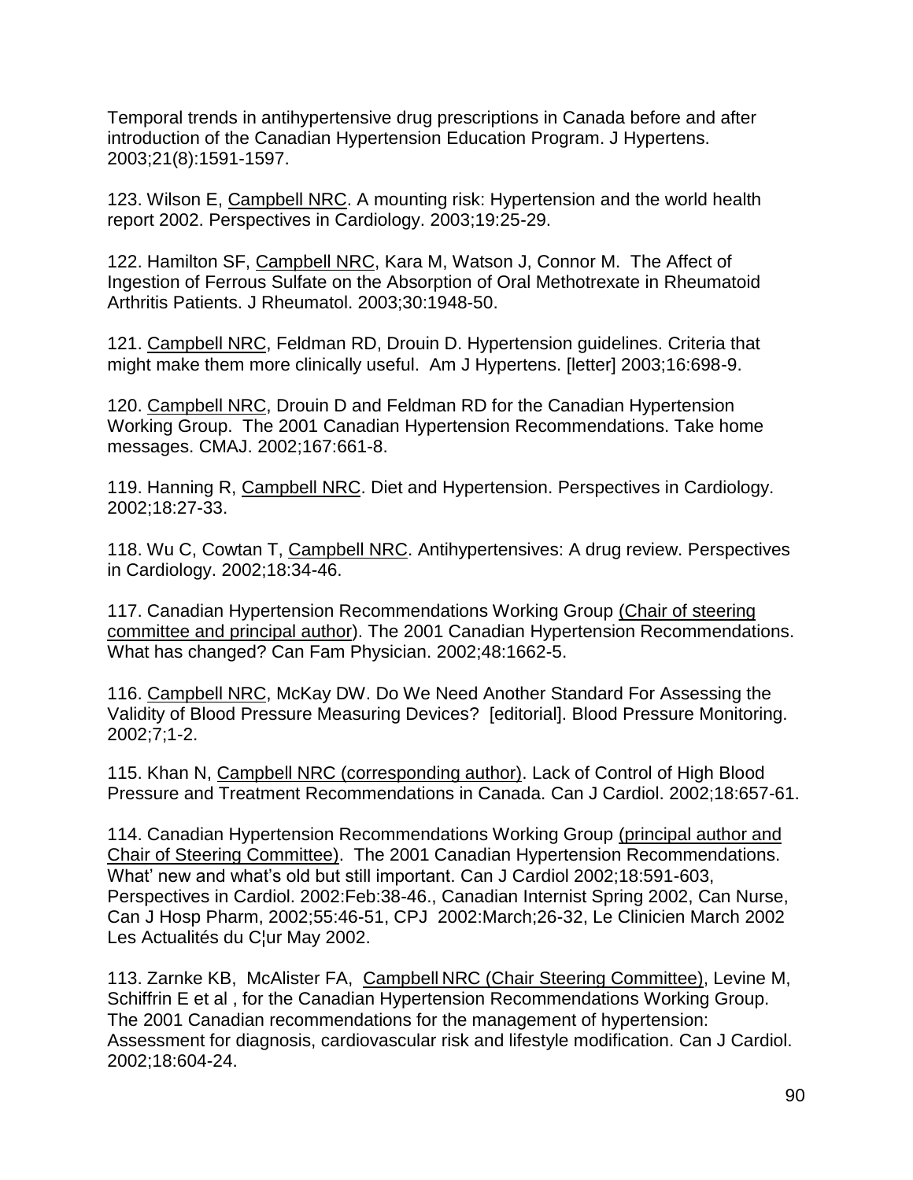Temporal trends in antihypertensive drug prescriptions in Canada before and after introduction of the Canadian Hypertension Education Program. J Hypertens. 2003;21(8):1591-1597.

123. Wilson E, Campbell NRC. A mounting risk: Hypertension and the world health report 2002. Perspectives in Cardiology. 2003;19:25-29.

122. Hamilton SF, Campbell NRC, Kara M, Watson J, Connor M. The Affect of Ingestion of Ferrous Sulfate on the Absorption of Oral Methotrexate in Rheumatoid Arthritis Patients. J Rheumatol. 2003;30:1948-50.

121. Campbell NRC, Feldman RD, Drouin D. Hypertension guidelines. Criteria that might make them more clinically useful. Am J Hypertens. [letter] 2003;16:698-9.

120. Campbell NRC, Drouin D and Feldman RD for the Canadian Hypertension Working Group. The 2001 Canadian Hypertension Recommendations. Take home messages. CMAJ. 2002;167:661-8.

119. Hanning R, Campbell NRC. Diet and Hypertension. Perspectives in Cardiology. 2002;18:27-33.

118. Wu C, Cowtan T, Campbell NRC. Antihypertensives: A drug review. Perspectives in Cardiology. 2002;18:34-46.

117. Canadian Hypertension Recommendations Working Group (Chair of steering committee and principal author). The 2001 Canadian Hypertension Recommendations. What has changed? Can Fam Physician. 2002;48:1662-5.

116. Campbell NRC, McKay DW. Do We Need Another Standard For Assessing the Validity of Blood Pressure Measuring Devices? [editorial]. Blood Pressure Monitoring. 2002;7;1-2.

115. Khan N, Campbell NRC (corresponding author). Lack of Control of High Blood Pressure and Treatment Recommendations in Canada. Can J Cardiol. 2002;18:657-61.

114. Canadian Hypertension Recommendations Working Group (principal author and Chair of Steering Committee). The 2001 Canadian Hypertension Recommendations. What' new and what's old but still important. Can J Cardiol 2002;18:591-603, Perspectives in Cardiol. 2002:Feb:38-46., Canadian Internist Spring 2002, Can Nurse, Can J Hosp Pharm, 2002;55:46-51, CPJ 2002:March;26-32, Le Clinicien March 2002 Les Actualités du C¦ur May 2002.

113. Zarnke KB, McAlister FA, Campbell NRC (Chair Steering Committee), Levine M, Schiffrin E et al , for the Canadian Hypertension Recommendations Working Group. The 2001 Canadian recommendations for the management of hypertension: Assessment for diagnosis, cardiovascular risk and lifestyle modification. Can J Cardiol. 2002;18:604-24.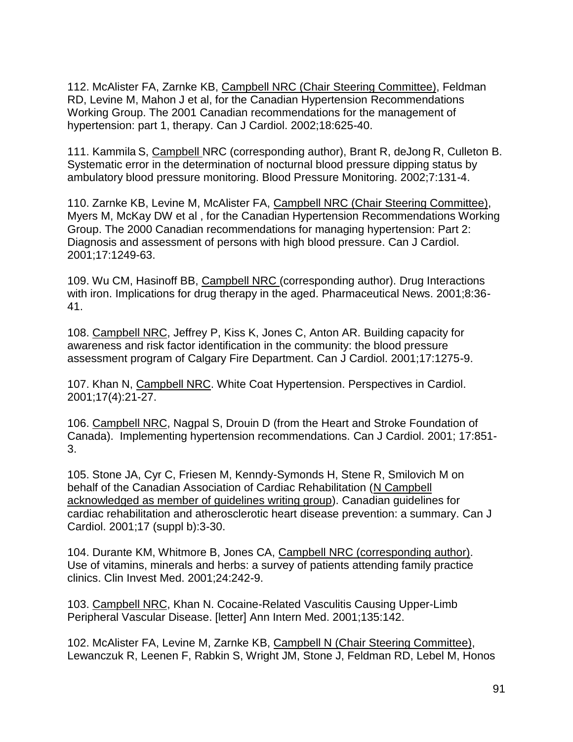112. McAlister FA, Zarnke KB, Campbell NRC (Chair Steering Committee), Feldman RD, Levine M, Mahon J et al, for the Canadian Hypertension Recommendations Working Group. The 2001 Canadian recommendations for the management of hypertension: part 1, therapy. Can J Cardiol. 2002;18:625-40.

111. Kammila S, Campbell NRC (corresponding author), Brant R, deJong R, Culleton B. Systematic error in the determination of nocturnal blood pressure dipping status by ambulatory blood pressure monitoring. Blood Pressure Monitoring. 2002;7:131-4.

110. Zarnke KB, Levine M, McAlister FA, Campbell NRC (Chair Steering Committee), Myers M, McKay DW et al , for the Canadian Hypertension Recommendations Working Group. The 2000 Canadian recommendations for managing hypertension: Part 2: Diagnosis and assessment of persons with high blood pressure. Can J Cardiol. 2001;17:1249-63.

109. Wu CM, Hasinoff BB, Campbell NRC (corresponding author). Drug Interactions with iron. Implications for drug therapy in the aged. Pharmaceutical News. 2001;8:36-41.

108. Campbell NRC, Jeffrey P, Kiss K, Jones C, Anton AR. Building capacity for awareness and risk factor identification in the community: the blood pressure assessment program of Calgary Fire Department. Can J Cardiol. 2001;17:1275-9.

107. Khan N, Campbell NRC. White Coat Hypertension. Perspectives in Cardiol. 2001;17(4):21-27.

106. Campbell NRC, Nagpal S, Drouin D (from the Heart and Stroke Foundation of Canada). Implementing hypertension recommendations. Can J Cardiol. 2001; 17:851-3.

105. Stone JA, Cyr C, Friesen M, Kenndy-Symonds H, Stene R, Smilovich M on behalf of the Canadian Association of Cardiac Rehabilitation (N Campbell acknowledged as member of guidelines writing group). Canadian guidelines for cardiac rehabilitation and atherosclerotic heart disease prevention: a summary. Can J Cardiol. 2001;17 (suppl b):3-30.

104. Durante KM, Whitmore B, Jones CA, Campbell NRC (corresponding author). Use of vitamins, minerals and herbs: a survey of patients attending family practice clinics. Clin Invest Med. 2001;24:242-9.

103. Campbell NRC, Khan N. Cocaine-Related Vasculitis Causing Upper-Limb Peripheral Vascular Disease. [letter] Ann Intern Med. 2001;135:142.

102. McAlister FA, Levine M, Zarnke KB, Campbell N (Chair Steering Committee), Lewanczuk R, Leenen F, Rabkin S, Wright JM, Stone J, Feldman RD, Lebel M, Honos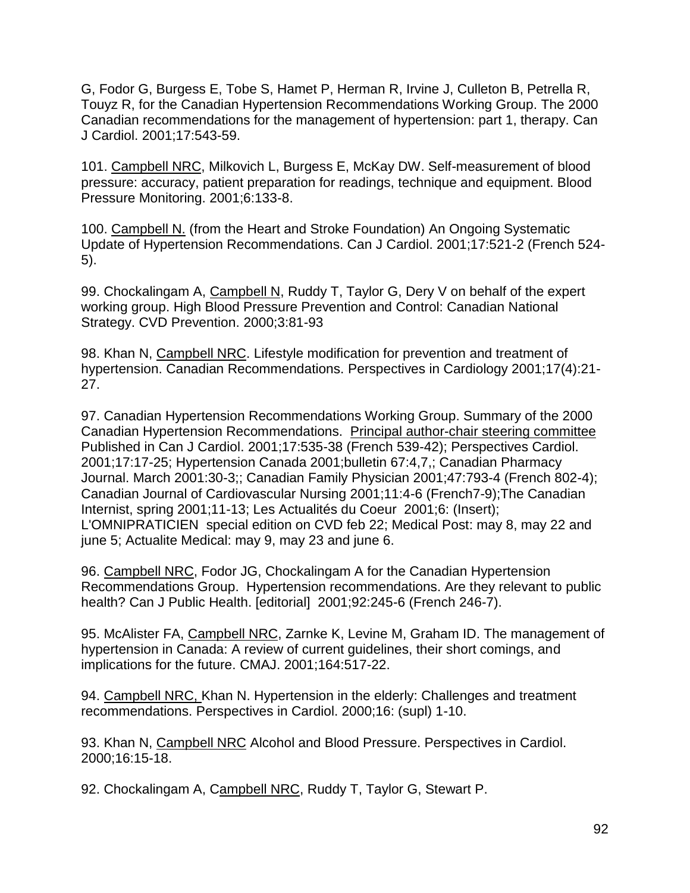G, Fodor G, Burgess E, Tobe S, Hamet P, Herman R, Irvine J, Culleton B, Petrella R, Touyz R, for the Canadian Hypertension Recommendations Working Group. The 2000 Canadian recommendations for the management of hypertension: part 1, therapy. Can J Cardiol. 2001;17:543-59.

101. Campbell NRC, Milkovich L, Burgess E, McKay DW. Self-measurement of blood pressure: accuracy, patient preparation for readings, technique and equipment. Blood Pressure Monitoring. 2001;6:133-8.

100. Campbell N. (from the Heart and Stroke Foundation) An Ongoing Systematic Update of Hypertension Recommendations. Can J Cardiol. 2001;17:521-2 (French 524-5).

99. Chockalingam A, Campbell N, Ruddy T, Taylor G, Dery V on behalf of the expert working group. High Blood Pressure Prevention and Control: Canadian National Strategy. CVD Prevention. 2000;3:81-93

98. Khan N, Campbell NRC. Lifestyle modification for prevention and treatment of hypertension. Canadian Recommendations. Perspectives in Cardiology 2001;17(4):21-27.

97. Canadian Hypertension Recommendations Working Group. Summary of the 2000 Canadian Hypertension Recommendations. Principal author-chair steering committee Published in Can J Cardiol. 2001;17:535-38 (French 539-42); Perspectives Cardiol. 2001;17:17-25; Hypertension Canada 2001;bulletin 67:4,7,; Canadian Pharmacy Journal. March 2001:30-3;; Canadian Family Physician 2001;47:793-4 (French 802-4); Canadian Journal of Cardiovascular Nursing 2001;11:4-6 (French7-9);The Canadian Internist, spring 2001;11-13; Les Actualités du Coeur 2001;6: (Insert); L'OMNIPRATICIEN special edition on CVD feb 22; Medical Post: may 8, may 22 and june 5; Actualite Medical: may 9, may 23 and june 6.

96. Campbell NRC, Fodor JG, Chockalingam A for the Canadian Hypertension Recommendations Group. Hypertension recommendations. Are they relevant to public health? Can J Public Health. [editorial] 2001;92:245-6 (French 246-7).

95. McAlister FA, Campbell NRC, Zarnke K, Levine M, Graham ID. The management of hypertension in Canada: A review of current guidelines, their short comings, and implications for the future. CMAJ. 2001;164:517-22.

94. Campbell NRC, Khan N. Hypertension in the elderly: Challenges and treatment recommendations. Perspectives in Cardiol. 2000;16: (supl) 1-10.

93. Khan N, Campbell NRC Alcohol and Blood Pressure. Perspectives in Cardiol. 2000;16:15-18.

92. Chockalingam A, Campbell NRC, Ruddy T, Taylor G, Stewart P.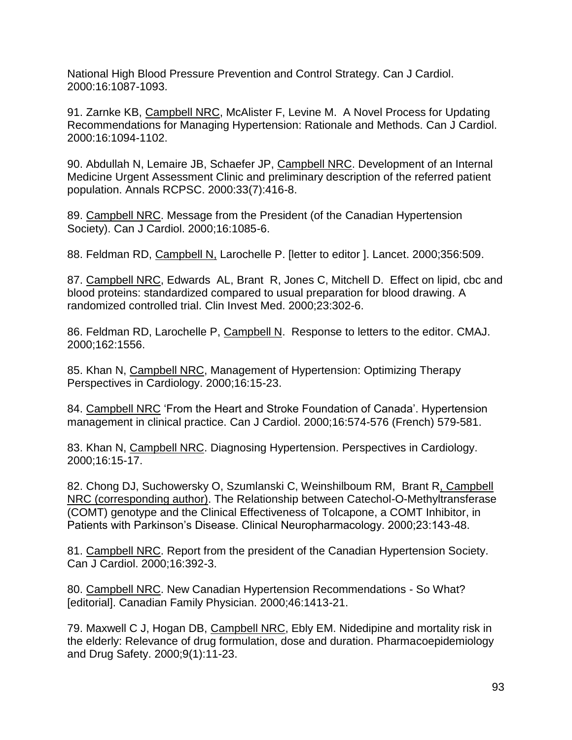National High Blood Pressure Prevention and Control Strategy. Can J Cardiol. 2000:16:1087-1093.

91. Zarnke KB, Campbell NRC, McAlister F, Levine M. A Novel Process for Updating Recommendations for Managing Hypertension: Rationale and Methods. Can J Cardiol. 2000:16:1094-1102.

90. Abdullah N, Lemaire JB, Schaefer JP, Campbell NRC. Development of an Internal Medicine Urgent Assessment Clinic and preliminary description of the referred patient population. Annals RCPSC. 2000:33(7):416-8.

89. Campbell NRC. Message from the President (of the Canadian Hypertension Society). Can J Cardiol. 2000;16:1085-6.

88. Feldman RD, Campbell N, Larochelle P. [letter to editor ]. Lancet. 2000;356:509.

87. Campbell NRC, Edwards AL, Brant R, Jones C, Mitchell D. Effect on lipid, cbc and blood proteins: standardized compared to usual preparation for blood drawing. A randomized controlled trial. Clin Invest Med. 2000;23:302-6.

86. Feldman RD, Larochelle P, Campbell N. Response to letters to the editor. CMAJ. 2000;162:1556.

85. Khan N, Campbell NRC, Management of Hypertension: Optimizing Therapy Perspectives in Cardiology. 2000;16:15-23.

84. Campbell NRC 'From the Heart and Stroke Foundation of Canada'. Hypertension management in clinical practice. Can J Cardiol. 2000;16:574-576 (French) 579-581.

83. Khan N, Campbell NRC. Diagnosing Hypertension. Perspectives in Cardiology. 2000;16:15-17.

82. Chong DJ, Suchowersky O, Szumlanski C, Weinshilboum RM, Brant R, Campbell NRC (corresponding author). The Relationship between Catechol-O-Methyltransferase (COMT) genotype and the Clinical Effectiveness of Tolcapone, a COMT Inhibitor, in Patients with Parkinson's Disease. Clinical Neuropharmacology. 2000;23:143-48.

81. Campbell NRC. Report from the president of the Canadian Hypertension Society. Can J Cardiol. 2000;16:392-3.

80. Campbell NRC. New Canadian Hypertension Recommendations - So What? [editorial]. Canadian Family Physician. 2000;46:1413-21.

79. Maxwell C J, Hogan DB, Campbell NRC, Ebly EM. Nidedipine and mortality risk in the elderly: Relevance of drug formulation, dose and duration. Pharmacoepidemiology and Drug Safety. 2000;9(1):11-23.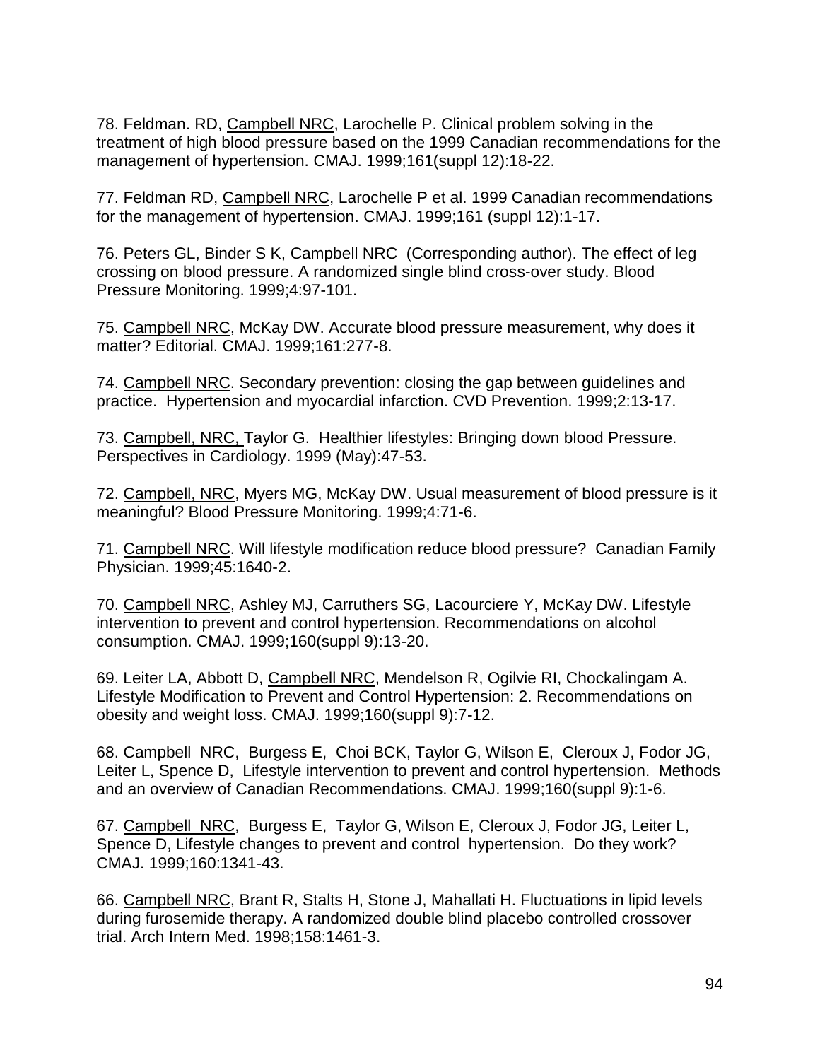78. Feldman. RD, Campbell NRC, Larochelle P. Clinical problem solving in the treatment of high blood pressure based on the 1999 Canadian recommendations for the management of hypertension. CMAJ. 1999;161(suppl 12):18-22.

77. Feldman RD, Campbell NRC, Larochelle P et al. 1999 Canadian recommendations for the management of hypertension. CMAJ. 1999;161 (suppl 12):1-17.

76. Peters GL, Binder S K, Campbell NRC (Corresponding author). The effect of leg crossing on blood pressure. A randomized single blind cross-over study. Blood Pressure Monitoring. 1999;4:97-101.

75. Campbell NRC, McKay DW. Accurate blood pressure measurement, why does it matter? Editorial. CMAJ. 1999;161:277-8.

74. Campbell NRC. Secondary prevention: closing the gap between guidelines and practice. Hypertension and myocardial infarction. CVD Prevention. 1999;2:13-17.

73. Campbell, NRC, Taylor G. Healthier lifestyles: Bringing down blood Pressure. Perspectives in Cardiology. 1999 (May):47-53.

72. Campbell, NRC, Myers MG, McKay DW. Usual measurement of blood pressure is it meaningful? Blood Pressure Monitoring. 1999;4:71-6.

71. Campbell NRC. Will lifestyle modification reduce blood pressure? Canadian Family Physician. 1999;45:1640-2.

70. Campbell NRC, Ashley MJ, Carruthers SG, Lacourciere Y, McKay DW. Lifestyle intervention to prevent and control hypertension. Recommendations on alcohol consumption. CMAJ. 1999;160(suppl 9):13-20.

69. Leiter LA, Abbott D, Campbell NRC, Mendelson R, Ogilvie RI, Chockalingam A. Lifestyle Modification to Prevent and Control Hypertension: 2. Recommendations on obesity and weight loss. CMAJ. 1999;160(suppl 9):7-12.

68. Campbell NRC, Burgess E, Choi BCK, Taylor G, Wilson E, Cleroux J, Fodor JG, Leiter L, Spence D, Lifestyle intervention to prevent and control hypertension. Methods and an overview of Canadian Recommendations. CMAJ. 1999;160(suppl 9):1-6.

67. Campbell NRC, Burgess E, Taylor G, Wilson E, Cleroux J, Fodor JG, Leiter L, Spence D, Lifestyle changes to prevent and control hypertension. Do they work? CMAJ. 1999;160:1341-43.

66. Campbell NRC, Brant R, Stalts H, Stone J, Mahallati H. Fluctuations in lipid levels during furosemide therapy. A randomized double blind placebo controlled crossover trial. Arch Intern Med. 1998;158:1461-3.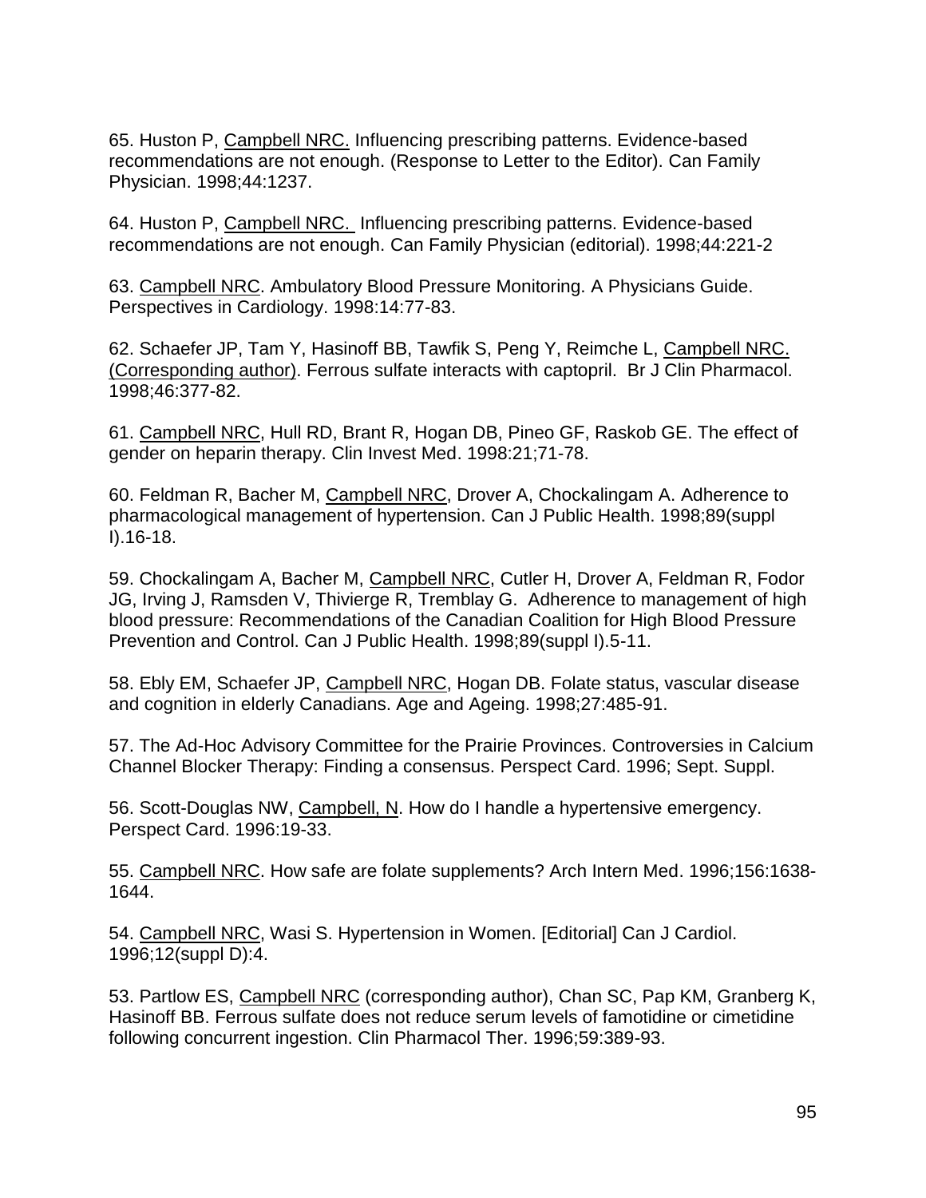65. Huston P, Campbell NRC. Influencing prescribing patterns. Evidence-based recommendations are not enough. (Response to Letter to the Editor). Can Family Physician. 1998;44:1237.

64. Huston P, Campbell NRC. Influencing prescribing patterns. Evidence-based recommendations are not enough. Can Family Physician (editorial). 1998;44:221-2

63. Campbell NRC. Ambulatory Blood Pressure Monitoring. A Physicians Guide. Perspectives in Cardiology. 1998:14:77-83.

62. Schaefer JP, Tam Y, Hasinoff BB, Tawfik S, Peng Y, Reimche L, Campbell NRC. (Corresponding author). Ferrous sulfate interacts with captopril. Br J Clin Pharmacol. 1998;46:377-82.

61. Campbell NRC, Hull RD, Brant R, Hogan DB, Pineo GF, Raskob GE. The effect of gender on heparin therapy. Clin Invest Med. 1998:21;71-78.

60. Feldman R, Bacher M, Campbell NRC, Drover A, Chockalingam A. Adherence to pharmacological management of hypertension. Can J Public Health. 1998;89(suppl I).16-18.

59. Chockalingam A, Bacher M, Campbell NRC, Cutler H, Drover A, Feldman R, Fodor JG, Irving J, Ramsden V, Thivierge R, Tremblay G. Adherence to management of high blood pressure: Recommendations of the Canadian Coalition for High Blood Pressure Prevention and Control. Can J Public Health. 1998;89(suppl I).5-11.

58. Ebly EM, Schaefer JP, Campbell NRC, Hogan DB. Folate status, vascular disease and cognition in elderly Canadians. Age and Ageing. 1998;27:485-91.

57. The Ad-Hoc Advisory Committee for the Prairie Provinces. Controversies in Calcium Channel Blocker Therapy: Finding a consensus. Perspect Card. 1996; Sept. Suppl.

56. Scott-Douglas NW, Campbell, N. How do I handle a hypertensive emergency. Perspect Card. 1996:19-33.

55. Campbell NRC. How safe are folate supplements? Arch Intern Med. 1996;156:1638-1644.

54. Campbell NRC, Wasi S. Hypertension in Women. [Editorial] Can J Cardiol. 1996;12(suppl D):4.

53. Partlow ES, Campbell NRC (corresponding author), Chan SC, Pap KM, Granberg K, Hasinoff BB. Ferrous sulfate does not reduce serum levels of famotidine or cimetidine following concurrent ingestion. Clin Pharmacol Ther. 1996;59:389-93.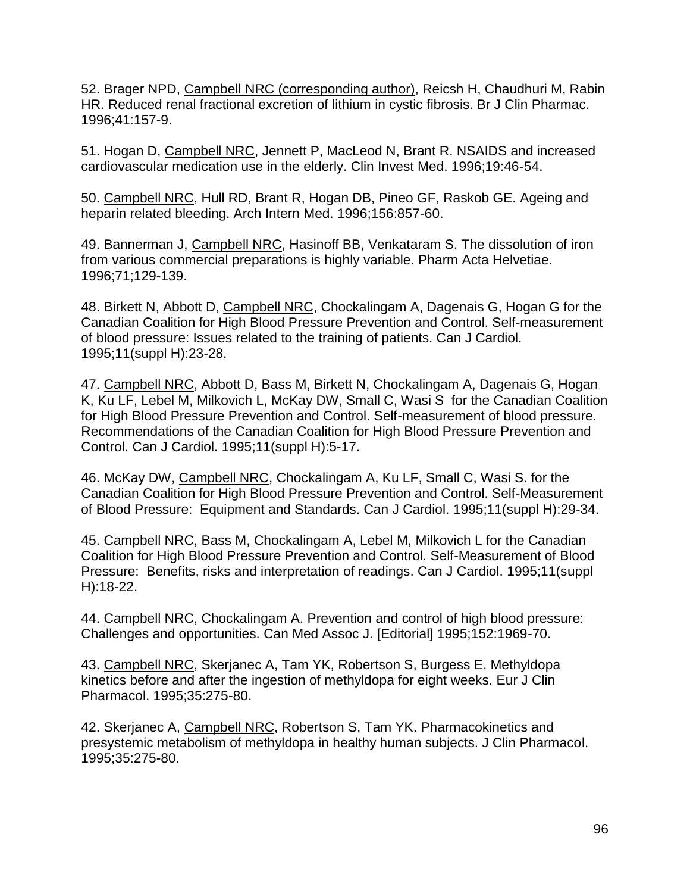52. Brager NPD, <u>Campbell NRC (corresponding author)</u>, Reicsh H, Chaudhuri M, Rabin HR. Reduced renal fractional excretion of lithium in cystic fibrosis. Br J Clin Pharmac. 1996;41:157-9.

51. Hogan D, <u>Campbell NRC</u>, Jennett P, MacLeod N, Brant R. NSAIDS and increased cardiovascular medication use in the elderly. Clin Invest Med. 1996;19:46-54.

50. <u>Campbell NRC</u>, Hull RD, Brant R, Hogan DB, Pineo GF, Raskob GE. Ageing and heparin related bleeding. Arch Intern Med. 1996;156:857-60.

49. Bannerman J, <u>Campbell NRC</u>, Hasinoff BB, Venkataram S. The dissolution of iron from various commercial preparations is highly variable. Pharm Acta Helvetiae. 1996;71;129-139.

48. Birkett N, Abbott D, <u>Campbell NRC</u>, Chockalingam A, Dagenais G, Hogan G for the Canadian Coalition for High Blood Pressure Prevention and Control. Self-measurement of blood pressure: Issues related to the training of patients. Can J Cardiol. 1995;11(suppl H):23-28.

47. <u>Campbell NRC</u>, Abbott D, Bass M, Birkett N, Chockalingam A, Dagenais G, Hogan K, Ku LF, Lebel M, Milkovich L, McKay DW, Small C, Wasi S for the Canadian Coalition for High Blood Pressure Prevention and Control. Self-measurement of blood pressure. Recommendations of the Canadian Coalition for High Blood Pressure Prevention and Control. Can J Cardiol. 1995;11(suppl H):5-17.

46. McKay DW, <u>Campbell NRC</u>, Chockalingam A, Ku LF, Small C, Wasi S. for the Canadian Coalition for High Blood Pressure Prevention and Control. Self-Measurement of Blood Pressure: Equipment and Standards. Can J Cardiol. 1995;11(suppl H):29-34.

45. <u>Campbell NRC</u>, Bass M, Chockalingam A, Lebel M, Milkovich L for the Canadian Coalition for High Blood Pressure Prevention and Control. Self-Measurement of Blood Pressure: Benefits, risks and interpretation of readings. Can J Cardiol. 1995;11(suppl H):18-22.

44. <u>Campbell NRC</u>, Chockalingam A. Prevention and control of high blood pressure: Challenges and opportunities. Can Med Assoc J. [Editorial] 1995;152:1969-70.

43. <u>Campbell NRC</u>, Skerjanec A, Tam YK, Robertson S, Burgess E. Methyldopa kinetics before and after the ingestion of methyldopa for eight weeks. Eur J Clin Pharmacol. 1995;35:275-80.

42. Skerjanec A, <u>Campbell NRC</u>, Robertson S, Tam YK. Pharmacokinetics and presystemic metabolism of methyldopa in healthy human subjects. J Clin Pharmacol. 1995;35:275-80.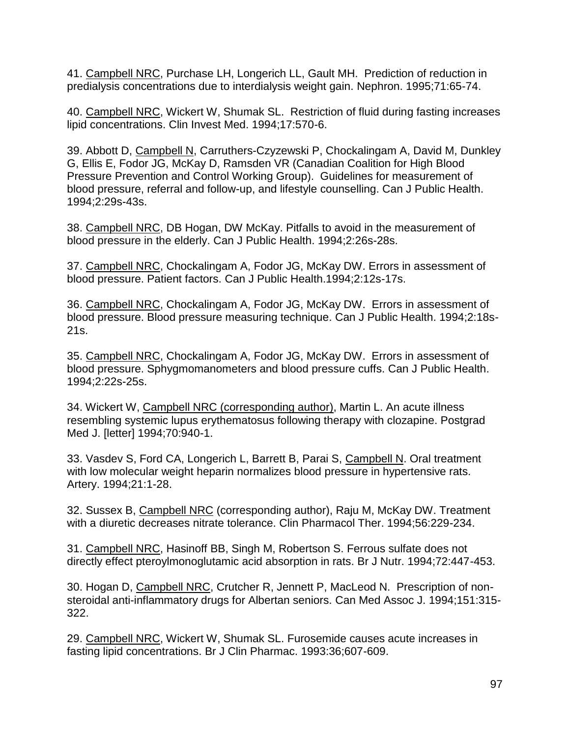41. Campbell NRC, Purchase LH, Longerich LL, Gault MH. Prediction of reduction in predialysis concentrations due to interdialysis weight gain. Nephron. 1995;71:65-74.

40. Campbell NRC, Wickert W, Shumak SL. Restriction of fluid during fasting increases lipid concentrations. Clin Invest Med. 1994;17:570-6.

39. Abbott D, Campbell N, Carruthers-Czyzewski P, Chockalingam A, David M, Dunkley G, Ellis E, Fodor JG, McKay D, Ramsden VR (Canadian Coalition for High Blood Pressure Prevention and Control Working Group). Guidelines for measurement of blood pressure, referral and follow-up, and lifestyle counselling. Can J Public Health. 1994;2:29s-43s.

38. Campbell NRC, DB Hogan, DW McKay. Pitfalls to avoid in the measurement of blood pressure in the elderly. Can J Public Health. 1994;2:26s-28s.

37. Campbell NRC, Chockalingam A, Fodor JG, McKay DW. Errors in assessment of blood pressure. Patient factors. Can J Public Health.1994;2:12s-17s.

36. Campbell NRC, Chockalingam A, Fodor JG, McKay DW. Errors in assessment of blood pressure. Blood pressure measuring technique. Can J Public Health. 1994;2:18s-21s.

35. Campbell NRC, Chockalingam A, Fodor JG, McKay DW. Errors in assessment of blood pressure. Sphygmomanometers and blood pressure cuffs. Can J Public Health. 1994;2:22s-25s.

34. Wickert W, Campbell NRC (corresponding author), Martin L. An acute illness resembling systemic lupus erythematosus following therapy with clozapine. Postgrad Med J. [letter] 1994;70:940-1.

33. Vasdev S, Ford CA, Longerich L, Barrett B, Parai S, Campbell N. Oral treatment with low molecular weight heparin normalizes blood pressure in hypertensive rats. Artery. 1994;21:1-28.

32. Sussex B, Campbell NRC (corresponding author), Raju M, McKay DW. Treatment with a diuretic decreases nitrate tolerance. Clin Pharmacol Ther. 1994;56:229-234.

31. Campbell NRC, Hasinoff BB, Singh M, Robertson S. Ferrous sulfate does not directly effect pteroylmonoglutamic acid absorption in rats. Br J Nutr. 1994;72:447-453.

30. Hogan D, Campbell NRC, Crutcher R, Jennett P, MacLeod N. Prescription of non-steroidal anti-inflammatory drugs for Albertan seniors. Can Med Assoc J. 1994;151:315-322.

29. Campbell NRC, Wickert W, Shumak SL. Furosemide causes acute increases in fasting lipid concentrations. Br J Clin Pharmac. 1993:36;607-609.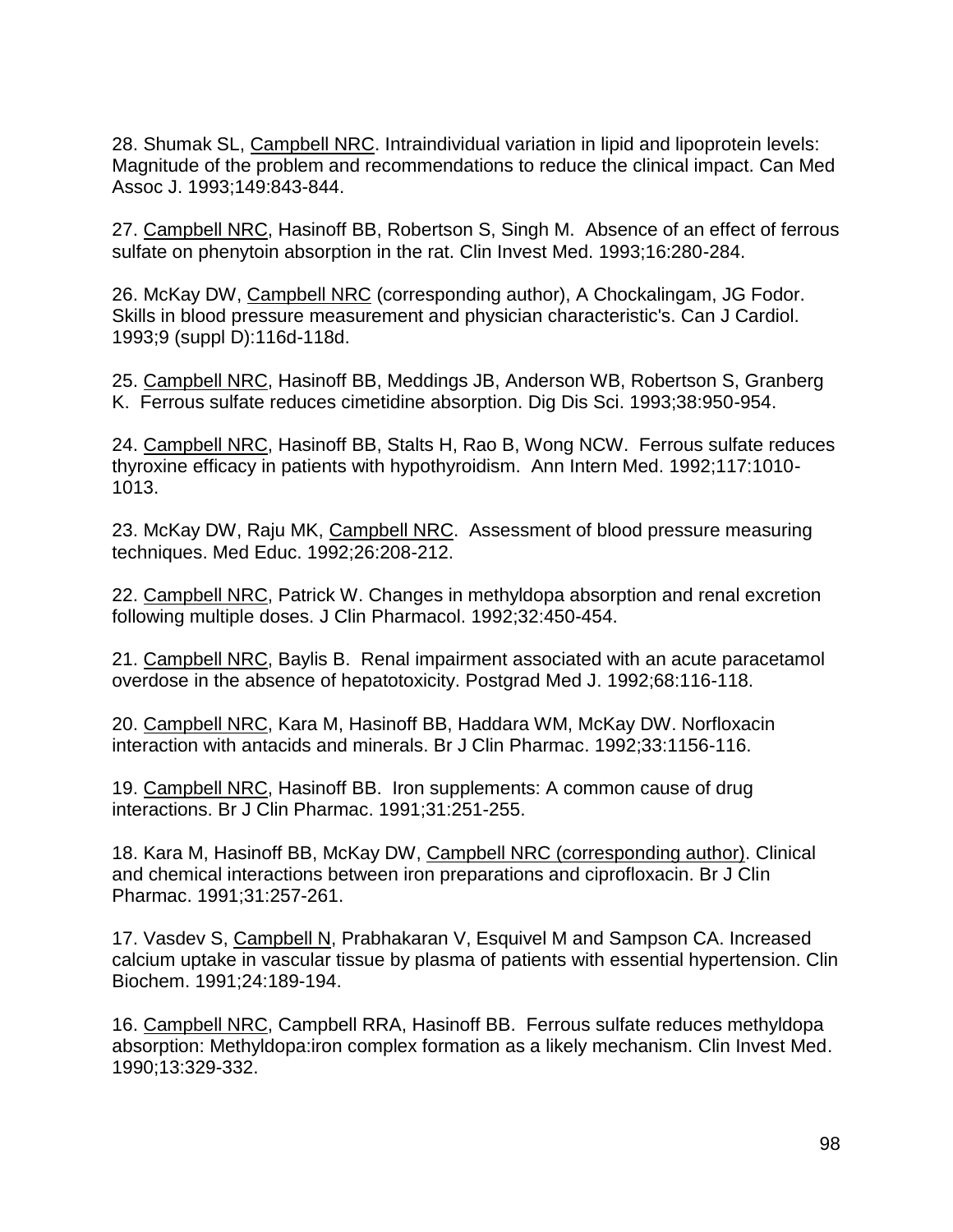28. Shumak SL, Campbell NRC. Intraindividual variation in lipid and lipoprotein levels: Magnitude of the problem and recommendations to reduce the clinical impact. Can Med Assoc J. 1993;149:843-844.

27. Campbell NRC, Hasinoff BB, Robertson S, Singh M. Absence of an effect of ferrous sulfate on phenytoin absorption in the rat. Clin Invest Med. 1993;16:280-284.

26. McKay DW, Campbell NRC (corresponding author), A Chockalingam, JG Fodor. Skills in blood pressure measurement and physician characteristic's. Can J Cardiol. 1993;9 (suppl D):116d-118d.

25. Campbell NRC, Hasinoff BB, Meddings JB, Anderson WB, Robertson S, Granberg K. Ferrous sulfate reduces cimetidine absorption. Dig Dis Sci. 1993;38:950-954.

24. Campbell NRC, Hasinoff BB, Stalts H, Rao B, Wong NCW. Ferrous sulfate reduces thyroxine efficacy in patients with hypothyroidism. Ann Intern Med. 1992;117:1010-1013.

23. McKay DW, Raju MK, Campbell NRC. Assessment of blood pressure measuring techniques. Med Educ. 1992;26:208-212.

22. Campbell NRC, Patrick W. Changes in methyldopa absorption and renal excretion following multiple doses. J Clin Pharmacol. 1992;32:450-454.

21. Campbell NRC, Baylis B. Renal impairment associated with an acute paracetamol overdose in the absence of hepatotoxicity. Postgrad Med J. 1992;68:116-118.

20. Campbell NRC, Kara M, Hasinoff BB, Haddara WM, McKay DW. Norfloxacin interaction with antacids and minerals. Br J Clin Pharmac. 1992;33:1156-116.

19. Campbell NRC, Hasinoff BB. Iron supplements: A common cause of drug interactions. Br J Clin Pharmac. 1991;31:251-255.

18. Kara M, Hasinoff BB, McKay DW, Campbell NRC (corresponding author). Clinical and chemical interactions between iron preparations and ciprofloxacin. Br J Clin Pharmac. 1991;31:257-261.

17. Vasdev S, Campbell N, Prabhakaran V, Esquivel M and Sampson CA. Increased calcium uptake in vascular tissue by plasma of patients with essential hypertension. Clin Biochem. 1991;24:189-194.

16. Campbell NRC, Campbell RRA, Hasinoff BB. Ferrous sulfate reduces methyldopa absorption: Methyldopa:iron complex formation as a likely mechanism. Clin Invest Med. 1990;13:329-332.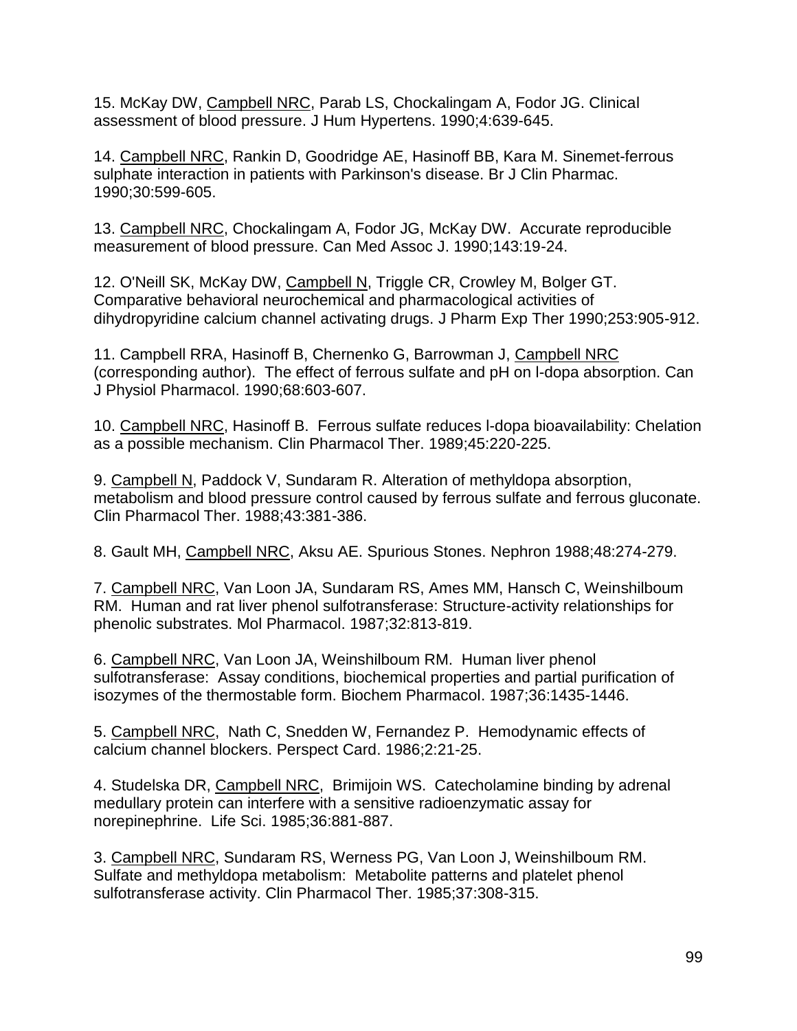15. McKay DW, <u>Campbell NRC</u>, Parab LS, Chockalingam A, Fodor JG. Clinical assessment of blood pressure. J Hum Hypertens. 1990;4:639-645.

14. <u>Campbell NRC</u>, Rankin D, Goodridge AE, Hasinoff BB, Kara M. Sinemet-ferrous sulphate interaction in patients with Parkinson's disease. Br J Clin Pharmac. 1990;30:599-605.

13. <u>Campbell NRC</u>, Chockalingam A, Fodor JG, McKay DW. Accurate reproducible measurement of blood pressure. Can Med Assoc J. 1990;143:19-24.

12. O'Neill SK, McKay DW, <u>Campbell N</u>, Triggle CR, Crowley M, Bolger GT. Comparative behavioral neurochemical and pharmacological activities of dihydropyridine calcium channel activating drugs. J Pharm Exp Ther 1990;253:905-912.

11. Campbell RRA, Hasinoff B, Chernenko G, Barrowman J, <u>Campbell NRC</u> (corresponding author). The effect of ferrous sulfate and pH on l-dopa absorption. Can J Physiol Pharmacol. 1990;68:603-607.

10. <u>Campbell NRC</u>, Hasinoff B. Ferrous sulfate reduces l-dopa bioavailability: Chelation as a possible mechanism. Clin Pharmacol Ther. 1989;45:220-225.

9. <u>Campbell N</u>, Paddock V, Sundaram R. Alteration of methyldopa absorption, metabolism and blood pressure control caused by ferrous sulfate and ferrous gluconate. Clin Pharmacol Ther. 1988;43:381-386.

8. Gault MH, <u>Campbell NRC</u>, Aksu AE. Spurious Stones. Nephron 1988;48:274-279.

7. <u>Campbell NRC</u>, Van Loon JA, Sundaram RS, Ames MM, Hansch C, Weinshilboum RM. Human and rat liver phenol sulfotransferase: Structure-activity relationships for phenolic substrates. Mol Pharmacol. 1987;32:813-819.

6. <u>Campbell NRC</u>, Van Loon JA, Weinshilboum RM. Human liver phenol sulfotransferase: Assay conditions, biochemical properties and partial purification of isozymes of the thermostable form. Biochem Pharmacol. 1987;36:1435-1446.

5. <u>Campbell NRC</u>, Nath C, Snedden W, Fernandez P. Hemodynamic effects of calcium channel blockers. Perspect Card. 1986;2:21-25.

4. Studelska DR, <u>Campbell NRC</u>, Brimijoin WS. Catecholamine binding by adrenal medullary protein can interfere with a sensitive radioenzymatic assay for norepinephrine. Life Sci. 1985;36:881-887.

3. <u>Campbell NRC</u>, Sundaram RS, Werness PG, Van Loon J, Weinshilboum RM. Sulfate and methyldopa metabolism: Metabolite patterns and platelet phenol sulfotransferase activity. Clin Pharmacol Ther. 1985;37:308-315.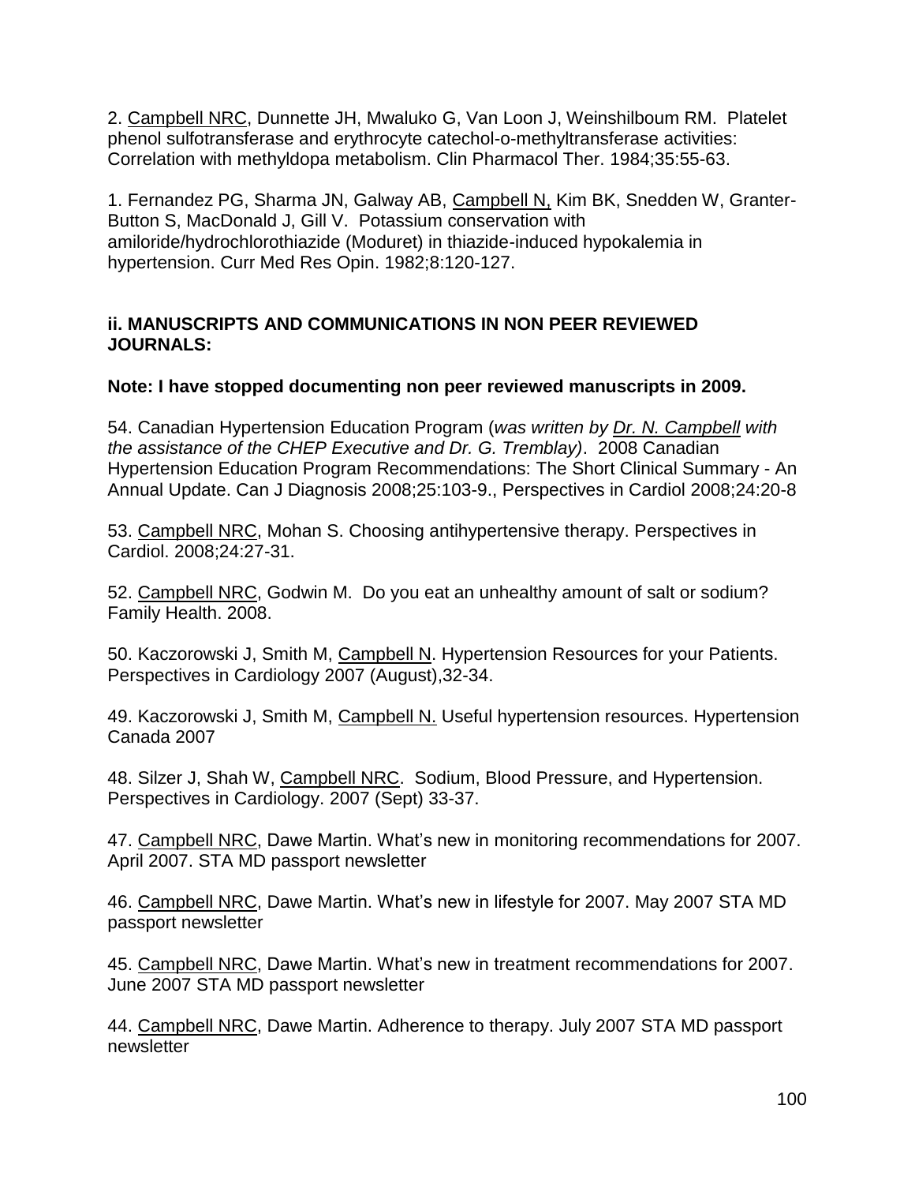2. <u>Campbell NRC</u>, Dunnette JH, Mwaluko G, Van Loon J, Weinshilboum RM. Platelet phenol sulfotransferase and erythrocyte catechol-o-methyltransferase activities: Correlation with methyldopa metabolism. Clin Pharmacol Ther. 1984;35:55-63.

1. Fernandez PG, Sharma JN, Galway AB, <u>Campbell N,</u> Kim BK, Snedden W, Granter-Button S, MacDonald J, Gill V. Potassium conservation with amiloride/hydrochlorothiazide (Moduret) in thiazide-induced hypokalemia in hypertension. Curr Med Res Opin. 1982;8:120-127.

### ii. MANUSCRIPTS AND COMMUNICATIONS IN NON PEER REVIEWED JOURNALS:

**Note: I have stopped documenting non peer reviewed manuscripts in 2009.**

54. Canadian Hypertension Education Program (*was written by <u>Dr. N. Campbell</u> with the assistance of the CHEP Executive and Dr. G. Tremblay)*. 2008 Canadian Hypertension Education Program Recommendations: The Short Clinical Summary - An Annual Update. Can J Diagnosis 2008;25:103-9., Perspectives in Cardiol 2008;24:20-8

53. <u>Campbell NRC</u>, Mohan S. Choosing antihypertensive therapy. Perspectives in Cardiol. 2008;24:27-31.

52. <u>Campbell NRC</u>, Godwin M. Do you eat an unhealthy amount of salt or sodium? Family Health. 2008.

50. Kaczorowski J, Smith M, <u>Campbell N</u>. Hypertension Resources for your Patients. Perspectives in Cardiology 2007 (August),32-34.

49. Kaczorowski J, Smith M, <u>Campbell N.</u> Useful hypertension resources. Hypertension Canada 2007

48. Silzer J, Shah W, <u>Campbell NRC</u>. Sodium, Blood Pressure, and Hypertension. Perspectives in Cardiology. 2007 (Sept) 33-37.

47. <u>Campbell NRC</u>, Dawe Martin. What's new in monitoring recommendations for 2007. April 2007. STA MD passport newsletter

46. <u>Campbell NRC</u>, Dawe Martin. What's new in lifestyle for 2007. May 2007 STA MD passport newsletter

45. <u>Campbell NRC</u>, Dawe Martin. What's new in treatment recommendations for 2007. June 2007 STA MD passport newsletter

44. <u>Campbell NRC</u>, Dawe Martin. Adherence to therapy. July 2007 STA MD passport newsletter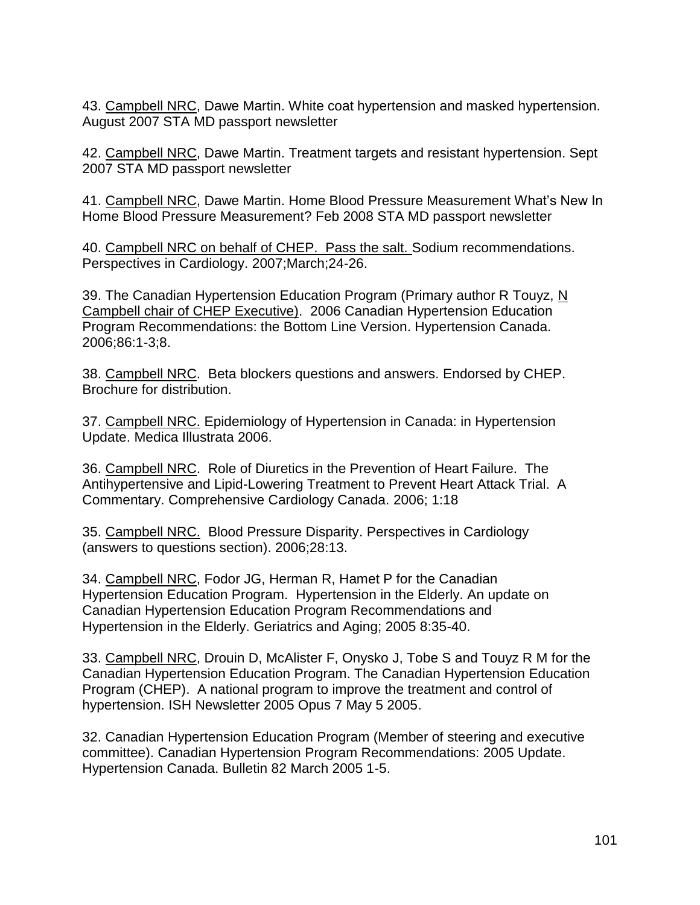43. Campbell NRC, Dawe Martin. White coat hypertension and masked hypertension. August 2007 STA MD passport newsletter

42. Campbell NRC, Dawe Martin. Treatment targets and resistant hypertension. Sept 2007 STA MD passport newsletter

41. Campbell NRC, Dawe Martin. Home Blood Pressure Measurement What's New In Home Blood Pressure Measurement? Feb 2008 STA MD passport newsletter

40. Campbell NRC on behalf of CHEP. Pass the salt. Sodium recommendations. Perspectives in Cardiology. 2007;March;24-26.

39. The Canadian Hypertension Education Program (Primary author R Touyz, N Campbell chair of CHEP Executive). 2006 Canadian Hypertension Education Program Recommendations: the Bottom Line Version. Hypertension Canada. 2006;86:1-3;8.

38. Campbell NRC. Beta blockers questions and answers. Endorsed by CHEP. Brochure for distribution.

37. Campbell NRC. Epidemiology of Hypertension in Canada: in Hypertension Update. Medica Illustrata 2006.

36. Campbell NRC. Role of Diuretics in the Prevention of Heart Failure. The Antihypertensive and Lipid-Lowering Treatment to Prevent Heart Attack Trial. A Commentary. Comprehensive Cardiology Canada. 2006; 1:18

35. Campbell NRC. Blood Pressure Disparity. Perspectives in Cardiology (answers to questions section). 2006;28:13.

34. Campbell NRC, Fodor JG, Herman R, Hamet P for the Canadian Hypertension Education Program. Hypertension in the Elderly. An update on Canadian Hypertension Education Program Recommendations and Hypertension in the Elderly. Geriatrics and Aging; 2005 8:35-40.

33. Campbell NRC, Drouin D, McAlister F, Onysko J, Tobe S and Touyz R M for the Canadian Hypertension Education Program. The Canadian Hypertension Education Program (CHEP). A national program to improve the treatment and control of hypertension. ISH Newsletter 2005 Opus 7 May 5 2005.

32. Canadian Hypertension Education Program (Member of steering and executive committee). Canadian Hypertension Program Recommendations: 2005 Update. Hypertension Canada. Bulletin 82 March 2005 1-5.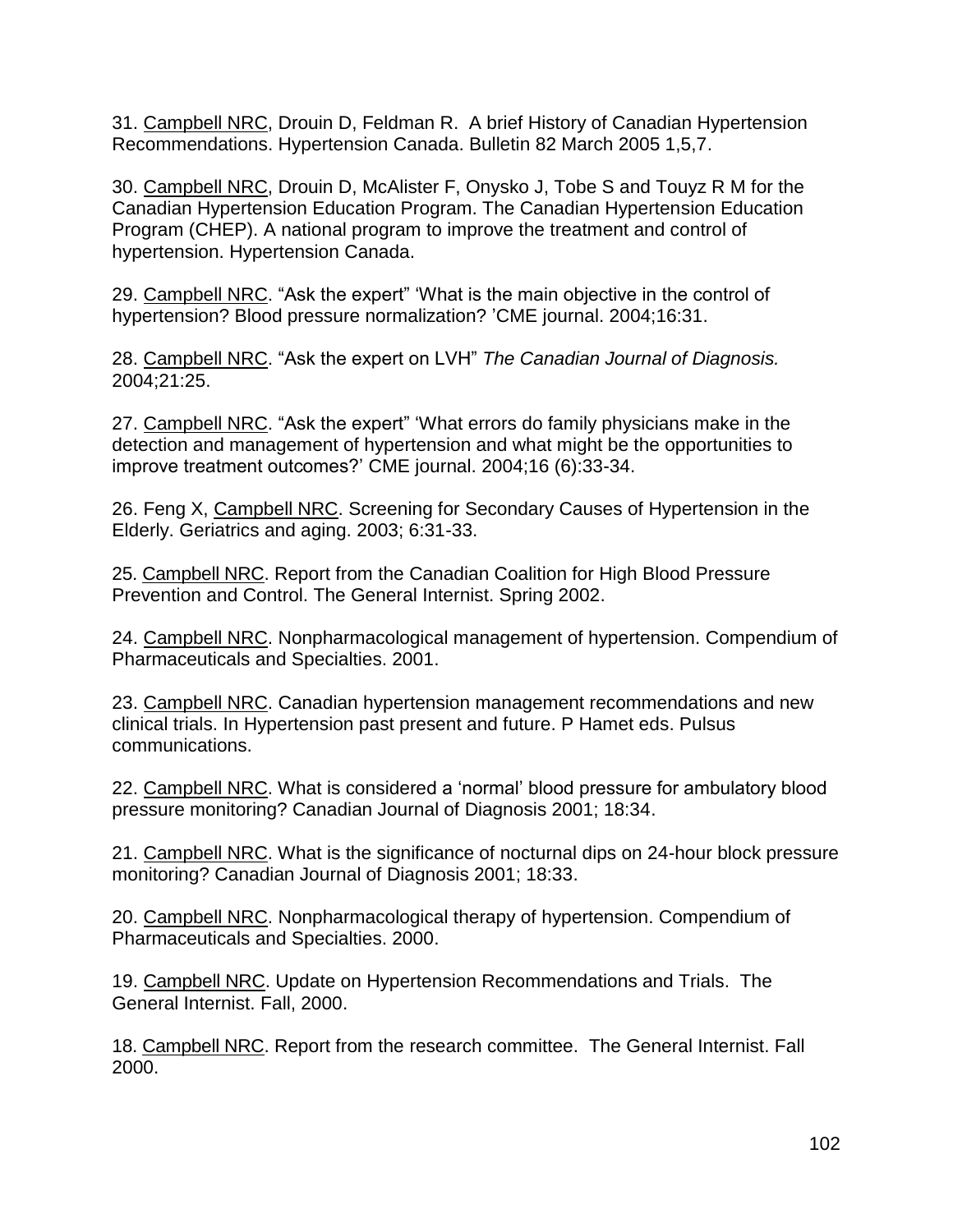31. <u>Campbell NRC</u>, Drouin D, Feldman R. A brief History of Canadian Hypertension Recommendations. Hypertension Canada. Bulletin 82 March 2005 1,5,7.

30. <u>Campbell NRC</u>, Drouin D, McAlister F, Onysko J, Tobe S and Touyz R M for the Canadian Hypertension Education Program. The Canadian Hypertension Education Program (CHEP). A national program to improve the treatment and control of hypertension. Hypertension Canada.

29. <u>Campbell NRC</u>. "Ask the expert" 'What is the main objective in the control of hypertension? Blood pressure normalization? 'CME journal. 2004;16:31.

28. <u>Campbell NRC</u>. "Ask the expert on LVH" *The Canadian Journal of Diagnosis.* 2004;21:25.

27. <u>Campbell NRC</u>. "Ask the expert" 'What errors do family physicians make in the detection and management of hypertension and what might be the opportunities to improve treatment outcomes?' CME journal. 2004;16 (6):33-34.

26. Feng X, <u>Campbell NRC</u>. Screening for Secondary Causes of Hypertension in the Elderly. Geriatrics and aging. 2003; 6:31-33.

25. <u>Campbell NRC</u>. Report from the Canadian Coalition for High Blood Pressure Prevention and Control. The General Internist. Spring 2002.

24. <u>Campbell NRC</u>. Nonpharmacological management of hypertension. Compendium of Pharmaceuticals and Specialties. 2001.

23. <u>Campbell NRC</u>. Canadian hypertension management recommendations and new clinical trials. In Hypertension past present and future. P Hamet eds. Pulsus communications.

22. <u>Campbell NRC</u>. What is considered a 'normal' blood pressure for ambulatory blood pressure monitoring? Canadian Journal of Diagnosis 2001; 18:34.

21. <u>Campbell NRC</u>. What is the significance of nocturnal dips on 24-hour block pressure monitoring? Canadian Journal of Diagnosis 2001; 18:33.

20. <u>Campbell NRC</u>. Nonpharmacological therapy of hypertension. Compendium of Pharmaceuticals and Specialties. 2000.

19. <u>Campbell NRC</u>. Update on Hypertension Recommendations and Trials. The General Internist. Fall, 2000.

18. <u>Campbell NRC</u>. Report from the research committee. The General Internist. Fall 2000.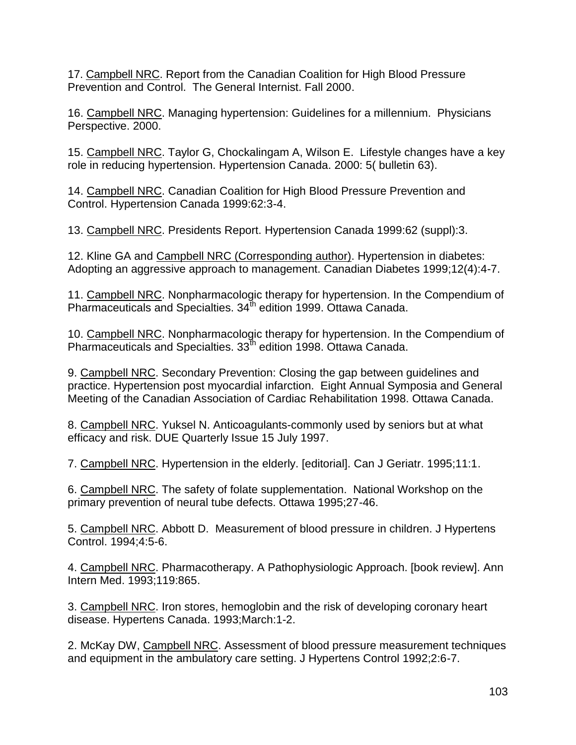17. Campbell NRC. Report from the Canadian Coalition for High Blood Pressure Prevention and Control. The General Internist. Fall 2000.

16. Campbell NRC. Managing hypertension: Guidelines for a millennium. Physicians Perspective. 2000.

15. Campbell NRC. Taylor G, Chockalingam A, Wilson E. Lifestyle changes have a key role in reducing hypertension. Hypertension Canada. 2000: 5( bulletin 63).

14. Campbell NRC. Canadian Coalition for High Blood Pressure Prevention and Control. Hypertension Canada 1999:62:3-4.

13. Campbell NRC. Presidents Report. Hypertension Canada 1999:62 (suppl):3.

12. Kline GA and Campbell NRC (Corresponding author). Hypertension in diabetes: Adopting an aggressive approach to management. Canadian Diabetes 1999;12(4):4-7.

11. Campbell NRC. Nonpharmacologic therapy for hypertension. In the Compendium of Pharmaceuticals and Specialties. 34th edition 1999. Ottawa Canada.

10. Campbell NRC. Nonpharmacologic therapy for hypertension. In the Compendium of Pharmaceuticals and Specialties. 33th edition 1998. Ottawa Canada.

9. Campbell NRC. Secondary Prevention: Closing the gap between guidelines and practice. Hypertension post myocardial infarction. Eight Annual Symposia and General Meeting of the Canadian Association of Cardiac Rehabilitation 1998. Ottawa Canada.

8. Campbell NRC. Yuksel N. Anticoagulants-commonly used by seniors but at what efficacy and risk. DUE Quarterly Issue 15 July 1997.

7. Campbell NRC. Hypertension in the elderly. [editorial]. Can J Geriatr. 1995;11:1.

6. Campbell NRC. The safety of folate supplementation. National Workshop on the primary prevention of neural tube defects. Ottawa 1995;27-46.

5. Campbell NRC. Abbott D. Measurement of blood pressure in children. J Hypertens Control. 1994;4:5-6.

4. Campbell NRC. Pharmacotherapy. A Pathophysiologic Approach. [book review]. Ann Intern Med. 1993;119:865.

3. Campbell NRC. Iron stores, hemoglobin and the risk of developing coronary heart disease. Hypertens Canada. 1993;March:1-2.

2. McKay DW, Campbell NRC. Assessment of blood pressure measurement techniques and equipment in the ambulatory care setting. J Hypertens Control 1992;2:6-7.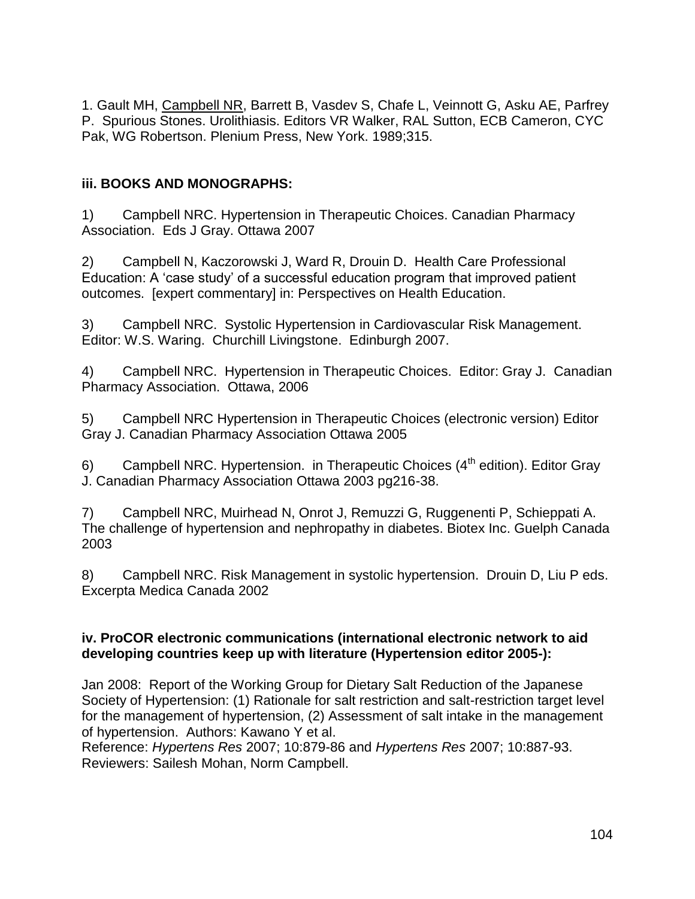1. Gault MH, Campbell NR, Barrett B, Vasdev S, Chafe L, Veinnott G, Asku AE, Parfrey P. Spurious Stones. Urolithiasis. Editors VR Walker, RAL Sutton, ECB Cameron, CYC Pak, WG Robertson. Plenium Press, New York. 1989;315.

### iii. BOOKS AND MONOGRAPHS:

1) Campbell NRC. Hypertension in Therapeutic Choices. Canadian Pharmacy Association. Eds J Gray. Ottawa 2007

2) Campbell N, Kaczorowski J, Ward R, Drouin D. Health Care Professional Education: A 'case study' of a successful education program that improved patient outcomes. [expert commentary] in: Perspectives on Health Education.

3) Campbell NRC. Systolic Hypertension in Cardiovascular Risk Management. Editor: W.S. Waring. Churchill Livingstone. Edinburgh 2007.

4) Campbell NRC. Hypertension in Therapeutic Choices. Editor: Gray J. Canadian Pharmacy Association. Ottawa, 2006

5) Campbell NRC Hypertension in Therapeutic Choices (electronic version) Editor Gray J. Canadian Pharmacy Association Ottawa 2005

6) Campbell NRC. Hypertension. in Therapeutic Choices (4th edition). Editor Gray J. Canadian Pharmacy Association Ottawa 2003 pg216-38.

7) Campbell NRC, Muirhead N, Onrot J, Remuzzi G, Ruggenenti P, Schieppati A. The challenge of hypertension and nephropathy in diabetes. Biotex Inc. Guelph Canada 2003

8) Campbell NRC. Risk Management in systolic hypertension. Drouin D, Liu P eds. Excerpta Medica Canada 2002

### iv. ProCOR electronic communications (international electronic network to aid developing countries keep up with literature (Hypertension editor 2005-):

Jan 2008: Report of the Working Group for Dietary Salt Reduction of the Japanese Society of Hypertension: (1) Rationale for salt restriction and salt-restriction target level for the management of hypertension, (2) Assessment of salt intake in the management of hypertension. Authors: Kawano Y et al.
Reference: *Hypertens Res* 2007; 10:879-86 and *Hypertens Res* 2007; 10:887-93.
Reviewers: Sailesh Mohan, Norm Campbell.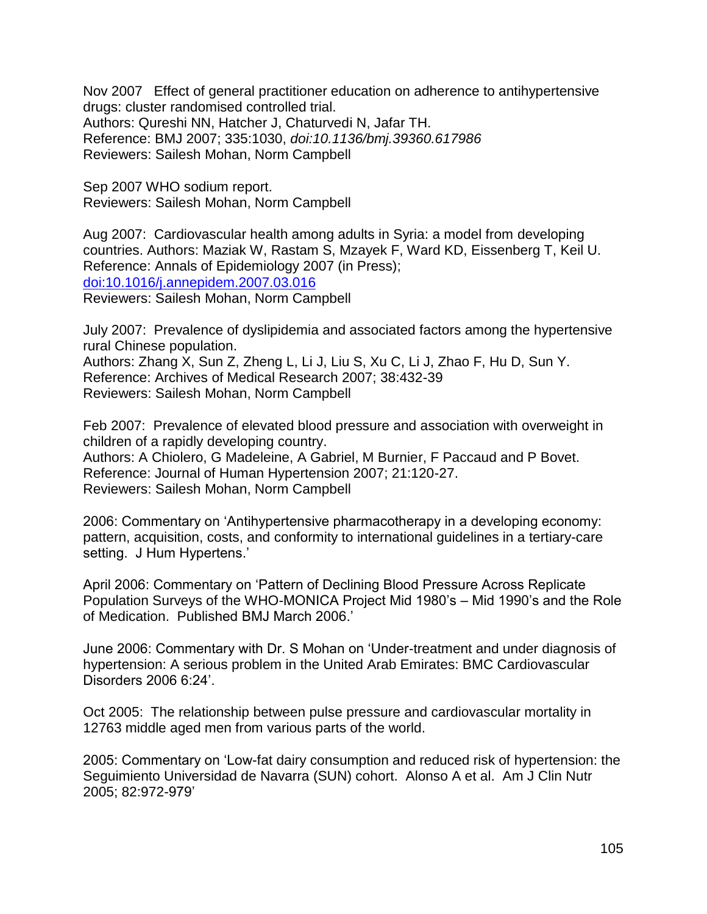Nov 2007 Effect of general practitioner education on adherence to antihypertensive drugs: cluster randomised controlled trial.
Authors: Qureshi NN, Hatcher J, Chaturvedi N, Jafar TH.
Reference: BMJ 2007; 335:1030, *doi:10.1136/bmj.39360.617986*
Reviewers: Sailesh Mohan, Norm Campbell

Sep 2007 WHO sodium report.
Reviewers: Sailesh Mohan, Norm Campbell

Aug 2007: Cardiovascular health among adults in Syria: a model from developing countries. Authors: Maziak W, Rastam S, Mzayek F, Ward KD, Eissenberg T, Keil U.
Reference: Annals of Epidemiology 2007 (in Press);
doi:10.1016/j.annepidem.2007.03.016
Reviewers: Sailesh Mohan, Norm Campbell

July 2007: Prevalence of dyslipidemia and associated factors among the hypertensive rural Chinese population.
Authors: Zhang X, Sun Z, Zheng L, Li J, Liu S, Xu C, Li J, Zhao F, Hu D, Sun Y.
Reference: Archives of Medical Research 2007; 38:432-39
Reviewers: Sailesh Mohan, Norm Campbell

Feb 2007: Prevalence of elevated blood pressure and association with overweight in children of a rapidly developing country.
Authors: A Chiolero, G Madeleine, A Gabriel, M Burnier, F Paccaud and P Bovet.
Reference: Journal of Human Hypertension 2007; 21:120-27.
Reviewers: Sailesh Mohan, Norm Campbell

2006: Commentary on 'Antihypertensive pharmacotherapy in a developing economy: pattern, acquisition, costs, and conformity to international guidelines in a tertiary-care setting. J Hum Hypertens.'

April 2006: Commentary on 'Pattern of Declining Blood Pressure Across Replicate Population Surveys of the WHO-MONICA Project Mid 1980's – Mid 1990's and the Role of Medication. Published BMJ March 2006.'

June 2006: Commentary with Dr. S Mohan on 'Under-treatment and under diagnosis of hypertension: A serious problem in the United Arab Emirates: BMC Cardiovascular Disorders 2006 6:24'.

Oct 2005: The relationship between pulse pressure and cardiovascular mortality in 12763 middle aged men from various parts of the world.

2005: Commentary on 'Low-fat dairy consumption and reduced risk of hypertension: the Seguimiento Universidad de Navarra (SUN) cohort. Alonso A et al. Am J Clin Nutr 2005; 82:972-979'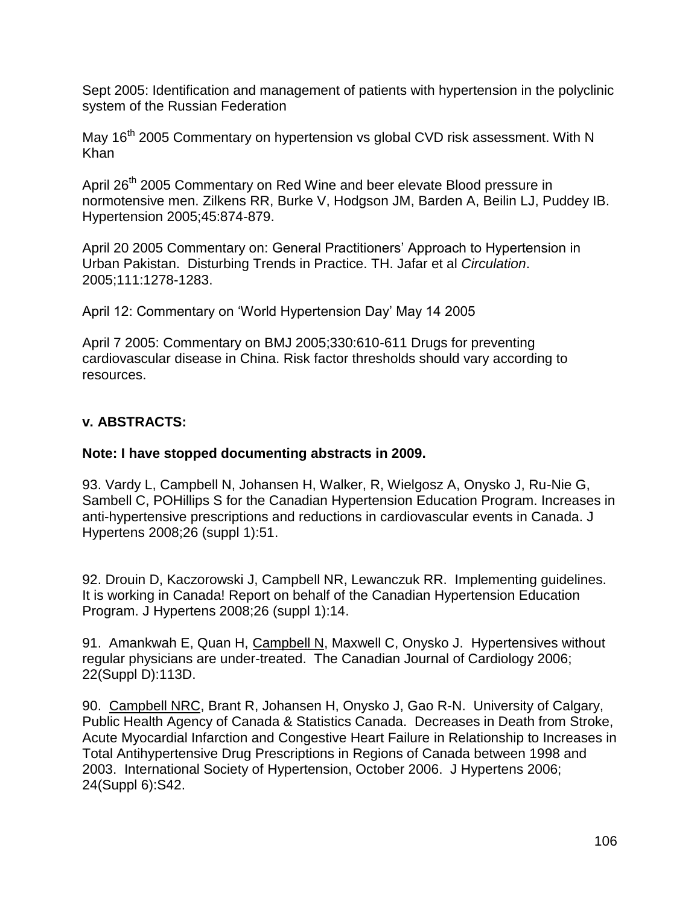Sept 2005: Identification and management of patients with hypertension in the polyclinic system of the Russian Federation

May 16th 2005 Commentary on hypertension vs global CVD risk assessment. With N Khan

April 26th 2005 Commentary on Red Wine and beer elevate Blood pressure in normotensive men. Zilkens RR, Burke V, Hodgson JM, Barden A, Beilin LJ, Puddey IB. Hypertension 2005;45:874-879.

April 20 2005 Commentary on: General Practitioners' Approach to Hypertension in Urban Pakistan. Disturbing Trends in Practice. TH. Jafar et al *Circulation*. 2005;111:1278-1283.

April 12: Commentary on 'World Hypertension Day' May 14 2005

April 7 2005: Commentary on BMJ 2005;330:610-611 Drugs for preventing cardiovascular disease in China. Risk factor thresholds should vary according to resources.

**v. ABSTRACTS:**

**Note: I have stopped documenting abstracts in 2009.**

93. Vardy L, Campbell N, Johansen H, Walker, R, Wielgosz A, Onysko J, Ru-Nie G, Sambell C, POHillips S for the Canadian Hypertension Education Program. Increases in anti-hypertensive prescriptions and reductions in cardiovascular events in Canada. J Hypertens 2008;26 (suppl 1):51.

92. Drouin D, Kaczorowski J, Campbell NR, Lewanczuk RR. Implementing guidelines. It is working in Canada! Report on behalf of the Canadian Hypertension Education Program. J Hypertens 2008;26 (suppl 1):14.

91. Amankwah E, Quan H, Campbell N, Maxwell C, Onysko J. Hypertensives without regular physicians are under-treated. The Canadian Journal of Cardiology 2006; 22(Suppl D):113D.

90. Campbell NRC, Brant R, Johansen H, Onysko J, Gao R-N. University of Calgary, Public Health Agency of Canada & Statistics Canada. Decreases in Death from Stroke, Acute Myocardial Infarction and Congestive Heart Failure in Relationship to Increases in Total Antihypertensive Drug Prescriptions in Regions of Canada between 1998 and 2003. International Society of Hypertension, October 2006. J Hypertens 2006; 24(Suppl 6):S42.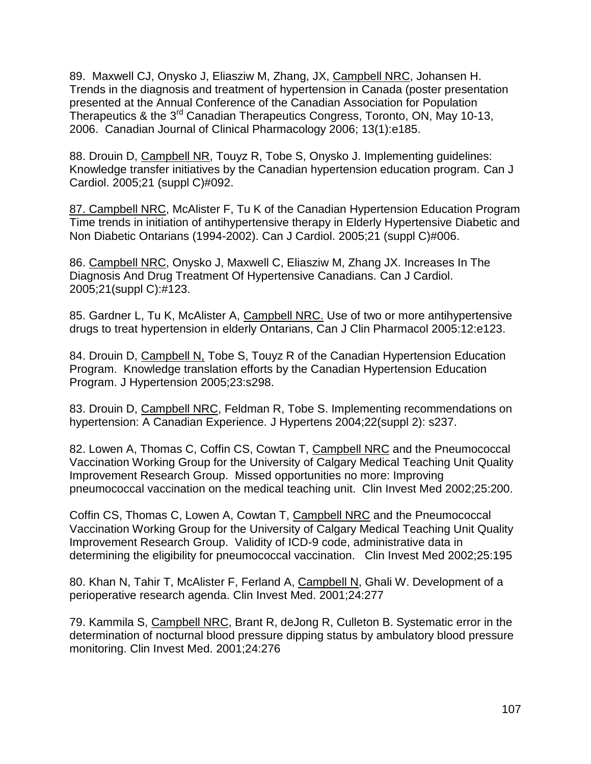89. Maxwell CJ, Onysko J, Eliasziw M, Zhang, JX, Campbell NRC, Johansen H. Trends in the diagnosis and treatment of hypertension in Canada (poster presentation presented at the Annual Conference of the Canadian Association for Population Therapeutics & the 3rd Canadian Therapeutics Congress, Toronto, ON, May 10-13, 2006. Canadian Journal of Clinical Pharmacology 2006; 13(1):e185.

88. Drouin D, Campbell NR, Touyz R, Tobe S, Onysko J. Implementing guidelines: Knowledge transfer initiatives by the Canadian hypertension education program. Can J Cardiol. 2005;21 (suppl C)#092.

87. Campbell NRC, McAlister F, Tu K of the Canadian Hypertension Education Program Time trends in initiation of antihypertensive therapy in Elderly Hypertensive Diabetic and Non Diabetic Ontarians (1994-2002). Can J Cardiol. 2005;21 (suppl C)#006.

86. Campbell NRC, Onysko J, Maxwell C, Eliasziw M, Zhang JX. Increases In The Diagnosis And Drug Treatment Of Hypertensive Canadians. Can J Cardiol. 2005;21(suppl C):#123.

85. Gardner L, Tu K, McAlister A, Campbell NRC. Use of two or more antihypertensive drugs to treat hypertension in elderly Ontarians, Can J Clin Pharmacol 2005:12:e123.

84. Drouin D, Campbell N, Tobe S, Touyz R of the Canadian Hypertension Education Program. Knowledge translation efforts by the Canadian Hypertension Education Program. J Hypertension 2005;23:s298.

83. Drouin D, Campbell NRC, Feldman R, Tobe S. Implementing recommendations on hypertension: A Canadian Experience. J Hypertens 2004;22(suppl 2): s237.

82. Lowen A, Thomas C, Coffin CS, Cowtan T, Campbell NRC and the Pneumococcal Vaccination Working Group for the University of Calgary Medical Teaching Unit Quality Improvement Research Group. Missed opportunities no more: Improving pneumococcal vaccination on the medical teaching unit. Clin Invest Med 2002;25:200.

Coffin CS, Thomas C, Lowen A, Cowtan T, Campbell NRC and the Pneumococcal Vaccination Working Group for the University of Calgary Medical Teaching Unit Quality Improvement Research Group. Validity of ICD-9 code, administrative data in determining the eligibility for pneumococcal vaccination. Clin Invest Med 2002;25:195

80. Khan N, Tahir T, McAlister F, Ferland A, Campbell N, Ghali W. Development of a perioperative research agenda. Clin Invest Med. 2001;24:277

79. Kammila S, Campbell NRC, Brant R, deJong R, Culleton B. Systematic error in the determination of nocturnal blood pressure dipping status by ambulatory blood pressure monitoring. Clin Invest Med. 2001;24:276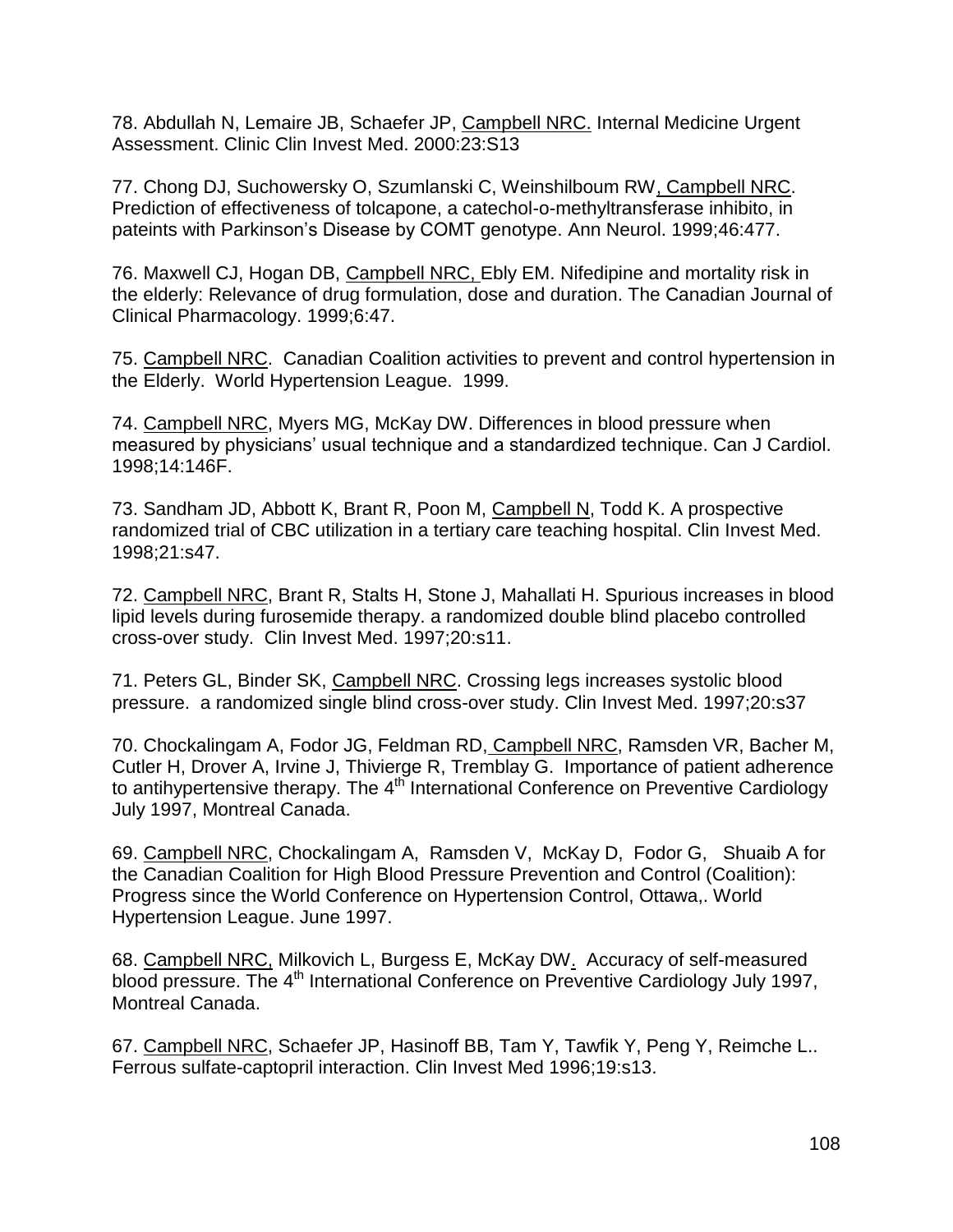78. Abdullah N, Lemaire JB, Schaefer JP, Campbell NRC. Internal Medicine Urgent Assessment. Clinic Clin Invest Med. 2000:23:S13

77. Chong DJ, Suchowersky O, Szumlanski C, Weinshilboum RW, Campbell NRC. Prediction of effectiveness of tolcapone, a catechol-o-methyltransferase inhibito, in pateints with Parkinson's Disease by COMT genotype. Ann Neurol. 1999;46:477.

76. Maxwell CJ, Hogan DB, Campbell NRC, Ebly EM. Nifedipine and mortality risk in the elderly: Relevance of drug formulation, dose and duration. The Canadian Journal of Clinical Pharmacology. 1999;6:47.

75. Campbell NRC. Canadian Coalition activities to prevent and control hypertension in the Elderly. World Hypertension League. 1999.

74. Campbell NRC, Myers MG, McKay DW. Differences in blood pressure when measured by physicians' usual technique and a standardized technique. Can J Cardiol. 1998;14:146F.

73. Sandham JD, Abbott K, Brant R, Poon M, Campbell N, Todd K. A prospective randomized trial of CBC utilization in a tertiary care teaching hospital. Clin Invest Med. 1998;21:s47.

72. Campbell NRC, Brant R, Stalts H, Stone J, Mahallati H. Spurious increases in blood lipid levels during furosemide therapy. a randomized double blind placebo controlled cross-over study. Clin Invest Med. 1997;20:s11.

71. Peters GL, Binder SK, Campbell NRC. Crossing legs increases systolic blood pressure. a randomized single blind cross-over study. Clin Invest Med. 1997;20:s37

70. Chockalingam A, Fodor JG, Feldman RD, Campbell NRC, Ramsden VR, Bacher M, Cutler H, Drover A, Irvine J, Thivierge R, Tremblay G. Importance of patient adherence to antihypertensive therapy. The 4th International Conference on Preventive Cardiology July 1997, Montreal Canada.

69. Campbell NRC, Chockalingam A, Ramsden V, McKay D, Fodor G, Shuaib A for the Canadian Coalition for High Blood Pressure Prevention and Control (Coalition): Progress since the World Conference on Hypertension Control, Ottawa,. World Hypertension League. June 1997.

68. Campbell NRC, Milkovich L, Burgess E, McKay DW. Accuracy of self-measured blood pressure. The 4th International Conference on Preventive Cardiology July 1997, Montreal Canada.

67. Campbell NRC, Schaefer JP, Hasinoff BB, Tam Y, Tawfik Y, Peng Y, Reimche L.. Ferrous sulfate-captopril interaction. Clin Invest Med 1996;19:s13.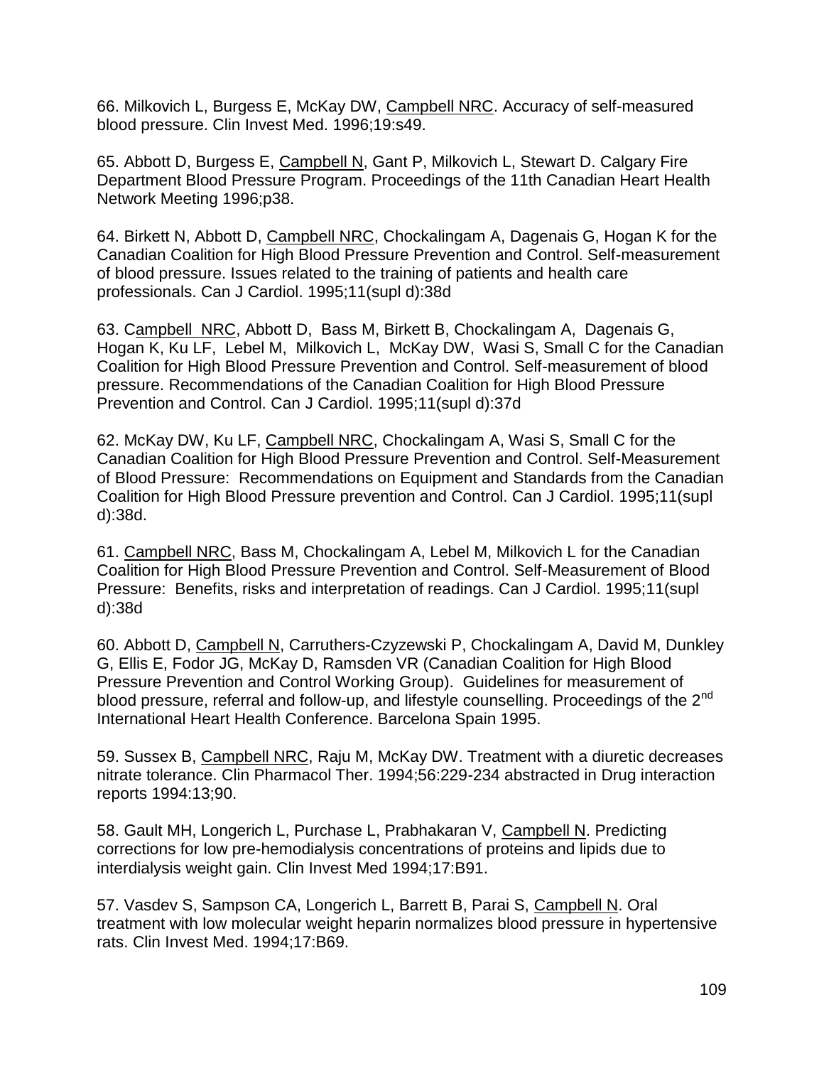66. Milkovich L, Burgess E, McKay DW, Campbell NRC. Accuracy of self-measured blood pressure. Clin Invest Med. 1996;19:s49.

65. Abbott D, Burgess E, Campbell N, Gant P, Milkovich L, Stewart D. Calgary Fire Department Blood Pressure Program. Proceedings of the 11th Canadian Heart Health Network Meeting 1996;p38.

64. Birkett N, Abbott D, Campbell NRC, Chockalingam A, Dagenais G, Hogan K for the Canadian Coalition for High Blood Pressure Prevention and Control. Self-measurement of blood pressure. Issues related to the training of patients and health care professionals. Can J Cardiol. 1995;11(supl d):38d

63. Campbell NRC, Abbott D, Bass M, Birkett B, Chockalingam A, Dagenais G, Hogan K, Ku LF, Lebel M, Milkovich L, McKay DW, Wasi S, Small C for the Canadian Coalition for High Blood Pressure Prevention and Control. Self-measurement of blood pressure. Recommendations of the Canadian Coalition for High Blood Pressure Prevention and Control. Can J Cardiol. 1995;11(supl d):37d

62. McKay DW, Ku LF, Campbell NRC, Chockalingam A, Wasi S, Small C for the Canadian Coalition for High Blood Pressure Prevention and Control. Self-Measurement of Blood Pressure: Recommendations on Equipment and Standards from the Canadian Coalition for High Blood Pressure prevention and Control. Can J Cardiol. 1995;11(supl d):38d.

61. Campbell NRC, Bass M, Chockalingam A, Lebel M, Milkovich L for the Canadian Coalition for High Blood Pressure Prevention and Control. Self-Measurement of Blood Pressure: Benefits, risks and interpretation of readings. Can J Cardiol. 1995;11(supl d):38d

60. Abbott D, Campbell N, Carruthers-Czyzewski P, Chockalingam A, David M, Dunkley G, Ellis E, Fodor JG, McKay D, Ramsden VR (Canadian Coalition for High Blood Pressure Prevention and Control Working Group). Guidelines for measurement of blood pressure, referral and follow-up, and lifestyle counselling. Proceedings of the 2nd International Heart Health Conference. Barcelona Spain 1995.

59. Sussex B, Campbell NRC, Raju M, McKay DW. Treatment with a diuretic decreases nitrate tolerance. Clin Pharmacol Ther. 1994;56:229-234 abstracted in Drug interaction reports 1994:13;90.

58. Gault MH, Longerich L, Purchase L, Prabhakaran V, Campbell N. Predicting corrections for low pre-hemodialysis concentrations of proteins and lipids due to interdialysis weight gain. Clin Invest Med 1994;17:B91.

57. Vasdev S, Sampson CA, Longerich L, Barrett B, Parai S, Campbell N. Oral treatment with low molecular weight heparin normalizes blood pressure in hypertensive rats. Clin Invest Med. 1994;17:B69.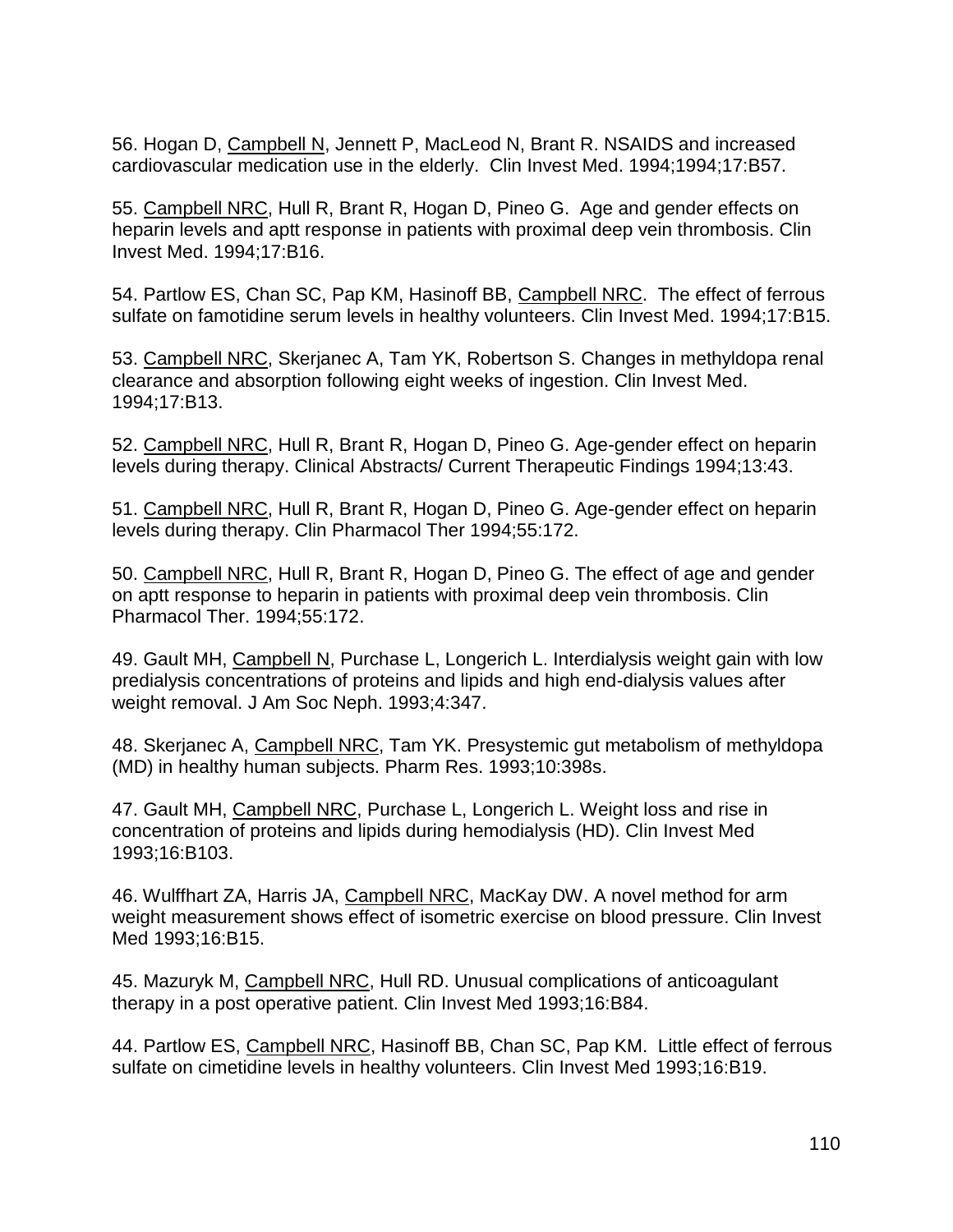56. Hogan D, Campbell N, Jennett P, MacLeod N, Brant R. NSAIDS and increased cardiovascular medication use in the elderly. Clin Invest Med. 1994;1994;17:B57.

55. Campbell NRC, Hull R, Brant R, Hogan D, Pineo G. Age and gender effects on heparin levels and aptt response in patients with proximal deep vein thrombosis. Clin Invest Med. 1994;17:B16.

54. Partlow ES, Chan SC, Pap KM, Hasinoff BB, Campbell NRC. The effect of ferrous sulfate on famotidine serum levels in healthy volunteers. Clin Invest Med. 1994;17:B15.

53. Campbell NRC, Skerjanec A, Tam YK, Robertson S. Changes in methyldopa renal clearance and absorption following eight weeks of ingestion. Clin Invest Med. 1994;17:B13.

52. Campbell NRC, Hull R, Brant R, Hogan D, Pineo G. Age-gender effect on heparin levels during therapy. Clinical Abstracts/ Current Therapeutic Findings 1994;13:43.

51. Campbell NRC, Hull R, Brant R, Hogan D, Pineo G. Age-gender effect on heparin levels during therapy. Clin Pharmacol Ther 1994;55:172.

50. Campbell NRC, Hull R, Brant R, Hogan D, Pineo G. The effect of age and gender on aptt response to heparin in patients with proximal deep vein thrombosis. Clin Pharmacol Ther. 1994;55:172.

49. Gault MH, Campbell N, Purchase L, Longerich L. Interdialysis weight gain with low predialysis concentrations of proteins and lipids and high end-dialysis values after weight removal. J Am Soc Neph. 1993;4:347.

48. Skerjanec A, Campbell NRC, Tam YK. Presystemic gut metabolism of methyldopa (MD) in healthy human subjects. Pharm Res. 1993;10:398s.

47. Gault MH, Campbell NRC, Purchase L, Longerich L. Weight loss and rise in concentration of proteins and lipids during hemodialysis (HD). Clin Invest Med 1993;16:B103.

46. Wulffhart ZA, Harris JA, Campbell NRC, MacKay DW. A novel method for arm weight measurement shows effect of isometric exercise on blood pressure. Clin Invest Med 1993;16:B15.

45. Mazuryk M, Campbell NRC, Hull RD. Unusual complications of anticoagulant therapy in a post operative patient. Clin Invest Med 1993;16:B84.

44. Partlow ES, Campbell NRC, Hasinoff BB, Chan SC, Pap KM. Little effect of ferrous sulfate on cimetidine levels in healthy volunteers. Clin Invest Med 1993;16:B19.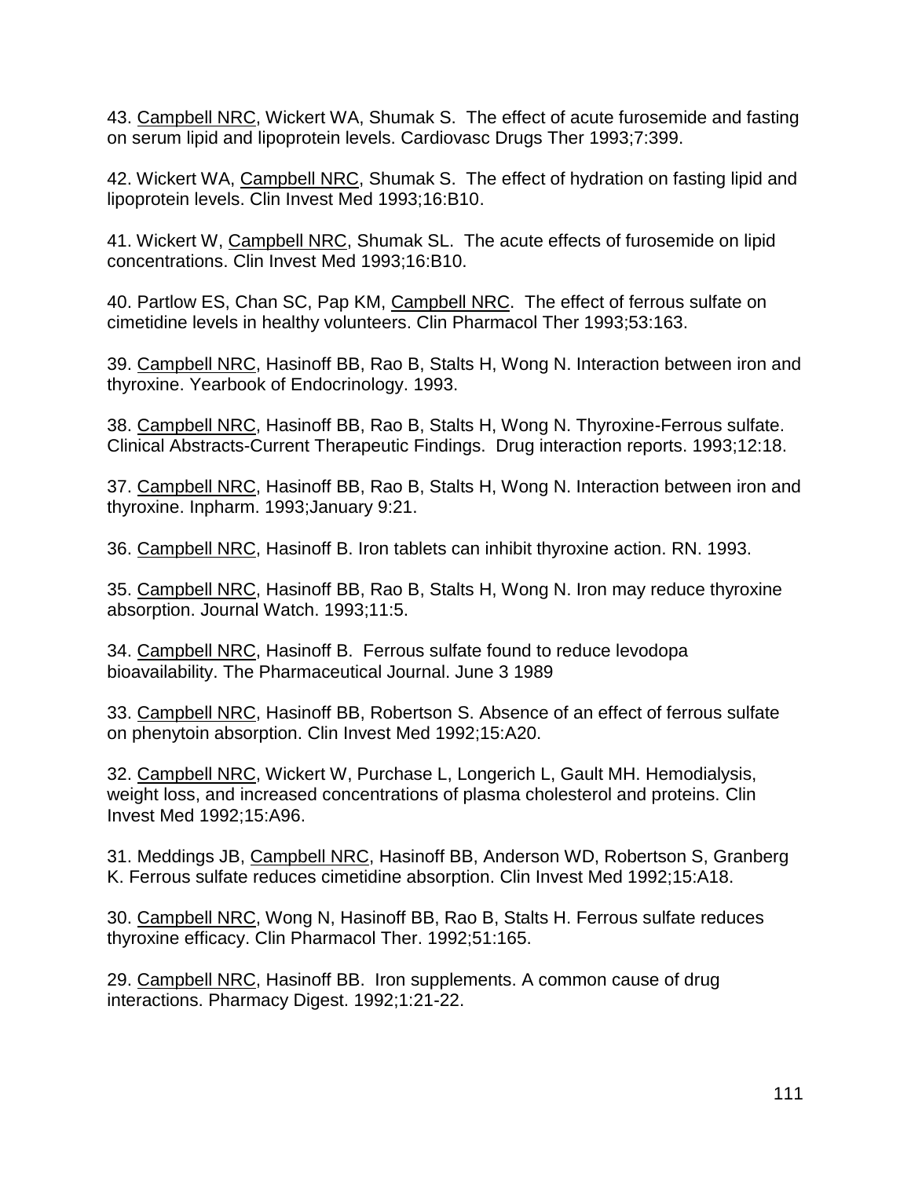43. Campbell NRC, Wickert WA, Shumak S. The effect of acute furosemide and fasting on serum lipid and lipoprotein levels. Cardiovasc Drugs Ther 1993;7:399.

42. Wickert WA, Campbell NRC, Shumak S. The effect of hydration on fasting lipid and lipoprotein levels. Clin Invest Med 1993;16:B10.

41. Wickert W, Campbell NRC, Shumak SL. The acute effects of furosemide on lipid concentrations. Clin Invest Med 1993;16:B10.

40. Partlow ES, Chan SC, Pap KM, Campbell NRC. The effect of ferrous sulfate on cimetidine levels in healthy volunteers. Clin Pharmacol Ther 1993;53:163.

39. Campbell NRC, Hasinoff BB, Rao B, Stalts H, Wong N. Interaction between iron and thyroxine. Yearbook of Endocrinology. 1993.

38. Campbell NRC, Hasinoff BB, Rao B, Stalts H, Wong N. Thyroxine-Ferrous sulfate. Clinical Abstracts-Current Therapeutic Findings. Drug interaction reports. 1993;12:18.

37. Campbell NRC, Hasinoff BB, Rao B, Stalts H, Wong N. Interaction between iron and thyroxine. Inpharm. 1993;January 9:21.

36. Campbell NRC, Hasinoff B. Iron tablets can inhibit thyroxine action. RN. 1993.

35. Campbell NRC, Hasinoff BB, Rao B, Stalts H, Wong N. Iron may reduce thyroxine absorption. Journal Watch. 1993;11:5.

34. Campbell NRC, Hasinoff B. Ferrous sulfate found to reduce levodopa bioavailability. The Pharmaceutical Journal. June 3 1989

33. Campbell NRC, Hasinoff BB, Robertson S. Absence of an effect of ferrous sulfate on phenytoin absorption. Clin Invest Med 1992;15:A20.

32. Campbell NRC, Wickert W, Purchase L, Longerich L, Gault MH. Hemodialysis, weight loss, and increased concentrations of plasma cholesterol and proteins. Clin Invest Med 1992;15:A96.

31. Meddings JB, Campbell NRC, Hasinoff BB, Anderson WD, Robertson S, Granberg K. Ferrous sulfate reduces cimetidine absorption. Clin Invest Med 1992;15:A18.

30. Campbell NRC, Wong N, Hasinoff BB, Rao B, Stalts H. Ferrous sulfate reduces thyroxine efficacy. Clin Pharmacol Ther. 1992;51:165.

29. Campbell NRC, Hasinoff BB. Iron supplements. A common cause of drug interactions. Pharmacy Digest. 1992;1:21-22.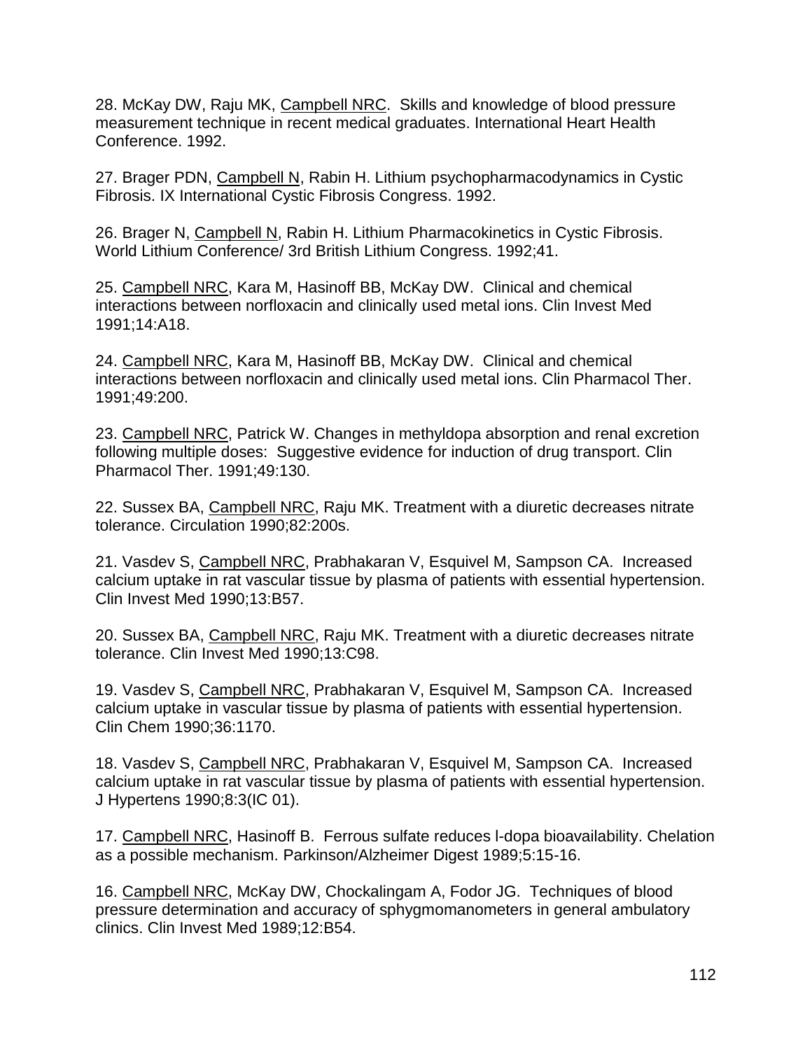28. McKay DW, Raju MK, Campbell NRC. Skills and knowledge of blood pressure measurement technique in recent medical graduates. International Heart Health Conference. 1992.

27. Brager PDN, Campbell N, Rabin H. Lithium psychopharmacodynamics in Cystic Fibrosis. IX International Cystic Fibrosis Congress. 1992.

26. Brager N, Campbell N, Rabin H. Lithium Pharmacokinetics in Cystic Fibrosis. World Lithium Conference/ 3rd British Lithium Congress. 1992;41.

25. Campbell NRC, Kara M, Hasinoff BB, McKay DW. Clinical and chemical interactions between norfloxacin and clinically used metal ions. Clin Invest Med 1991;14:A18.

24. Campbell NRC, Kara M, Hasinoff BB, McKay DW. Clinical and chemical interactions between norfloxacin and clinically used metal ions. Clin Pharmacol Ther. 1991;49:200.

23. Campbell NRC, Patrick W. Changes in methyldopa absorption and renal excretion following multiple doses: Suggestive evidence for induction of drug transport. Clin Pharmacol Ther. 1991;49:130.

22. Sussex BA, Campbell NRC, Raju MK. Treatment with a diuretic decreases nitrate tolerance. Circulation 1990;82:200s.

21. Vasdev S, Campbell NRC, Prabhakaran V, Esquivel M, Sampson CA. Increased calcium uptake in rat vascular tissue by plasma of patients with essential hypertension. Clin Invest Med 1990;13:B57.

20. Sussex BA, Campbell NRC, Raju MK. Treatment with a diuretic decreases nitrate tolerance. Clin Invest Med 1990;13:C98.

19. Vasdev S, Campbell NRC, Prabhakaran V, Esquivel M, Sampson CA. Increased calcium uptake in vascular tissue by plasma of patients with essential hypertension. Clin Chem 1990;36:1170.

18. Vasdev S, Campbell NRC, Prabhakaran V, Esquivel M, Sampson CA. Increased calcium uptake in rat vascular tissue by plasma of patients with essential hypertension. J Hypertens 1990;8:3(IC 01).

17. Campbell NRC, Hasinoff B. Ferrous sulfate reduces l-dopa bioavailability. Chelation as a possible mechanism. Parkinson/Alzheimer Digest 1989;5:15-16.

16. Campbell NRC, McKay DW, Chockalingam A, Fodor JG. Techniques of blood pressure determination and accuracy of sphygmomanometers in general ambulatory clinics. Clin Invest Med 1989;12:B54.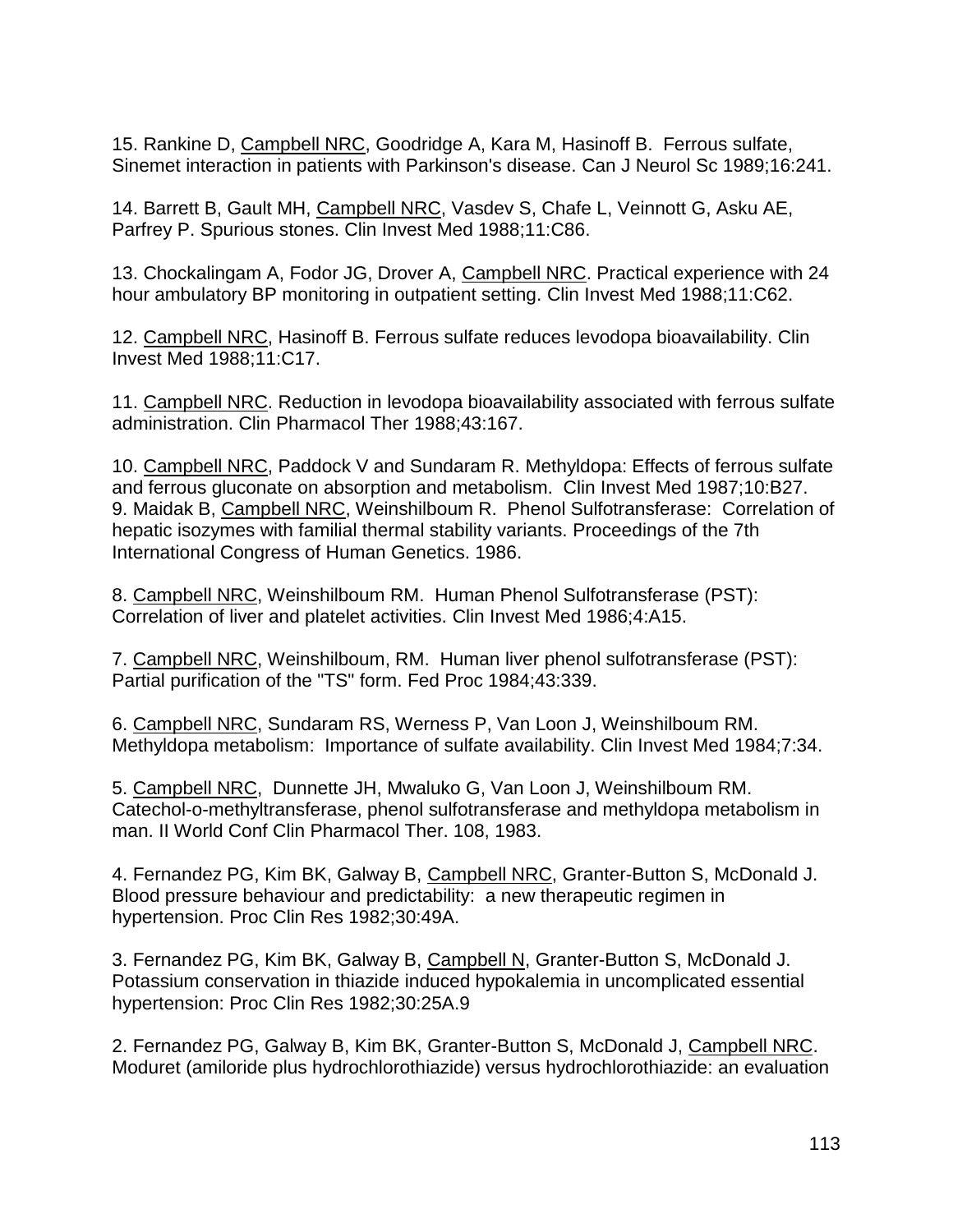15. Rankine D, <u>Campbell NRC</u>, Goodridge A, Kara M, Hasinoff B. Ferrous sulfate, Sinemet interaction in patients with Parkinson's disease. Can J Neurol Sc 1989;16:241.

14. Barrett B, Gault MH, <u>Campbell NRC</u>, Vasdev S, Chafe L, Veinnott G, Asku AE, Parfrey P. Spurious stones. Clin Invest Med 1988;11:C86.

13. Chockalingam A, Fodor JG, Drover A, <u>Campbell NRC</u>. Practical experience with 24 hour ambulatory BP monitoring in outpatient setting. Clin Invest Med 1988;11:C62.

12. <u>Campbell NRC</u>, Hasinoff B. Ferrous sulfate reduces levodopa bioavailability. Clin Invest Med 1988;11:C17.

11. <u>Campbell NRC</u>. Reduction in levodopa bioavailability associated with ferrous sulfate administration. Clin Pharmacol Ther 1988;43:167.

10. <u>Campbell NRC</u>, Paddock V and Sundaram R. Methyldopa: Effects of ferrous sulfate and ferrous gluconate on absorption and metabolism. Clin Invest Med 1987;10:B27.

9. Maidak B, <u>Campbell NRC</u>, Weinshilboum R. Phenol Sulfotransferase: Correlation of hepatic isozymes with familial thermal stability variants. Proceedings of the 7th International Congress of Human Genetics. 1986.

8. <u>Campbell NRC</u>, Weinshilboum RM. Human Phenol Sulfotransferase (PST): Correlation of liver and platelet activities. Clin Invest Med 1986;4:A15.

7. <u>Campbell NRC</u>, Weinshilboum, RM. Human liver phenol sulfotransferase (PST): Partial purification of the "TS" form. Fed Proc 1984;43:339.

6. <u>Campbell NRC</u>, Sundaram RS, Werness P, Van Loon J, Weinshilboum RM. Methyldopa metabolism: Importance of sulfate availability. Clin Invest Med 1984;7:34.

5. <u>Campbell NRC</u>, Dunnette JH, Mwaluko G, Van Loon J, Weinshilboum RM. Catechol-o-methyltransferase, phenol sulfotransferase and methyldopa metabolism in man. II World Conf Clin Pharmacol Ther. 108, 1983.

4. Fernandez PG, Kim BK, Galway B, <u>Campbell NRC</u>, Granter-Button S, McDonald J. Blood pressure behaviour and predictability: a new therapeutic regimen in hypertension. Proc Clin Res 1982;30:49A.

3. Fernandez PG, Kim BK, Galway B, <u>Campbell N</u>, Granter-Button S, McDonald J. Potassium conservation in thiazide induced hypokalemia in uncomplicated essential hypertension: Proc Clin Res 1982;30:25A.9

2. Fernandez PG, Galway B, Kim BK, Granter-Button S, McDonald J, <u>Campbell NRC</u>. Moduret (amiloride plus hydrochlorothiazide) versus hydrochlorothiazide: an evaluation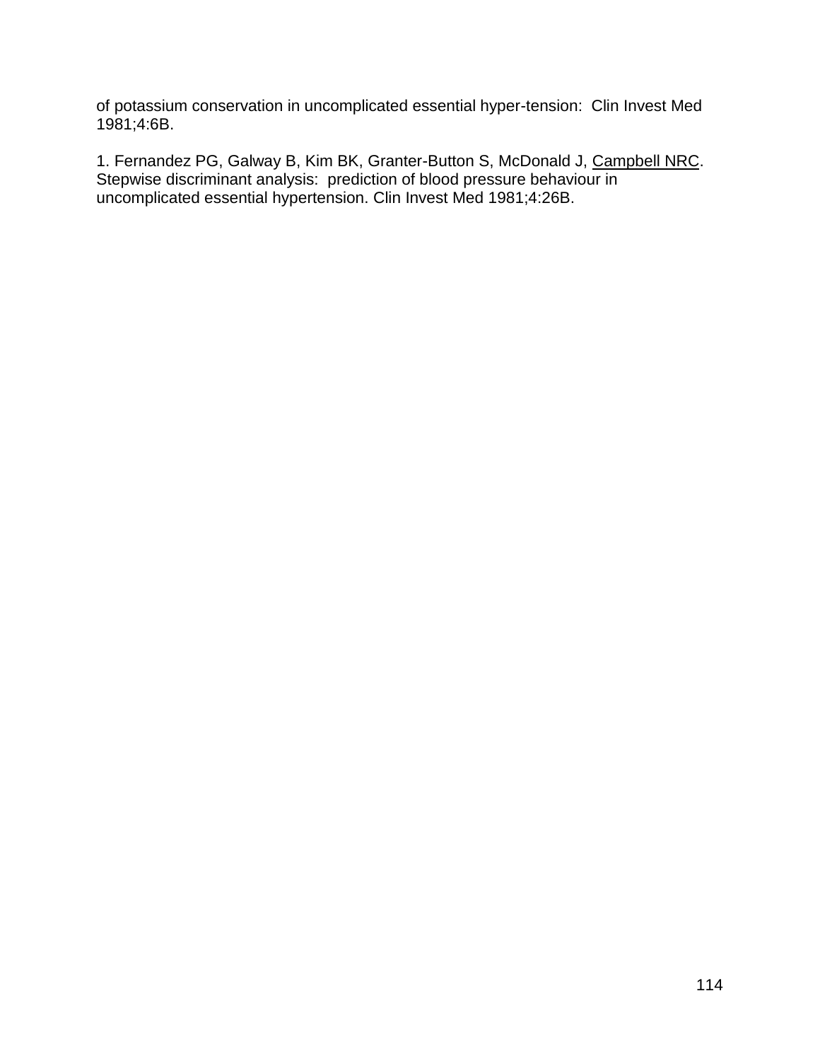of potassium conservation in uncomplicated essential hyper-tension:  Clin Invest Med 1981;4:6B.

1. Fernandez PG, Galway B, Kim BK, Granter-Button S, McDonald J, Campbell NRC. Stepwise discriminant analysis:  prediction of blood pressure behaviour in uncomplicated essential hypertension. Clin Invest Med 1981;4:26B.